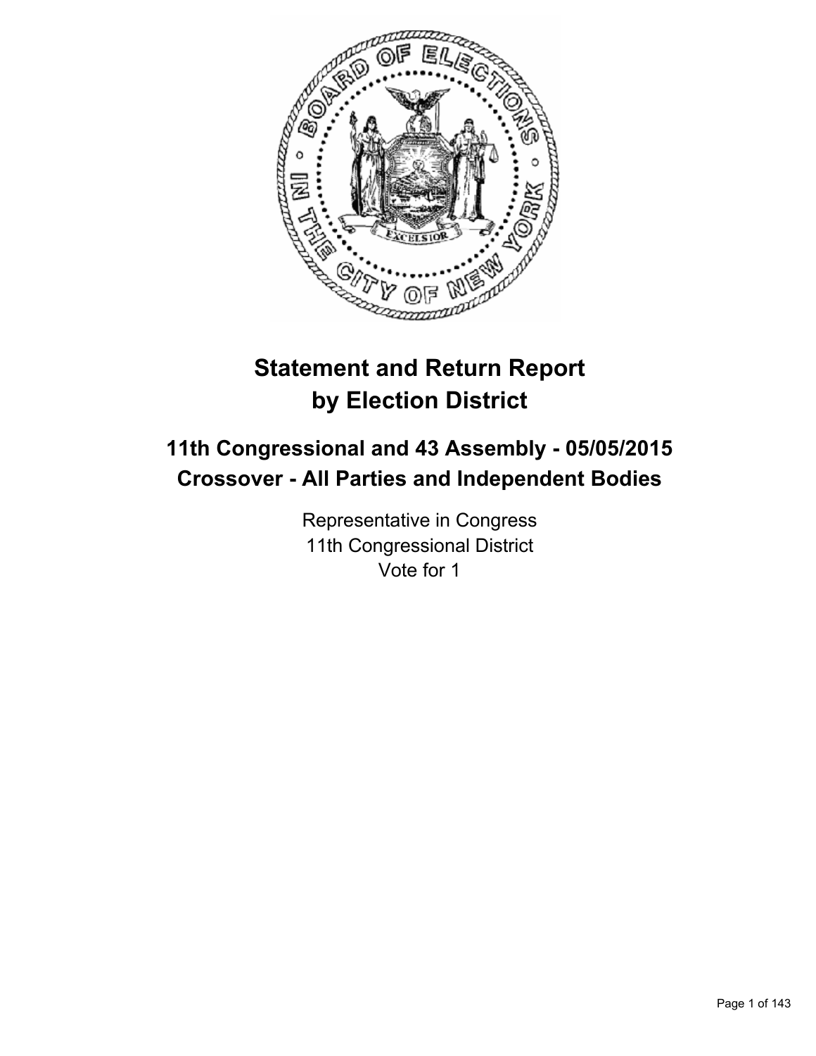# Statement and Return Report by Election District

## 11th Congressional and 43 Assembly - 05/05/2015 Crossover - All Parties and Independent Bodies

Representative in Congress
11th Congressional District
Vote for 1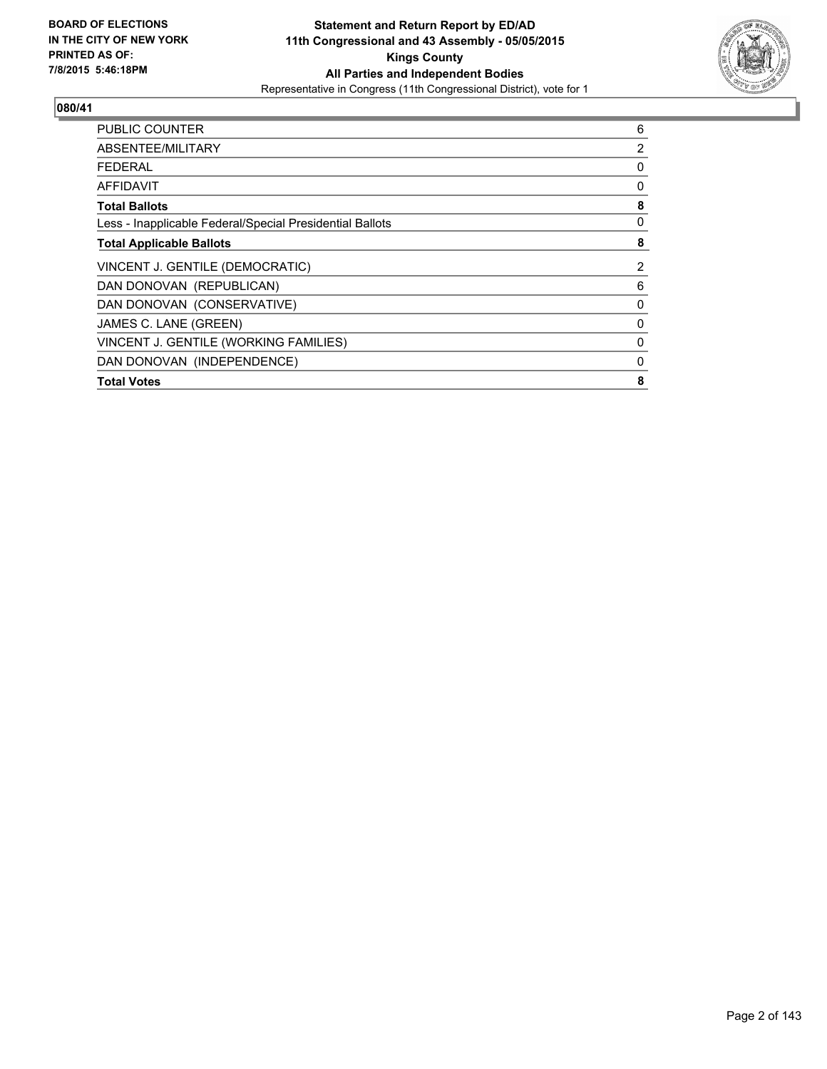**BOARD OF ELECTIONS IN THE CITY OF NEW YORK PRINTED AS OF: 7/8/2015 5:46:18PM**

**Statement and Return Report by ED/AD**
**11th Congressional and 43 Assembly - 05/05/2015**
**Kings County**
**All Parties and Independent Bodies**
Representative in Congress (11th Congressional District), vote for 1

**080/41**

| | |
|---|---|
| PUBLIC COUNTER | 6 |
| ABSENTEE/MILITARY | 2 |
| FEDERAL | 0 |
| AFFIDAVIT | 0 |
| **Total Ballots** | **8** |
| Less - Inapplicable Federal/Special Presidential Ballots | 0 |
| **Total Applicable Ballots** | **8** |
| VINCENT J. GENTILE (DEMOCRATIC) | 2 |
| DAN DONOVAN (REPUBLICAN) | 6 |
| DAN DONOVAN (CONSERVATIVE) | 0 |
| JAMES C. LANE (GREEN) | 0 |
| VINCENT J. GENTILE (WORKING FAMILIES) | 0 |
| DAN DONOVAN (INDEPENDENCE) | 0 |
| **Total Votes** | **8** |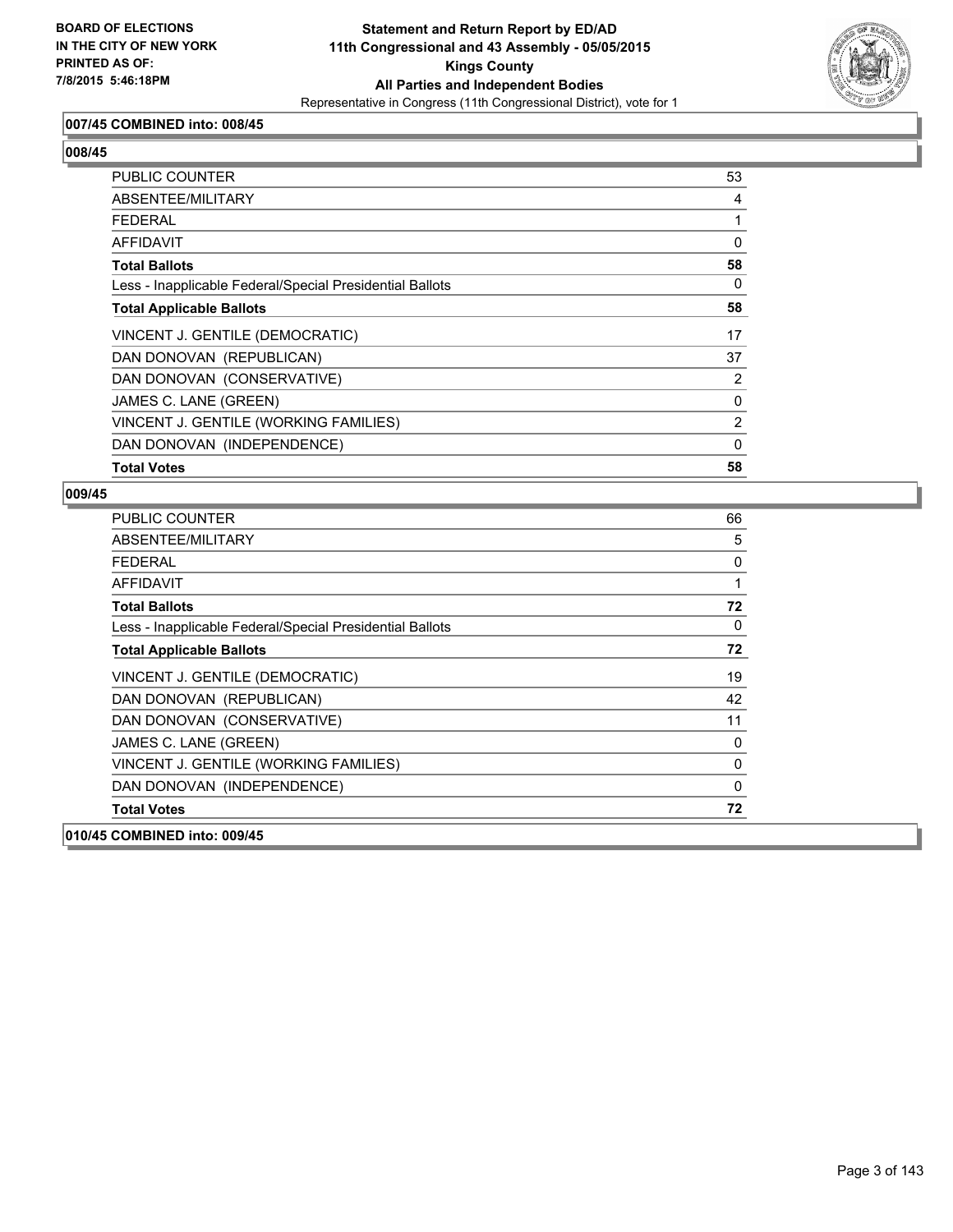**007/45 COMBINED into: 008/45**

**008/45**

| | |
|---|---|
| PUBLIC COUNTER | 53 |
| ABSENTEE/MILITARY | 4 |
| FEDERAL | 1 |
| AFFIDAVIT | 0 |
| **Total Ballots** | **58** |
| Less - Inapplicable Federal/Special Presidential Ballots | 0 |
| **Total Applicable Ballots** | **58** |
| VINCENT J. GENTILE (DEMOCRATIC) | 17 |
| DAN DONOVAN (REPUBLICAN) | 37 |
| DAN DONOVAN (CONSERVATIVE) | 2 |
| JAMES C. LANE (GREEN) | 0 |
| VINCENT J. GENTILE (WORKING FAMILIES) | 2 |
| DAN DONOVAN (INDEPENDENCE) | 0 |
| **Total Votes** | **58** |

**009/45**

| | |
|---|---|
| PUBLIC COUNTER | 66 |
| ABSENTEE/MILITARY | 5 |
| FEDERAL | 0 |
| AFFIDAVIT | 1 |
| **Total Ballots** | **72** |
| Less - Inapplicable Federal/Special Presidential Ballots | 0 |
| **Total Applicable Ballots** | **72** |
| VINCENT J. GENTILE (DEMOCRATIC) | 19 |
| DAN DONOVAN (REPUBLICAN) | 42 |
| DAN DONOVAN (CONSERVATIVE) | 11 |
| JAMES C. LANE (GREEN) | 0 |
| VINCENT J. GENTILE (WORKING FAMILIES) | 0 |
| DAN DONOVAN (INDEPENDENCE) | 0 |
| **Total Votes** | **72** |

**010/45 COMBINED into: 009/45**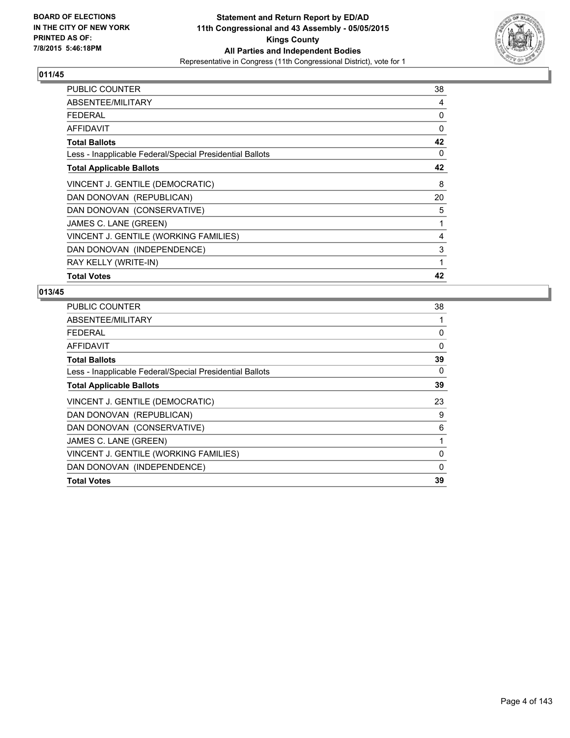**Statement and Return Report by ED/AD**
**11th Congressional and 43 Assembly - 05/05/2015**
**Kings County**
**All Parties and Independent Bodies**
Representative in Congress (11th Congressional District), vote for 1

BOARD OF ELECTIONS
IN THE CITY OF NEW YORK
PRINTED AS OF:
7/8/2015 5:46:18PM

## 011/45

| | |
|---|---|
| PUBLIC COUNTER | 38 |
| ABSENTEE/MILITARY | 4 |
| FEDERAL | 0 |
| AFFIDAVIT | 0 |
| **Total Ballots** | **42** |
| Less - Inapplicable Federal/Special Presidential Ballots | 0 |
| **Total Applicable Ballots** | **42** |
| VINCENT J. GENTILE (DEMOCRATIC) | 8 |
| DAN DONOVAN (REPUBLICAN) | 20 |
| DAN DONOVAN (CONSERVATIVE) | 5 |
| JAMES C. LANE (GREEN) | 1 |
| VINCENT J. GENTILE (WORKING FAMILIES) | 4 |
| DAN DONOVAN (INDEPENDENCE) | 3 |
| RAY KELLY (WRITE-IN) | 1 |
| **Total Votes** | **42** |

## 013/45

| | |
|---|---|
| PUBLIC COUNTER | 38 |
| ABSENTEE/MILITARY | 1 |
| FEDERAL | 0 |
| AFFIDAVIT | 0 |
| **Total Ballots** | **39** |
| Less - Inapplicable Federal/Special Presidential Ballots | 0 |
| **Total Applicable Ballots** | **39** |
| VINCENT J. GENTILE (DEMOCRATIC) | 23 |
| DAN DONOVAN (REPUBLICAN) | 9 |
| DAN DONOVAN (CONSERVATIVE) | 6 |
| JAMES C. LANE (GREEN) | 1 |
| VINCENT J. GENTILE (WORKING FAMILIES) | 0 |
| DAN DONOVAN (INDEPENDENCE) | 0 |
| **Total Votes** | **39** |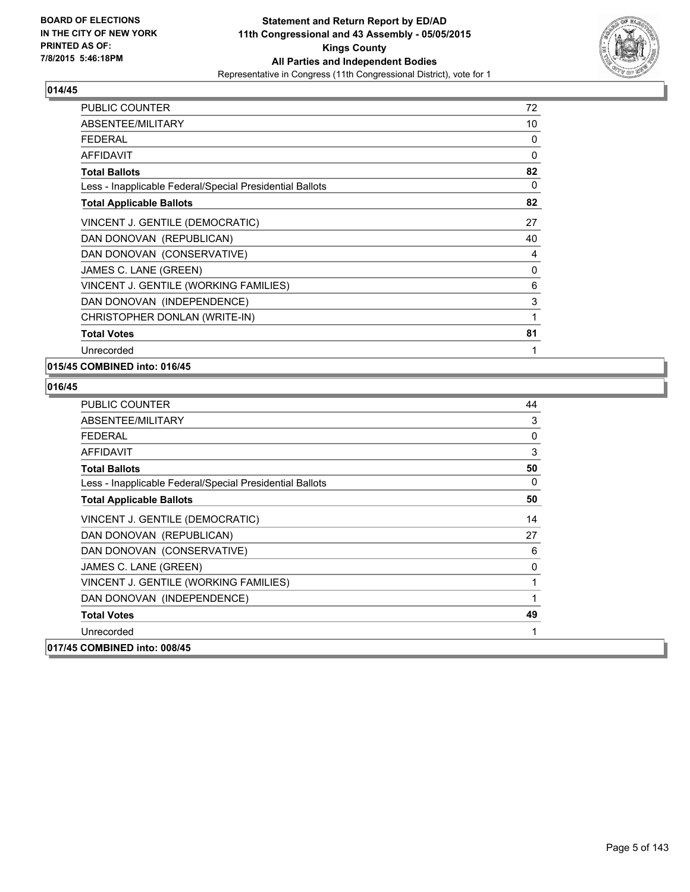**BOARD OF ELECTIONS IN THE CITY OF NEW YORK PRINTED AS OF: 7/8/2015 5:46:18PM**

**Statement and Return Report by ED/AD 11th Congressional and 43 Assembly - 05/05/2015 Kings County All Parties and Independent Bodies**

Representative in Congress (11th Congressional District), vote for 1

**014/45**

| | |
|---|---|
| PUBLIC COUNTER | 72 |
| ABSENTEE/MILITARY | 10 |
| FEDERAL | 0 |
| AFFIDAVIT | 0 |
| **Total Ballots** | **82** |
| Less - Inapplicable Federal/Special Presidential Ballots | 0 |
| **Total Applicable Ballots** | **82** |
| VINCENT J. GENTILE (DEMOCRATIC) | 27 |
| DAN DONOVAN (REPUBLICAN) | 40 |
| DAN DONOVAN (CONSERVATIVE) | 4 |
| JAMES C. LANE (GREEN) | 0 |
| VINCENT J. GENTILE (WORKING FAMILIES) | 6 |
| DAN DONOVAN (INDEPENDENCE) | 3 |
| CHRISTOPHER DONLAN (WRITE-IN) | 1 |
| **Total Votes** | **81** |
| Unrecorded | 1 |

**015/45 COMBINED into: 016/45**

**016/45**

| | |
|---|---|
| PUBLIC COUNTER | 44 |
| ABSENTEE/MILITARY | 3 |
| FEDERAL | 0 |
| AFFIDAVIT | 3 |
| **Total Ballots** | **50** |
| Less - Inapplicable Federal/Special Presidential Ballots | 0 |
| **Total Applicable Ballots** | **50** |
| VINCENT J. GENTILE (DEMOCRATIC) | 14 |
| DAN DONOVAN (REPUBLICAN) | 27 |
| DAN DONOVAN (CONSERVATIVE) | 6 |
| JAMES C. LANE (GREEN) | 0 |
| VINCENT J. GENTILE (WORKING FAMILIES) | 1 |
| DAN DONOVAN (INDEPENDENCE) | 1 |
| **Total Votes** | **49** |
| Unrecorded | 1 |

**017/45 COMBINED into: 008/45**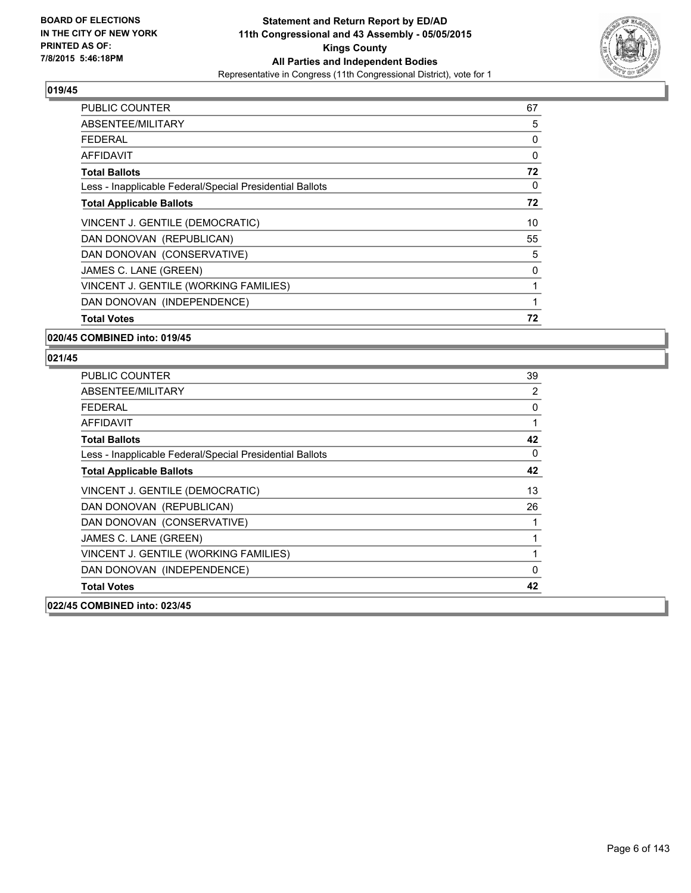**Statement and Return Report by ED/AD**
**11th Congressional and 43 Assembly - 05/05/2015**
**Kings County**
**All Parties and Independent Bodies**
Representative in Congress (11th Congressional District), vote for 1

BOARD OF ELECTIONS
IN THE CITY OF NEW YORK
PRINTED AS OF:
7/8/2015 5:46:18PM

**019/45**

| | |
|---|---|
| PUBLIC COUNTER | 67 |
| ABSENTEE/MILITARY | 5 |
| FEDERAL | 0 |
| AFFIDAVIT | 0 |
| **Total Ballots** | **72** |
| Less - Inapplicable Federal/Special Presidential Ballots | 0 |
| **Total Applicable Ballots** | **72** |
| VINCENT J. GENTILE (DEMOCRATIC) | 10 |
| DAN DONOVAN (REPUBLICAN) | 55 |
| DAN DONOVAN (CONSERVATIVE) | 5 |
| JAMES C. LANE (GREEN) | 0 |
| VINCENT J. GENTILE (WORKING FAMILIES) | 1 |
| DAN DONOVAN (INDEPENDENCE) | 1 |
| **Total Votes** | **72** |

**020/45 COMBINED into: 019/45**

**021/45**

| | |
|---|---|
| PUBLIC COUNTER | 39 |
| ABSENTEE/MILITARY | 2 |
| FEDERAL | 0 |
| AFFIDAVIT | 1 |
| **Total Ballots** | **42** |
| Less - Inapplicable Federal/Special Presidential Ballots | 0 |
| **Total Applicable Ballots** | **42** |
| VINCENT J. GENTILE (DEMOCRATIC) | 13 |
| DAN DONOVAN (REPUBLICAN) | 26 |
| DAN DONOVAN (CONSERVATIVE) | 1 |
| JAMES C. LANE (GREEN) | 1 |
| VINCENT J. GENTILE (WORKING FAMILIES) | 1 |
| DAN DONOVAN (INDEPENDENCE) | 0 |
| **Total Votes** | **42** |

**022/45 COMBINED into: 023/45**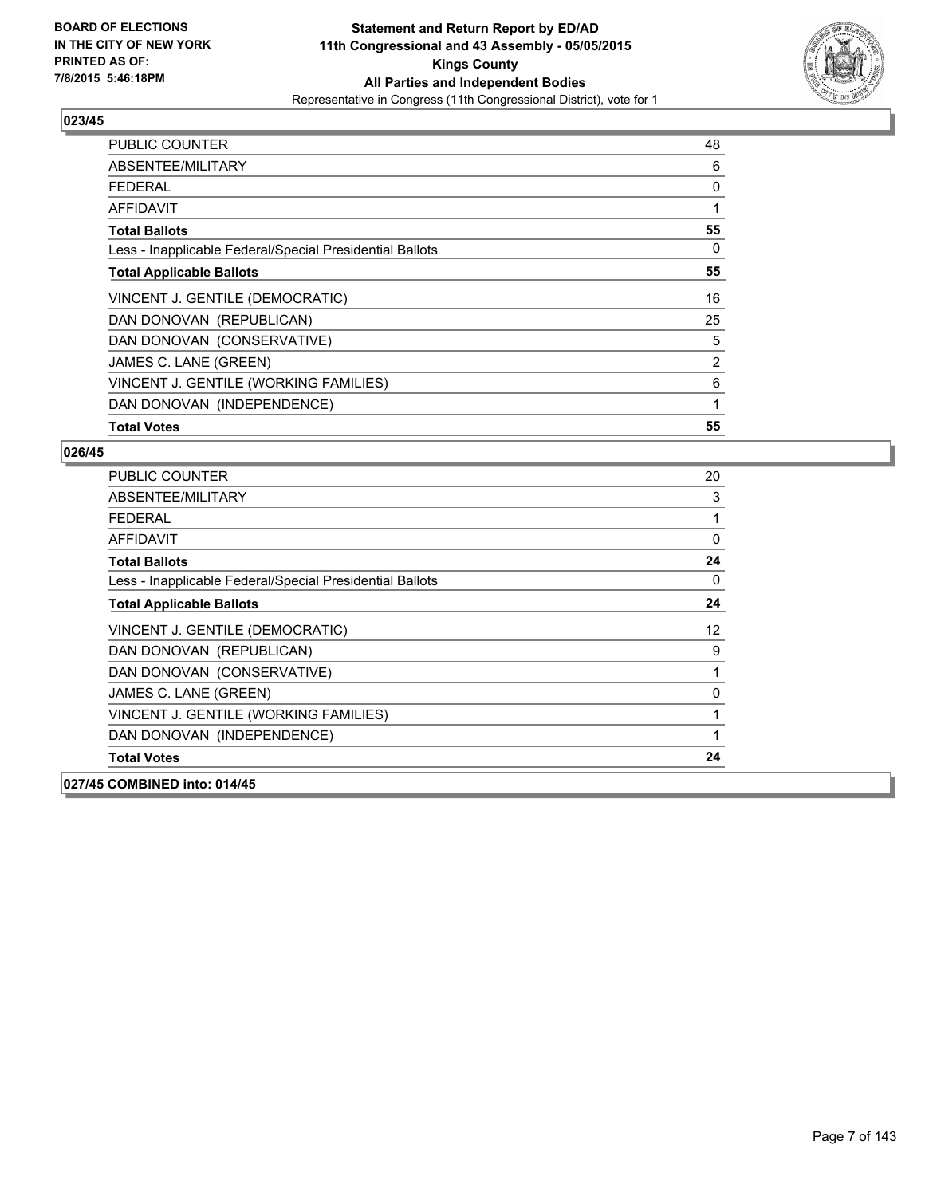**BOARD OF ELECTIONS IN THE CITY OF NEW YORK PRINTED AS OF: 7/8/2015 5:46:18PM**

**Statement and Return Report by ED/AD 11th Congressional and 43 Assembly - 05/05/2015 Kings County All Parties and Independent Bodies**

Representative in Congress (11th Congressional District), vote for 1

### 023/45

| | |
|---|---|
| PUBLIC COUNTER | 48 |
| ABSENTEE/MILITARY | 6 |
| FEDERAL | 0 |
| AFFIDAVIT | 1 |
| **Total Ballots** | **55** |
| Less - Inapplicable Federal/Special Presidential Ballots | 0 |
| **Total Applicable Ballots** | **55** |
| VINCENT J. GENTILE (DEMOCRATIC) | 16 |
| DAN DONOVAN (REPUBLICAN) | 25 |
| DAN DONOVAN (CONSERVATIVE) | 5 |
| JAMES C. LANE (GREEN) | 2 |
| VINCENT J. GENTILE (WORKING FAMILIES) | 6 |
| DAN DONOVAN (INDEPENDENCE) | 1 |
| **Total Votes** | **55** |

### 026/45

| | |
|---|---|
| PUBLIC COUNTER | 20 |
| ABSENTEE/MILITARY | 3 |
| FEDERAL | 1 |
| AFFIDAVIT | 0 |
| **Total Ballots** | **24** |
| Less - Inapplicable Federal/Special Presidential Ballots | 0 |
| **Total Applicable Ballots** | **24** |
| VINCENT J. GENTILE (DEMOCRATIC) | 12 |
| DAN DONOVAN (REPUBLICAN) | 9 |
| DAN DONOVAN (CONSERVATIVE) | 1 |
| JAMES C. LANE (GREEN) | 0 |
| VINCENT J. GENTILE (WORKING FAMILIES) | 1 |
| DAN DONOVAN (INDEPENDENCE) | 1 |
| **Total Votes** | **24** |

### 027/45 COMBINED into: 014/45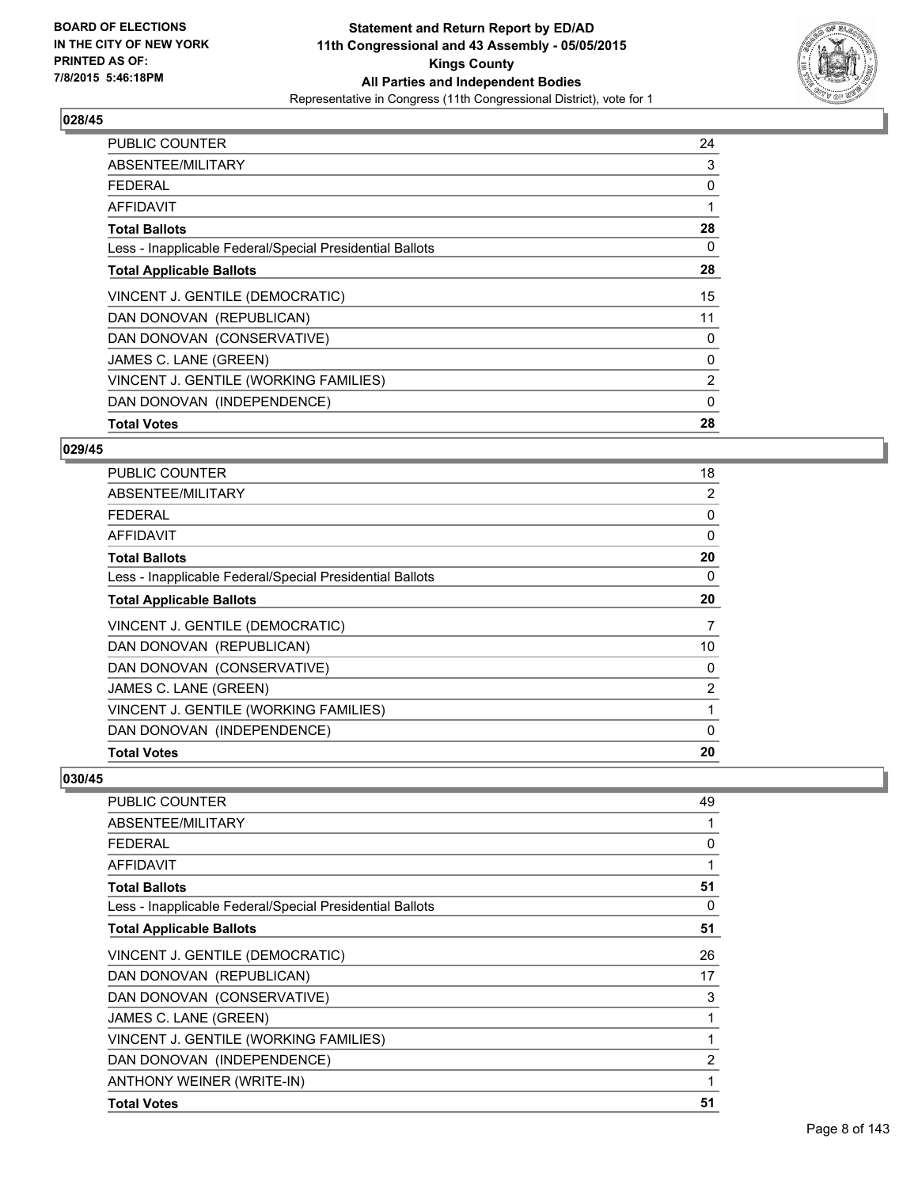**Statement and Return Report by ED/AD**
**11th Congressional and 43 Assembly - 05/05/2015**
**Kings County**
**All Parties and Independent Bodies**
Representative in Congress (11th Congressional District), vote for 1

BOARD OF ELECTIONS IN THE CITY OF NEW YORK PRINTED AS OF: 7/8/2015 5:46:18PM

## 028/45

| | |
|---|---|
| PUBLIC COUNTER | 24 |
| ABSENTEE/MILITARY | 3 |
| FEDERAL | 0 |
| AFFIDAVIT | 1 |
| **Total Ballots** | **28** |
| Less - Inapplicable Federal/Special Presidential Ballots | 0 |
| **Total Applicable Ballots** | **28** |
| VINCENT J. GENTILE (DEMOCRATIC) | 15 |
| DAN DONOVAN (REPUBLICAN) | 11 |
| DAN DONOVAN (CONSERVATIVE) | 0 |
| JAMES C. LANE (GREEN) | 0 |
| VINCENT J. GENTILE (WORKING FAMILIES) | 2 |
| DAN DONOVAN (INDEPENDENCE) | 0 |
| **Total Votes** | **28** |

## 029/45

| | |
|---|---|
| PUBLIC COUNTER | 18 |
| ABSENTEE/MILITARY | 2 |
| FEDERAL | 0 |
| AFFIDAVIT | 0 |
| **Total Ballots** | **20** |
| Less - Inapplicable Federal/Special Presidential Ballots | 0 |
| **Total Applicable Ballots** | **20** |
| VINCENT J. GENTILE (DEMOCRATIC) | 7 |
| DAN DONOVAN (REPUBLICAN) | 10 |
| DAN DONOVAN (CONSERVATIVE) | 0 |
| JAMES C. LANE (GREEN) | 2 |
| VINCENT J. GENTILE (WORKING FAMILIES) | 1 |
| DAN DONOVAN (INDEPENDENCE) | 0 |
| **Total Votes** | **20** |

## 030/45

| | |
|---|---|
| PUBLIC COUNTER | 49 |
| ABSENTEE/MILITARY | 1 |
| FEDERAL | 0 |
| AFFIDAVIT | 1 |
| **Total Ballots** | **51** |
| Less - Inapplicable Federal/Special Presidential Ballots | 0 |
| **Total Applicable Ballots** | **51** |
| VINCENT J. GENTILE (DEMOCRATIC) | 26 |
| DAN DONOVAN (REPUBLICAN) | 17 |
| DAN DONOVAN (CONSERVATIVE) | 3 |
| JAMES C. LANE (GREEN) | 1 |
| VINCENT J. GENTILE (WORKING FAMILIES) | 1 |
| DAN DONOVAN (INDEPENDENCE) | 2 |
| ANTHONY WEINER (WRITE-IN) | 1 |
| **Total Votes** | **51** |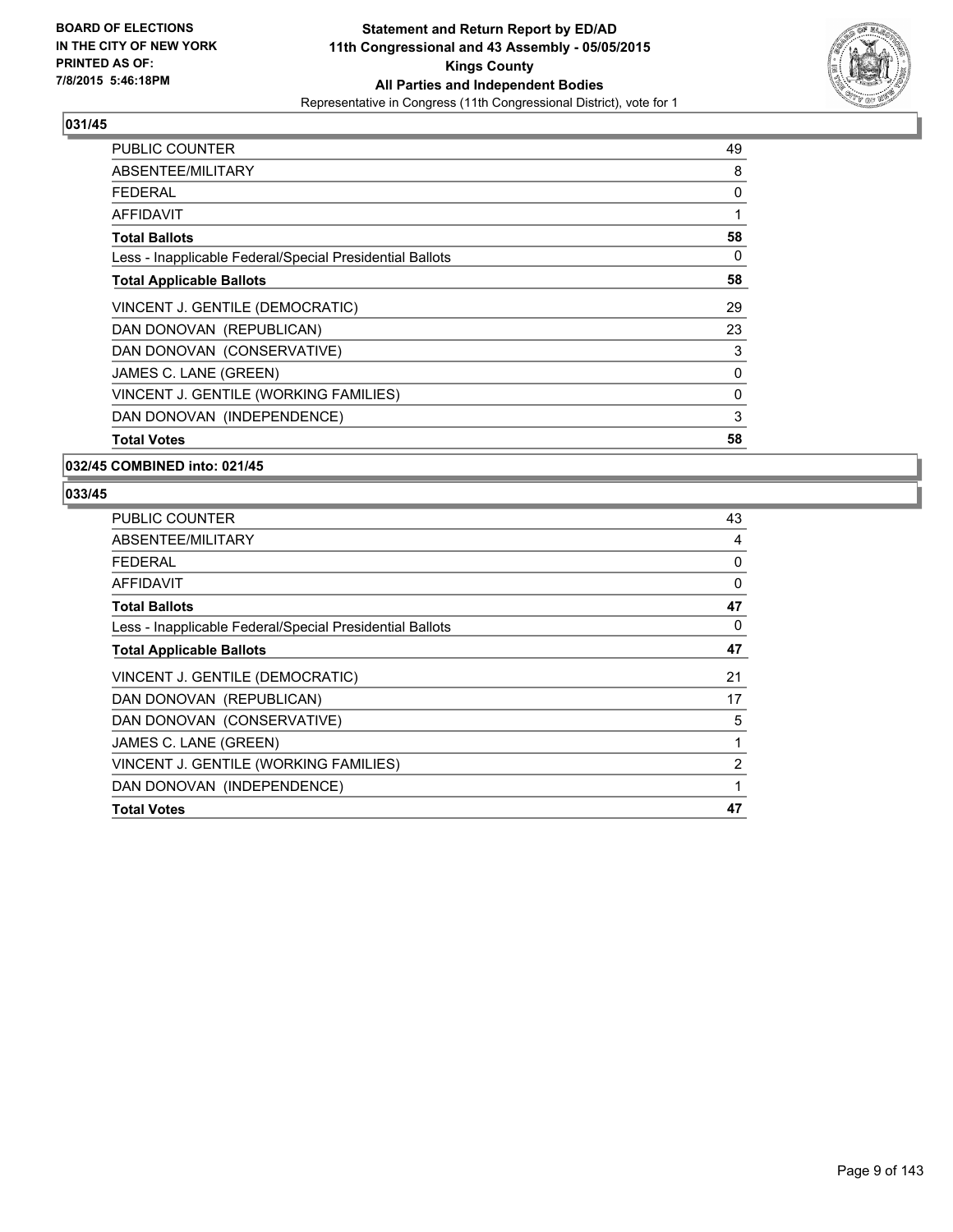**BOARD OF ELECTIONS IN THE CITY OF NEW YORK PRINTED AS OF: 7/8/2015 5:46:18PM**

**Statement and Return Report by ED/AD**
**11th Congressional and 43 Assembly - 05/05/2015**
**Kings County**
**All Parties and Independent Bodies**
Representative in Congress (11th Congressional District), vote for 1

### 031/45

| | |
|---|---|
| PUBLIC COUNTER | 49 |
| ABSENTEE/MILITARY | 8 |
| FEDERAL | 0 |
| AFFIDAVIT | 1 |
| **Total Ballots** | **58** |
| Less - Inapplicable Federal/Special Presidential Ballots | 0 |
| **Total Applicable Ballots** | **58** |
| VINCENT J. GENTILE (DEMOCRATIC) | 29 |
| DAN DONOVAN (REPUBLICAN) | 23 |
| DAN DONOVAN (CONSERVATIVE) | 3 |
| JAMES C. LANE (GREEN) | 0 |
| VINCENT J. GENTILE (WORKING FAMILIES) | 0 |
| DAN DONOVAN (INDEPENDENCE) | 3 |
| **Total Votes** | **58** |

### 032/45 COMBINED into: 021/45

### 033/45

| | |
|---|---|
| PUBLIC COUNTER | 43 |
| ABSENTEE/MILITARY | 4 |
| FEDERAL | 0 |
| AFFIDAVIT | 0 |
| **Total Ballots** | **47** |
| Less - Inapplicable Federal/Special Presidential Ballots | 0 |
| **Total Applicable Ballots** | **47** |
| VINCENT J. GENTILE (DEMOCRATIC) | 21 |
| DAN DONOVAN (REPUBLICAN) | 17 |
| DAN DONOVAN (CONSERVATIVE) | 5 |
| JAMES C. LANE (GREEN) | 1 |
| VINCENT J. GENTILE (WORKING FAMILIES) | 2 |
| DAN DONOVAN (INDEPENDENCE) | 1 |
| **Total Votes** | **47** |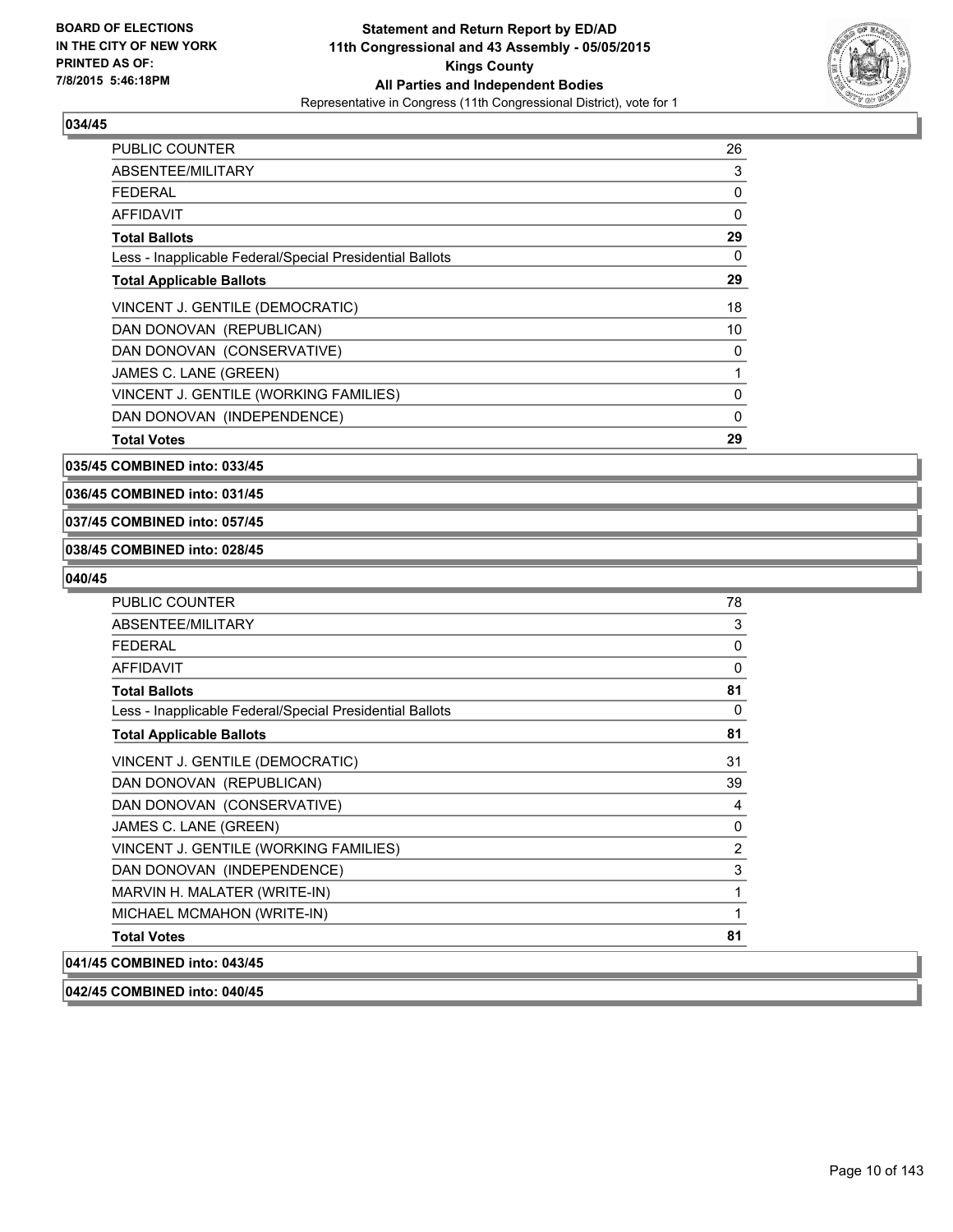**034/45**

| | |
|---|---|
| PUBLIC COUNTER | 26 |
| ABSENTEE/MILITARY | 3 |
| FEDERAL | 0 |
| AFFIDAVIT | 0 |
| **Total Ballots** | **29** |
| Less - Inapplicable Federal/Special Presidential Ballots | 0 |
| **Total Applicable Ballots** | **29** |
| VINCENT J. GENTILE (DEMOCRATIC) | 18 |
| DAN DONOVAN (REPUBLICAN) | 10 |
| DAN DONOVAN (CONSERVATIVE) | 0 |
| JAMES C. LANE (GREEN) | 1 |
| VINCENT J. GENTILE (WORKING FAMILIES) | 0 |
| DAN DONOVAN (INDEPENDENCE) | 0 |
| **Total Votes** | **29** |

**035/45 COMBINED into: 033/45**

**036/45 COMBINED into: 031/45**

**037/45 COMBINED into: 057/45**

**038/45 COMBINED into: 028/45**

**040/45**

| | |
|---|---|
| PUBLIC COUNTER | 78 |
| ABSENTEE/MILITARY | 3 |
| FEDERAL | 0 |
| AFFIDAVIT | 0 |
| **Total Ballots** | **81** |
| Less - Inapplicable Federal/Special Presidential Ballots | 0 |
| **Total Applicable Ballots** | **81** |
| VINCENT J. GENTILE (DEMOCRATIC) | 31 |
| DAN DONOVAN (REPUBLICAN) | 39 |
| DAN DONOVAN (CONSERVATIVE) | 4 |
| JAMES C. LANE (GREEN) | 0 |
| VINCENT J. GENTILE (WORKING FAMILIES) | 2 |
| DAN DONOVAN (INDEPENDENCE) | 3 |
| MARVIN H. MALATER (WRITE-IN) | 1 |
| MICHAEL MCMAHON (WRITE-IN) | 1 |
| **Total Votes** | **81** |

**041/45 COMBINED into: 043/45**

**042/45 COMBINED into: 040/45**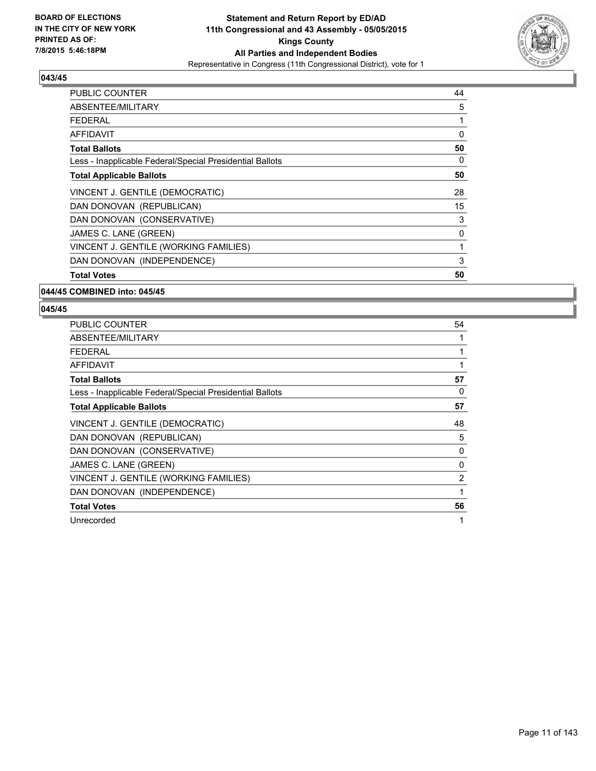**BOARD OF ELECTIONS IN THE CITY OF NEW YORK PRINTED AS OF: 7/8/2015 5:46:18PM**

**Statement and Return Report by ED/AD**
**11th Congressional and 43 Assembly - 05/05/2015**
**Kings County**
**All Parties and Independent Bodies**
Representative in Congress (11th Congressional District), vote for 1

### 043/45

| | |
|---|---|
| PUBLIC COUNTER | 44 |
| ABSENTEE/MILITARY | 5 |
| FEDERAL | 1 |
| AFFIDAVIT | 0 |
| **Total Ballots** | **50** |
| Less - Inapplicable Federal/Special Presidential Ballots | 0 |
| **Total Applicable Ballots** | **50** |
| VINCENT J. GENTILE (DEMOCRATIC) | 28 |
| DAN DONOVAN (REPUBLICAN) | 15 |
| DAN DONOVAN (CONSERVATIVE) | 3 |
| JAMES C. LANE (GREEN) | 0 |
| VINCENT J. GENTILE (WORKING FAMILIES) | 1 |
| DAN DONOVAN (INDEPENDENCE) | 3 |
| **Total Votes** | **50** |

### 044/45 COMBINED into: 045/45

### 045/45

| | |
|---|---|
| PUBLIC COUNTER | 54 |
| ABSENTEE/MILITARY | 1 |
| FEDERAL | 1 |
| AFFIDAVIT | 1 |
| **Total Ballots** | **57** |
| Less - Inapplicable Federal/Special Presidential Ballots | 0 |
| **Total Applicable Ballots** | **57** |
| VINCENT J. GENTILE (DEMOCRATIC) | 48 |
| DAN DONOVAN (REPUBLICAN) | 5 |
| DAN DONOVAN (CONSERVATIVE) | 0 |
| JAMES C. LANE (GREEN) | 0 |
| VINCENT J. GENTILE (WORKING FAMILIES) | 2 |
| DAN DONOVAN (INDEPENDENCE) | 1 |
| **Total Votes** | **56** |
| Unrecorded | 1 |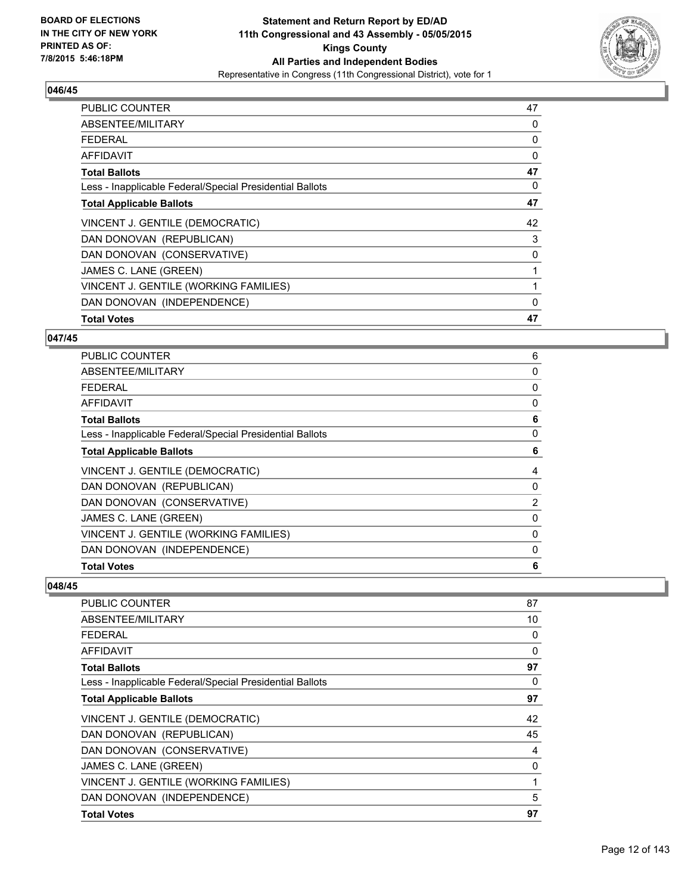**046/45**

| | |
|---|---|
| PUBLIC COUNTER | 47 |
| ABSENTEE/MILITARY | 0 |
| FEDERAL | 0 |
| AFFIDAVIT | 0 |
| **Total Ballots** | **47** |
| Less - Inapplicable Federal/Special Presidential Ballots | 0 |
| **Total Applicable Ballots** | **47** |
| VINCENT J. GENTILE (DEMOCRATIC) | 42 |
| DAN DONOVAN (REPUBLICAN) | 3 |
| DAN DONOVAN (CONSERVATIVE) | 0 |
| JAMES C. LANE (GREEN) | 1 |
| VINCENT J. GENTILE (WORKING FAMILIES) | 1 |
| DAN DONOVAN (INDEPENDENCE) | 0 |
| **Total Votes** | **47** |

**047/45**

| | |
|---|---|
| PUBLIC COUNTER | 6 |
| ABSENTEE/MILITARY | 0 |
| FEDERAL | 0 |
| AFFIDAVIT | 0 |
| **Total Ballots** | **6** |
| Less - Inapplicable Federal/Special Presidential Ballots | 0 |
| **Total Applicable Ballots** | **6** |
| VINCENT J. GENTILE (DEMOCRATIC) | 4 |
| DAN DONOVAN (REPUBLICAN) | 0 |
| DAN DONOVAN (CONSERVATIVE) | 2 |
| JAMES C. LANE (GREEN) | 0 |
| VINCENT J. GENTILE (WORKING FAMILIES) | 0 |
| DAN DONOVAN (INDEPENDENCE) | 0 |
| **Total Votes** | **6** |

**048/45**

| | |
|---|---|
| PUBLIC COUNTER | 87 |
| ABSENTEE/MILITARY | 10 |
| FEDERAL | 0 |
| AFFIDAVIT | 0 |
| **Total Ballots** | **97** |
| Less - Inapplicable Federal/Special Presidential Ballots | 0 |
| **Total Applicable Ballots** | **97** |
| VINCENT J. GENTILE (DEMOCRATIC) | 42 |
| DAN DONOVAN (REPUBLICAN) | 45 |
| DAN DONOVAN (CONSERVATIVE) | 4 |
| JAMES C. LANE (GREEN) | 0 |
| VINCENT J. GENTILE (WORKING FAMILIES) | 1 |
| DAN DONOVAN (INDEPENDENCE) | 5 |
| **Total Votes** | **97** |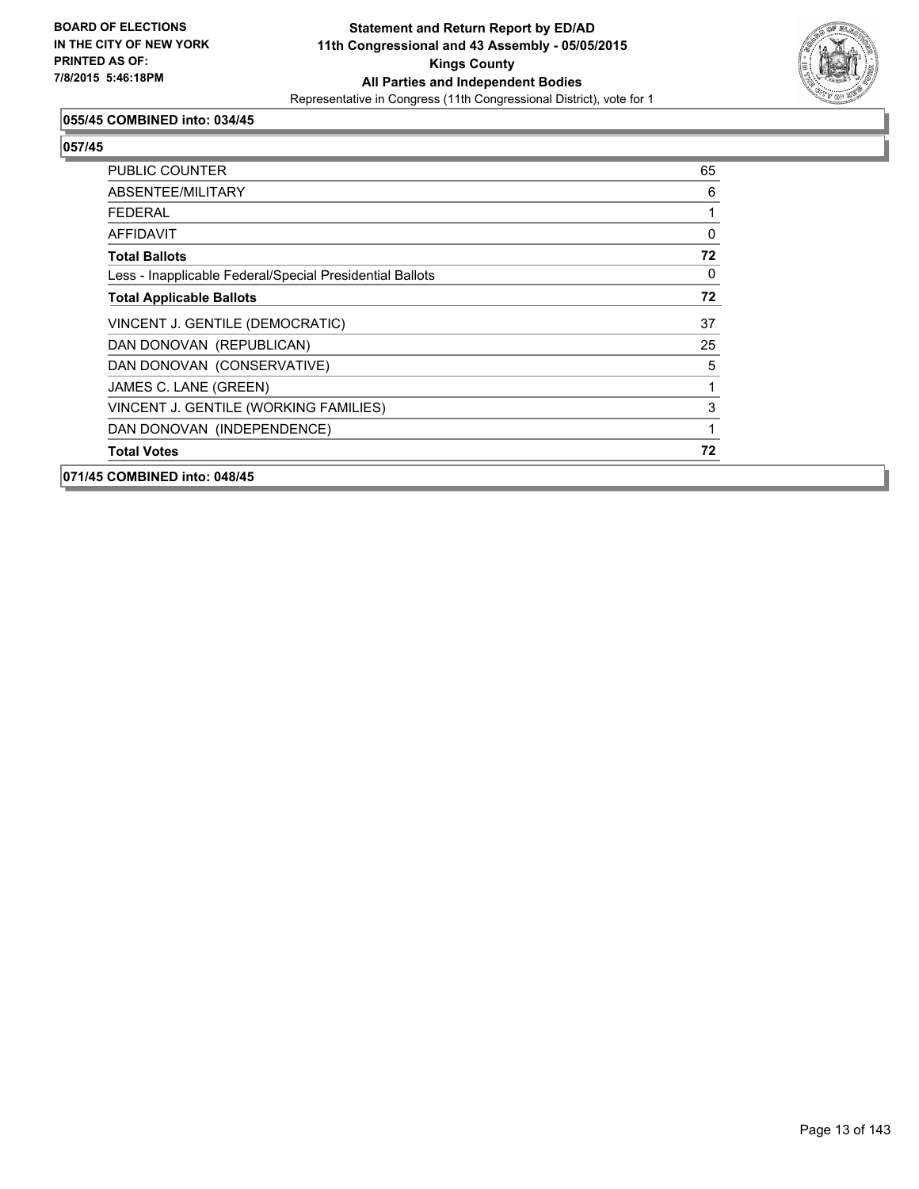**055/45 COMBINED into: 034/45**

**057/45**

| | |
|---|---|
| PUBLIC COUNTER | 65 |
| ABSENTEE/MILITARY | 6 |
| FEDERAL | 1 |
| AFFIDAVIT | 0 |
| **Total Ballots** | **72** |
| Less - Inapplicable Federal/Special Presidential Ballots | 0 |
| **Total Applicable Ballots** | **72** |
| VINCENT J. GENTILE (DEMOCRATIC) | 37 |
| DAN DONOVAN (REPUBLICAN) | 25 |
| DAN DONOVAN (CONSERVATIVE) | 5 |
| JAMES C. LANE (GREEN) | 1 |
| VINCENT J. GENTILE (WORKING FAMILIES) | 3 |
| DAN DONOVAN (INDEPENDENCE) | 1 |
| **Total Votes** | **72** |

**071/45 COMBINED into: 048/45**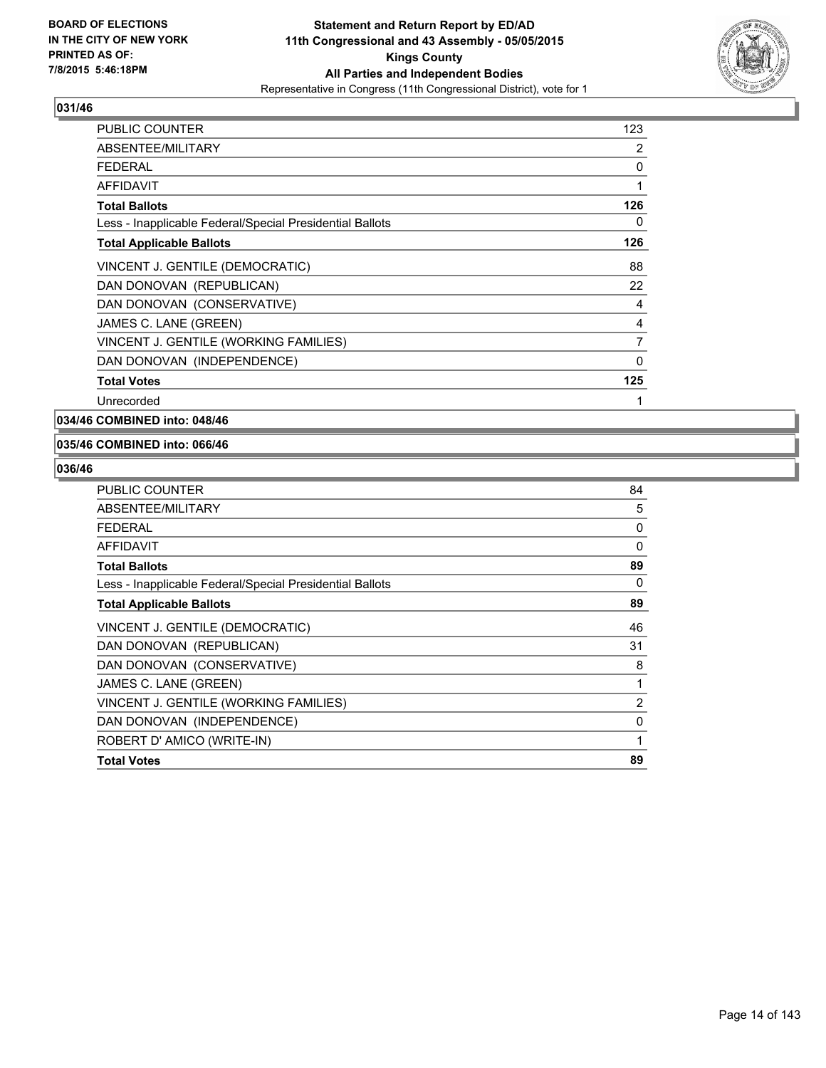**BOARD OF ELECTIONS IN THE CITY OF NEW YORK PRINTED AS OF: 7/8/2015 5:46:18PM**

**Statement and Return Report by ED/AD 11th Congressional and 43 Assembly - 05/05/2015 Kings County All Parties and Independent Bodies**

Representative in Congress (11th Congressional District), vote for 1

### 031/46

| | |
|---|---|
| PUBLIC COUNTER | 123 |
| ABSENTEE/MILITARY | 2 |
| FEDERAL | 0 |
| AFFIDAVIT | 1 |
| **Total Ballots** | **126** |
| Less - Inapplicable Federal/Special Presidential Ballots | 0 |
| **Total Applicable Ballots** | **126** |
| VINCENT J. GENTILE (DEMOCRATIC) | 88 |
| DAN DONOVAN (REPUBLICAN) | 22 |
| DAN DONOVAN (CONSERVATIVE) | 4 |
| JAMES C. LANE (GREEN) | 4 |
| VINCENT J. GENTILE (WORKING FAMILIES) | 7 |
| DAN DONOVAN (INDEPENDENCE) | 0 |
| **Total Votes** | **125** |
| Unrecorded | 1 |

### 034/46 COMBINED into: 048/46

### 035/46 COMBINED into: 066/46

### 036/46

| | |
|---|---|
| PUBLIC COUNTER | 84 |
| ABSENTEE/MILITARY | 5 |
| FEDERAL | 0 |
| AFFIDAVIT | 0 |
| **Total Ballots** | **89** |
| Less - Inapplicable Federal/Special Presidential Ballots | 0 |
| **Total Applicable Ballots** | **89** |
| VINCENT J. GENTILE (DEMOCRATIC) | 46 |
| DAN DONOVAN (REPUBLICAN) | 31 |
| DAN DONOVAN (CONSERVATIVE) | 8 |
| JAMES C. LANE (GREEN) | 1 |
| VINCENT J. GENTILE (WORKING FAMILIES) | 2 |
| DAN DONOVAN (INDEPENDENCE) | 0 |
| ROBERT D' AMICO (WRITE-IN) | 1 |
| **Total Votes** | **89** |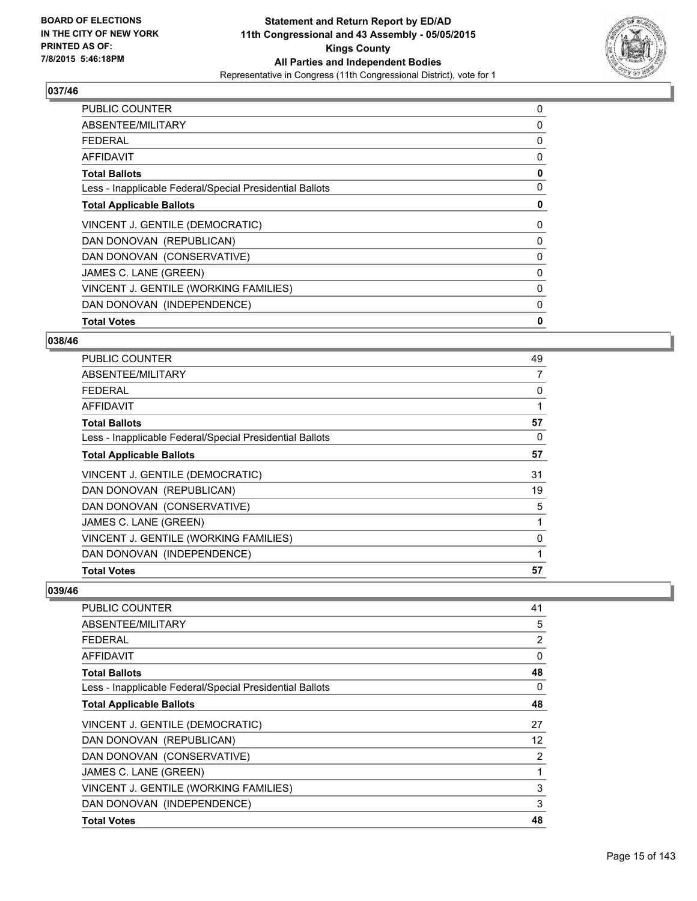**Statement and Return Report by ED/AD**
**11th Congressional and 43 Assembly - 05/05/2015**
**Kings County**
**All Parties and Independent Bodies**
Representative in Congress (11th Congressional District), vote for 1

BOARD OF ELECTIONS
IN THE CITY OF NEW YORK
PRINTED AS OF:
7/8/2015 5:46:18PM

### 037/46

| | |
|---|---|
| PUBLIC COUNTER | 0 |
| ABSENTEE/MILITARY | 0 |
| FEDERAL | 0 |
| AFFIDAVIT | 0 |
| **Total Ballots** | **0** |
| Less - Inapplicable Federal/Special Presidential Ballots | 0 |
| **Total Applicable Ballots** | **0** |
| VINCENT J. GENTILE (DEMOCRATIC) | 0 |
| DAN DONOVAN (REPUBLICAN) | 0 |
| DAN DONOVAN (CONSERVATIVE) | 0 |
| JAMES C. LANE (GREEN) | 0 |
| VINCENT J. GENTILE (WORKING FAMILIES) | 0 |
| DAN DONOVAN (INDEPENDENCE) | 0 |
| **Total Votes** | **0** |

### 038/46

| | |
|---|---|
| PUBLIC COUNTER | 49 |
| ABSENTEE/MILITARY | 7 |
| FEDERAL | 0 |
| AFFIDAVIT | 1 |
| **Total Ballots** | **57** |
| Less - Inapplicable Federal/Special Presidential Ballots | 0 |
| **Total Applicable Ballots** | **57** |
| VINCENT J. GENTILE (DEMOCRATIC) | 31 |
| DAN DONOVAN (REPUBLICAN) | 19 |
| DAN DONOVAN (CONSERVATIVE) | 5 |
| JAMES C. LANE (GREEN) | 1 |
| VINCENT J. GENTILE (WORKING FAMILIES) | 0 |
| DAN DONOVAN (INDEPENDENCE) | 1 |
| **Total Votes** | **57** |

### 039/46

| | |
|---|---|
| PUBLIC COUNTER | 41 |
| ABSENTEE/MILITARY | 5 |
| FEDERAL | 2 |
| AFFIDAVIT | 0 |
| **Total Ballots** | **48** |
| Less - Inapplicable Federal/Special Presidential Ballots | 0 |
| **Total Applicable Ballots** | **48** |
| VINCENT J. GENTILE (DEMOCRATIC) | 27 |
| DAN DONOVAN (REPUBLICAN) | 12 |
| DAN DONOVAN (CONSERVATIVE) | 2 |
| JAMES C. LANE (GREEN) | 1 |
| VINCENT J. GENTILE (WORKING FAMILIES) | 3 |
| DAN DONOVAN (INDEPENDENCE) | 3 |
| **Total Votes** | **48** |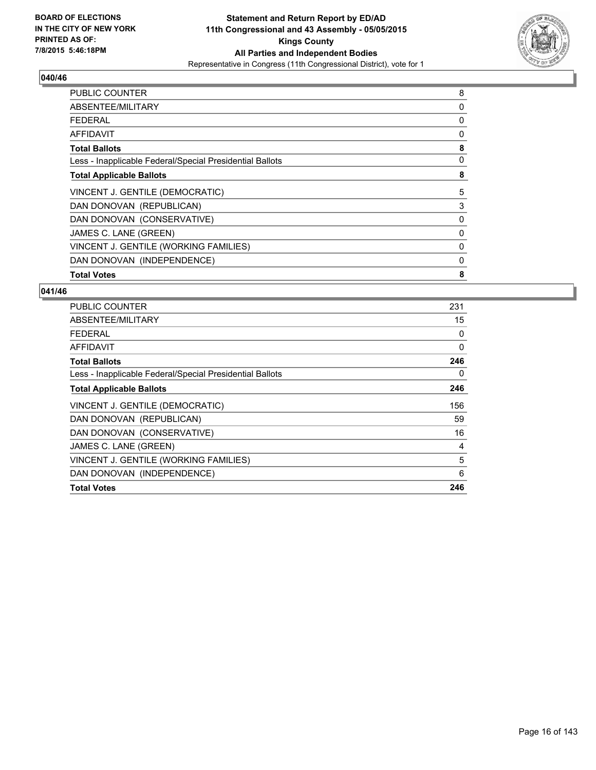**BOARD OF ELECTIONS IN THE CITY OF NEW YORK PRINTED AS OF: 7/8/2015 5:46:18PM**

**Statement and Return Report by ED/AD**
**11th Congressional and 43 Assembly - 05/05/2015**
**Kings County**
**All Parties and Independent Bodies**
Representative in Congress (11th Congressional District), vote for 1

**040/46**

| | |
|---|---|
| PUBLIC COUNTER | 8 |
| ABSENTEE/MILITARY | 0 |
| FEDERAL | 0 |
| AFFIDAVIT | 0 |
| **Total Ballots** | **8** |
| Less - Inapplicable Federal/Special Presidential Ballots | 0 |
| **Total Applicable Ballots** | **8** |
| VINCENT J. GENTILE (DEMOCRATIC) | 5 |
| DAN DONOVAN (REPUBLICAN) | 3 |
| DAN DONOVAN (CONSERVATIVE) | 0 |
| JAMES C. LANE (GREEN) | 0 |
| VINCENT J. GENTILE (WORKING FAMILIES) | 0 |
| DAN DONOVAN (INDEPENDENCE) | 0 |
| **Total Votes** | **8** |

**041/46**

| | |
|---|---|
| PUBLIC COUNTER | 231 |
| ABSENTEE/MILITARY | 15 |
| FEDERAL | 0 |
| AFFIDAVIT | 0 |
| **Total Ballots** | **246** |
| Less - Inapplicable Federal/Special Presidential Ballots | 0 |
| **Total Applicable Ballots** | **246** |
| VINCENT J. GENTILE (DEMOCRATIC) | 156 |
| DAN DONOVAN (REPUBLICAN) | 59 |
| DAN DONOVAN (CONSERVATIVE) | 16 |
| JAMES C. LANE (GREEN) | 4 |
| VINCENT J. GENTILE (WORKING FAMILIES) | 5 |
| DAN DONOVAN (INDEPENDENCE) | 6 |
| **Total Votes** | **246** |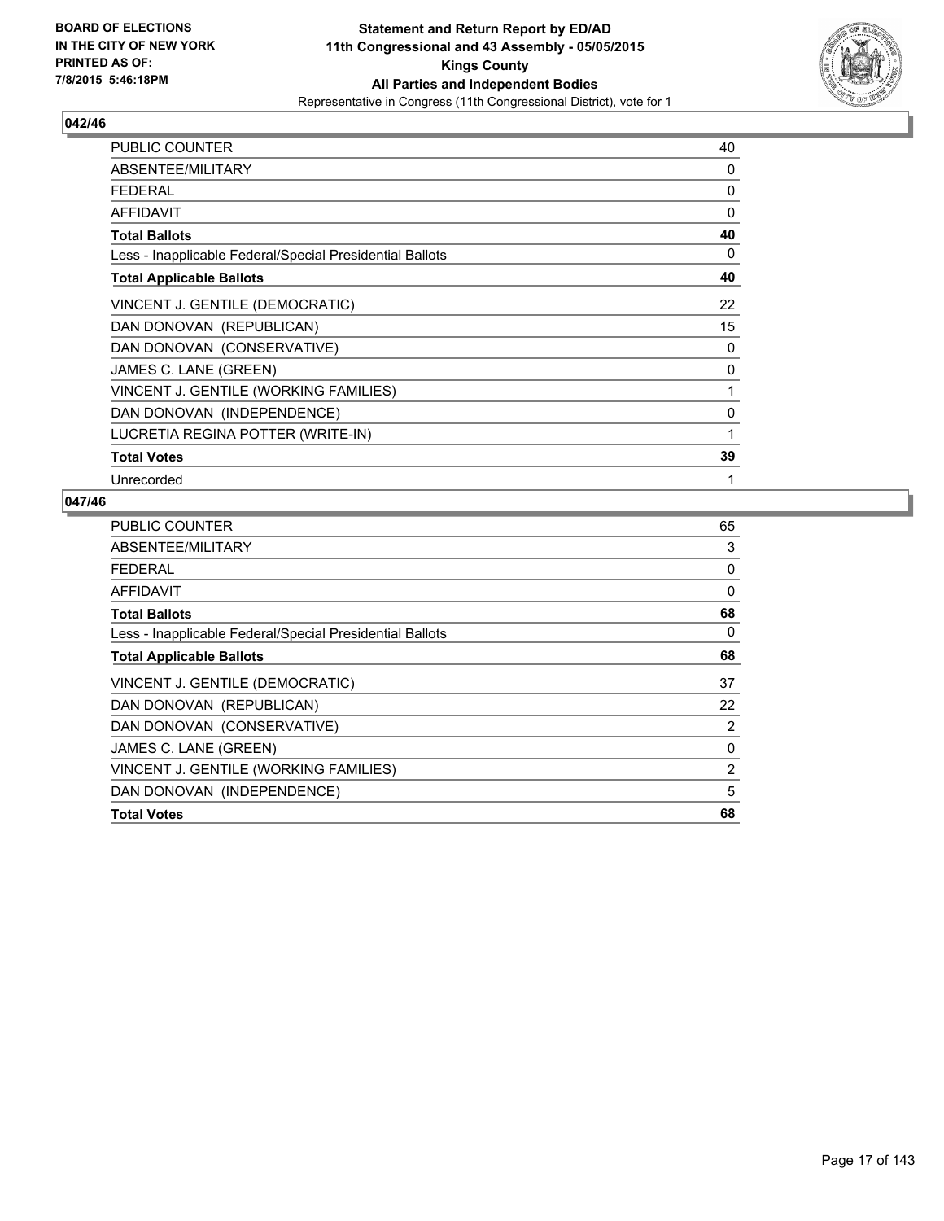**BOARD OF ELECTIONS IN THE CITY OF NEW YORK PRINTED AS OF: 7/8/2015 5:46:18PM**

**Statement and Return Report by ED/AD**
**11th Congressional and 43 Assembly - 05/05/2015**
**Kings County**
**All Parties and Independent Bodies**
Representative in Congress (11th Congressional District), vote for 1

## 042/46

| | |
|---|---|
| PUBLIC COUNTER | 40 |
| ABSENTEE/MILITARY | 0 |
| FEDERAL | 0 |
| AFFIDAVIT | 0 |
| **Total Ballots** | **40** |
| Less - Inapplicable Federal/Special Presidential Ballots | 0 |
| **Total Applicable Ballots** | **40** |
| VINCENT J. GENTILE (DEMOCRATIC) | 22 |
| DAN DONOVAN (REPUBLICAN) | 15 |
| DAN DONOVAN (CONSERVATIVE) | 0 |
| JAMES C. LANE (GREEN) | 0 |
| VINCENT J. GENTILE (WORKING FAMILIES) | 1 |
| DAN DONOVAN (INDEPENDENCE) | 0 |
| LUCRETIA REGINA POTTER (WRITE-IN) | 1 |
| **Total Votes** | **39** |
| Unrecorded | 1 |

## 047/46

| | |
|---|---|
| PUBLIC COUNTER | 65 |
| ABSENTEE/MILITARY | 3 |
| FEDERAL | 0 |
| AFFIDAVIT | 0 |
| **Total Ballots** | **68** |
| Less - Inapplicable Federal/Special Presidential Ballots | 0 |
| **Total Applicable Ballots** | **68** |
| VINCENT J. GENTILE (DEMOCRATIC) | 37 |
| DAN DONOVAN (REPUBLICAN) | 22 |
| DAN DONOVAN (CONSERVATIVE) | 2 |
| JAMES C. LANE (GREEN) | 0 |
| VINCENT J. GENTILE (WORKING FAMILIES) | 2 |
| DAN DONOVAN (INDEPENDENCE) | 5 |
| **Total Votes** | **68** |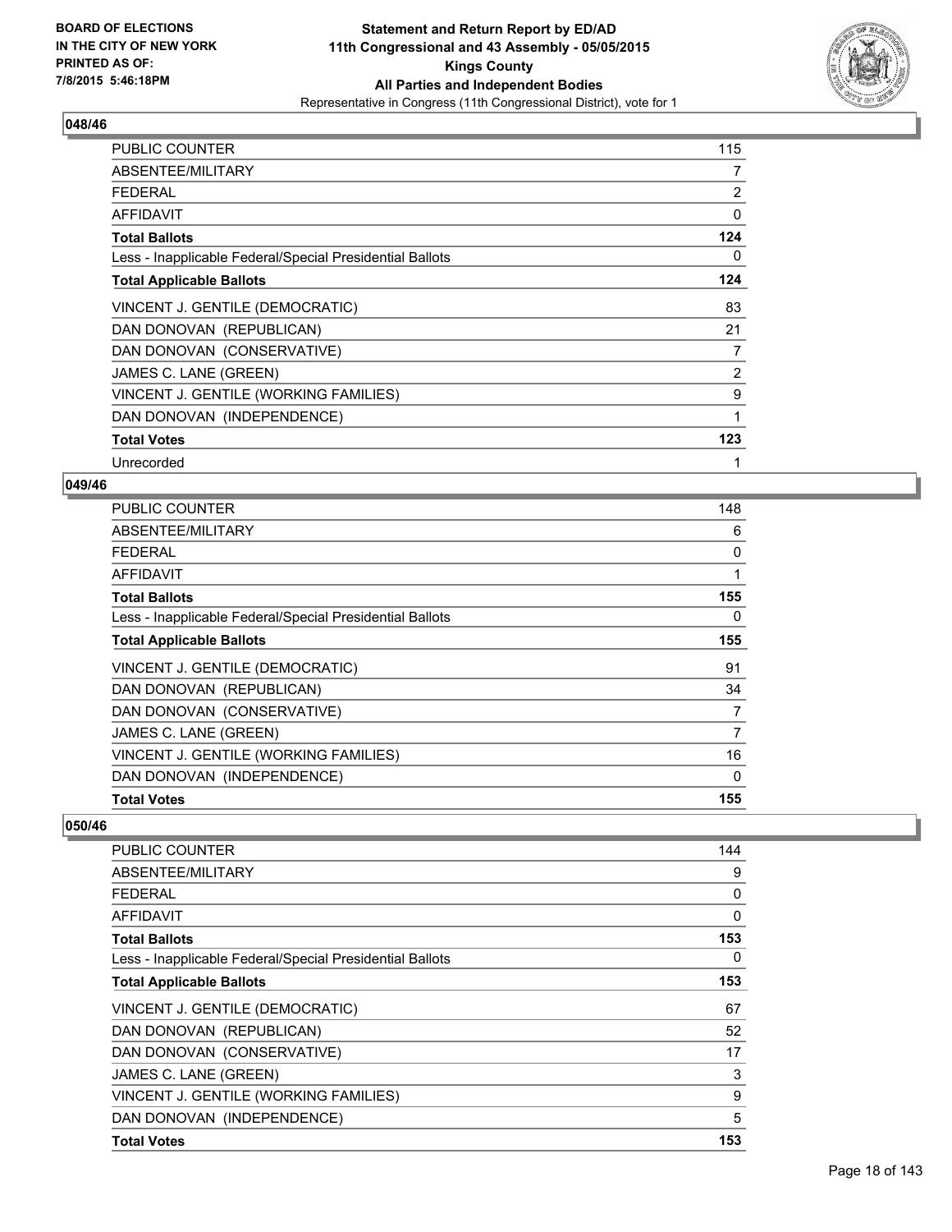**Statement and Return Report by ED/AD**
**11th Congressional and 43 Assembly - 05/05/2015**
**Kings County**
**All Parties and Independent Bodies**
Representative in Congress (11th Congressional District), vote for 1

BOARD OF ELECTIONS IN THE CITY OF NEW YORK PRINTED AS OF: 7/8/2015 5:46:18PM

## 048/46

| | |
|---|---|
| PUBLIC COUNTER | 115 |
| ABSENTEE/MILITARY | 7 |
| FEDERAL | 2 |
| AFFIDAVIT | 0 |
| **Total Ballots** | **124** |
| Less - Inapplicable Federal/Special Presidential Ballots | 0 |
| **Total Applicable Ballots** | **124** |
| VINCENT J. GENTILE (DEMOCRATIC) | 83 |
| DAN DONOVAN (REPUBLICAN) | 21 |
| DAN DONOVAN (CONSERVATIVE) | 7 |
| JAMES C. LANE (GREEN) | 2 |
| VINCENT J. GENTILE (WORKING FAMILIES) | 9 |
| DAN DONOVAN (INDEPENDENCE) | 1 |
| **Total Votes** | **123** |
| Unrecorded | 1 |

## 049/46

| | |
|---|---|
| PUBLIC COUNTER | 148 |
| ABSENTEE/MILITARY | 6 |
| FEDERAL | 0 |
| AFFIDAVIT | 1 |
| **Total Ballots** | **155** |
| Less - Inapplicable Federal/Special Presidential Ballots | 0 |
| **Total Applicable Ballots** | **155** |
| VINCENT J. GENTILE (DEMOCRATIC) | 91 |
| DAN DONOVAN (REPUBLICAN) | 34 |
| DAN DONOVAN (CONSERVATIVE) | 7 |
| JAMES C. LANE (GREEN) | 7 |
| VINCENT J. GENTILE (WORKING FAMILIES) | 16 |
| DAN DONOVAN (INDEPENDENCE) | 0 |
| **Total Votes** | **155** |

## 050/46

| | |
|---|---|
| PUBLIC COUNTER | 144 |
| ABSENTEE/MILITARY | 9 |
| FEDERAL | 0 |
| AFFIDAVIT | 0 |
| **Total Ballots** | **153** |
| Less - Inapplicable Federal/Special Presidential Ballots | 0 |
| **Total Applicable Ballots** | **153** |
| VINCENT J. GENTILE (DEMOCRATIC) | 67 |
| DAN DONOVAN (REPUBLICAN) | 52 |
| DAN DONOVAN (CONSERVATIVE) | 17 |
| JAMES C. LANE (GREEN) | 3 |
| VINCENT J. GENTILE (WORKING FAMILIES) | 9 |
| DAN DONOVAN (INDEPENDENCE) | 5 |
| **Total Votes** | **153** |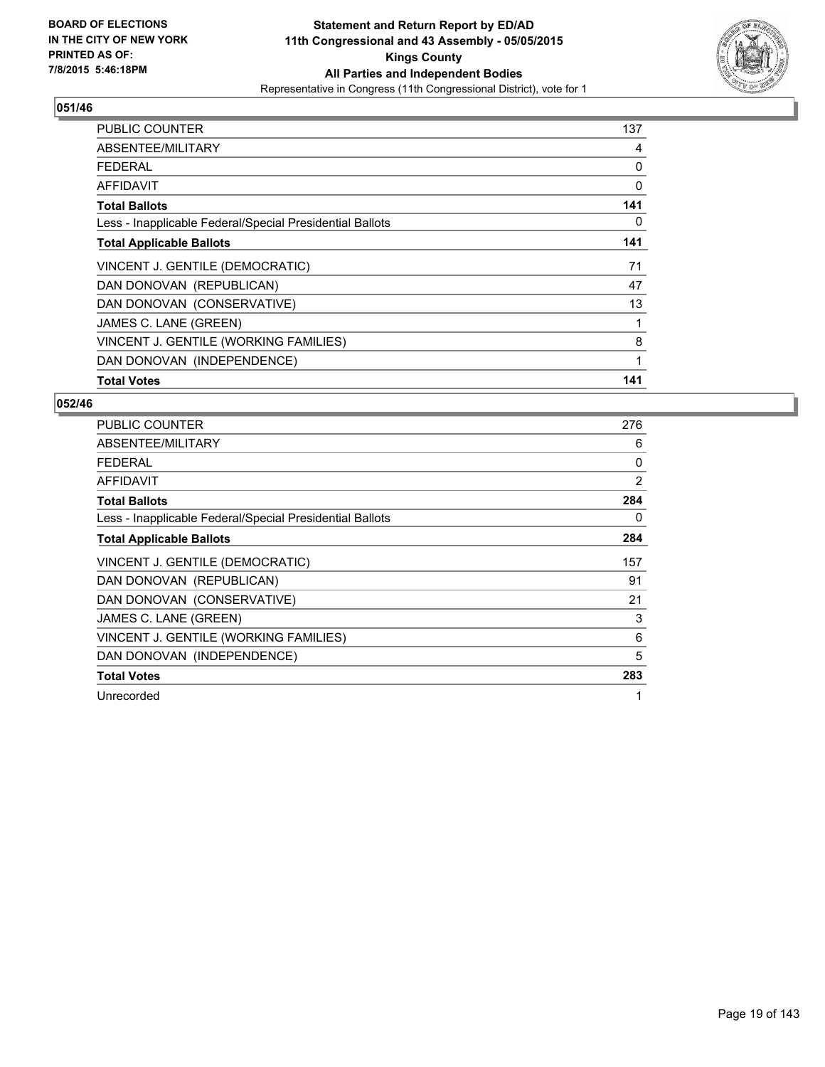**BOARD OF ELECTIONS IN THE CITY OF NEW YORK PRINTED AS OF: 7/8/2015 5:46:18PM**

**Statement and Return Report by ED/AD 11th Congressional and 43 Assembly - 05/05/2015 Kings County All Parties and Independent Bodies**
Representative in Congress (11th Congressional District), vote for 1

**051/46**

| | |
|---|---|
| PUBLIC COUNTER | 137 |
| ABSENTEE/MILITARY | 4 |
| FEDERAL | 0 |
| AFFIDAVIT | 0 |
| **Total Ballots** | **141** |
| Less - Inapplicable Federal/Special Presidential Ballots | 0 |
| **Total Applicable Ballots** | **141** |
| VINCENT J. GENTILE (DEMOCRATIC) | 71 |
| DAN DONOVAN (REPUBLICAN) | 47 |
| DAN DONOVAN (CONSERVATIVE) | 13 |
| JAMES C. LANE (GREEN) | 1 |
| VINCENT J. GENTILE (WORKING FAMILIES) | 8 |
| DAN DONOVAN (INDEPENDENCE) | 1 |
| **Total Votes** | **141** |

**052/46**

| | |
|---|---|
| PUBLIC COUNTER | 276 |
| ABSENTEE/MILITARY | 6 |
| FEDERAL | 0 |
| AFFIDAVIT | 2 |
| **Total Ballots** | **284** |
| Less - Inapplicable Federal/Special Presidential Ballots | 0 |
| **Total Applicable Ballots** | **284** |
| VINCENT J. GENTILE (DEMOCRATIC) | 157 |
| DAN DONOVAN (REPUBLICAN) | 91 |
| DAN DONOVAN (CONSERVATIVE) | 21 |
| JAMES C. LANE (GREEN) | 3 |
| VINCENT J. GENTILE (WORKING FAMILIES) | 6 |
| DAN DONOVAN (INDEPENDENCE) | 5 |
| **Total Votes** | **283** |
| Unrecorded | 1 |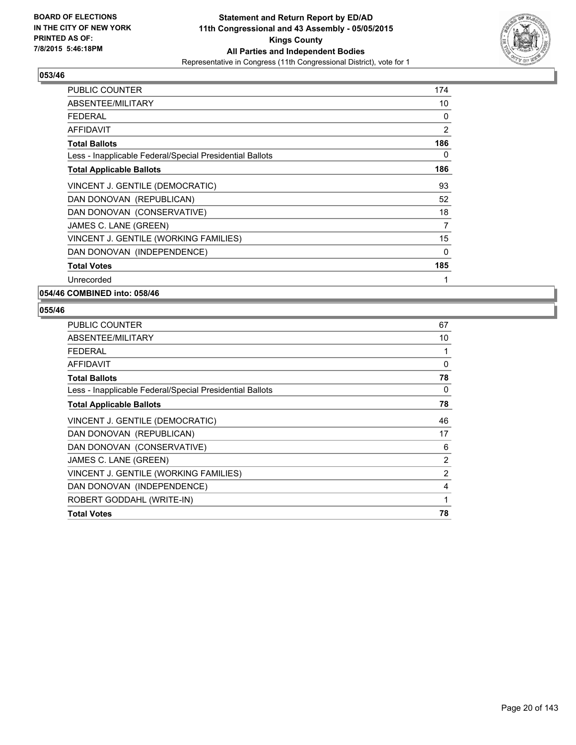**BOARD OF ELECTIONS IN THE CITY OF NEW YORK PRINTED AS OF: 7/8/2015 5:46:18PM**

**Statement and Return Report by ED/AD**
**11th Congressional and 43 Assembly - 05/05/2015**
**Kings County**
**All Parties and Independent Bodies**
Representative in Congress (11th Congressional District), vote for 1

### 053/46

| | |
|---|---|
| PUBLIC COUNTER | 174 |
| ABSENTEE/MILITARY | 10 |
| FEDERAL | 0 |
| AFFIDAVIT | 2 |
| **Total Ballots** | **186** |
| Less - Inapplicable Federal/Special Presidential Ballots | 0 |
| **Total Applicable Ballots** | **186** |
| VINCENT J. GENTILE (DEMOCRATIC) | 93 |
| DAN DONOVAN (REPUBLICAN) | 52 |
| DAN DONOVAN (CONSERVATIVE) | 18 |
| JAMES C. LANE (GREEN) | 7 |
| VINCENT J. GENTILE (WORKING FAMILIES) | 15 |
| DAN DONOVAN (INDEPENDENCE) | 0 |
| **Total Votes** | **185** |
| Unrecorded | 1 |

### 054/46 COMBINED into: 058/46

### 055/46

| | |
|---|---|
| PUBLIC COUNTER | 67 |
| ABSENTEE/MILITARY | 10 |
| FEDERAL | 1 |
| AFFIDAVIT | 0 |
| **Total Ballots** | **78** |
| Less - Inapplicable Federal/Special Presidential Ballots | 0 |
| **Total Applicable Ballots** | **78** |
| VINCENT J. GENTILE (DEMOCRATIC) | 46 |
| DAN DONOVAN (REPUBLICAN) | 17 |
| DAN DONOVAN (CONSERVATIVE) | 6 |
| JAMES C. LANE (GREEN) | 2 |
| VINCENT J. GENTILE (WORKING FAMILIES) | 2 |
| DAN DONOVAN (INDEPENDENCE) | 4 |
| ROBERT GODDAHL (WRITE-IN) | 1 |
| **Total Votes** | **78** |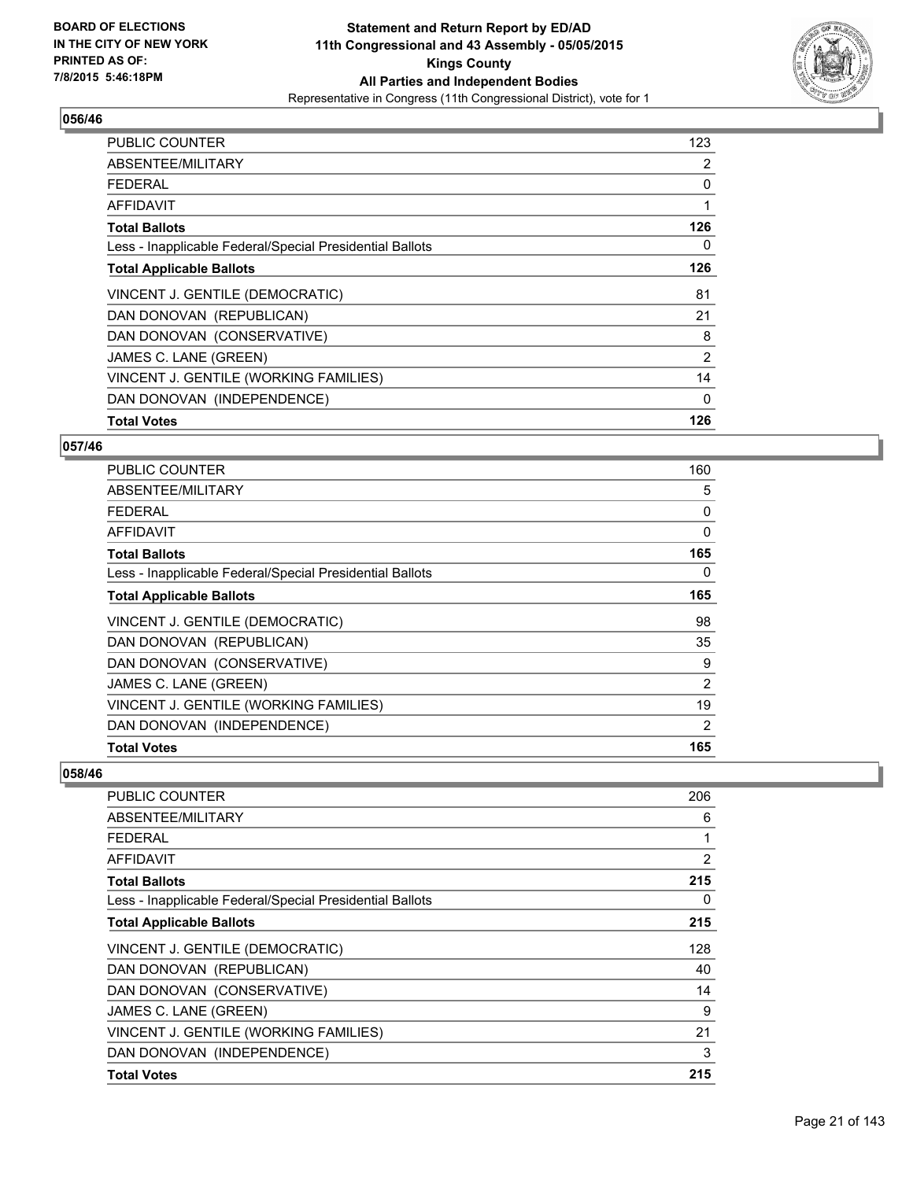**BOARD OF ELECTIONS IN THE CITY OF NEW YORK PRINTED AS OF: 7/8/2015 5:46:18PM**

**Statement and Return Report by ED/AD 11th Congressional and 43 Assembly - 05/05/2015 Kings County All Parties and Independent Bodies**
Representative in Congress (11th Congressional District), vote for 1

## 056/46

| | |
|---|---|
| PUBLIC COUNTER | 123 |
| ABSENTEE/MILITARY | 2 |
| FEDERAL | 0 |
| AFFIDAVIT | 1 |
| **Total Ballots** | **126** |
| Less - Inapplicable Federal/Special Presidential Ballots | 0 |
| **Total Applicable Ballots** | **126** |
| VINCENT J. GENTILE (DEMOCRATIC) | 81 |
| DAN DONOVAN (REPUBLICAN) | 21 |
| DAN DONOVAN (CONSERVATIVE) | 8 |
| JAMES C. LANE (GREEN) | 2 |
| VINCENT J. GENTILE (WORKING FAMILIES) | 14 |
| DAN DONOVAN (INDEPENDENCE) | 0 |
| **Total Votes** | **126** |

## 057/46

| | |
|---|---|
| PUBLIC COUNTER | 160 |
| ABSENTEE/MILITARY | 5 |
| FEDERAL | 0 |
| AFFIDAVIT | 0 |
| **Total Ballots** | **165** |
| Less - Inapplicable Federal/Special Presidential Ballots | 0 |
| **Total Applicable Ballots** | **165** |
| VINCENT J. GENTILE (DEMOCRATIC) | 98 |
| DAN DONOVAN (REPUBLICAN) | 35 |
| DAN DONOVAN (CONSERVATIVE) | 9 |
| JAMES C. LANE (GREEN) | 2 |
| VINCENT J. GENTILE (WORKING FAMILIES) | 19 |
| DAN DONOVAN (INDEPENDENCE) | 2 |
| **Total Votes** | **165** |

## 058/46

| | |
|---|---|
| PUBLIC COUNTER | 206 |
| ABSENTEE/MILITARY | 6 |
| FEDERAL | 1 |
| AFFIDAVIT | 2 |
| **Total Ballots** | **215** |
| Less - Inapplicable Federal/Special Presidential Ballots | 0 |
| **Total Applicable Ballots** | **215** |
| VINCENT J. GENTILE (DEMOCRATIC) | 128 |
| DAN DONOVAN (REPUBLICAN) | 40 |
| DAN DONOVAN (CONSERVATIVE) | 14 |
| JAMES C. LANE (GREEN) | 9 |
| VINCENT J. GENTILE (WORKING FAMILIES) | 21 |
| DAN DONOVAN (INDEPENDENCE) | 3 |
| **Total Votes** | **215** |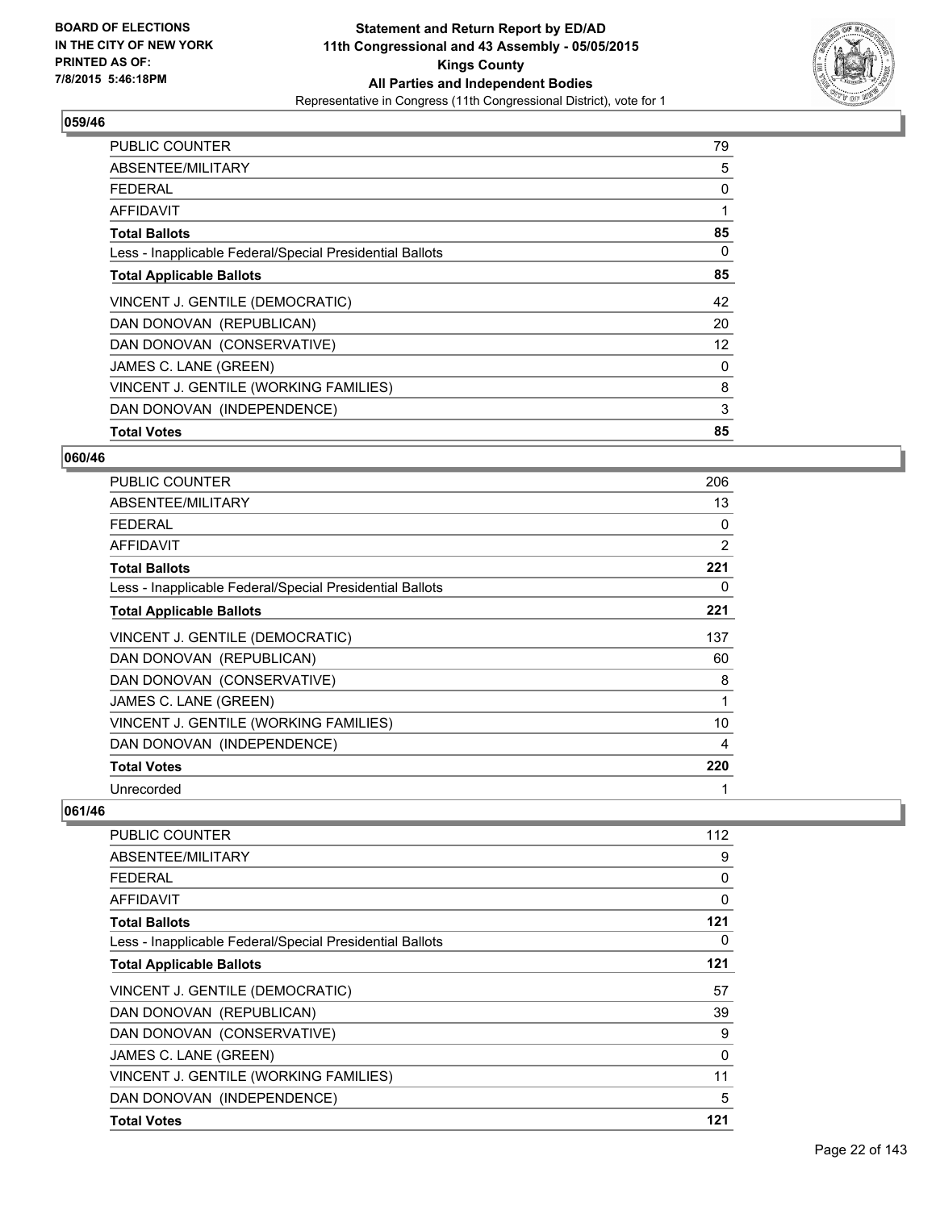**BOARD OF ELECTIONS IN THE CITY OF NEW YORK PRINTED AS OF: 7/8/2015 5:46:18PM**

**Statement and Return Report by ED/AD 11th Congressional and 43 Assembly - 05/05/2015 Kings County All Parties and Independent Bodies**

Representative in Congress (11th Congressional District), vote for 1

### 059/46

| | |
|---|---|
| PUBLIC COUNTER | 79 |
| ABSENTEE/MILITARY | 5 |
| FEDERAL | 0 |
| AFFIDAVIT | 1 |
| **Total Ballots** | **85** |
| Less - Inapplicable Federal/Special Presidential Ballots | 0 |
| **Total Applicable Ballots** | **85** |
| VINCENT J. GENTILE (DEMOCRATIC) | 42 |
| DAN DONOVAN (REPUBLICAN) | 20 |
| DAN DONOVAN (CONSERVATIVE) | 12 |
| JAMES C. LANE (GREEN) | 0 |
| VINCENT J. GENTILE (WORKING FAMILIES) | 8 |
| DAN DONOVAN (INDEPENDENCE) | 3 |
| **Total Votes** | **85** |

### 060/46

| | |
|---|---|
| PUBLIC COUNTER | 206 |
| ABSENTEE/MILITARY | 13 |
| FEDERAL | 0 |
| AFFIDAVIT | 2 |
| **Total Ballots** | **221** |
| Less - Inapplicable Federal/Special Presidential Ballots | 0 |
| **Total Applicable Ballots** | **221** |
| VINCENT J. GENTILE (DEMOCRATIC) | 137 |
| DAN DONOVAN (REPUBLICAN) | 60 |
| DAN DONOVAN (CONSERVATIVE) | 8 |
| JAMES C. LANE (GREEN) | 1 |
| VINCENT J. GENTILE (WORKING FAMILIES) | 10 |
| DAN DONOVAN (INDEPENDENCE) | 4 |
| **Total Votes** | **220** |
| Unrecorded | 1 |

### 061/46

| | |
|---|---|
| PUBLIC COUNTER | 112 |
| ABSENTEE/MILITARY | 9 |
| FEDERAL | 0 |
| AFFIDAVIT | 0 |
| **Total Ballots** | **121** |
| Less - Inapplicable Federal/Special Presidential Ballots | 0 |
| **Total Applicable Ballots** | **121** |
| VINCENT J. GENTILE (DEMOCRATIC) | 57 |
| DAN DONOVAN (REPUBLICAN) | 39 |
| DAN DONOVAN (CONSERVATIVE) | 9 |
| JAMES C. LANE (GREEN) | 0 |
| VINCENT J. GENTILE (WORKING FAMILIES) | 11 |
| DAN DONOVAN (INDEPENDENCE) | 5 |
| **Total Votes** | **121** |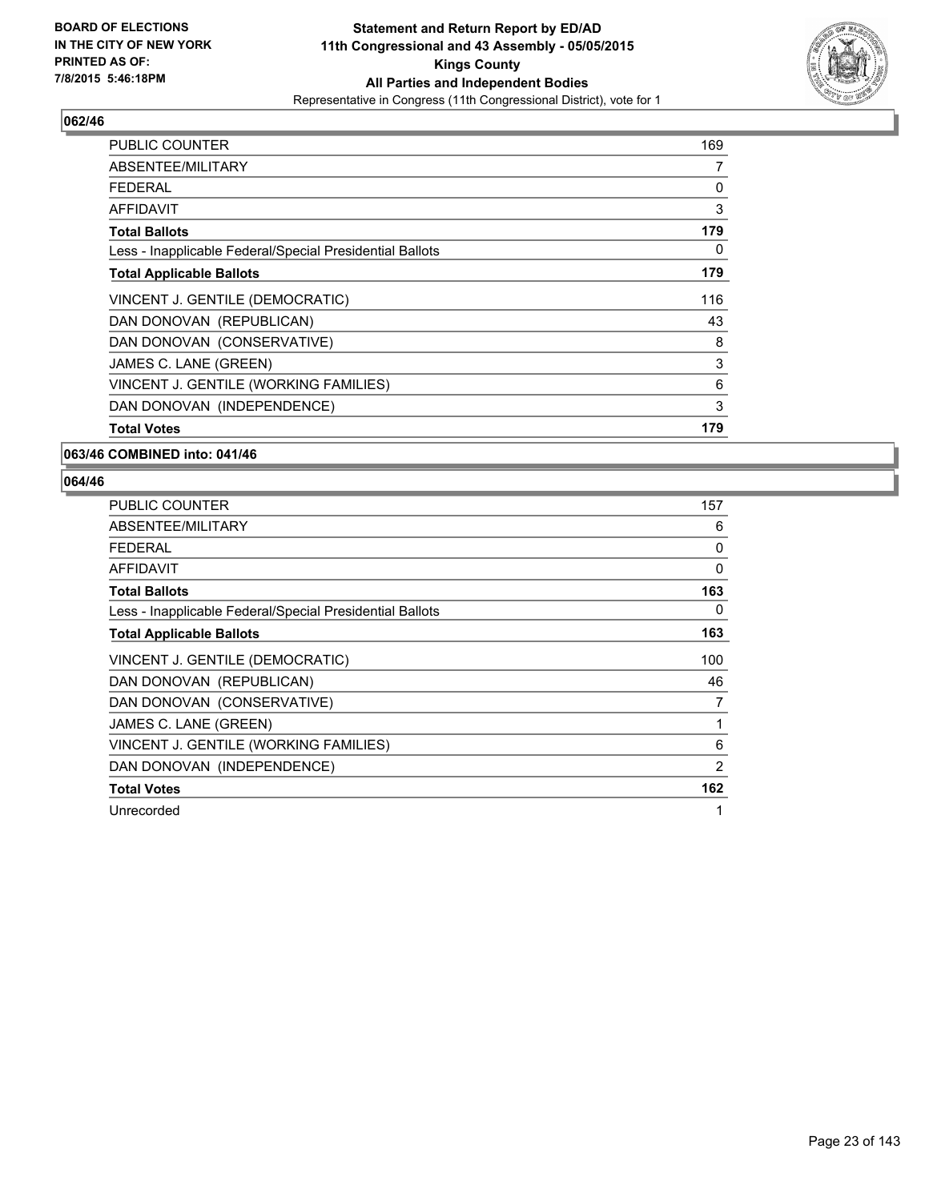**BOARD OF ELECTIONS IN THE CITY OF NEW YORK PRINTED AS OF: 7/8/2015 5:46:18PM**

**Statement and Return Report by ED/AD 11th Congressional and 43 Assembly - 05/05/2015 Kings County All Parties and Independent Bodies**
Representative in Congress (11th Congressional District), vote for 1

### 062/46

| | |
|---|---|
| PUBLIC COUNTER | 169 |
| ABSENTEE/MILITARY | 7 |
| FEDERAL | 0 |
| AFFIDAVIT | 3 |
| **Total Ballots** | **179** |
| Less - Inapplicable Federal/Special Presidential Ballots | 0 |
| **Total Applicable Ballots** | **179** |
| VINCENT J. GENTILE (DEMOCRATIC) | 116 |
| DAN DONOVAN (REPUBLICAN) | 43 |
| DAN DONOVAN (CONSERVATIVE) | 8 |
| JAMES C. LANE (GREEN) | 3 |
| VINCENT J. GENTILE (WORKING FAMILIES) | 6 |
| DAN DONOVAN (INDEPENDENCE) | 3 |
| **Total Votes** | **179** |

### 063/46 COMBINED into: 041/46

### 064/46

| | |
|---|---|
| PUBLIC COUNTER | 157 |
| ABSENTEE/MILITARY | 6 |
| FEDERAL | 0 |
| AFFIDAVIT | 0 |
| **Total Ballots** | **163** |
| Less - Inapplicable Federal/Special Presidential Ballots | 0 |
| **Total Applicable Ballots** | **163** |
| VINCENT J. GENTILE (DEMOCRATIC) | 100 |
| DAN DONOVAN (REPUBLICAN) | 46 |
| DAN DONOVAN (CONSERVATIVE) | 7 |
| JAMES C. LANE (GREEN) | 1 |
| VINCENT J. GENTILE (WORKING FAMILIES) | 6 |
| DAN DONOVAN (INDEPENDENCE) | 2 |
| **Total Votes** | **162** |
| Unrecorded | 1 |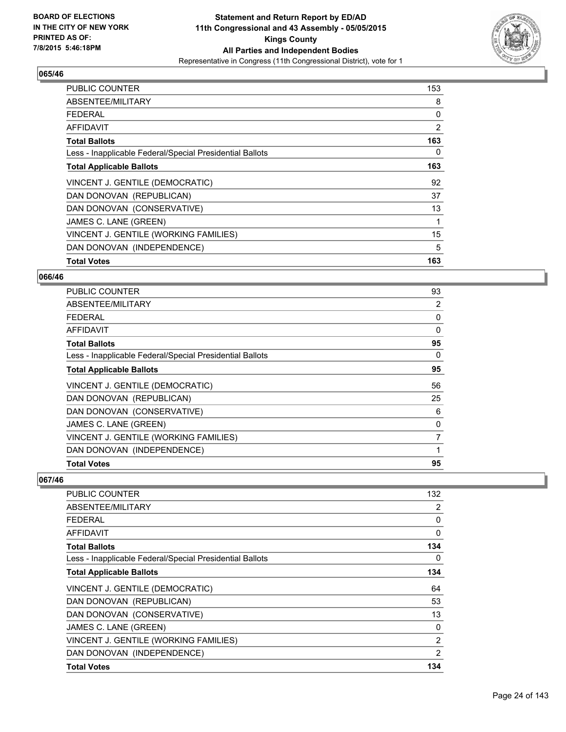**BOARD OF ELECTIONS IN THE CITY OF NEW YORK PRINTED AS OF: 7/8/2015 5:46:18PM**

**Statement and Return Report by ED/AD 11th Congressional and 43 Assembly - 05/05/2015 Kings County All Parties and Independent Bodies**
Representative in Congress (11th Congressional District), vote for 1

## 065/46

| | |
|---|---|
| PUBLIC COUNTER | 153 |
| ABSENTEE/MILITARY | 8 |
| FEDERAL | 0 |
| AFFIDAVIT | 2 |
| **Total Ballots** | **163** |
| Less - Inapplicable Federal/Special Presidential Ballots | 0 |
| **Total Applicable Ballots** | **163** |
| VINCENT J. GENTILE (DEMOCRATIC) | 92 |
| DAN DONOVAN (REPUBLICAN) | 37 |
| DAN DONOVAN (CONSERVATIVE) | 13 |
| JAMES C. LANE (GREEN) | 1 |
| VINCENT J. GENTILE (WORKING FAMILIES) | 15 |
| DAN DONOVAN (INDEPENDENCE) | 5 |
| **Total Votes** | **163** |

## 066/46

| | |
|---|---|
| PUBLIC COUNTER | 93 |
| ABSENTEE/MILITARY | 2 |
| FEDERAL | 0 |
| AFFIDAVIT | 0 |
| **Total Ballots** | **95** |
| Less - Inapplicable Federal/Special Presidential Ballots | 0 |
| **Total Applicable Ballots** | **95** |
| VINCENT J. GENTILE (DEMOCRATIC) | 56 |
| DAN DONOVAN (REPUBLICAN) | 25 |
| DAN DONOVAN (CONSERVATIVE) | 6 |
| JAMES C. LANE (GREEN) | 0 |
| VINCENT J. GENTILE (WORKING FAMILIES) | 7 |
| DAN DONOVAN (INDEPENDENCE) | 1 |
| **Total Votes** | **95** |

## 067/46

| | |
|---|---|
| PUBLIC COUNTER | 132 |
| ABSENTEE/MILITARY | 2 |
| FEDERAL | 0 |
| AFFIDAVIT | 0 |
| **Total Ballots** | **134** |
| Less - Inapplicable Federal/Special Presidential Ballots | 0 |
| **Total Applicable Ballots** | **134** |
| VINCENT J. GENTILE (DEMOCRATIC) | 64 |
| DAN DONOVAN (REPUBLICAN) | 53 |
| DAN DONOVAN (CONSERVATIVE) | 13 |
| JAMES C. LANE (GREEN) | 0 |
| VINCENT J. GENTILE (WORKING FAMILIES) | 2 |
| DAN DONOVAN (INDEPENDENCE) | 2 |
| **Total Votes** | **134** |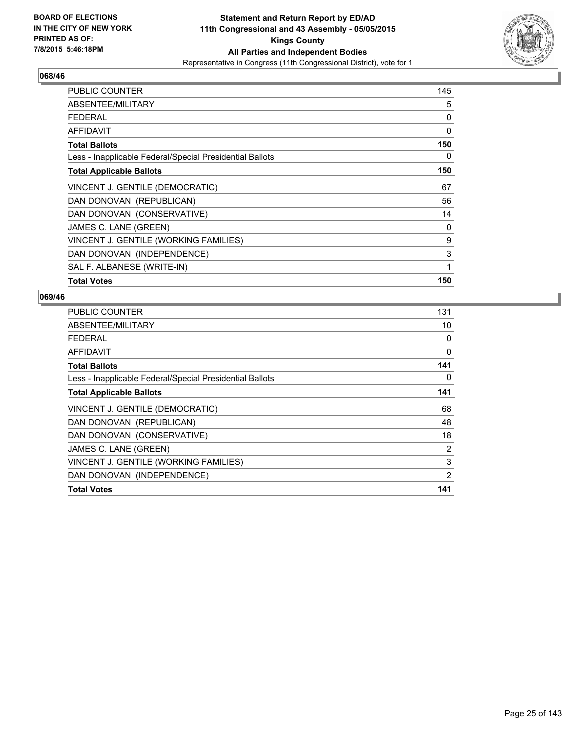**BOARD OF ELECTIONS IN THE CITY OF NEW YORK PRINTED AS OF: 7/8/2015 5:46:18PM**

**Statement and Return Report by ED/AD**
**11th Congressional and 43 Assembly - 05/05/2015**
**Kings County**
**All Parties and Independent Bodies**
Representative in Congress (11th Congressional District), vote for 1

### 068/46

| | |
|---|---|
| PUBLIC COUNTER | 145 |
| ABSENTEE/MILITARY | 5 |
| FEDERAL | 0 |
| AFFIDAVIT | 0 |
| **Total Ballots** | **150** |
| Less - Inapplicable Federal/Special Presidential Ballots | 0 |
| **Total Applicable Ballots** | **150** |
| VINCENT J. GENTILE (DEMOCRATIC) | 67 |
| DAN DONOVAN (REPUBLICAN) | 56 |
| DAN DONOVAN (CONSERVATIVE) | 14 |
| JAMES C. LANE (GREEN) | 0 |
| VINCENT J. GENTILE (WORKING FAMILIES) | 9 |
| DAN DONOVAN (INDEPENDENCE) | 3 |
| SAL F. ALBANESE (WRITE-IN) | 1 |
| **Total Votes** | **150** |

### 069/46

| | |
|---|---|
| PUBLIC COUNTER | 131 |
| ABSENTEE/MILITARY | 10 |
| FEDERAL | 0 |
| AFFIDAVIT | 0 |
| **Total Ballots** | **141** |
| Less - Inapplicable Federal/Special Presidential Ballots | 0 |
| **Total Applicable Ballots** | **141** |
| VINCENT J. GENTILE (DEMOCRATIC) | 68 |
| DAN DONOVAN (REPUBLICAN) | 48 |
| DAN DONOVAN (CONSERVATIVE) | 18 |
| JAMES C. LANE (GREEN) | 2 |
| VINCENT J. GENTILE (WORKING FAMILIES) | 3 |
| DAN DONOVAN (INDEPENDENCE) | 2 |
| **Total Votes** | **141** |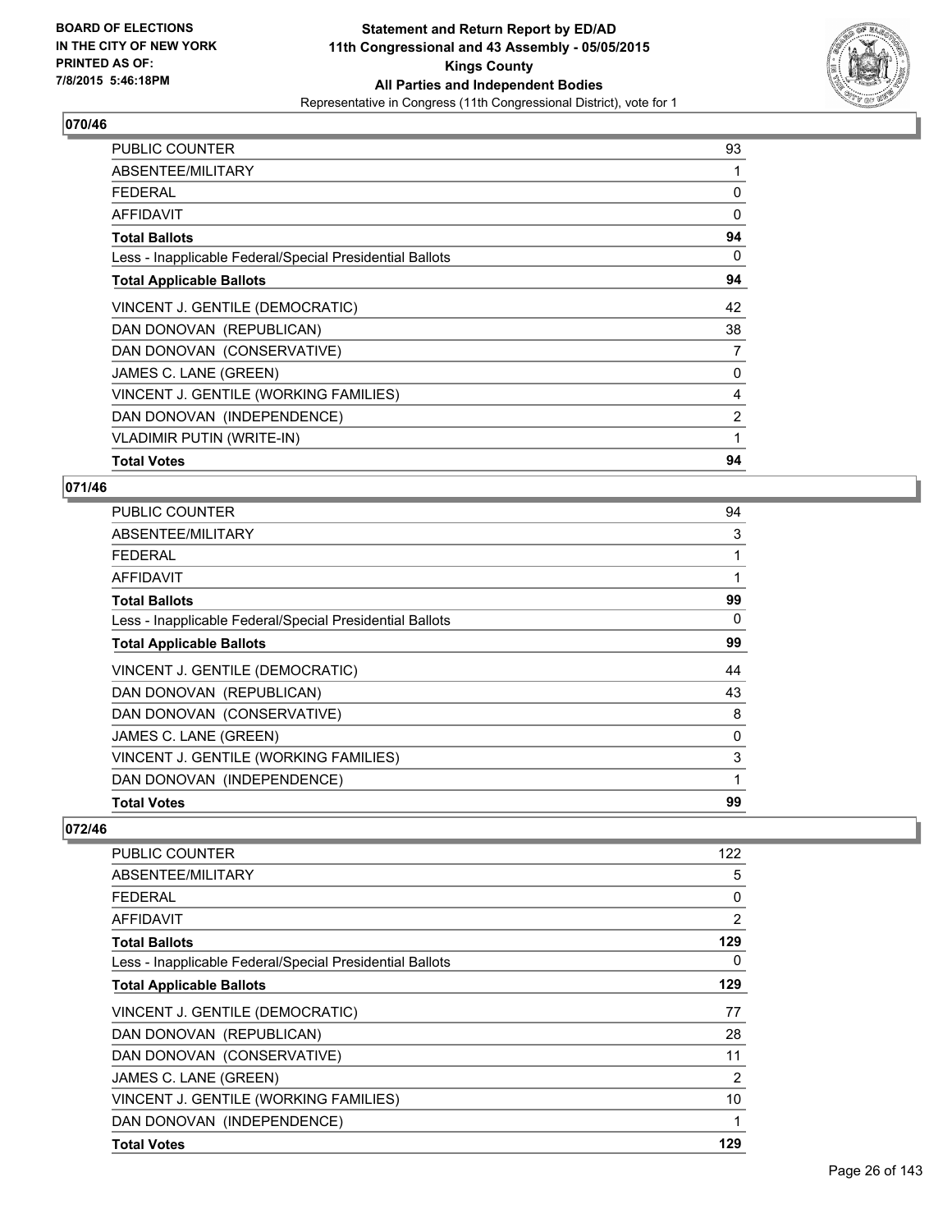**BOARD OF ELECTIONS IN THE CITY OF NEW YORK PRINTED AS OF: 7/8/2015 5:46:18PM**

**Statement and Return Report by ED/AD 11th Congressional and 43 Assembly - 05/05/2015 Kings County All Parties and Independent Bodies**

Representative in Congress (11th Congressional District), vote for 1

### 070/46

| | |
|---|---|
| PUBLIC COUNTER | 93 |
| ABSENTEE/MILITARY | 1 |
| FEDERAL | 0 |
| AFFIDAVIT | 0 |
| **Total Ballots** | **94** |
| Less - Inapplicable Federal/Special Presidential Ballots | 0 |
| **Total Applicable Ballots** | **94** |
| VINCENT J. GENTILE (DEMOCRATIC) | 42 |
| DAN DONOVAN (REPUBLICAN) | 38 |
| DAN DONOVAN (CONSERVATIVE) | 7 |
| JAMES C. LANE (GREEN) | 0 |
| VINCENT J. GENTILE (WORKING FAMILIES) | 4 |
| DAN DONOVAN (INDEPENDENCE) | 2 |
| VLADIMIR PUTIN (WRITE-IN) | 1 |
| **Total Votes** | **94** |

### 071/46

| | |
|---|---|
| PUBLIC COUNTER | 94 |
| ABSENTEE/MILITARY | 3 |
| FEDERAL | 1 |
| AFFIDAVIT | 1 |
| **Total Ballots** | **99** |
| Less - Inapplicable Federal/Special Presidential Ballots | 0 |
| **Total Applicable Ballots** | **99** |
| VINCENT J. GENTILE (DEMOCRATIC) | 44 |
| DAN DONOVAN (REPUBLICAN) | 43 |
| DAN DONOVAN (CONSERVATIVE) | 8 |
| JAMES C. LANE (GREEN) | 0 |
| VINCENT J. GENTILE (WORKING FAMILIES) | 3 |
| DAN DONOVAN (INDEPENDENCE) | 1 |
| **Total Votes** | **99** |

### 072/46

| | |
|---|---|
| PUBLIC COUNTER | 122 |
| ABSENTEE/MILITARY | 5 |
| FEDERAL | 0 |
| AFFIDAVIT | 2 |
| **Total Ballots** | **129** |
| Less - Inapplicable Federal/Special Presidential Ballots | 0 |
| **Total Applicable Ballots** | **129** |
| VINCENT J. GENTILE (DEMOCRATIC) | 77 |
| DAN DONOVAN (REPUBLICAN) | 28 |
| DAN DONOVAN (CONSERVATIVE) | 11 |
| JAMES C. LANE (GREEN) | 2 |
| VINCENT J. GENTILE (WORKING FAMILIES) | 10 |
| DAN DONOVAN (INDEPENDENCE) | 1 |
| **Total Votes** | **129** |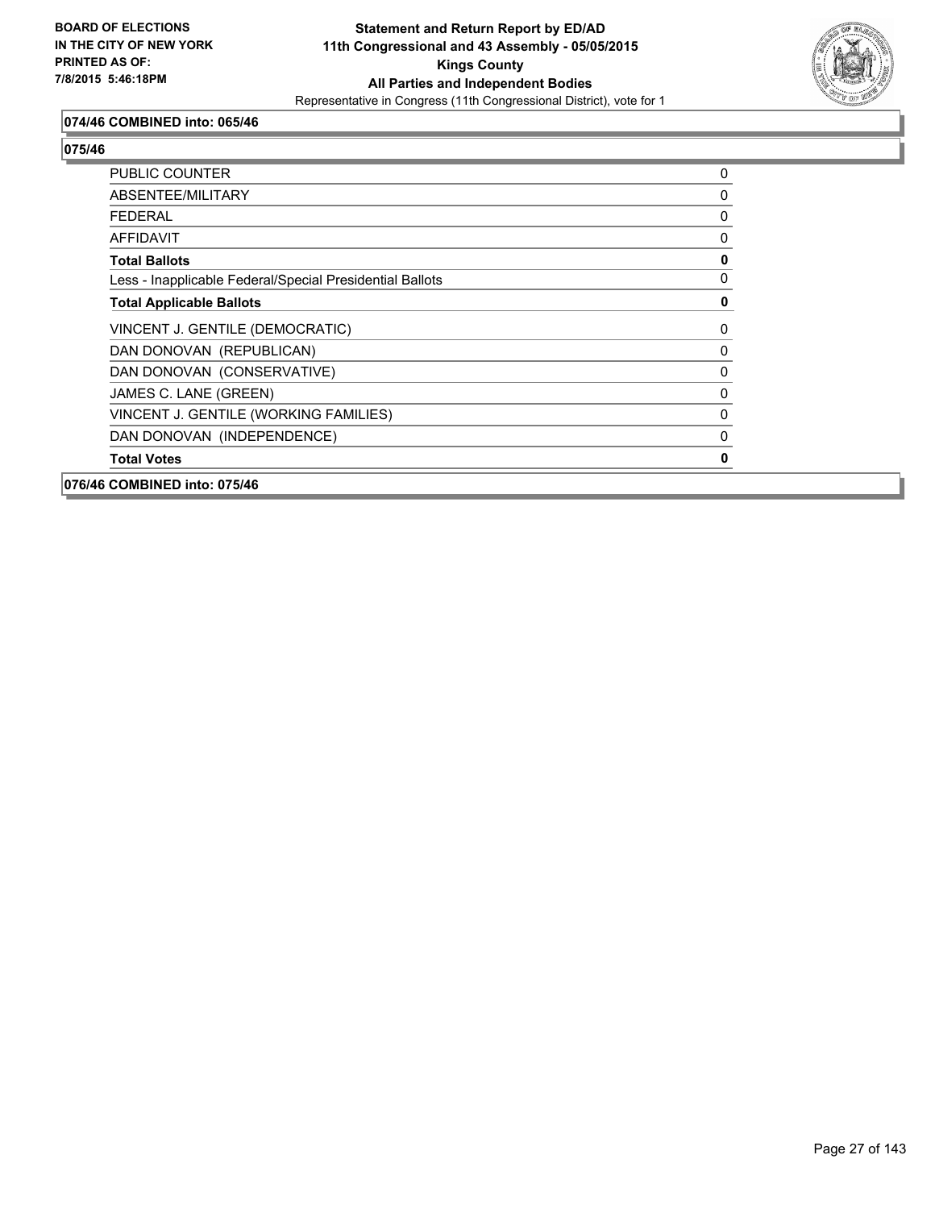**074/46 COMBINED into: 065/46**

**075/46**

| | |
|---|---|
| PUBLIC COUNTER | 0 |
| ABSENTEE/MILITARY | 0 |
| FEDERAL | 0 |
| AFFIDAVIT | 0 |
| **Total Ballots** | **0** |
| Less - Inapplicable Federal/Special Presidential Ballots | 0 |
| **Total Applicable Ballots** | **0** |
| VINCENT J. GENTILE (DEMOCRATIC) | 0 |
| DAN DONOVAN (REPUBLICAN) | 0 |
| DAN DONOVAN (CONSERVATIVE) | 0 |
| JAMES C. LANE (GREEN) | 0 |
| VINCENT J. GENTILE (WORKING FAMILIES) | 0 |
| DAN DONOVAN (INDEPENDENCE) | 0 |
| **Total Votes** | **0** |

**076/46 COMBINED into: 075/46**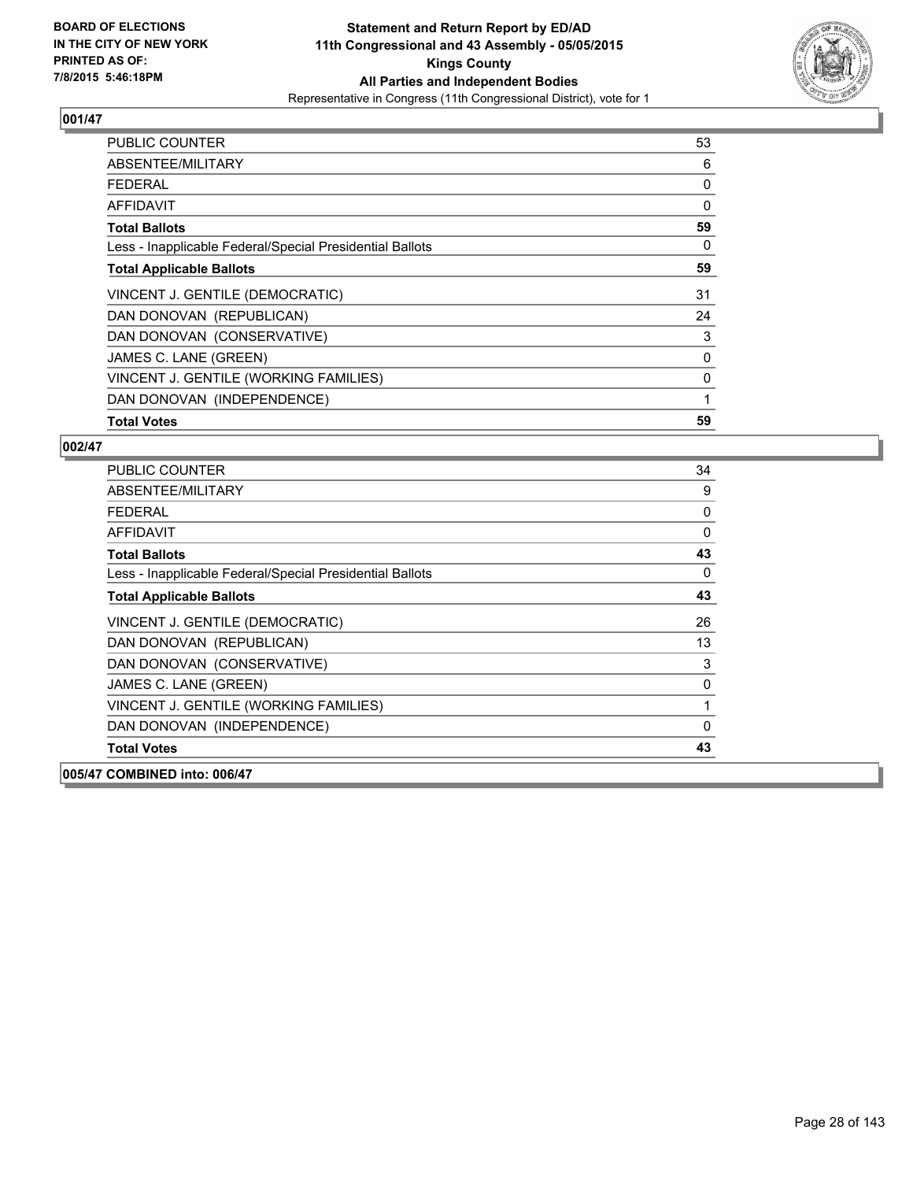**BOARD OF ELECTIONS IN THE CITY OF NEW YORK PRINTED AS OF: 7/8/2015 5:46:18PM**

**Statement and Return Report by ED/AD 11th Congressional and 43 Assembly - 05/05/2015 Kings County All Parties and Independent Bodies**

Representative in Congress (11th Congressional District), vote for 1

**001/47**

| | |
|---|---|
| PUBLIC COUNTER | 53 |
| ABSENTEE/MILITARY | 6 |
| FEDERAL | 0 |
| AFFIDAVIT | 0 |
| **Total Ballots** | **59** |
| Less - Inapplicable Federal/Special Presidential Ballots | 0 |
| **Total Applicable Ballots** | **59** |
| VINCENT J. GENTILE (DEMOCRATIC) | 31 |
| DAN DONOVAN (REPUBLICAN) | 24 |
| DAN DONOVAN (CONSERVATIVE) | 3 |
| JAMES C. LANE (GREEN) | 0 |
| VINCENT J. GENTILE (WORKING FAMILIES) | 0 |
| DAN DONOVAN (INDEPENDENCE) | 1 |
| **Total Votes** | **59** |

**002/47**

| | |
|---|---|
| PUBLIC COUNTER | 34 |
| ABSENTEE/MILITARY | 9 |
| FEDERAL | 0 |
| AFFIDAVIT | 0 |
| **Total Ballots** | **43** |
| Less - Inapplicable Federal/Special Presidential Ballots | 0 |
| **Total Applicable Ballots** | **43** |
| VINCENT J. GENTILE (DEMOCRATIC) | 26 |
| DAN DONOVAN (REPUBLICAN) | 13 |
| DAN DONOVAN (CONSERVATIVE) | 3 |
| JAMES C. LANE (GREEN) | 0 |
| VINCENT J. GENTILE (WORKING FAMILIES) | 1 |
| DAN DONOVAN (INDEPENDENCE) | 0 |
| **Total Votes** | **43** |

**005/47 COMBINED into: 006/47**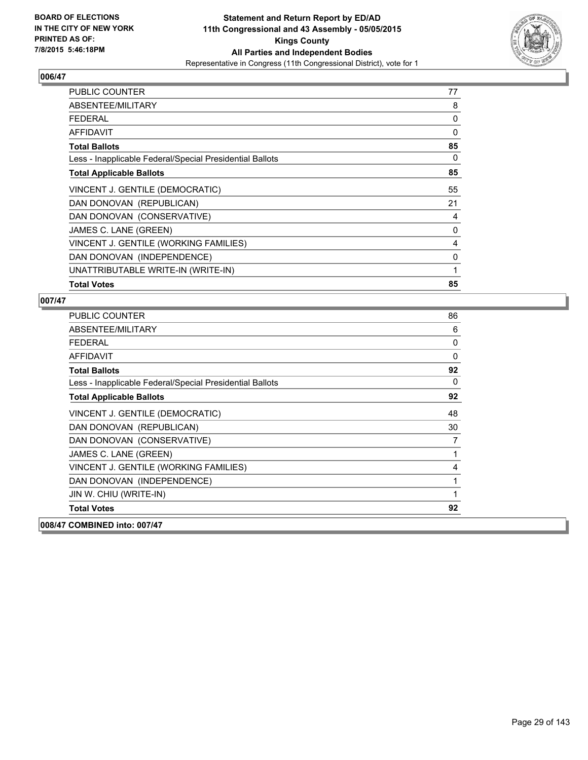**BOARD OF ELECTIONS IN THE CITY OF NEW YORK PRINTED AS OF: 7/8/2015 5:46:18PM**

# Statement and Return Report by ED/AD
## 11th Congressional and 43 Assembly - 05/05/2015
## Kings County
## All Parties and Independent Bodies
Representative in Congress (11th Congressional District), vote for 1

### 006/47

| | |
|---|---|
| PUBLIC COUNTER | 77 |
| ABSENTEE/MILITARY | 8 |
| FEDERAL | 0 |
| AFFIDAVIT | 0 |
| **Total Ballots** | **85** |
| Less - Inapplicable Federal/Special Presidential Ballots | 0 |
| **Total Applicable Ballots** | **85** |
| VINCENT J. GENTILE (DEMOCRATIC) | 55 |
| DAN DONOVAN (REPUBLICAN) | 21 |
| DAN DONOVAN (CONSERVATIVE) | 4 |
| JAMES C. LANE (GREEN) | 0 |
| VINCENT J. GENTILE (WORKING FAMILIES) | 4 |
| DAN DONOVAN (INDEPENDENCE) | 0 |
| UNATTRIBUTABLE WRITE-IN (WRITE-IN) | 1 |
| **Total Votes** | **85** |

### 007/47

| | |
|---|---|
| PUBLIC COUNTER | 86 |
| ABSENTEE/MILITARY | 6 |
| FEDERAL | 0 |
| AFFIDAVIT | 0 |
| **Total Ballots** | **92** |
| Less - Inapplicable Federal/Special Presidential Ballots | 0 |
| **Total Applicable Ballots** | **92** |
| VINCENT J. GENTILE (DEMOCRATIC) | 48 |
| DAN DONOVAN (REPUBLICAN) | 30 |
| DAN DONOVAN (CONSERVATIVE) | 7 |
| JAMES C. LANE (GREEN) | 1 |
| VINCENT J. GENTILE (WORKING FAMILIES) | 4 |
| DAN DONOVAN (INDEPENDENCE) | 1 |
| JIN W. CHIU (WRITE-IN) | 1 |
| **Total Votes** | **92** |

### 008/47 COMBINED into: 007/47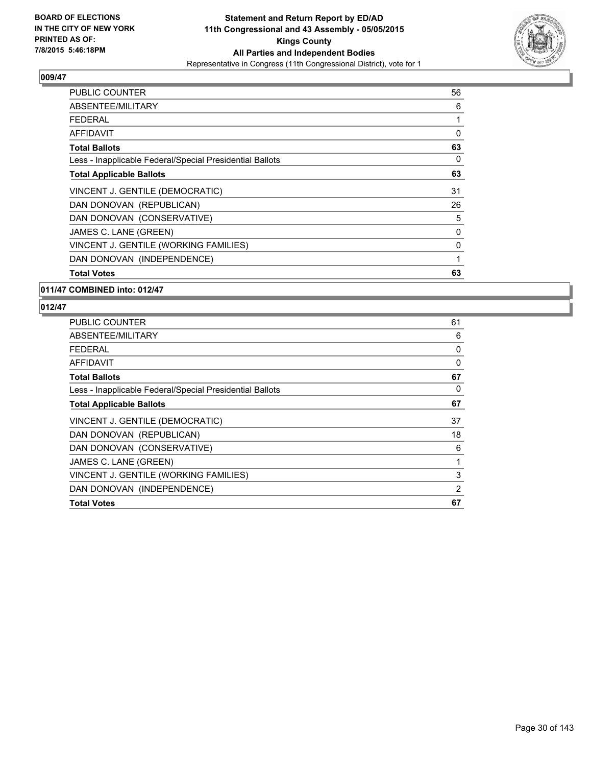**BOARD OF ELECTIONS IN THE CITY OF NEW YORK PRINTED AS OF: 7/8/2015 5:46:18PM**

# Statement and Return Report by ED/AD
## 11th Congressional and 43 Assembly - 05/05/2015
## Kings County
## All Parties and Independent Bodies
Representative in Congress (11th Congressional District), vote for 1

### 009/47

| | |
|---|---|
| PUBLIC COUNTER | 56 |
| ABSENTEE/MILITARY | 6 |
| FEDERAL | 1 |
| AFFIDAVIT | 0 |
| **Total Ballots** | **63** |
| Less - Inapplicable Federal/Special Presidential Ballots | 0 |
| **Total Applicable Ballots** | **63** |
| VINCENT J. GENTILE (DEMOCRATIC) | 31 |
| DAN DONOVAN (REPUBLICAN) | 26 |
| DAN DONOVAN (CONSERVATIVE) | 5 |
| JAMES C. LANE (GREEN) | 0 |
| VINCENT J. GENTILE (WORKING FAMILIES) | 0 |
| DAN DONOVAN (INDEPENDENCE) | 1 |
| **Total Votes** | **63** |

### 011/47 COMBINED into: 012/47

### 012/47

| | |
|---|---|
| PUBLIC COUNTER | 61 |
| ABSENTEE/MILITARY | 6 |
| FEDERAL | 0 |
| AFFIDAVIT | 0 |
| **Total Ballots** | **67** |
| Less - Inapplicable Federal/Special Presidential Ballots | 0 |
| **Total Applicable Ballots** | **67** |
| VINCENT J. GENTILE (DEMOCRATIC) | 37 |
| DAN DONOVAN (REPUBLICAN) | 18 |
| DAN DONOVAN (CONSERVATIVE) | 6 |
| JAMES C. LANE (GREEN) | 1 |
| VINCENT J. GENTILE (WORKING FAMILIES) | 3 |
| DAN DONOVAN (INDEPENDENCE) | 2 |
| **Total Votes** | **67** |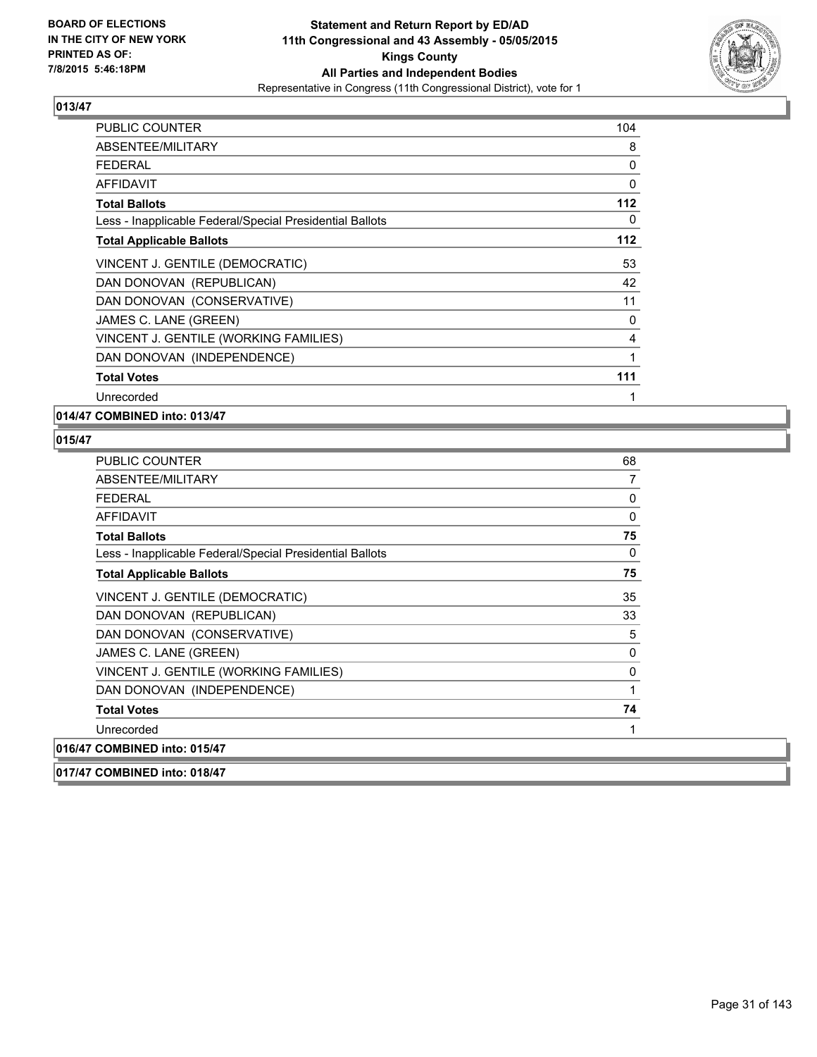**BOARD OF ELECTIONS IN THE CITY OF NEW YORK PRINTED AS OF: 7/8/2015 5:46:18PM**

**Statement and Return Report by ED/AD**
**11th Congressional and 43 Assembly - 05/05/2015**
**Kings County**
**All Parties and Independent Bodies**
Representative in Congress (11th Congressional District), vote for 1

**013/47**

| | |
|---|---|
| PUBLIC COUNTER | 104 |
| ABSENTEE/MILITARY | 8 |
| FEDERAL | 0 |
| AFFIDAVIT | 0 |
| **Total Ballots** | **112** |
| Less - Inapplicable Federal/Special Presidential Ballots | 0 |
| **Total Applicable Ballots** | **112** |
| VINCENT J. GENTILE (DEMOCRATIC) | 53 |
| DAN DONOVAN (REPUBLICAN) | 42 |
| DAN DONOVAN (CONSERVATIVE) | 11 |
| JAMES C. LANE (GREEN) | 0 |
| VINCENT J. GENTILE (WORKING FAMILIES) | 4 |
| DAN DONOVAN (INDEPENDENCE) | 1 |
| **Total Votes** | **111** |
| Unrecorded | 1 |

**014/47 COMBINED into: 013/47**

**015/47**

| | |
|---|---|
| PUBLIC COUNTER | 68 |
| ABSENTEE/MILITARY | 7 |
| FEDERAL | 0 |
| AFFIDAVIT | 0 |
| **Total Ballots** | **75** |
| Less - Inapplicable Federal/Special Presidential Ballots | 0 |
| **Total Applicable Ballots** | **75** |
| VINCENT J. GENTILE (DEMOCRATIC) | 35 |
| DAN DONOVAN (REPUBLICAN) | 33 |
| DAN DONOVAN (CONSERVATIVE) | 5 |
| JAMES C. LANE (GREEN) | 0 |
| VINCENT J. GENTILE (WORKING FAMILIES) | 0 |
| DAN DONOVAN (INDEPENDENCE) | 1 |
| **Total Votes** | **74** |
| Unrecorded | 1 |

**016/47 COMBINED into: 015/47**

**017/47 COMBINED into: 018/47**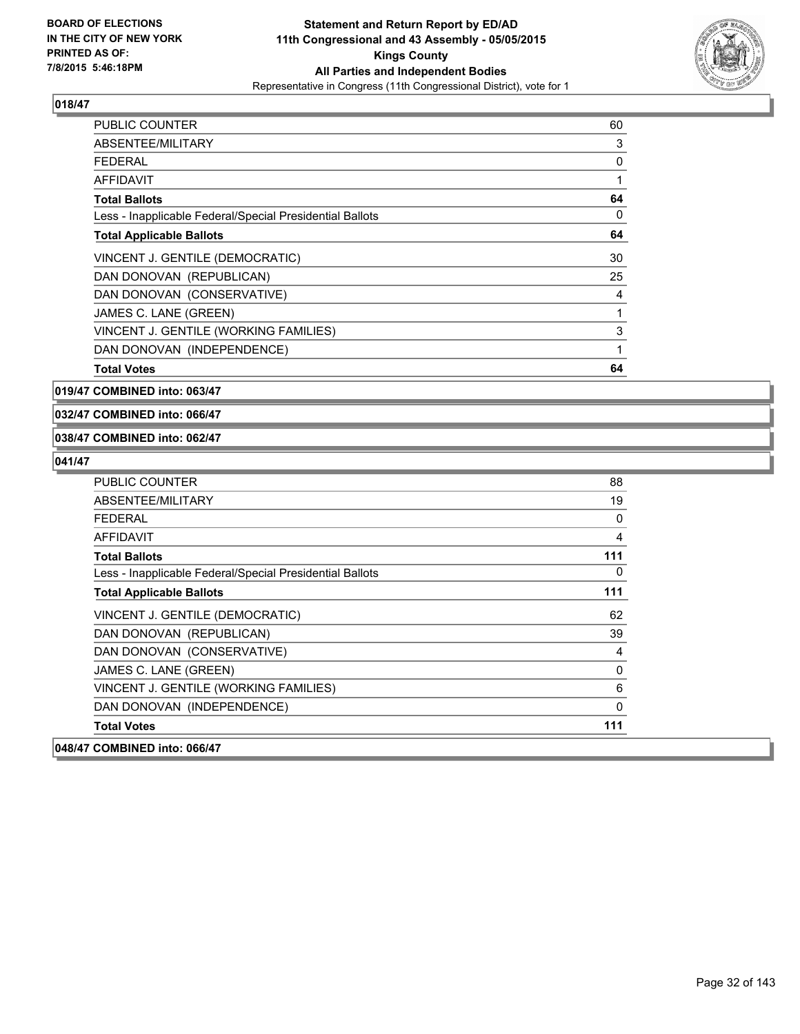**Statement and Return Report by ED/AD**
**11th Congressional and 43 Assembly - 05/05/2015**
**Kings County**
**All Parties and Independent Bodies**
Representative in Congress (11th Congressional District), vote for 1

BOARD OF ELECTIONS
IN THE CITY OF NEW YORK
PRINTED AS OF:
7/8/2015 5:46:18PM

### 018/47

| | |
|---|---|
| PUBLIC COUNTER | 60 |
| ABSENTEE/MILITARY | 3 |
| FEDERAL | 0 |
| AFFIDAVIT | 1 |
| **Total Ballots** | **64** |
| Less - Inapplicable Federal/Special Presidential Ballots | 0 |
| **Total Applicable Ballots** | **64** |
| VINCENT J. GENTILE (DEMOCRATIC) | 30 |
| DAN DONOVAN (REPUBLICAN) | 25 |
| DAN DONOVAN (CONSERVATIVE) | 4 |
| JAMES C. LANE (GREEN) | 1 |
| VINCENT J. GENTILE (WORKING FAMILIES) | 3 |
| DAN DONOVAN (INDEPENDENCE) | 1 |
| **Total Votes** | **64** |

### 019/47 COMBINED into: 063/47

### 032/47 COMBINED into: 066/47

### 038/47 COMBINED into: 062/47

### 041/47

| | |
|---|---|
| PUBLIC COUNTER | 88 |
| ABSENTEE/MILITARY | 19 |
| FEDERAL | 0 |
| AFFIDAVIT | 4 |
| **Total Ballots** | **111** |
| Less - Inapplicable Federal/Special Presidential Ballots | 0 |
| **Total Applicable Ballots** | **111** |
| VINCENT J. GENTILE (DEMOCRATIC) | 62 |
| DAN DONOVAN (REPUBLICAN) | 39 |
| DAN DONOVAN (CONSERVATIVE) | 4 |
| JAMES C. LANE (GREEN) | 0 |
| VINCENT J. GENTILE (WORKING FAMILIES) | 6 |
| DAN DONOVAN (INDEPENDENCE) | 0 |
| **Total Votes** | **111** |

### 048/47 COMBINED into: 066/47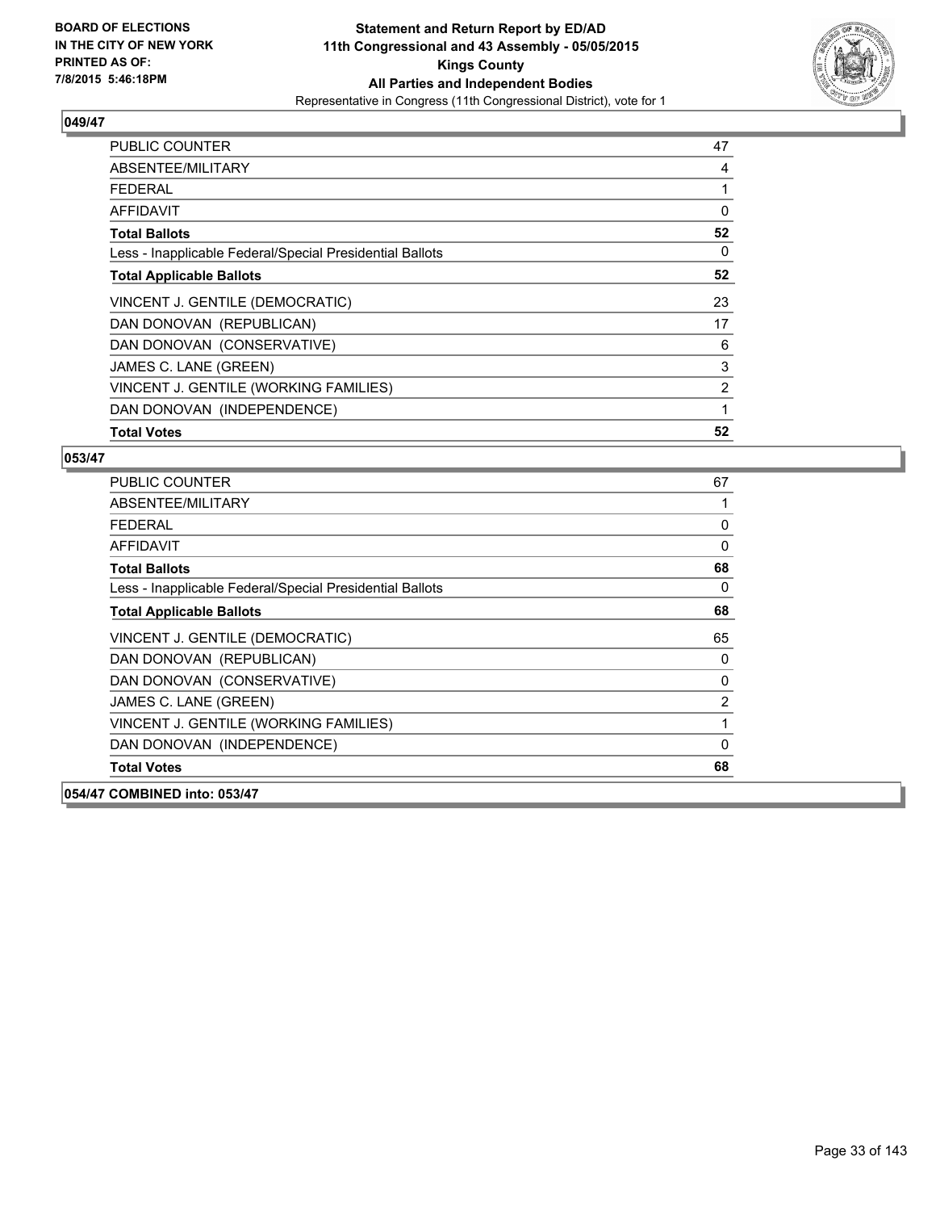**BOARD OF ELECTIONS IN THE CITY OF NEW YORK PRINTED AS OF: 7/8/2015 5:46:18PM**

**Statement and Return Report by ED/AD 11th Congressional and 43 Assembly - 05/05/2015 Kings County All Parties and Independent Bodies**

Representative in Congress (11th Congressional District), vote for 1

## 049/47

| | |
|---|---|
| PUBLIC COUNTER | 47 |
| ABSENTEE/MILITARY | 4 |
| FEDERAL | 1 |
| AFFIDAVIT | 0 |
| **Total Ballots** | **52** |
| Less - Inapplicable Federal/Special Presidential Ballots | 0 |
| **Total Applicable Ballots** | **52** |
| VINCENT J. GENTILE (DEMOCRATIC) | 23 |
| DAN DONOVAN (REPUBLICAN) | 17 |
| DAN DONOVAN (CONSERVATIVE) | 6 |
| JAMES C. LANE (GREEN) | 3 |
| VINCENT J. GENTILE (WORKING FAMILIES) | 2 |
| DAN DONOVAN (INDEPENDENCE) | 1 |
| **Total Votes** | **52** |

## 053/47

| | |
|---|---|
| PUBLIC COUNTER | 67 |
| ABSENTEE/MILITARY | 1 |
| FEDERAL | 0 |
| AFFIDAVIT | 0 |
| **Total Ballots** | **68** |
| Less - Inapplicable Federal/Special Presidential Ballots | 0 |
| **Total Applicable Ballots** | **68** |
| VINCENT J. GENTILE (DEMOCRATIC) | 65 |
| DAN DONOVAN (REPUBLICAN) | 0 |
| DAN DONOVAN (CONSERVATIVE) | 0 |
| JAMES C. LANE (GREEN) | 2 |
| VINCENT J. GENTILE (WORKING FAMILIES) | 1 |
| DAN DONOVAN (INDEPENDENCE) | 0 |
| **Total Votes** | **68** |

**054/47 COMBINED into: 053/47**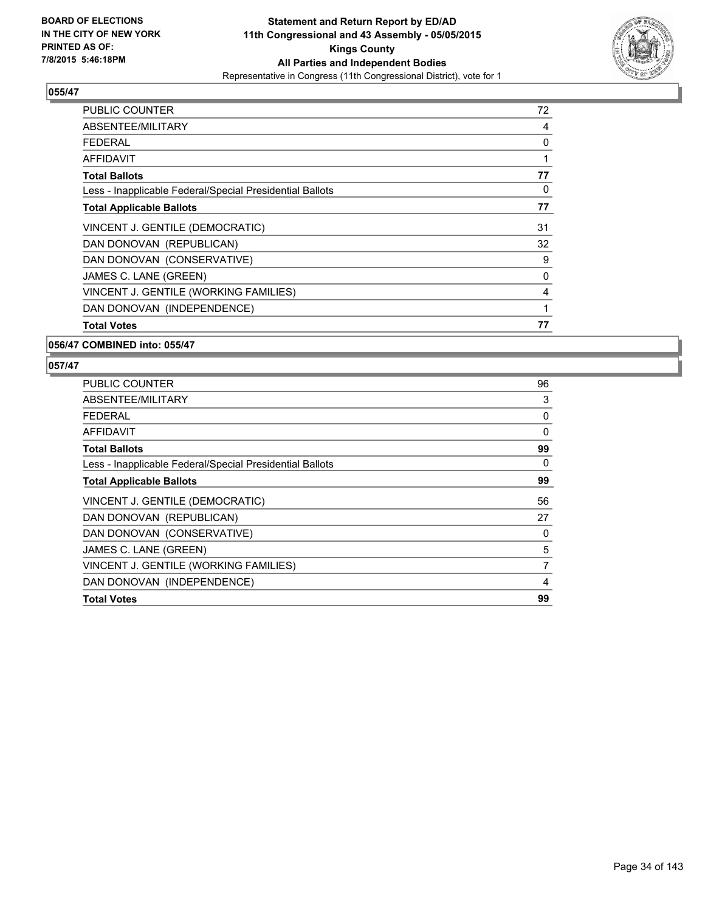**BOARD OF ELECTIONS IN THE CITY OF NEW YORK PRINTED AS OF: 7/8/2015 5:46:18PM**

**Statement and Return Report by ED/AD 11th Congressional and 43 Assembly - 05/05/2015 Kings County All Parties and Independent Bodies**

Representative in Congress (11th Congressional District), vote for 1

### 055/47

| | |
|---|---|
| PUBLIC COUNTER | 72 |
| ABSENTEE/MILITARY | 4 |
| FEDERAL | 0 |
| AFFIDAVIT | 1 |
| **Total Ballots** | **77** |
| Less - Inapplicable Federal/Special Presidential Ballots | 0 |
| **Total Applicable Ballots** | **77** |
| VINCENT J. GENTILE (DEMOCRATIC) | 31 |
| DAN DONOVAN (REPUBLICAN) | 32 |
| DAN DONOVAN (CONSERVATIVE) | 9 |
| JAMES C. LANE (GREEN) | 0 |
| VINCENT J. GENTILE (WORKING FAMILIES) | 4 |
| DAN DONOVAN (INDEPENDENCE) | 1 |
| **Total Votes** | **77** |

### 056/47 COMBINED into: 055/47

### 057/47

| | |
|---|---|
| PUBLIC COUNTER | 96 |
| ABSENTEE/MILITARY | 3 |
| FEDERAL | 0 |
| AFFIDAVIT | 0 |
| **Total Ballots** | **99** |
| Less - Inapplicable Federal/Special Presidential Ballots | 0 |
| **Total Applicable Ballots** | **99** |
| VINCENT J. GENTILE (DEMOCRATIC) | 56 |
| DAN DONOVAN (REPUBLICAN) | 27 |
| DAN DONOVAN (CONSERVATIVE) | 0 |
| JAMES C. LANE (GREEN) | 5 |
| VINCENT J. GENTILE (WORKING FAMILIES) | 7 |
| DAN DONOVAN (INDEPENDENCE) | 4 |
| **Total Votes** | **99** |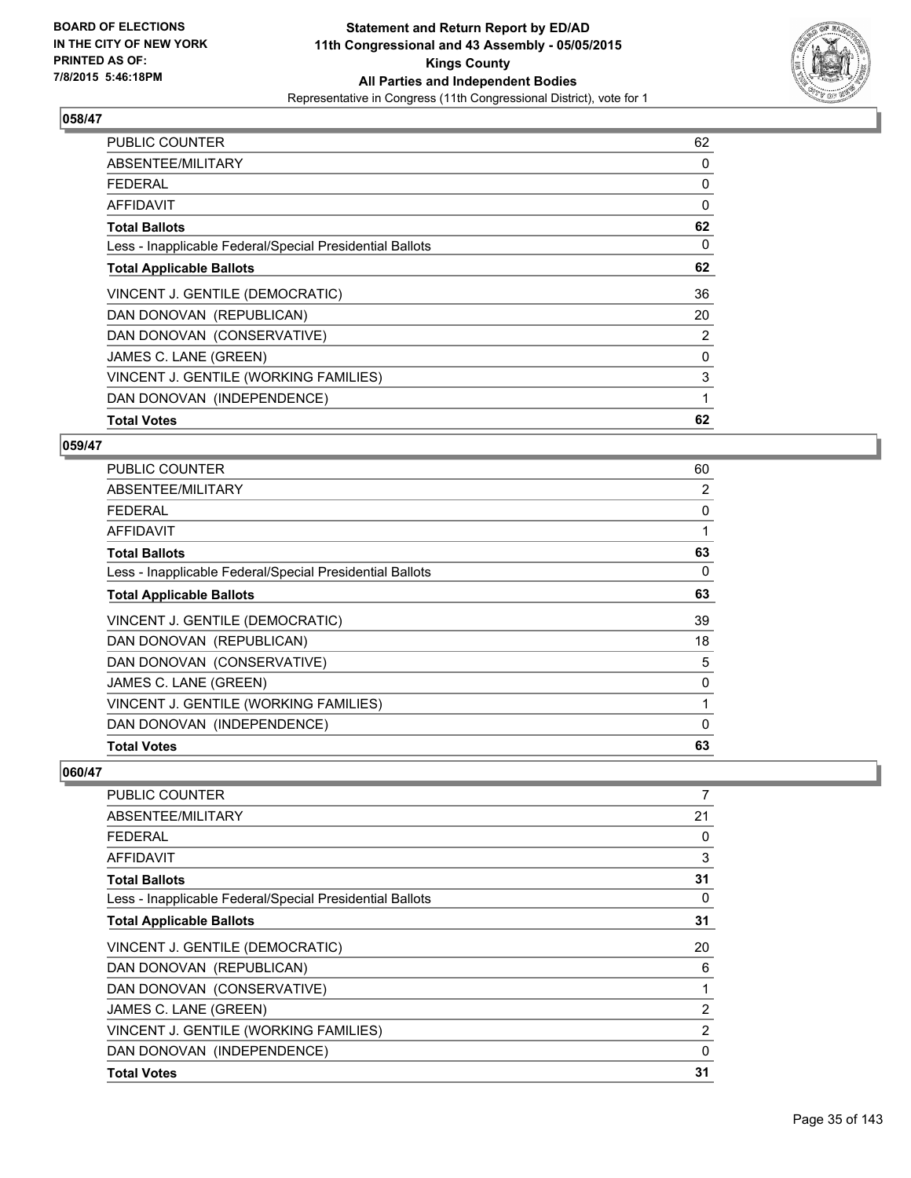## 058/47

| | |
|---|---|
| PUBLIC COUNTER | 62 |
| ABSENTEE/MILITARY | 0 |
| FEDERAL | 0 |
| AFFIDAVIT | 0 |
| **Total Ballots** | **62** |
| Less - Inapplicable Federal/Special Presidential Ballots | 0 |
| **Total Applicable Ballots** | **62** |
| VINCENT J. GENTILE (DEMOCRATIC) | 36 |
| DAN DONOVAN (REPUBLICAN) | 20 |
| DAN DONOVAN (CONSERVATIVE) | 2 |
| JAMES C. LANE (GREEN) | 0 |
| VINCENT J. GENTILE (WORKING FAMILIES) | 3 |
| DAN DONOVAN (INDEPENDENCE) | 1 |
| **Total Votes** | **62** |

## 059/47

| | |
|---|---|
| PUBLIC COUNTER | 60 |
| ABSENTEE/MILITARY | 2 |
| FEDERAL | 0 |
| AFFIDAVIT | 1 |
| **Total Ballots** | **63** |
| Less - Inapplicable Federal/Special Presidential Ballots | 0 |
| **Total Applicable Ballots** | **63** |
| VINCENT J. GENTILE (DEMOCRATIC) | 39 |
| DAN DONOVAN (REPUBLICAN) | 18 |
| DAN DONOVAN (CONSERVATIVE) | 5 |
| JAMES C. LANE (GREEN) | 0 |
| VINCENT J. GENTILE (WORKING FAMILIES) | 1 |
| DAN DONOVAN (INDEPENDENCE) | 0 |
| **Total Votes** | **63** |

## 060/47

| | |
|---|---|
| PUBLIC COUNTER | 7 |
| ABSENTEE/MILITARY | 21 |
| FEDERAL | 0 |
| AFFIDAVIT | 3 |
| **Total Ballots** | **31** |
| Less - Inapplicable Federal/Special Presidential Ballots | 0 |
| **Total Applicable Ballots** | **31** |
| VINCENT J. GENTILE (DEMOCRATIC) | 20 |
| DAN DONOVAN (REPUBLICAN) | 6 |
| DAN DONOVAN (CONSERVATIVE) | 1 |
| JAMES C. LANE (GREEN) | 2 |
| VINCENT J. GENTILE (WORKING FAMILIES) | 2 |
| DAN DONOVAN (INDEPENDENCE) | 0 |
| **Total Votes** | **31** |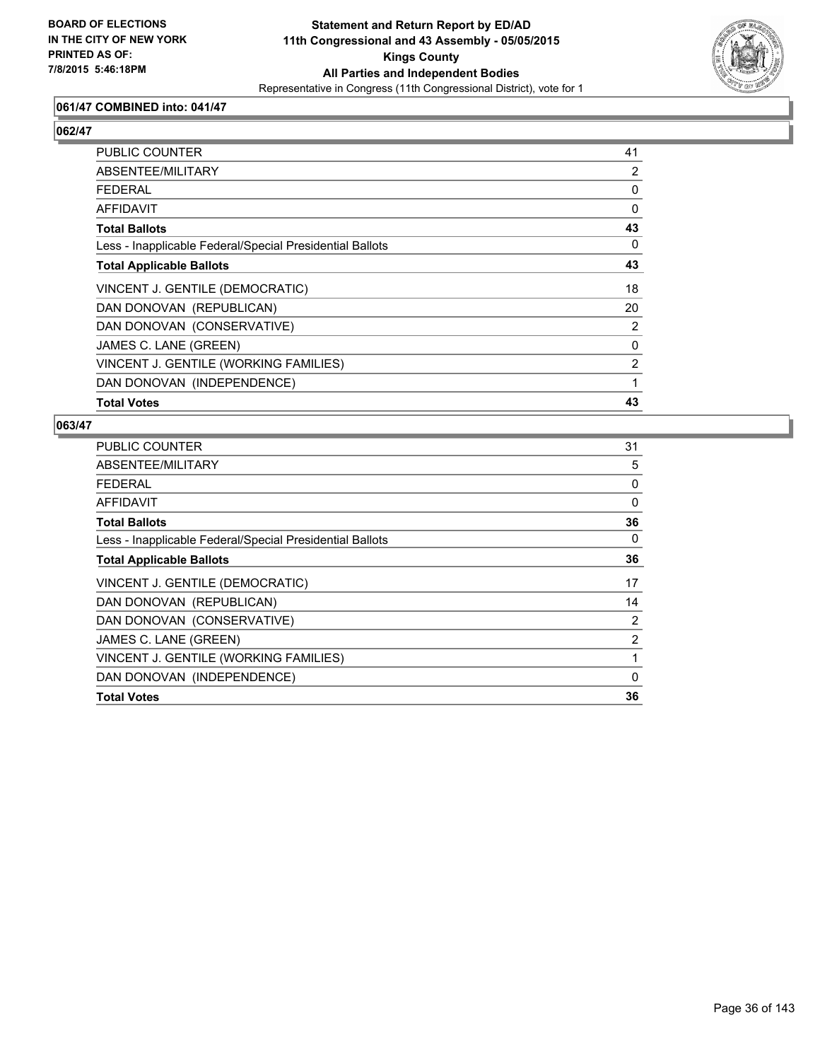**BOARD OF ELECTIONS IN THE CITY OF NEW YORK PRINTED AS OF: 7/8/2015 5:46:18PM**

**Statement and Return Report by ED/AD**
**11th Congressional and 43 Assembly - 05/05/2015**
**Kings County**
**All Parties and Independent Bodies**
Representative in Congress (11th Congressional District), vote for 1

### 061/47 COMBINED into: 041/47

### 062/47

| | |
|---|---|
| PUBLIC COUNTER | 41 |
| ABSENTEE/MILITARY | 2 |
| FEDERAL | 0 |
| AFFIDAVIT | 0 |
| **Total Ballots** | **43** |
| Less - Inapplicable Federal/Special Presidential Ballots | 0 |
| **Total Applicable Ballots** | **43** |
| VINCENT J. GENTILE (DEMOCRATIC) | 18 |
| DAN DONOVAN (REPUBLICAN) | 20 |
| DAN DONOVAN (CONSERVATIVE) | 2 |
| JAMES C. LANE (GREEN) | 0 |
| VINCENT J. GENTILE (WORKING FAMILIES) | 2 |
| DAN DONOVAN (INDEPENDENCE) | 1 |
| **Total Votes** | **43** |

### 063/47

| | |
|---|---|
| PUBLIC COUNTER | 31 |
| ABSENTEE/MILITARY | 5 |
| FEDERAL | 0 |
| AFFIDAVIT | 0 |
| **Total Ballots** | **36** |
| Less - Inapplicable Federal/Special Presidential Ballots | 0 |
| **Total Applicable Ballots** | **36** |
| VINCENT J. GENTILE (DEMOCRATIC) | 17 |
| DAN DONOVAN (REPUBLICAN) | 14 |
| DAN DONOVAN (CONSERVATIVE) | 2 |
| JAMES C. LANE (GREEN) | 2 |
| VINCENT J. GENTILE (WORKING FAMILIES) | 1 |
| DAN DONOVAN (INDEPENDENCE) | 0 |
| **Total Votes** | **36** |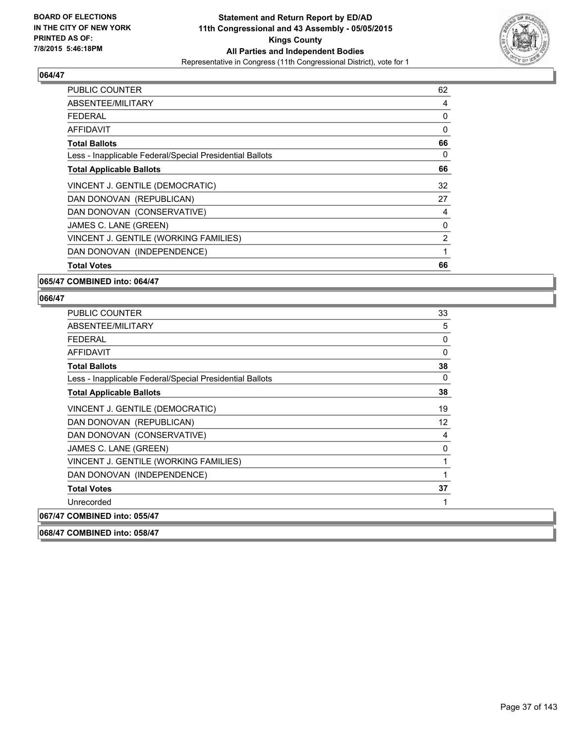**Statement and Return Report by ED/AD**
**11th Congressional and 43 Assembly - 05/05/2015**
**Kings County**
**All Parties and Independent Bodies**
Representative in Congress (11th Congressional District), vote for 1

BOARD OF ELECTIONS IN THE CITY OF NEW YORK PRINTED AS OF: 7/8/2015 5:46:18PM

**064/47**

| | |
|---|---|
| PUBLIC COUNTER | 62 |
| ABSENTEE/MILITARY | 4 |
| FEDERAL | 0 |
| AFFIDAVIT | 0 |
| **Total Ballots** | **66** |
| Less - Inapplicable Federal/Special Presidential Ballots | 0 |
| **Total Applicable Ballots** | **66** |
| VINCENT J. GENTILE (DEMOCRATIC) | 32 |
| DAN DONOVAN (REPUBLICAN) | 27 |
| DAN DONOVAN (CONSERVATIVE) | 4 |
| JAMES C. LANE (GREEN) | 0 |
| VINCENT J. GENTILE (WORKING FAMILIES) | 2 |
| DAN DONOVAN (INDEPENDENCE) | 1 |
| **Total Votes** | **66** |

**065/47 COMBINED into: 064/47**

**066/47**

| | |
|---|---|
| PUBLIC COUNTER | 33 |
| ABSENTEE/MILITARY | 5 |
| FEDERAL | 0 |
| AFFIDAVIT | 0 |
| **Total Ballots** | **38** |
| Less - Inapplicable Federal/Special Presidential Ballots | 0 |
| **Total Applicable Ballots** | **38** |
| VINCENT J. GENTILE (DEMOCRATIC) | 19 |
| DAN DONOVAN (REPUBLICAN) | 12 |
| DAN DONOVAN (CONSERVATIVE) | 4 |
| JAMES C. LANE (GREEN) | 0 |
| VINCENT J. GENTILE (WORKING FAMILIES) | 1 |
| DAN DONOVAN (INDEPENDENCE) | 1 |
| **Total Votes** | **37** |
| Unrecorded | 1 |

**067/47 COMBINED into: 055/47**

**068/47 COMBINED into: 058/47**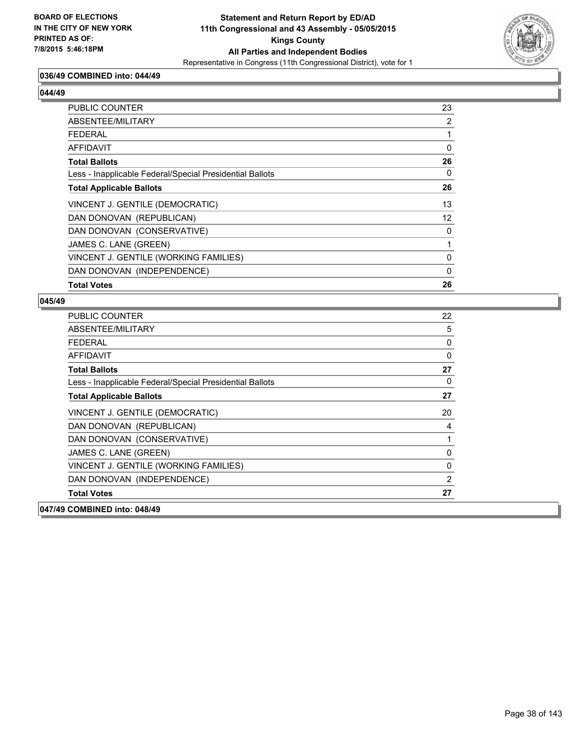**Statement and Return Report by ED/AD**
**11th Congressional and 43 Assembly - 05/05/2015**
**Kings County**
**All Parties and Independent Bodies**
Representative in Congress (11th Congressional District), vote for 1

BOARD OF ELECTIONS
IN THE CITY OF NEW YORK
PRINTED AS OF:
7/8/2015 5:46:18PM

**036/49 COMBINED into: 044/49**

**044/49**

| | |
|---|---|
| PUBLIC COUNTER | 23 |
| ABSENTEE/MILITARY | 2 |
| FEDERAL | 1 |
| AFFIDAVIT | 0 |
| **Total Ballots** | **26** |
| Less - Inapplicable Federal/Special Presidential Ballots | 0 |
| **Total Applicable Ballots** | **26** |
| VINCENT J. GENTILE (DEMOCRATIC) | 13 |
| DAN DONOVAN (REPUBLICAN) | 12 |
| DAN DONOVAN (CONSERVATIVE) | 0 |
| JAMES C. LANE (GREEN) | 1 |
| VINCENT J. GENTILE (WORKING FAMILIES) | 0 |
| DAN DONOVAN (INDEPENDENCE) | 0 |
| **Total Votes** | **26** |

**045/49**

| | |
|---|---|
| PUBLIC COUNTER | 22 |
| ABSENTEE/MILITARY | 5 |
| FEDERAL | 0 |
| AFFIDAVIT | 0 |
| **Total Ballots** | **27** |
| Less - Inapplicable Federal/Special Presidential Ballots | 0 |
| **Total Applicable Ballots** | **27** |
| VINCENT J. GENTILE (DEMOCRATIC) | 20 |
| DAN DONOVAN (REPUBLICAN) | 4 |
| DAN DONOVAN (CONSERVATIVE) | 1 |
| JAMES C. LANE (GREEN) | 0 |
| VINCENT J. GENTILE (WORKING FAMILIES) | 0 |
| DAN DONOVAN (INDEPENDENCE) | 2 |
| **Total Votes** | **27** |

**047/49 COMBINED into: 048/49**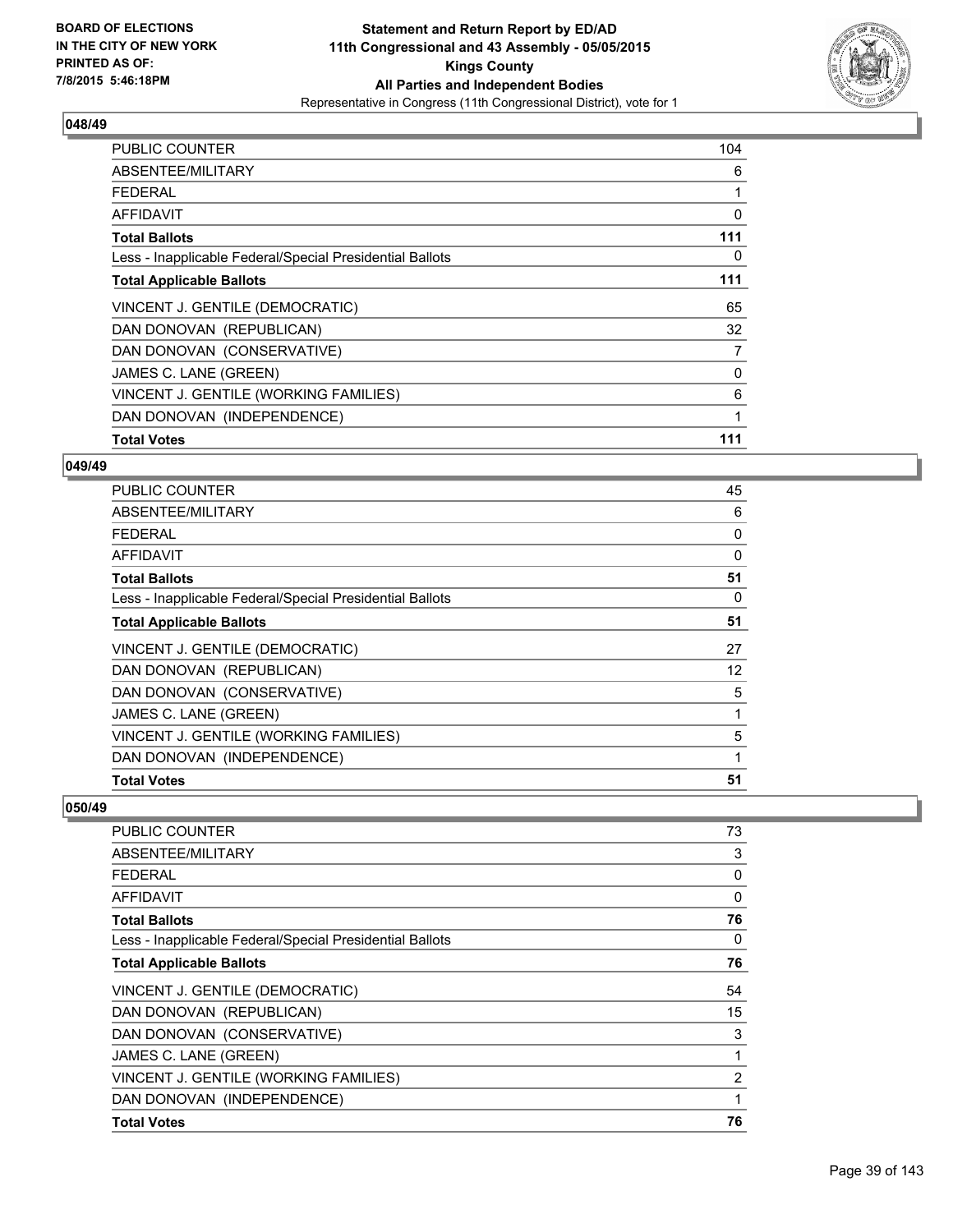**BOARD OF ELECTIONS IN THE CITY OF NEW YORK PRINTED AS OF: 7/8/2015 5:46:18PM**

# Statement and Return Report by ED/AD
## 11th Congressional and 43 Assembly - 05/05/2015
## Kings County
## All Parties and Independent Bodies
Representative in Congress (11th Congressional District), vote for 1

### 048/49

| | |
|---|---|
| PUBLIC COUNTER | 104 |
| ABSENTEE/MILITARY | 6 |
| FEDERAL | 1 |
| AFFIDAVIT | 0 |
| **Total Ballots** | **111** |
| Less - Inapplicable Federal/Special Presidential Ballots | 0 |
| **Total Applicable Ballots** | **111** |
| VINCENT J. GENTILE (DEMOCRATIC) | 65 |
| DAN DONOVAN (REPUBLICAN) | 32 |
| DAN DONOVAN (CONSERVATIVE) | 7 |
| JAMES C. LANE (GREEN) | 0 |
| VINCENT J. GENTILE (WORKING FAMILIES) | 6 |
| DAN DONOVAN (INDEPENDENCE) | 1 |
| **Total Votes** | **111** |

### 049/49

| | |
|---|---|
| PUBLIC COUNTER | 45 |
| ABSENTEE/MILITARY | 6 |
| FEDERAL | 0 |
| AFFIDAVIT | 0 |
| **Total Ballots** | **51** |
| Less - Inapplicable Federal/Special Presidential Ballots | 0 |
| **Total Applicable Ballots** | **51** |
| VINCENT J. GENTILE (DEMOCRATIC) | 27 |
| DAN DONOVAN (REPUBLICAN) | 12 |
| DAN DONOVAN (CONSERVATIVE) | 5 |
| JAMES C. LANE (GREEN) | 1 |
| VINCENT J. GENTILE (WORKING FAMILIES) | 5 |
| DAN DONOVAN (INDEPENDENCE) | 1 |
| **Total Votes** | **51** |

### 050/49

| | |
|---|---|
| PUBLIC COUNTER | 73 |
| ABSENTEE/MILITARY | 3 |
| FEDERAL | 0 |
| AFFIDAVIT | 0 |
| **Total Ballots** | **76** |
| Less - Inapplicable Federal/Special Presidential Ballots | 0 |
| **Total Applicable Ballots** | **76** |
| VINCENT J. GENTILE (DEMOCRATIC) | 54 |
| DAN DONOVAN (REPUBLICAN) | 15 |
| DAN DONOVAN (CONSERVATIVE) | 3 |
| JAMES C. LANE (GREEN) | 1 |
| VINCENT J. GENTILE (WORKING FAMILIES) | 2 |
| DAN DONOVAN (INDEPENDENCE) | 1 |
| **Total Votes** | **76** |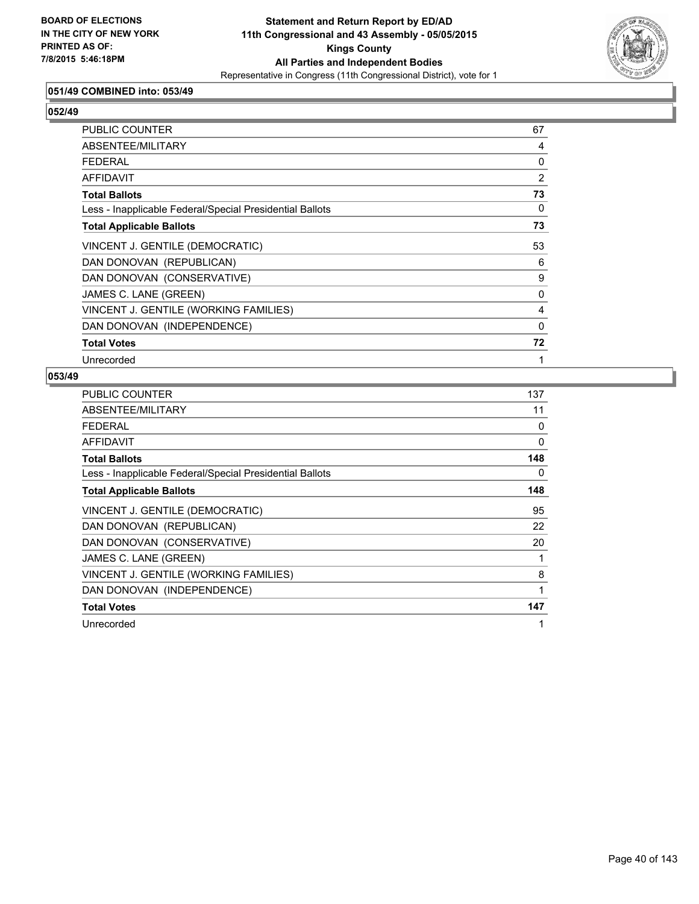BOARD OF ELECTIONS
IN THE CITY OF NEW YORK
PRINTED AS OF:
7/8/2015 5:46:18PM

**Statement and Return Report by ED/AD**
**11th Congressional and 43 Assembly - 05/05/2015**
**Kings County**
**All Parties and Independent Bodies**
Representative in Congress (11th Congressional District), vote for 1

### 051/49 COMBINED into: 053/49

### 052/49

| | |
|---|---|
| PUBLIC COUNTER | 67 |
| ABSENTEE/MILITARY | 4 |
| FEDERAL | 0 |
| AFFIDAVIT | 2 |
| **Total Ballots** | **73** |
| Less - Inapplicable Federal/Special Presidential Ballots | 0 |
| **Total Applicable Ballots** | **73** |
| VINCENT J. GENTILE (DEMOCRATIC) | 53 |
| DAN DONOVAN (REPUBLICAN) | 6 |
| DAN DONOVAN (CONSERVATIVE) | 9 |
| JAMES C. LANE (GREEN) | 0 |
| VINCENT J. GENTILE (WORKING FAMILIES) | 4 |
| DAN DONOVAN (INDEPENDENCE) | 0 |
| **Total Votes** | **72** |
| Unrecorded | 1 |

### 053/49

| | |
|---|---|
| PUBLIC COUNTER | 137 |
| ABSENTEE/MILITARY | 11 |
| FEDERAL | 0 |
| AFFIDAVIT | 0 |
| **Total Ballots** | **148** |
| Less - Inapplicable Federal/Special Presidential Ballots | 0 |
| **Total Applicable Ballots** | **148** |
| VINCENT J. GENTILE (DEMOCRATIC) | 95 |
| DAN DONOVAN (REPUBLICAN) | 22 |
| DAN DONOVAN (CONSERVATIVE) | 20 |
| JAMES C. LANE (GREEN) | 1 |
| VINCENT J. GENTILE (WORKING FAMILIES) | 8 |
| DAN DONOVAN (INDEPENDENCE) | 1 |
| **Total Votes** | **147** |
| Unrecorded | 1 |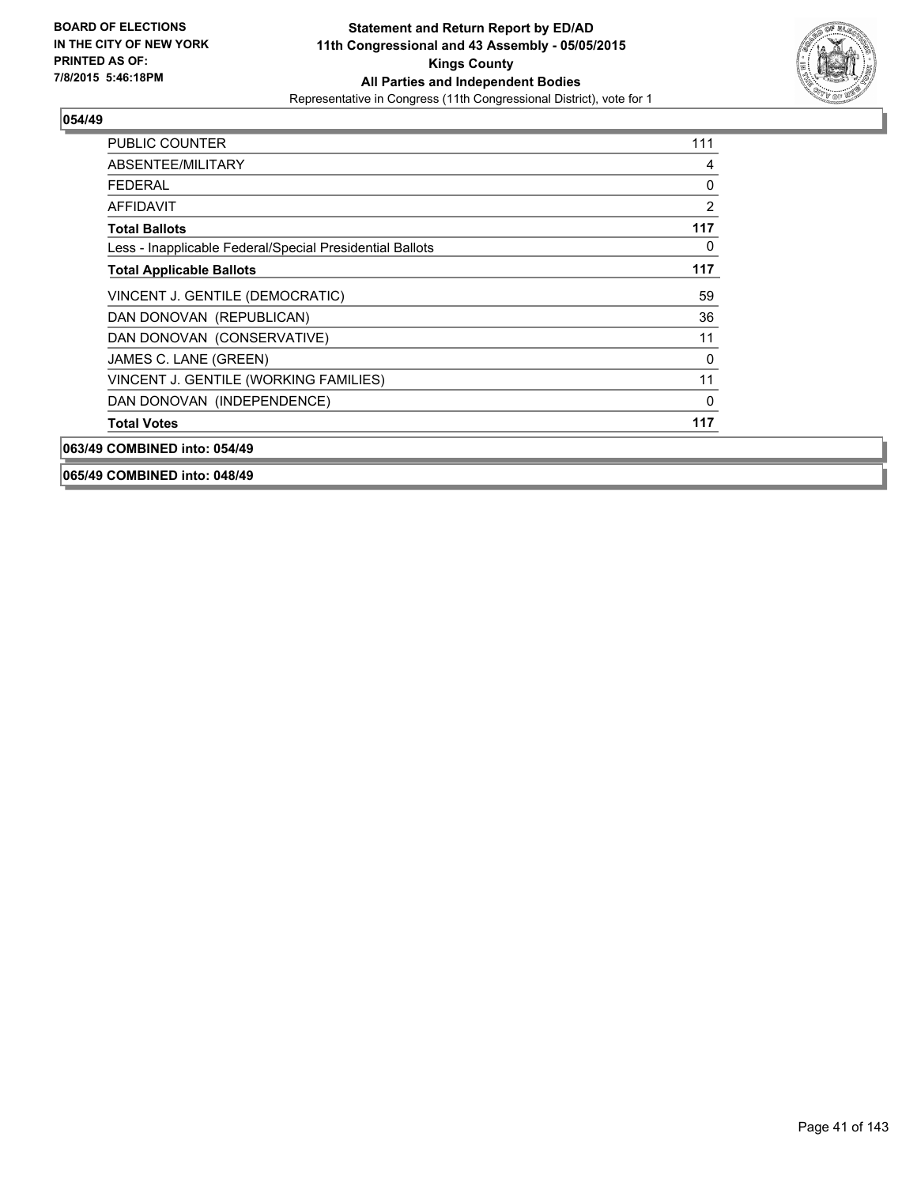**BOARD OF ELECTIONS IN THE CITY OF NEW YORK PRINTED AS OF: 7/8/2015 5:46:18PM**

**Statement and Return Report by ED/AD 11th Congressional and 43 Assembly - 05/05/2015 Kings County All Parties and Independent Bodies**

Representative in Congress (11th Congressional District), vote for 1

**054/49**

| | |
|---|---|
| PUBLIC COUNTER | 111 |
| ABSENTEE/MILITARY | 4 |
| FEDERAL | 0 |
| AFFIDAVIT | 2 |
| **Total Ballots** | **117** |
| Less - Inapplicable Federal/Special Presidential Ballots | 0 |
| **Total Applicable Ballots** | **117** |
| VINCENT J. GENTILE (DEMOCRATIC) | 59 |
| DAN DONOVAN (REPUBLICAN) | 36 |
| DAN DONOVAN (CONSERVATIVE) | 11 |
| JAMES C. LANE (GREEN) | 0 |
| VINCENT J. GENTILE (WORKING FAMILIES) | 11 |
| DAN DONOVAN (INDEPENDENCE) | 0 |
| **Total Votes** | **117** |

**063/49 COMBINED into: 054/49**

**065/49 COMBINED into: 048/49**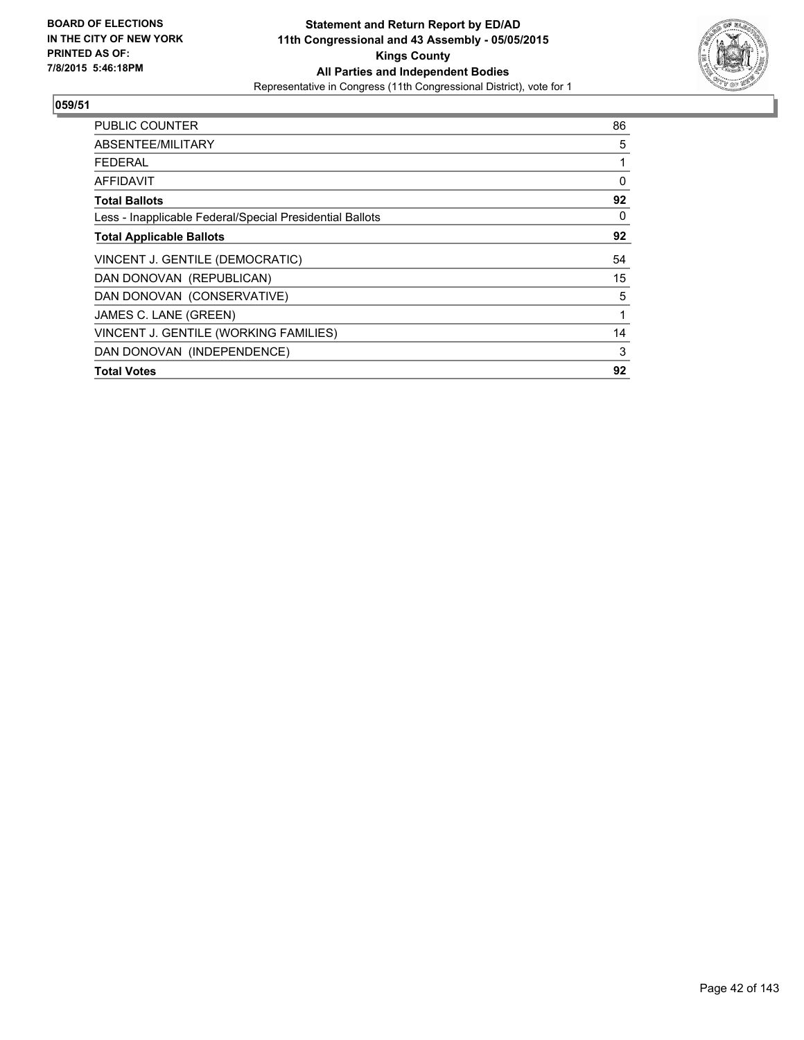**BOARD OF ELECTIONS IN THE CITY OF NEW YORK PRINTED AS OF: 7/8/2015 5:46:18PM**

**Statement and Return Report by ED/AD**
**11th Congressional and 43 Assembly - 05/05/2015**
**Kings County**
**All Parties and Independent Bodies**
Representative in Congress (11th Congressional District), vote for 1

**059/51**

| | |
|---|---|
| PUBLIC COUNTER | 86 |
| ABSENTEE/MILITARY | 5 |
| FEDERAL | 1 |
| AFFIDAVIT | 0 |
| **Total Ballots** | **92** |
| Less - Inapplicable Federal/Special Presidential Ballots | 0 |
| **Total Applicable Ballots** | **92** |
| VINCENT J. GENTILE (DEMOCRATIC) | 54 |
| DAN DONOVAN (REPUBLICAN) | 15 |
| DAN DONOVAN (CONSERVATIVE) | 5 |
| JAMES C. LANE (GREEN) | 1 |
| VINCENT J. GENTILE (WORKING FAMILIES) | 14 |
| DAN DONOVAN (INDEPENDENCE) | 3 |
| **Total Votes** | **92** |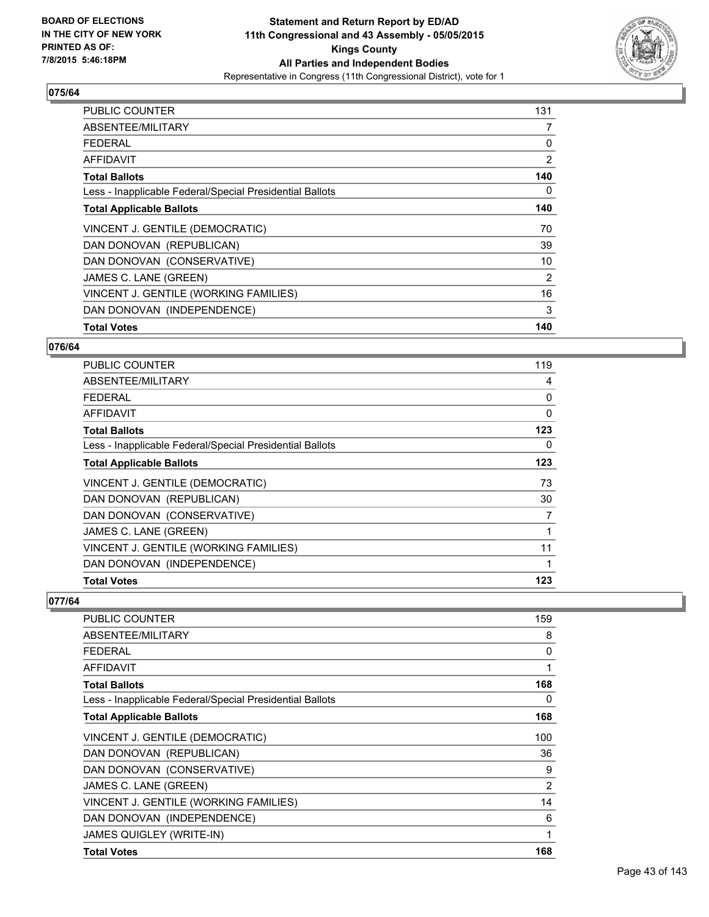BOARD OF ELECTIONS
IN THE CITY OF NEW YORK
PRINTED AS OF:
7/8/2015 5:46:18PM

**Statement and Return Report by ED/AD**
**11th Congressional and 43 Assembly - 05/05/2015**
**Kings County**
**All Parties and Independent Bodies**
Representative in Congress (11th Congressional District), vote for 1

## 075/64

| | |
|---|---|
| PUBLIC COUNTER | 131 |
| ABSENTEE/MILITARY | 7 |
| FEDERAL | 0 |
| AFFIDAVIT | 2 |
| **Total Ballots** | **140** |
| Less - Inapplicable Federal/Special Presidential Ballots | 0 |
| **Total Applicable Ballots** | **140** |
| VINCENT J. GENTILE (DEMOCRATIC) | 70 |
| DAN DONOVAN (REPUBLICAN) | 39 |
| DAN DONOVAN (CONSERVATIVE) | 10 |
| JAMES C. LANE (GREEN) | 2 |
| VINCENT J. GENTILE (WORKING FAMILIES) | 16 |
| DAN DONOVAN (INDEPENDENCE) | 3 |
| **Total Votes** | **140** |

## 076/64

| | |
|---|---|
| PUBLIC COUNTER | 119 |
| ABSENTEE/MILITARY | 4 |
| FEDERAL | 0 |
| AFFIDAVIT | 0 |
| **Total Ballots** | **123** |
| Less - Inapplicable Federal/Special Presidential Ballots | 0 |
| **Total Applicable Ballots** | **123** |
| VINCENT J. GENTILE (DEMOCRATIC) | 73 |
| DAN DONOVAN (REPUBLICAN) | 30 |
| DAN DONOVAN (CONSERVATIVE) | 7 |
| JAMES C. LANE (GREEN) | 1 |
| VINCENT J. GENTILE (WORKING FAMILIES) | 11 |
| DAN DONOVAN (INDEPENDENCE) | 1 |
| **Total Votes** | **123** |

## 077/64

| | |
|---|---|
| PUBLIC COUNTER | 159 |
| ABSENTEE/MILITARY | 8 |
| FEDERAL | 0 |
| AFFIDAVIT | 1 |
| **Total Ballots** | **168** |
| Less - Inapplicable Federal/Special Presidential Ballots | 0 |
| **Total Applicable Ballots** | **168** |
| VINCENT J. GENTILE (DEMOCRATIC) | 100 |
| DAN DONOVAN (REPUBLICAN) | 36 |
| DAN DONOVAN (CONSERVATIVE) | 9 |
| JAMES C. LANE (GREEN) | 2 |
| VINCENT J. GENTILE (WORKING FAMILIES) | 14 |
| DAN DONOVAN (INDEPENDENCE) | 6 |
| JAMES QUIGLEY (WRITE-IN) | 1 |
| **Total Votes** | **168** |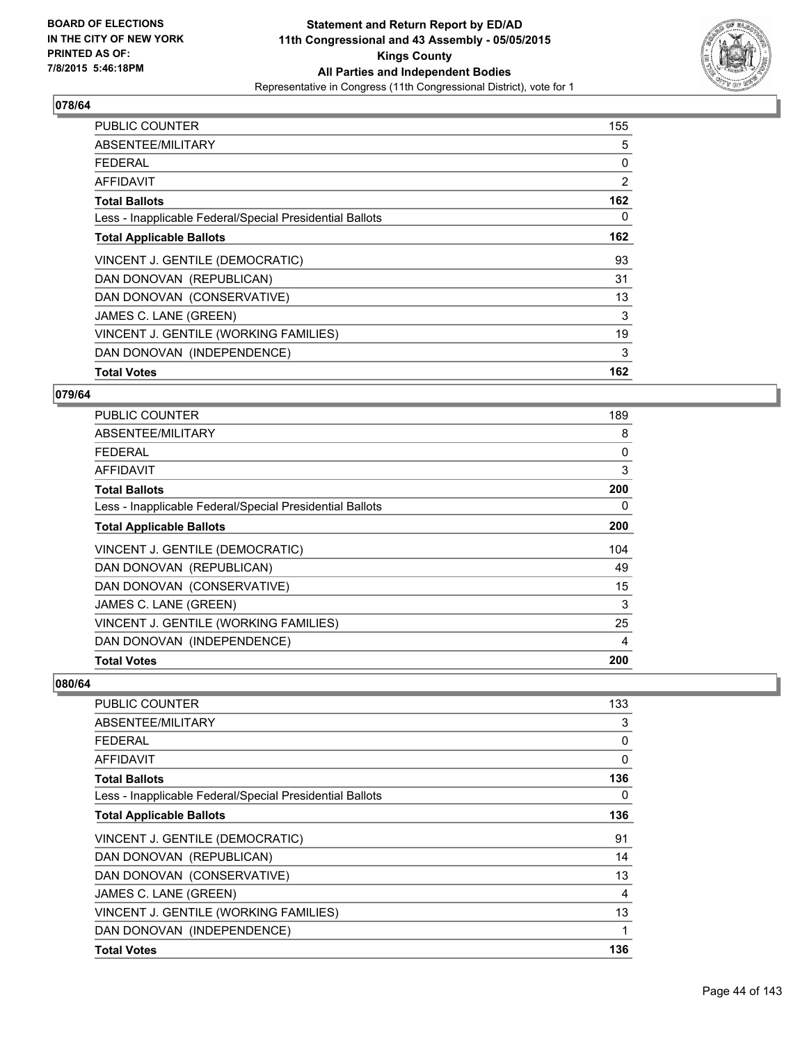**Statement and Return Report by ED/AD**
**11th Congressional and 43 Assembly - 05/05/2015**
**Kings County**
**All Parties and Independent Bodies**
Representative in Congress (11th Congressional District), vote for 1

BOARD OF ELECTIONS IN THE CITY OF NEW YORK PRINTED AS OF: 7/8/2015 5:46:18PM

### 078/64

| | |
|---|---|
| PUBLIC COUNTER | 155 |
| ABSENTEE/MILITARY | 5 |
| FEDERAL | 0 |
| AFFIDAVIT | 2 |
| **Total Ballots** | **162** |
| Less - Inapplicable Federal/Special Presidential Ballots | 0 |
| **Total Applicable Ballots** | **162** |
| VINCENT J. GENTILE (DEMOCRATIC) | 93 |
| DAN DONOVAN (REPUBLICAN) | 31 |
| DAN DONOVAN (CONSERVATIVE) | 13 |
| JAMES C. LANE (GREEN) | 3 |
| VINCENT J. GENTILE (WORKING FAMILIES) | 19 |
| DAN DONOVAN (INDEPENDENCE) | 3 |
| **Total Votes** | **162** |

### 079/64

| | |
|---|---|
| PUBLIC COUNTER | 189 |
| ABSENTEE/MILITARY | 8 |
| FEDERAL | 0 |
| AFFIDAVIT | 3 |
| **Total Ballots** | **200** |
| Less - Inapplicable Federal/Special Presidential Ballots | 0 |
| **Total Applicable Ballots** | **200** |
| VINCENT J. GENTILE (DEMOCRATIC) | 104 |
| DAN DONOVAN (REPUBLICAN) | 49 |
| DAN DONOVAN (CONSERVATIVE) | 15 |
| JAMES C. LANE (GREEN) | 3 |
| VINCENT J. GENTILE (WORKING FAMILIES) | 25 |
| DAN DONOVAN (INDEPENDENCE) | 4 |
| **Total Votes** | **200** |

### 080/64

| | |
|---|---|
| PUBLIC COUNTER | 133 |
| ABSENTEE/MILITARY | 3 |
| FEDERAL | 0 |
| AFFIDAVIT | 0 |
| **Total Ballots** | **136** |
| Less - Inapplicable Federal/Special Presidential Ballots | 0 |
| **Total Applicable Ballots** | **136** |
| VINCENT J. GENTILE (DEMOCRATIC) | 91 |
| DAN DONOVAN (REPUBLICAN) | 14 |
| DAN DONOVAN (CONSERVATIVE) | 13 |
| JAMES C. LANE (GREEN) | 4 |
| VINCENT J. GENTILE (WORKING FAMILIES) | 13 |
| DAN DONOVAN (INDEPENDENCE) | 1 |
| **Total Votes** | **136** |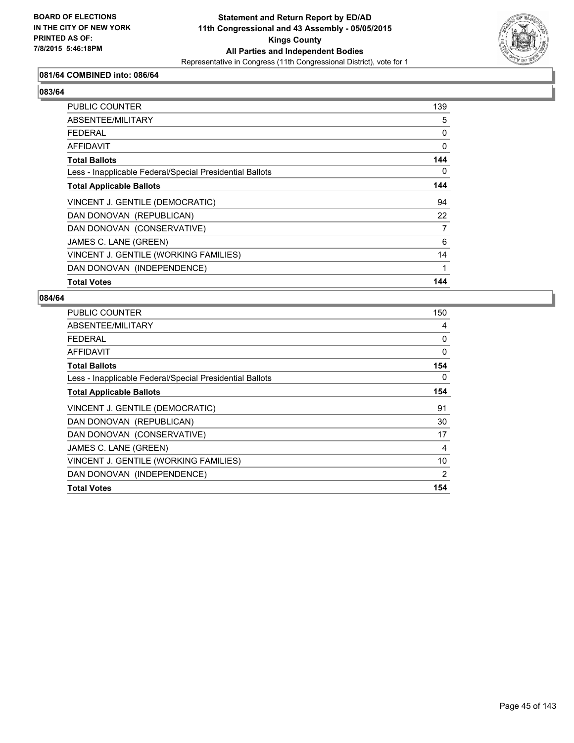BOARD OF ELECTIONS
IN THE CITY OF NEW YORK
PRINTED AS OF:
7/8/2015 5:46:18PM

**Statement and Return Report by ED/AD**
**11th Congressional and 43 Assembly - 05/05/2015**
**Kings County**
**All Parties and Independent Bodies**
Representative in Congress (11th Congressional District), vote for 1

### 081/64 COMBINED into: 086/64

### 083/64

| | |
|---|---|
| PUBLIC COUNTER | 139 |
| ABSENTEE/MILITARY | 5 |
| FEDERAL | 0 |
| AFFIDAVIT | 0 |
| **Total Ballots** | **144** |
| Less - Inapplicable Federal/Special Presidential Ballots | 0 |
| **Total Applicable Ballots** | **144** |
| VINCENT J. GENTILE (DEMOCRATIC) | 94 |
| DAN DONOVAN (REPUBLICAN) | 22 |
| DAN DONOVAN (CONSERVATIVE) | 7 |
| JAMES C. LANE (GREEN) | 6 |
| VINCENT J. GENTILE (WORKING FAMILIES) | 14 |
| DAN DONOVAN (INDEPENDENCE) | 1 |
| **Total Votes** | **144** |

### 084/64

| | |
|---|---|
| PUBLIC COUNTER | 150 |
| ABSENTEE/MILITARY | 4 |
| FEDERAL | 0 |
| AFFIDAVIT | 0 |
| **Total Ballots** | **154** |
| Less - Inapplicable Federal/Special Presidential Ballots | 0 |
| **Total Applicable Ballots** | **154** |
| VINCENT J. GENTILE (DEMOCRATIC) | 91 |
| DAN DONOVAN (REPUBLICAN) | 30 |
| DAN DONOVAN (CONSERVATIVE) | 17 |
| JAMES C. LANE (GREEN) | 4 |
| VINCENT J. GENTILE (WORKING FAMILIES) | 10 |
| DAN DONOVAN (INDEPENDENCE) | 2 |
| **Total Votes** | **154** |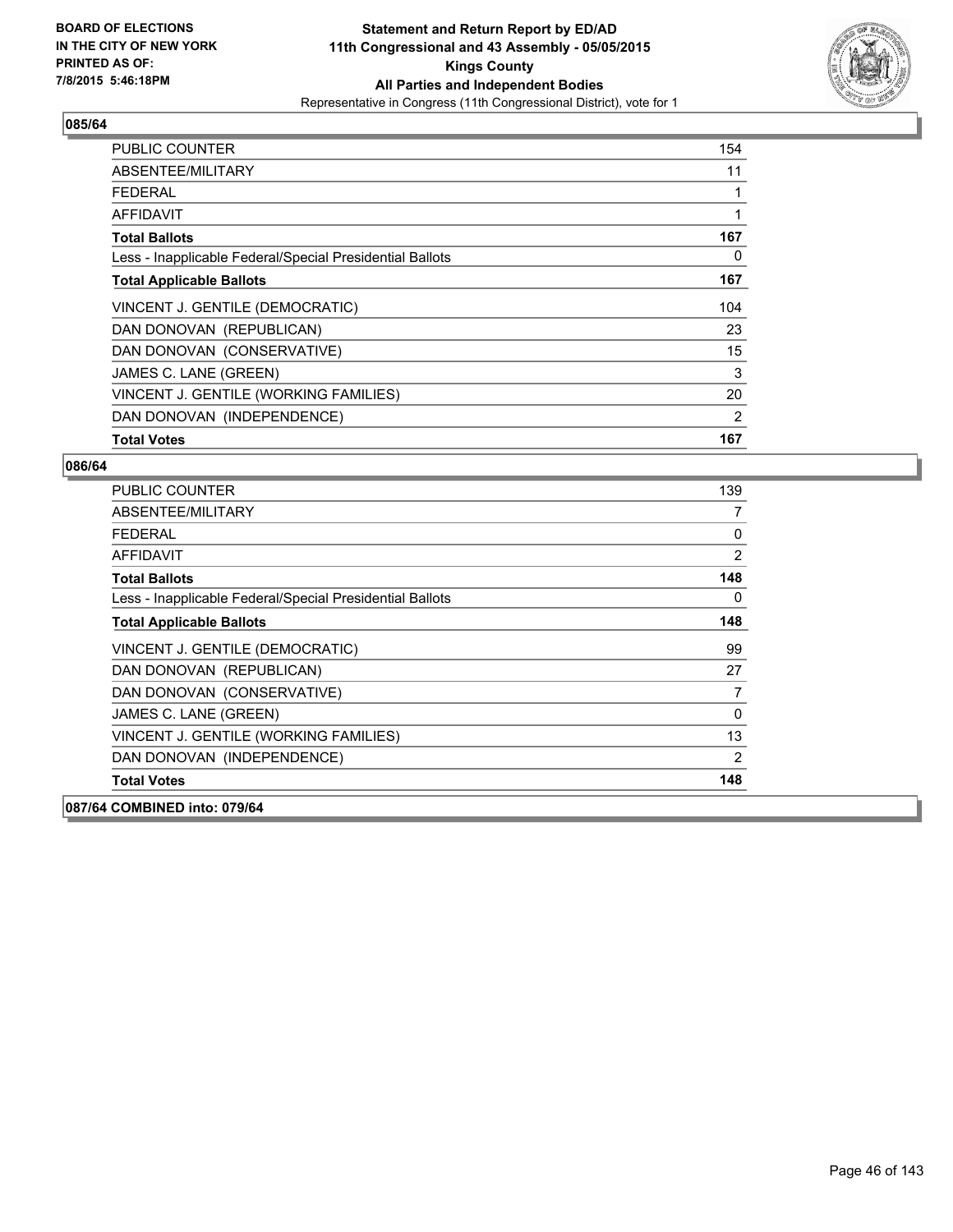**BOARD OF ELECTIONS IN THE CITY OF NEW YORK PRINTED AS OF: 7/8/2015 5:46:18PM**

**Statement and Return Report by ED/AD**
**11th Congressional and 43 Assembly - 05/05/2015**
**Kings County**
**All Parties and Independent Bodies**
Representative in Congress (11th Congressional District), vote for 1

### 085/64

| | |
|---|---|
| PUBLIC COUNTER | 154 |
| ABSENTEE/MILITARY | 11 |
| FEDERAL | 1 |
| AFFIDAVIT | 1 |
| **Total Ballots** | **167** |
| Less - Inapplicable Federal/Special Presidential Ballots | 0 |
| **Total Applicable Ballots** | **167** |
| VINCENT J. GENTILE (DEMOCRATIC) | 104 |
| DAN DONOVAN (REPUBLICAN) | 23 |
| DAN DONOVAN (CONSERVATIVE) | 15 |
| JAMES C. LANE (GREEN) | 3 |
| VINCENT J. GENTILE (WORKING FAMILIES) | 20 |
| DAN DONOVAN (INDEPENDENCE) | 2 |
| **Total Votes** | **167** |

### 086/64

| | |
|---|---|
| PUBLIC COUNTER | 139 |
| ABSENTEE/MILITARY | 7 |
| FEDERAL | 0 |
| AFFIDAVIT | 2 |
| **Total Ballots** | **148** |
| Less - Inapplicable Federal/Special Presidential Ballots | 0 |
| **Total Applicable Ballots** | **148** |
| VINCENT J. GENTILE (DEMOCRATIC) | 99 |
| DAN DONOVAN (REPUBLICAN) | 27 |
| DAN DONOVAN (CONSERVATIVE) | 7 |
| JAMES C. LANE (GREEN) | 0 |
| VINCENT J. GENTILE (WORKING FAMILIES) | 13 |
| DAN DONOVAN (INDEPENDENCE) | 2 |
| **Total Votes** | **148** |

### 087/64 COMBINED into: 079/64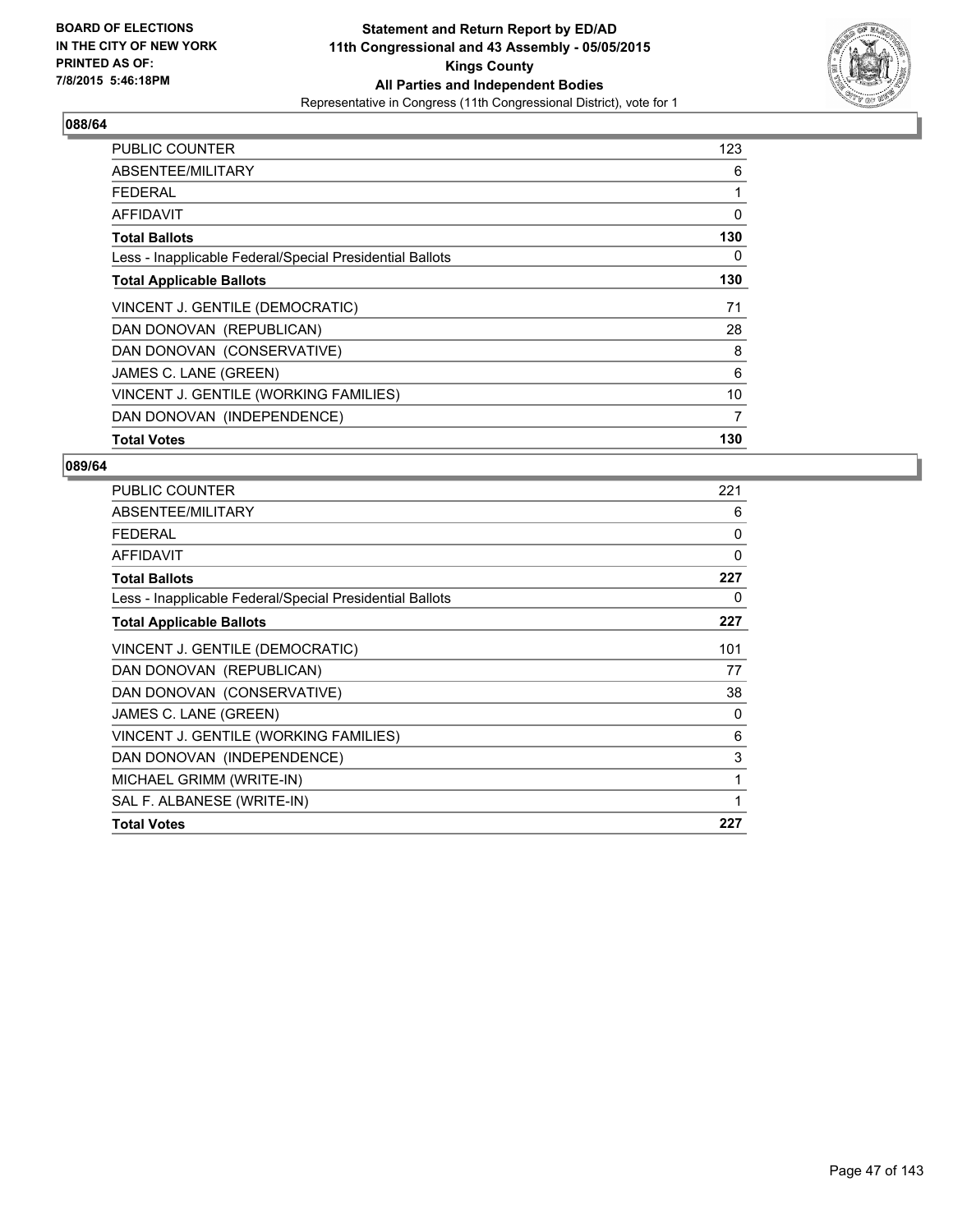**BOARD OF ELECTIONS IN THE CITY OF NEW YORK PRINTED AS OF: 7/8/2015 5:46:18PM**

**Statement and Return Report by ED/AD**
**11th Congressional and 43 Assembly - 05/05/2015**
**Kings County**
**All Parties and Independent Bodies**
Representative in Congress (11th Congressional District), vote for 1

### 088/64

| | |
|---|---|
| PUBLIC COUNTER | 123 |
| ABSENTEE/MILITARY | 6 |
| FEDERAL | 1 |
| AFFIDAVIT | 0 |
| **Total Ballots** | **130** |
| Less - Inapplicable Federal/Special Presidential Ballots | 0 |
| **Total Applicable Ballots** | **130** |
| VINCENT J. GENTILE (DEMOCRATIC) | 71 |
| DAN DONOVAN (REPUBLICAN) | 28 |
| DAN DONOVAN (CONSERVATIVE) | 8 |
| JAMES C. LANE (GREEN) | 6 |
| VINCENT J. GENTILE (WORKING FAMILIES) | 10 |
| DAN DONOVAN (INDEPENDENCE) | 7 |
| **Total Votes** | **130** |

### 089/64

| | |
|---|---|
| PUBLIC COUNTER | 221 |
| ABSENTEE/MILITARY | 6 |
| FEDERAL | 0 |
| AFFIDAVIT | 0 |
| **Total Ballots** | **227** |
| Less - Inapplicable Federal/Special Presidential Ballots | 0 |
| **Total Applicable Ballots** | **227** |
| VINCENT J. GENTILE (DEMOCRATIC) | 101 |
| DAN DONOVAN (REPUBLICAN) | 77 |
| DAN DONOVAN (CONSERVATIVE) | 38 |
| JAMES C. LANE (GREEN) | 0 |
| VINCENT J. GENTILE (WORKING FAMILIES) | 6 |
| DAN DONOVAN (INDEPENDENCE) | 3 |
| MICHAEL GRIMM (WRITE-IN) | 1 |
| SAL F. ALBANESE (WRITE-IN) | 1 |
| **Total Votes** | **227** |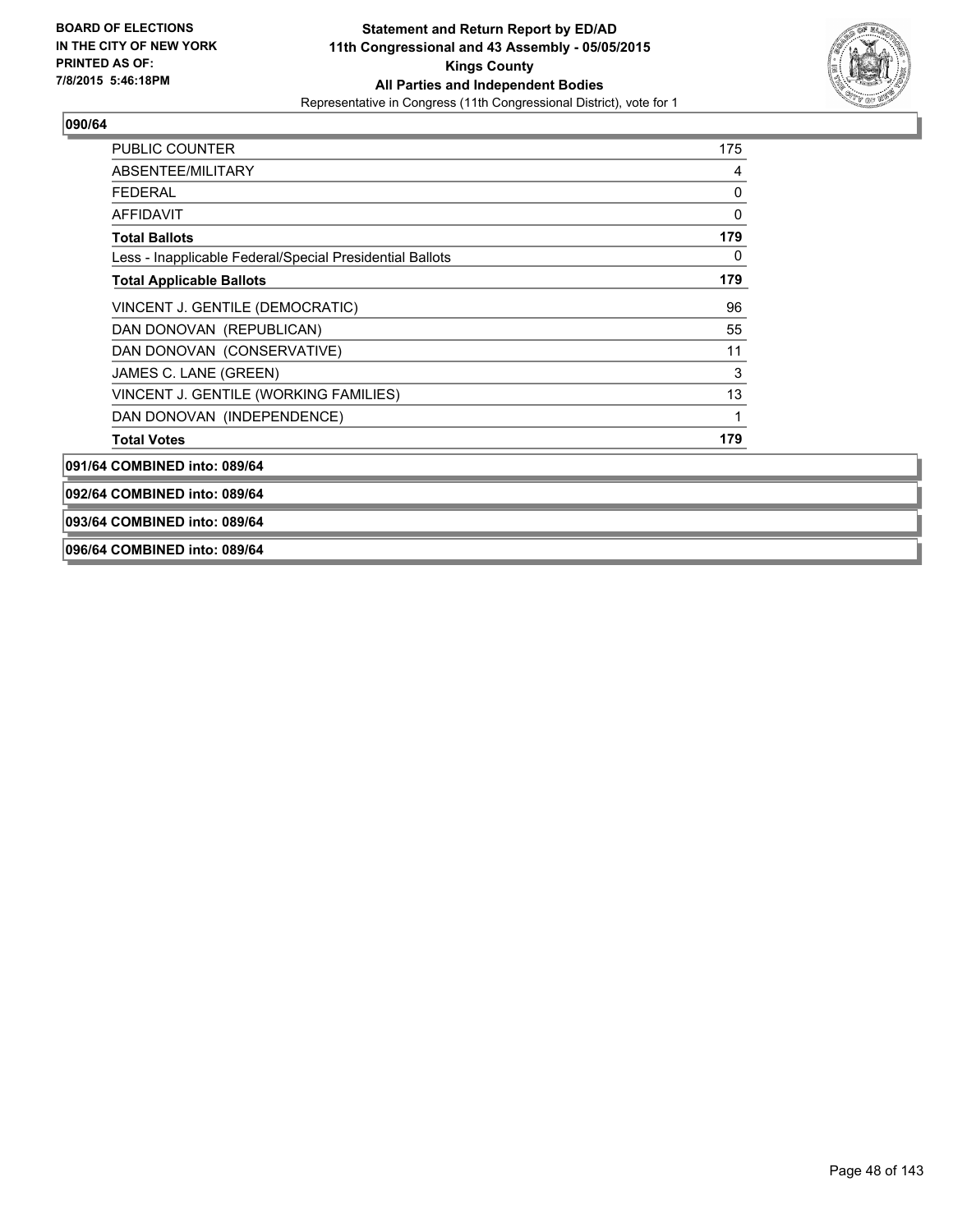**Statement and Return Report by ED/AD**
**11th Congressional and 43 Assembly - 05/05/2015**
**Kings County**
**All Parties and Independent Bodies**
Representative in Congress (11th Congressional District), vote for 1

BOARD OF ELECTIONS
IN THE CITY OF NEW YORK
PRINTED AS OF:
7/8/2015 5:46:18PM

**090/64**

| | |
|---|---|
| PUBLIC COUNTER | 175 |
| ABSENTEE/MILITARY | 4 |
| FEDERAL | 0 |
| AFFIDAVIT | 0 |
| **Total Ballots** | **179** |
| Less - Inapplicable Federal/Special Presidential Ballots | 0 |
| **Total Applicable Ballots** | **179** |
| VINCENT J. GENTILE (DEMOCRATIC) | 96 |
| DAN DONOVAN (REPUBLICAN) | 55 |
| DAN DONOVAN (CONSERVATIVE) | 11 |
| JAMES C. LANE (GREEN) | 3 |
| VINCENT J. GENTILE (WORKING FAMILIES) | 13 |
| DAN DONOVAN (INDEPENDENCE) | 1 |
| **Total Votes** | **179** |

**091/64 COMBINED into: 089/64**

**092/64 COMBINED into: 089/64**

**093/64 COMBINED into: 089/64**

**096/64 COMBINED into: 089/64**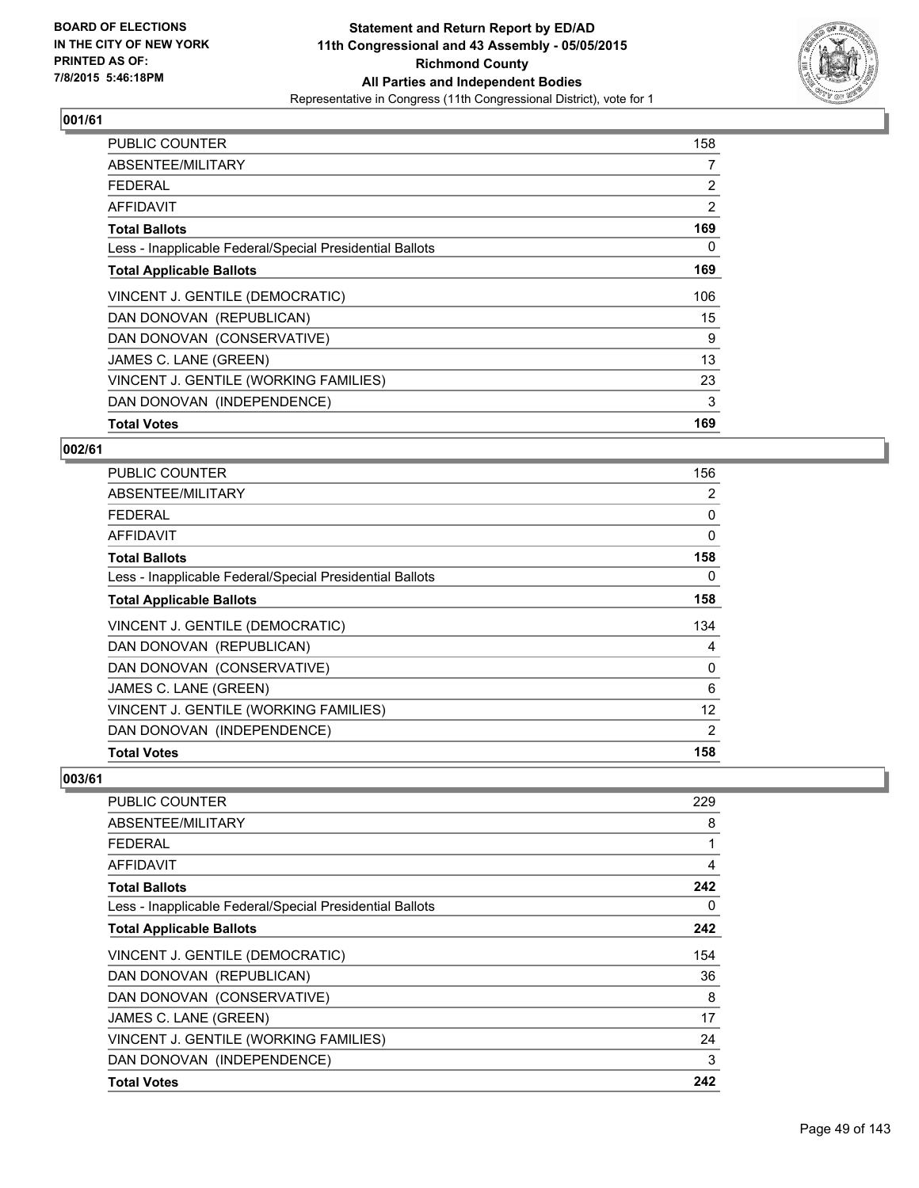**Statement and Return Report by ED/AD**
**11th Congressional and 43 Assembly - 05/05/2015**
**Richmond County**
**All Parties and Independent Bodies**
Representative in Congress (11th Congressional District), vote for 1

BOARD OF ELECTIONS
IN THE CITY OF NEW YORK
PRINTED AS OF:
7/8/2015 5:46:18PM

### 001/61

| | |
|---|---|
| PUBLIC COUNTER | 158 |
| ABSENTEE/MILITARY | 7 |
| FEDERAL | 2 |
| AFFIDAVIT | 2 |
| **Total Ballots** | **169** |
| Less - Inapplicable Federal/Special Presidential Ballots | 0 |
| **Total Applicable Ballots** | **169** |
| VINCENT J. GENTILE (DEMOCRATIC) | 106 |
| DAN DONOVAN (REPUBLICAN) | 15 |
| DAN DONOVAN (CONSERVATIVE) | 9 |
| JAMES C. LANE (GREEN) | 13 |
| VINCENT J. GENTILE (WORKING FAMILIES) | 23 |
| DAN DONOVAN (INDEPENDENCE) | 3 |
| **Total Votes** | **169** |

### 002/61

| | |
|---|---|
| PUBLIC COUNTER | 156 |
| ABSENTEE/MILITARY | 2 |
| FEDERAL | 0 |
| AFFIDAVIT | 0 |
| **Total Ballots** | **158** |
| Less - Inapplicable Federal/Special Presidential Ballots | 0 |
| **Total Applicable Ballots** | **158** |
| VINCENT J. GENTILE (DEMOCRATIC) | 134 |
| DAN DONOVAN (REPUBLICAN) | 4 |
| DAN DONOVAN (CONSERVATIVE) | 0 |
| JAMES C. LANE (GREEN) | 6 |
| VINCENT J. GENTILE (WORKING FAMILIES) | 12 |
| DAN DONOVAN (INDEPENDENCE) | 2 |
| **Total Votes** | **158** |

### 003/61

| | |
|---|---|
| PUBLIC COUNTER | 229 |
| ABSENTEE/MILITARY | 8 |
| FEDERAL | 1 |
| AFFIDAVIT | 4 |
| **Total Ballots** | **242** |
| Less - Inapplicable Federal/Special Presidential Ballots | 0 |
| **Total Applicable Ballots** | **242** |
| VINCENT J. GENTILE (DEMOCRATIC) | 154 |
| DAN DONOVAN (REPUBLICAN) | 36 |
| DAN DONOVAN (CONSERVATIVE) | 8 |
| JAMES C. LANE (GREEN) | 17 |
| VINCENT J. GENTILE (WORKING FAMILIES) | 24 |
| DAN DONOVAN (INDEPENDENCE) | 3 |
| **Total Votes** | **242** |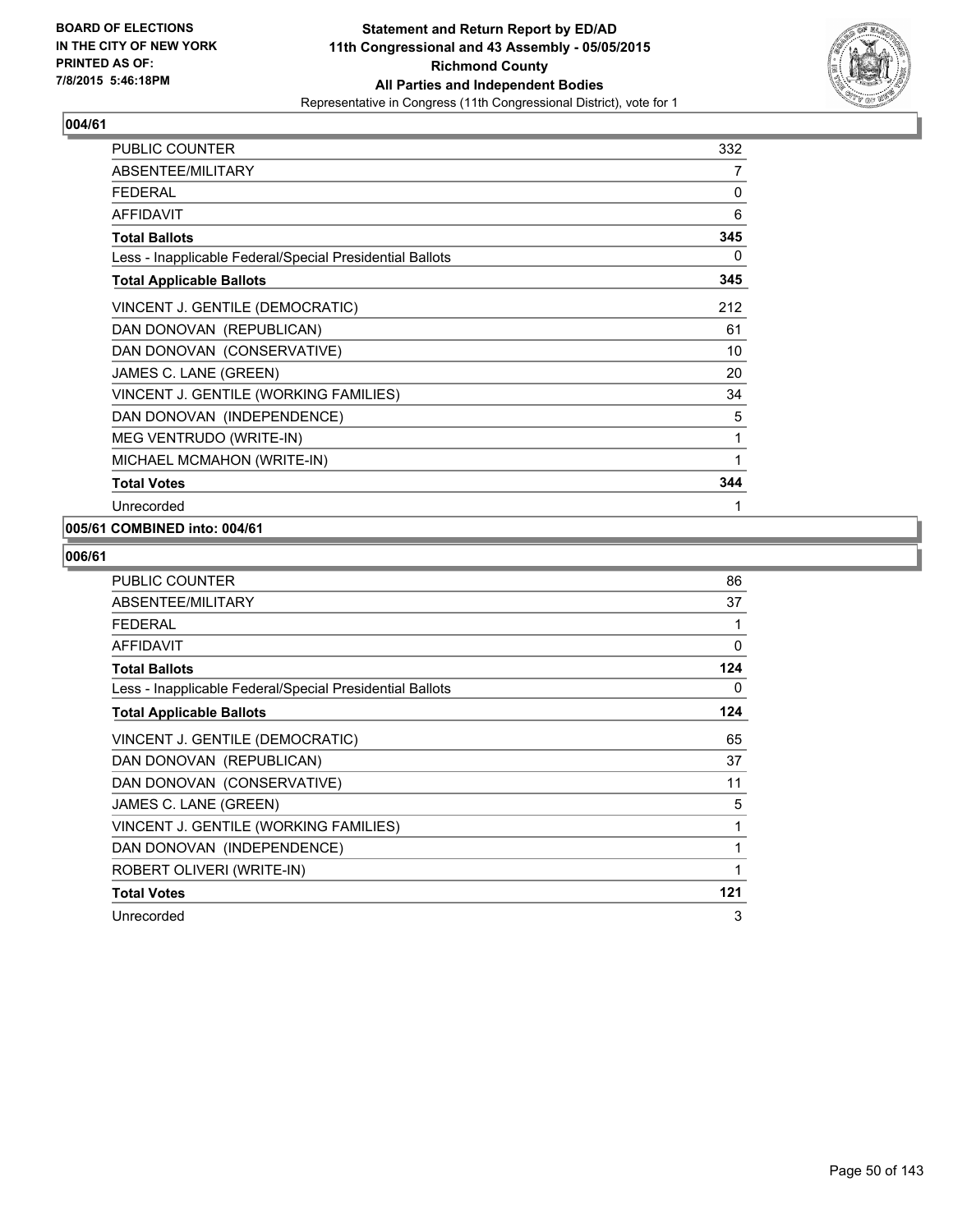**BOARD OF ELECTIONS IN THE CITY OF NEW YORK PRINTED AS OF: 7/8/2015 5:46:18PM**

**Statement and Return Report by ED/AD 11th Congressional and 43 Assembly - 05/05/2015 Richmond County All Parties and Independent Bodies**

Representative in Congress (11th Congressional District), vote for 1

**004/61**

| | |
|---|---|
| PUBLIC COUNTER | 332 |
| ABSENTEE/MILITARY | 7 |
| FEDERAL | 0 |
| AFFIDAVIT | 6 |
| **Total Ballots** | **345** |
| Less - Inapplicable Federal/Special Presidential Ballots | 0 |
| **Total Applicable Ballots** | **345** |
| VINCENT J. GENTILE (DEMOCRATIC) | 212 |
| DAN DONOVAN (REPUBLICAN) | 61 |
| DAN DONOVAN (CONSERVATIVE) | 10 |
| JAMES C. LANE (GREEN) | 20 |
| VINCENT J. GENTILE (WORKING FAMILIES) | 34 |
| DAN DONOVAN (INDEPENDENCE) | 5 |
| MEG VENTRUDO (WRITE-IN) | 1 |
| MICHAEL MCMAHON (WRITE-IN) | 1 |
| **Total Votes** | **344** |
| Unrecorded | 1 |

**005/61 COMBINED into: 004/61**

**006/61**

| | |
|---|---|
| PUBLIC COUNTER | 86 |
| ABSENTEE/MILITARY | 37 |
| FEDERAL | 1 |
| AFFIDAVIT | 0 |
| **Total Ballots** | **124** |
| Less - Inapplicable Federal/Special Presidential Ballots | 0 |
| **Total Applicable Ballots** | **124** |
| VINCENT J. GENTILE (DEMOCRATIC) | 65 |
| DAN DONOVAN (REPUBLICAN) | 37 |
| DAN DONOVAN (CONSERVATIVE) | 11 |
| JAMES C. LANE (GREEN) | 5 |
| VINCENT J. GENTILE (WORKING FAMILIES) | 1 |
| DAN DONOVAN (INDEPENDENCE) | 1 |
| ROBERT OLIVERI (WRITE-IN) | 1 |
| **Total Votes** | **121** |
| Unrecorded | 3 |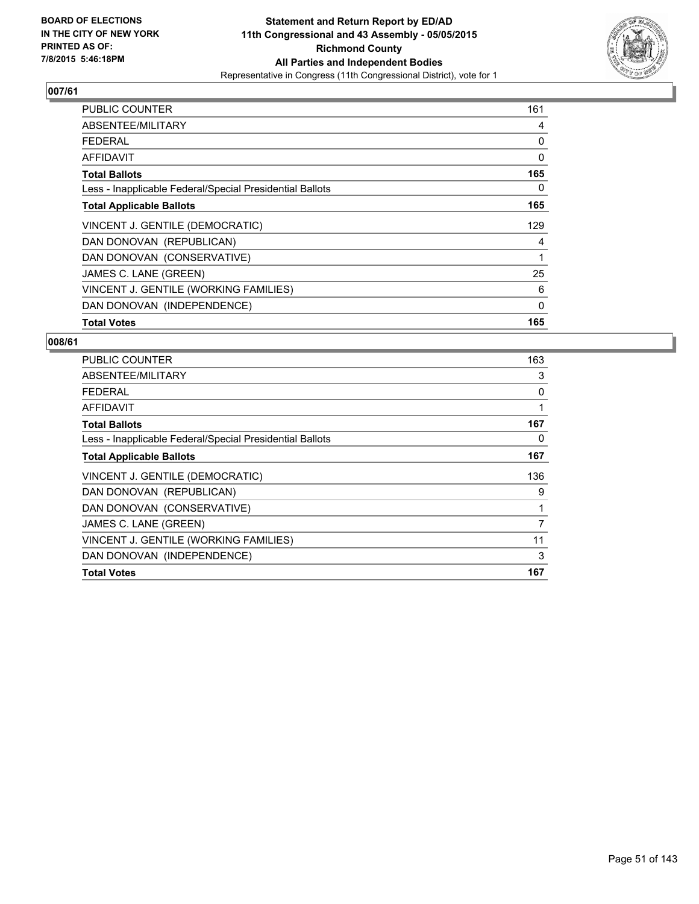BOARD OF ELECTIONS
IN THE CITY OF NEW YORK
PRINTED AS OF:
7/8/2015 5:46:18PM

**Statement and Return Report by ED/AD**
**11th Congressional and 43 Assembly - 05/05/2015**
**Richmond County**
**All Parties and Independent Bodies**
Representative in Congress (11th Congressional District), vote for 1

## 007/61

| | |
|---|---|
| PUBLIC COUNTER | 161 |
| ABSENTEE/MILITARY | 4 |
| FEDERAL | 0 |
| AFFIDAVIT | 0 |
| **Total Ballots** | **165** |
| Less - Inapplicable Federal/Special Presidential Ballots | 0 |
| **Total Applicable Ballots** | **165** |
| VINCENT J. GENTILE (DEMOCRATIC) | 129 |
| DAN DONOVAN (REPUBLICAN) | 4 |
| DAN DONOVAN (CONSERVATIVE) | 1 |
| JAMES C. LANE (GREEN) | 25 |
| VINCENT J. GENTILE (WORKING FAMILIES) | 6 |
| DAN DONOVAN (INDEPENDENCE) | 0 |
| **Total Votes** | **165** |

## 008/61

| | |
|---|---|
| PUBLIC COUNTER | 163 |
| ABSENTEE/MILITARY | 3 |
| FEDERAL | 0 |
| AFFIDAVIT | 1 |
| **Total Ballots** | **167** |
| Less - Inapplicable Federal/Special Presidential Ballots | 0 |
| **Total Applicable Ballots** | **167** |
| VINCENT J. GENTILE (DEMOCRATIC) | 136 |
| DAN DONOVAN (REPUBLICAN) | 9 |
| DAN DONOVAN (CONSERVATIVE) | 1 |
| JAMES C. LANE (GREEN) | 7 |
| VINCENT J. GENTILE (WORKING FAMILIES) | 11 |
| DAN DONOVAN (INDEPENDENCE) | 3 |
| **Total Votes** | **167** |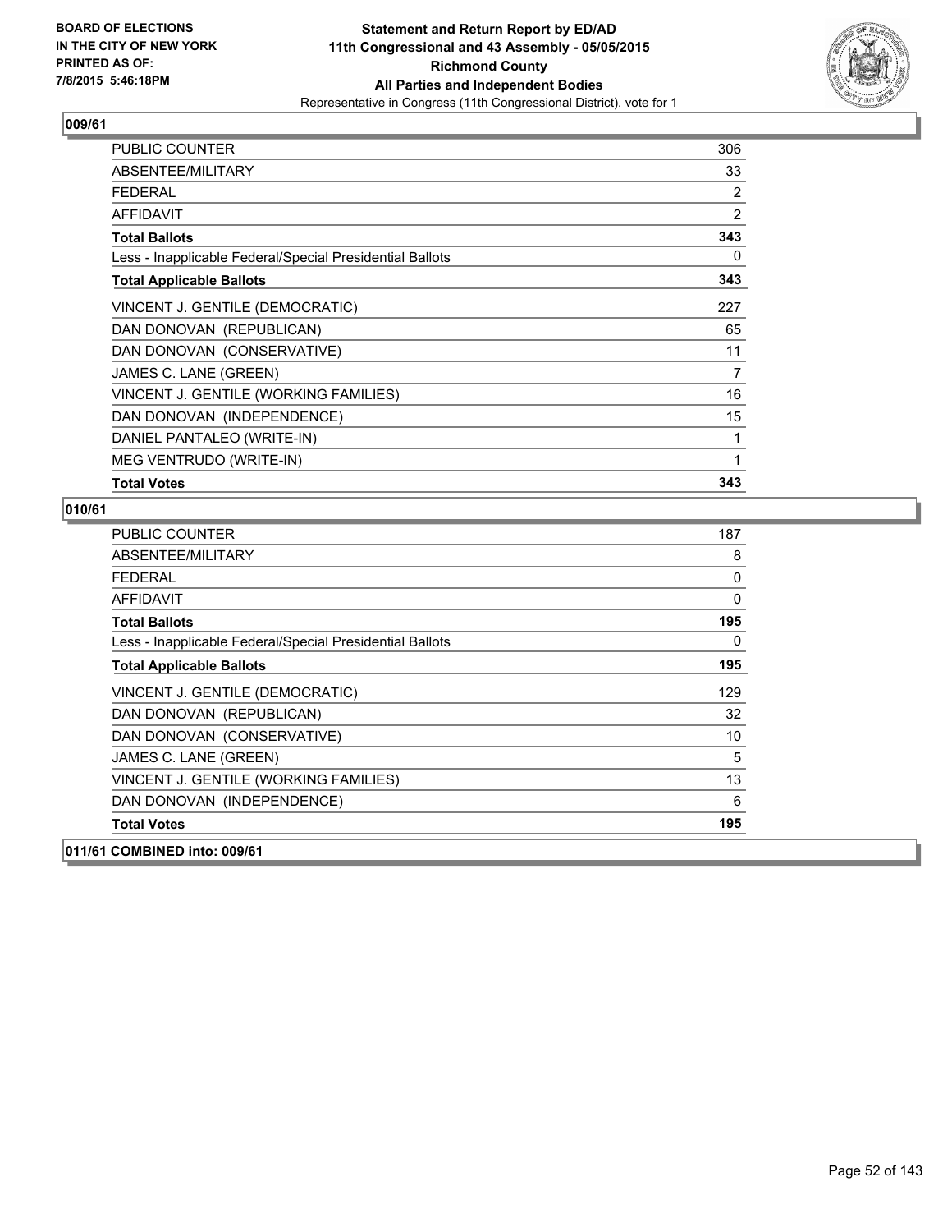**BOARD OF ELECTIONS IN THE CITY OF NEW YORK PRINTED AS OF: 7/8/2015 5:46:18PM**

**Statement and Return Report by ED/AD**
**11th Congressional and 43 Assembly - 05/05/2015**
**Richmond County**
**All Parties and Independent Bodies**
Representative in Congress (11th Congressional District), vote for 1

**009/61**

| | |
|---|---|
| PUBLIC COUNTER | 306 |
| ABSENTEE/MILITARY | 33 |
| FEDERAL | 2 |
| AFFIDAVIT | 2 |
| **Total Ballots** | **343** |
| Less - Inapplicable Federal/Special Presidential Ballots | 0 |
| **Total Applicable Ballots** | **343** |
| VINCENT J. GENTILE (DEMOCRATIC) | 227 |
| DAN DONOVAN (REPUBLICAN) | 65 |
| DAN DONOVAN (CONSERVATIVE) | 11 |
| JAMES C. LANE (GREEN) | 7 |
| VINCENT J. GENTILE (WORKING FAMILIES) | 16 |
| DAN DONOVAN (INDEPENDENCE) | 15 |
| DANIEL PANTALEO (WRITE-IN) | 1 |
| MEG VENTRUDO (WRITE-IN) | 1 |
| **Total Votes** | **343** |

**010/61**

| | |
|---|---|
| PUBLIC COUNTER | 187 |
| ABSENTEE/MILITARY | 8 |
| FEDERAL | 0 |
| AFFIDAVIT | 0 |
| **Total Ballots** | **195** |
| Less - Inapplicable Federal/Special Presidential Ballots | 0 |
| **Total Applicable Ballots** | **195** |
| VINCENT J. GENTILE (DEMOCRATIC) | 129 |
| DAN DONOVAN (REPUBLICAN) | 32 |
| DAN DONOVAN (CONSERVATIVE) | 10 |
| JAMES C. LANE (GREEN) | 5 |
| VINCENT J. GENTILE (WORKING FAMILIES) | 13 |
| DAN DONOVAN (INDEPENDENCE) | 6 |
| **Total Votes** | **195** |

**011/61 COMBINED into: 009/61**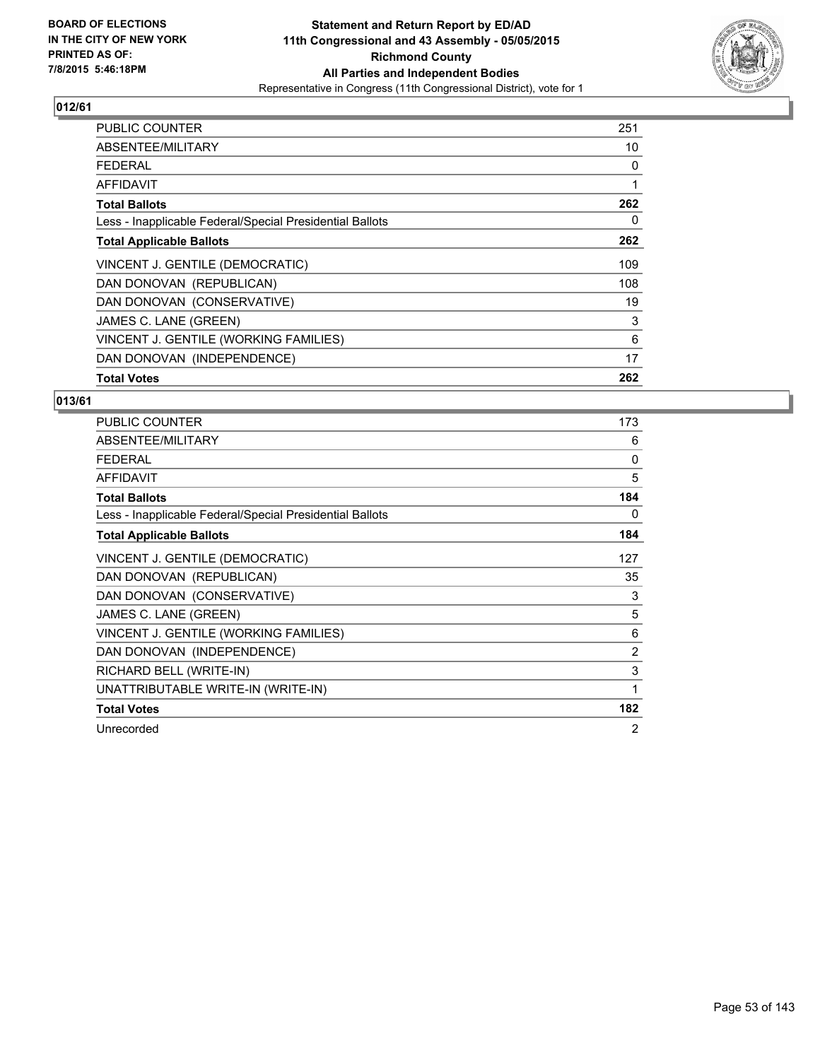BOARD OF ELECTIONS
IN THE CITY OF NEW YORK
PRINTED AS OF:
7/8/2015 5:46:18PM

**Statement and Return Report by ED/AD**
**11th Congressional and 43 Assembly - 05/05/2015**
**Richmond County**
**All Parties and Independent Bodies**
Representative in Congress (11th Congressional District), vote for 1

### 012/61

| | |
|---|---|
| PUBLIC COUNTER | 251 |
| ABSENTEE/MILITARY | 10 |
| FEDERAL | 0 |
| AFFIDAVIT | 1 |
| **Total Ballots** | **262** |
| Less - Inapplicable Federal/Special Presidential Ballots | 0 |
| **Total Applicable Ballots** | **262** |
| VINCENT J. GENTILE (DEMOCRATIC) | 109 |
| DAN DONOVAN (REPUBLICAN) | 108 |
| DAN DONOVAN (CONSERVATIVE) | 19 |
| JAMES C. LANE (GREEN) | 3 |
| VINCENT J. GENTILE (WORKING FAMILIES) | 6 |
| DAN DONOVAN (INDEPENDENCE) | 17 |
| **Total Votes** | **262** |

### 013/61

| | |
|---|---|
| PUBLIC COUNTER | 173 |
| ABSENTEE/MILITARY | 6 |
| FEDERAL | 0 |
| AFFIDAVIT | 5 |
| **Total Ballots** | **184** |
| Less - Inapplicable Federal/Special Presidential Ballots | 0 |
| **Total Applicable Ballots** | **184** |
| VINCENT J. GENTILE (DEMOCRATIC) | 127 |
| DAN DONOVAN (REPUBLICAN) | 35 |
| DAN DONOVAN (CONSERVATIVE) | 3 |
| JAMES C. LANE (GREEN) | 5 |
| VINCENT J. GENTILE (WORKING FAMILIES) | 6 |
| DAN DONOVAN (INDEPENDENCE) | 2 |
| RICHARD BELL (WRITE-IN) | 3 |
| UNATTRIBUTABLE WRITE-IN (WRITE-IN) | 1 |
| **Total Votes** | **182** |
| Unrecorded | 2 |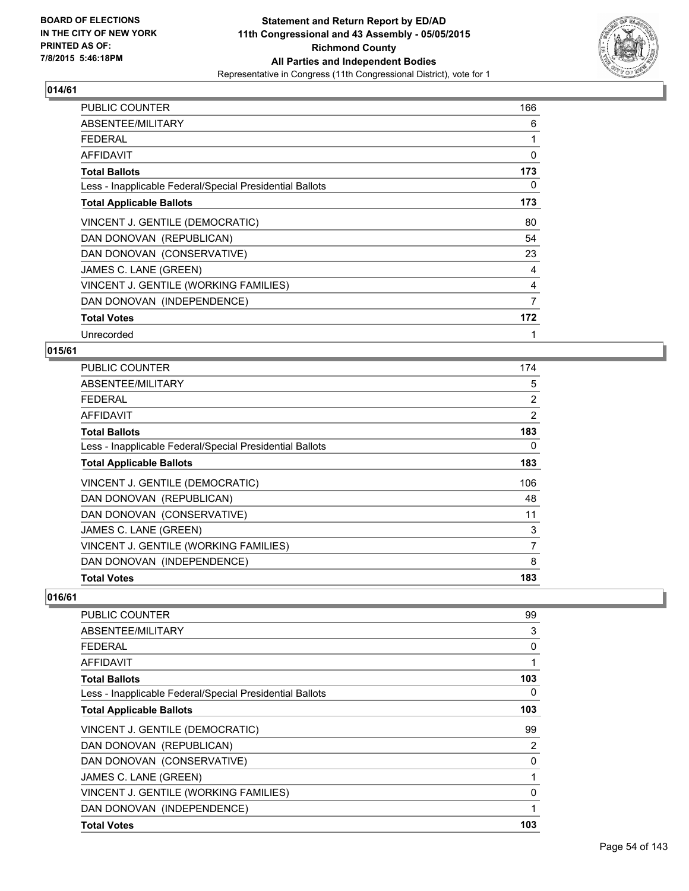**Statement and Return Report by ED/AD**
**11th Congressional and 43 Assembly - 05/05/2015**
**Richmond County**
**All Parties and Independent Bodies**
Representative in Congress (11th Congressional District), vote for 1

BOARD OF ELECTIONS IN THE CITY OF NEW YORK PRINTED AS OF: 7/8/2015 5:46:18PM

## 014/61

| | |
|---|---|
| PUBLIC COUNTER | 166 |
| ABSENTEE/MILITARY | 6 |
| FEDERAL | 1 |
| AFFIDAVIT | 0 |
| **Total Ballots** | **173** |
| Less - Inapplicable Federal/Special Presidential Ballots | 0 |
| **Total Applicable Ballots** | **173** |
| VINCENT J. GENTILE (DEMOCRATIC) | 80 |
| DAN DONOVAN (REPUBLICAN) | 54 |
| DAN DONOVAN (CONSERVATIVE) | 23 |
| JAMES C. LANE (GREEN) | 4 |
| VINCENT J. GENTILE (WORKING FAMILIES) | 4 |
| DAN DONOVAN (INDEPENDENCE) | 7 |
| **Total Votes** | **172** |
| Unrecorded | 1 |

## 015/61

| | |
|---|---|
| PUBLIC COUNTER | 174 |
| ABSENTEE/MILITARY | 5 |
| FEDERAL | 2 |
| AFFIDAVIT | 2 |
| **Total Ballots** | **183** |
| Less - Inapplicable Federal/Special Presidential Ballots | 0 |
| **Total Applicable Ballots** | **183** |
| VINCENT J. GENTILE (DEMOCRATIC) | 106 |
| DAN DONOVAN (REPUBLICAN) | 48 |
| DAN DONOVAN (CONSERVATIVE) | 11 |
| JAMES C. LANE (GREEN) | 3 |
| VINCENT J. GENTILE (WORKING FAMILIES) | 7 |
| DAN DONOVAN (INDEPENDENCE) | 8 |
| **Total Votes** | **183** |

## 016/61

| | |
|---|---|
| PUBLIC COUNTER | 99 |
| ABSENTEE/MILITARY | 3 |
| FEDERAL | 0 |
| AFFIDAVIT | 1 |
| **Total Ballots** | **103** |
| Less - Inapplicable Federal/Special Presidential Ballots | 0 |
| **Total Applicable Ballots** | **103** |
| VINCENT J. GENTILE (DEMOCRATIC) | 99 |
| DAN DONOVAN (REPUBLICAN) | 2 |
| DAN DONOVAN (CONSERVATIVE) | 0 |
| JAMES C. LANE (GREEN) | 1 |
| VINCENT J. GENTILE (WORKING FAMILIES) | 0 |
| DAN DONOVAN (INDEPENDENCE) | 1 |
| **Total Votes** | **103** |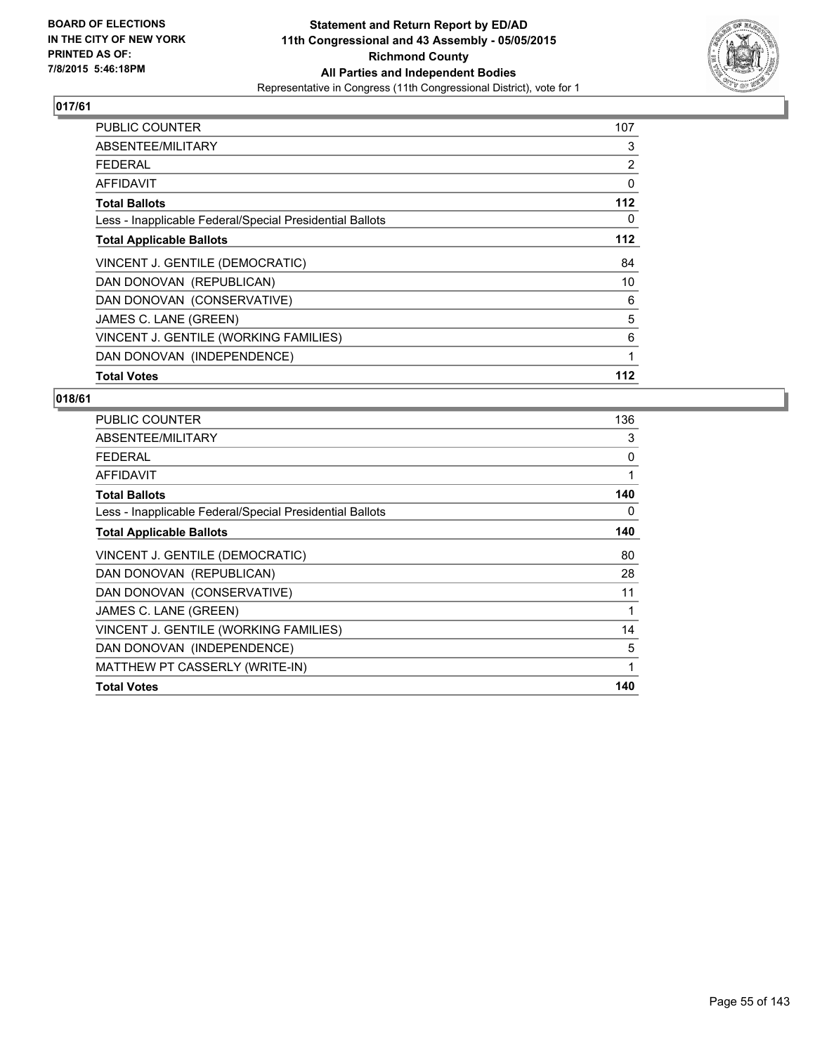**BOARD OF ELECTIONS IN THE CITY OF NEW YORK PRINTED AS OF: 7/8/2015 5:46:18PM**

# Statement and Return Report by ED/AD
## 11th Congressional and 43 Assembly - 05/05/2015
## Richmond County
## All Parties and Independent Bodies
Representative in Congress (11th Congressional District), vote for 1

### 017/61

| | |
|---|---|
| PUBLIC COUNTER | 107 |
| ABSENTEE/MILITARY | 3 |
| FEDERAL | 2 |
| AFFIDAVIT | 0 |
| **Total Ballots** | **112** |
| Less - Inapplicable Federal/Special Presidential Ballots | 0 |
| **Total Applicable Ballots** | **112** |
| VINCENT J. GENTILE (DEMOCRATIC) | 84 |
| DAN DONOVAN (REPUBLICAN) | 10 |
| DAN DONOVAN (CONSERVATIVE) | 6 |
| JAMES C. LANE (GREEN) | 5 |
| VINCENT J. GENTILE (WORKING FAMILIES) | 6 |
| DAN DONOVAN (INDEPENDENCE) | 1 |
| **Total Votes** | **112** |

### 018/61

| | |
|---|---|
| PUBLIC COUNTER | 136 |
| ABSENTEE/MILITARY | 3 |
| FEDERAL | 0 |
| AFFIDAVIT | 1 |
| **Total Ballots** | **140** |
| Less - Inapplicable Federal/Special Presidential Ballots | 0 |
| **Total Applicable Ballots** | **140** |
| VINCENT J. GENTILE (DEMOCRATIC) | 80 |
| DAN DONOVAN (REPUBLICAN) | 28 |
| DAN DONOVAN (CONSERVATIVE) | 11 |
| JAMES C. LANE (GREEN) | 1 |
| VINCENT J. GENTILE (WORKING FAMILIES) | 14 |
| DAN DONOVAN (INDEPENDENCE) | 5 |
| MATTHEW PT CASSERLY (WRITE-IN) | 1 |
| **Total Votes** | **140** |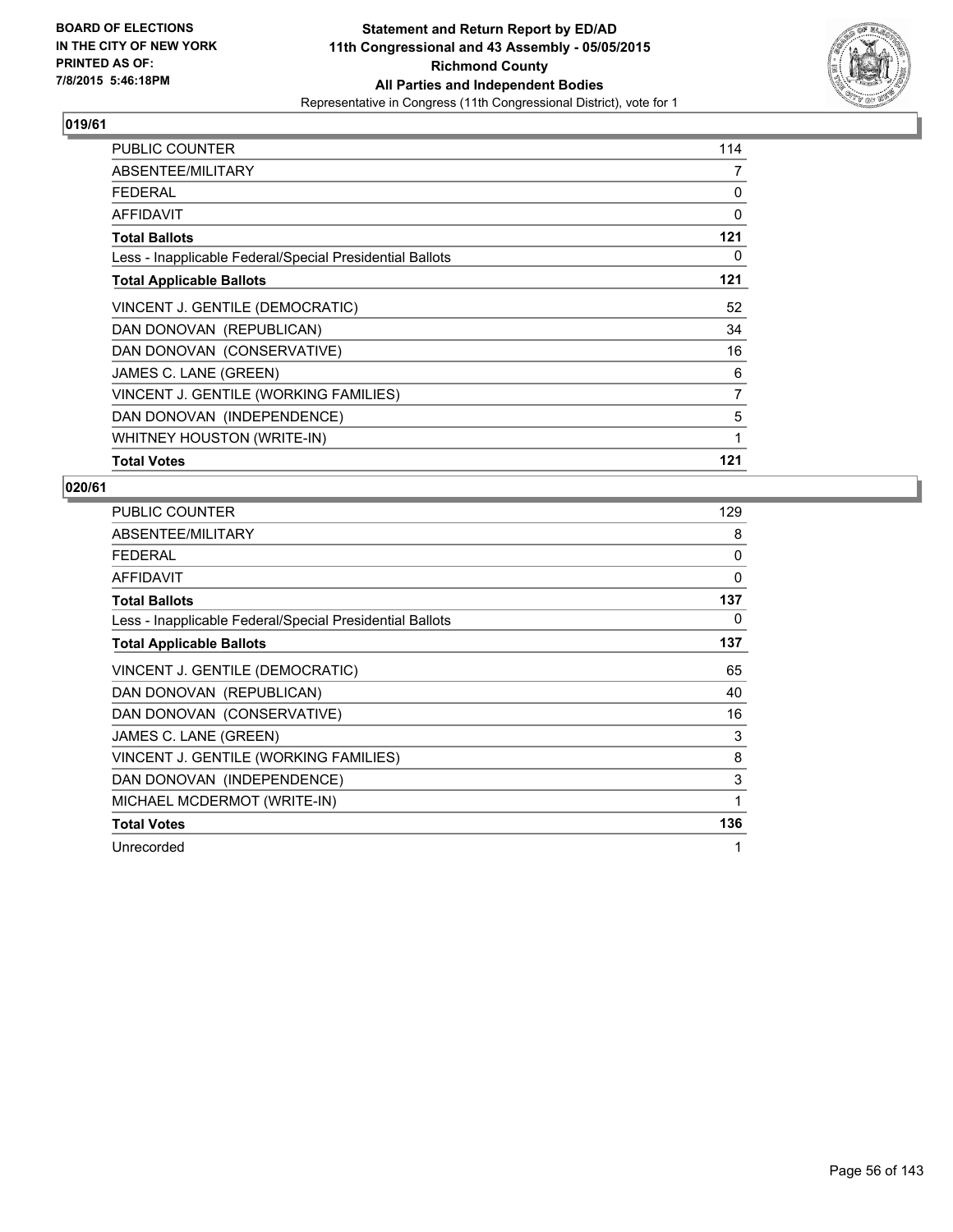**BOARD OF ELECTIONS IN THE CITY OF NEW YORK PRINTED AS OF: 7/8/2015 5:46:18PM**

**Statement and Return Report by ED/AD**
**11th Congressional and 43 Assembly - 05/05/2015**
**Richmond County**
**All Parties and Independent Bodies**
Representative in Congress (11th Congressional District), vote for 1

## 019/61

| | |
|---|---|
| PUBLIC COUNTER | 114 |
| ABSENTEE/MILITARY | 7 |
| FEDERAL | 0 |
| AFFIDAVIT | 0 |
| **Total Ballots** | **121** |
| Less - Inapplicable Federal/Special Presidential Ballots | 0 |
| **Total Applicable Ballots** | **121** |
| VINCENT J. GENTILE (DEMOCRATIC) | 52 |
| DAN DONOVAN (REPUBLICAN) | 34 |
| DAN DONOVAN (CONSERVATIVE) | 16 |
| JAMES C. LANE (GREEN) | 6 |
| VINCENT J. GENTILE (WORKING FAMILIES) | 7 |
| DAN DONOVAN (INDEPENDENCE) | 5 |
| WHITNEY HOUSTON (WRITE-IN) | 1 |
| **Total Votes** | **121** |

## 020/61

| | |
|---|---|
| PUBLIC COUNTER | 129 |
| ABSENTEE/MILITARY | 8 |
| FEDERAL | 0 |
| AFFIDAVIT | 0 |
| **Total Ballots** | **137** |
| Less - Inapplicable Federal/Special Presidential Ballots | 0 |
| **Total Applicable Ballots** | **137** |
| VINCENT J. GENTILE (DEMOCRATIC) | 65 |
| DAN DONOVAN (REPUBLICAN) | 40 |
| DAN DONOVAN (CONSERVATIVE) | 16 |
| JAMES C. LANE (GREEN) | 3 |
| VINCENT J. GENTILE (WORKING FAMILIES) | 8 |
| DAN DONOVAN (INDEPENDENCE) | 3 |
| MICHAEL MCDERMOT (WRITE-IN) | 1 |
| **Total Votes** | **136** |
| Unrecorded | 1 |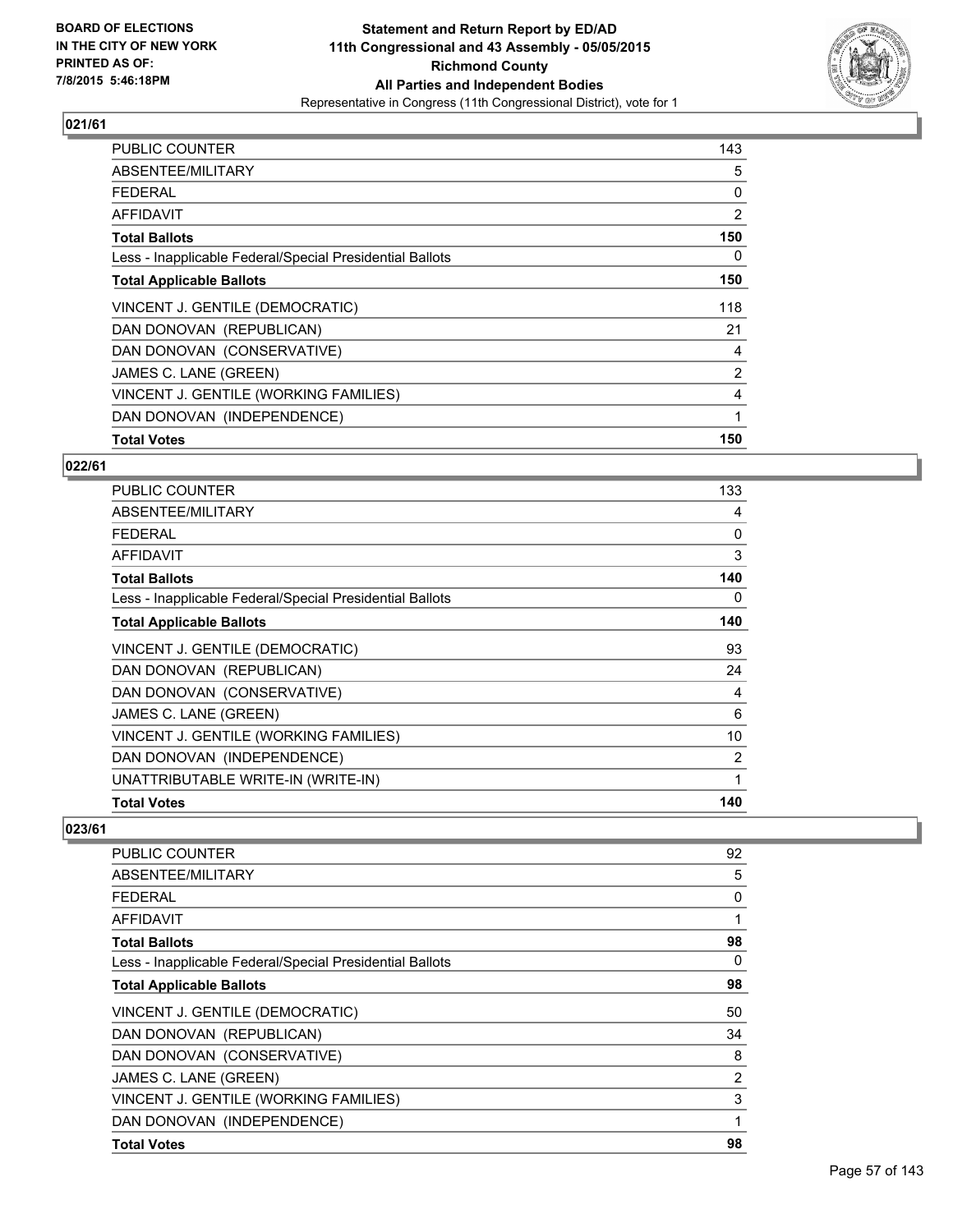**BOARD OF ELECTIONS IN THE CITY OF NEW YORK PRINTED AS OF: 7/8/2015 5:46:18PM**

**Statement and Return Report by ED/AD 11th Congressional and 43 Assembly - 05/05/2015 Richmond County All Parties and Independent Bodies**

Representative in Congress (11th Congressional District), vote for 1

### 021/61

| | |
|---|---|
| PUBLIC COUNTER | 143 |
| ABSENTEE/MILITARY | 5 |
| FEDERAL | 0 |
| AFFIDAVIT | 2 |
| **Total Ballots** | **150** |
| Less - Inapplicable Federal/Special Presidential Ballots | 0 |
| **Total Applicable Ballots** | **150** |
| VINCENT J. GENTILE (DEMOCRATIC) | 118 |
| DAN DONOVAN (REPUBLICAN) | 21 |
| DAN DONOVAN (CONSERVATIVE) | 4 |
| JAMES C. LANE (GREEN) | 2 |
| VINCENT J. GENTILE (WORKING FAMILIES) | 4 |
| DAN DONOVAN (INDEPENDENCE) | 1 |
| **Total Votes** | **150** |

### 022/61

| | |
|---|---|
| PUBLIC COUNTER | 133 |
| ABSENTEE/MILITARY | 4 |
| FEDERAL | 0 |
| AFFIDAVIT | 3 |
| **Total Ballots** | **140** |
| Less - Inapplicable Federal/Special Presidential Ballots | 0 |
| **Total Applicable Ballots** | **140** |
| VINCENT J. GENTILE (DEMOCRATIC) | 93 |
| DAN DONOVAN (REPUBLICAN) | 24 |
| DAN DONOVAN (CONSERVATIVE) | 4 |
| JAMES C. LANE (GREEN) | 6 |
| VINCENT J. GENTILE (WORKING FAMILIES) | 10 |
| DAN DONOVAN (INDEPENDENCE) | 2 |
| UNATTRIBUTABLE WRITE-IN (WRITE-IN) | 1 |
| **Total Votes** | **140** |

### 023/61

| | |
|---|---|
| PUBLIC COUNTER | 92 |
| ABSENTEE/MILITARY | 5 |
| FEDERAL | 0 |
| AFFIDAVIT | 1 |
| **Total Ballots** | **98** |
| Less - Inapplicable Federal/Special Presidential Ballots | 0 |
| **Total Applicable Ballots** | **98** |
| VINCENT J. GENTILE (DEMOCRATIC) | 50 |
| DAN DONOVAN (REPUBLICAN) | 34 |
| DAN DONOVAN (CONSERVATIVE) | 8 |
| JAMES C. LANE (GREEN) | 2 |
| VINCENT J. GENTILE (WORKING FAMILIES) | 3 |
| DAN DONOVAN (INDEPENDENCE) | 1 |
| **Total Votes** | **98** |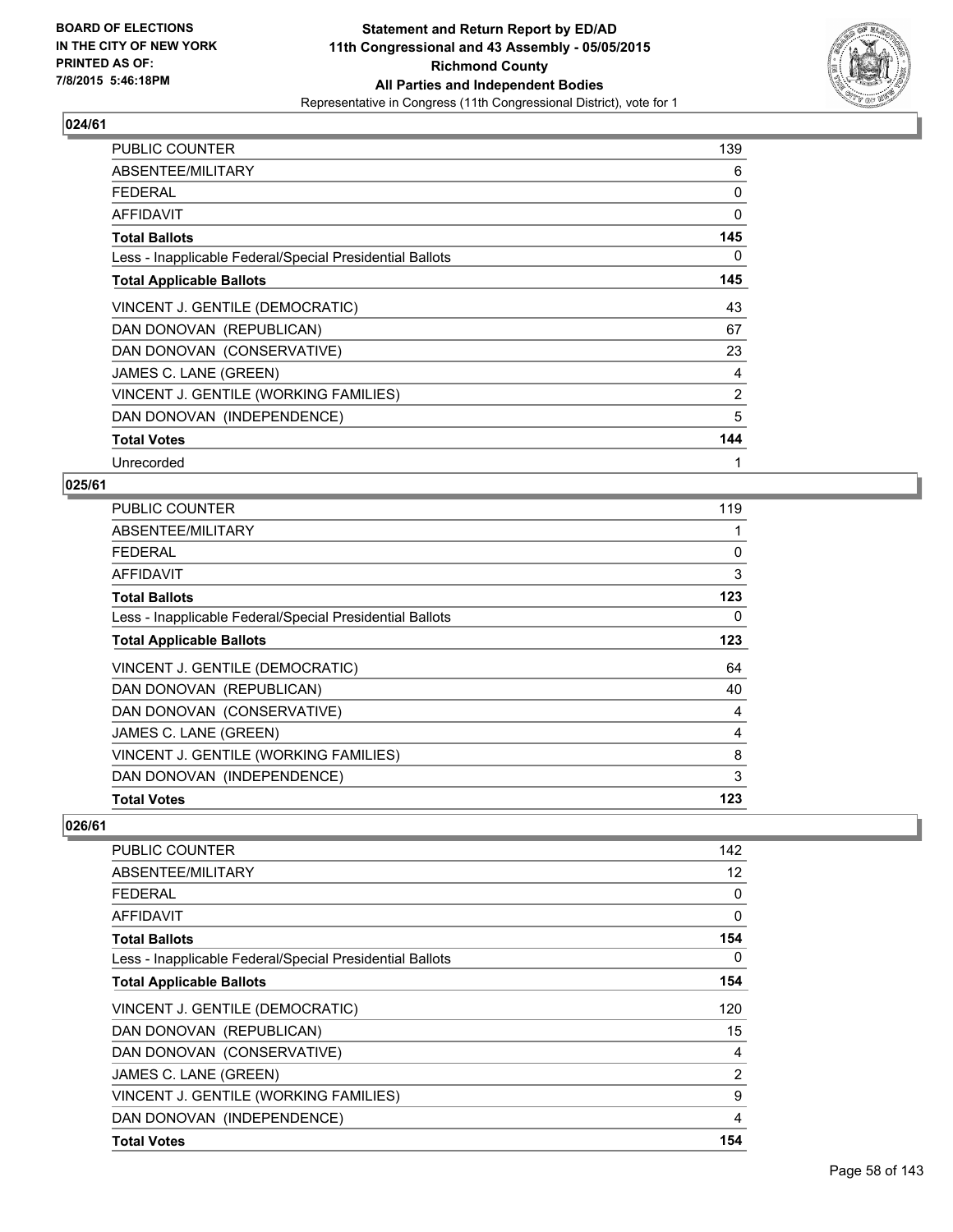**BOARD OF ELECTIONS IN THE CITY OF NEW YORK PRINTED AS OF: 7/8/2015 5:46:18PM**

**Statement and Return Report by ED/AD 11th Congressional and 43 Assembly - 05/05/2015 Richmond County All Parties and Independent Bodies**

Representative in Congress (11th Congressional District), vote for 1

### 024/61

| | |
|---|---|
| PUBLIC COUNTER | 139 |
| ABSENTEE/MILITARY | 6 |
| FEDERAL | 0 |
| AFFIDAVIT | 0 |
| **Total Ballots** | **145** |
| Less - Inapplicable Federal/Special Presidential Ballots | 0 |
| **Total Applicable Ballots** | **145** |
| VINCENT J. GENTILE (DEMOCRATIC) | 43 |
| DAN DONOVAN (REPUBLICAN) | 67 |
| DAN DONOVAN (CONSERVATIVE) | 23 |
| JAMES C. LANE (GREEN) | 4 |
| VINCENT J. GENTILE (WORKING FAMILIES) | 2 |
| DAN DONOVAN (INDEPENDENCE) | 5 |
| **Total Votes** | **144** |
| Unrecorded | 1 |

### 025/61

| | |
|---|---|
| PUBLIC COUNTER | 119 |
| ABSENTEE/MILITARY | 1 |
| FEDERAL | 0 |
| AFFIDAVIT | 3 |
| **Total Ballots** | **123** |
| Less - Inapplicable Federal/Special Presidential Ballots | 0 |
| **Total Applicable Ballots** | **123** |
| VINCENT J. GENTILE (DEMOCRATIC) | 64 |
| DAN DONOVAN (REPUBLICAN) | 40 |
| DAN DONOVAN (CONSERVATIVE) | 4 |
| JAMES C. LANE (GREEN) | 4 |
| VINCENT J. GENTILE (WORKING FAMILIES) | 8 |
| DAN DONOVAN (INDEPENDENCE) | 3 |
| **Total Votes** | **123** |

### 026/61

| | |
|---|---|
| PUBLIC COUNTER | 142 |
| ABSENTEE/MILITARY | 12 |
| FEDERAL | 0 |
| AFFIDAVIT | 0 |
| **Total Ballots** | **154** |
| Less - Inapplicable Federal/Special Presidential Ballots | 0 |
| **Total Applicable Ballots** | **154** |
| VINCENT J. GENTILE (DEMOCRATIC) | 120 |
| DAN DONOVAN (REPUBLICAN) | 15 |
| DAN DONOVAN (CONSERVATIVE) | 4 |
| JAMES C. LANE (GREEN) | 2 |
| VINCENT J. GENTILE (WORKING FAMILIES) | 9 |
| DAN DONOVAN (INDEPENDENCE) | 4 |
| **Total Votes** | **154** |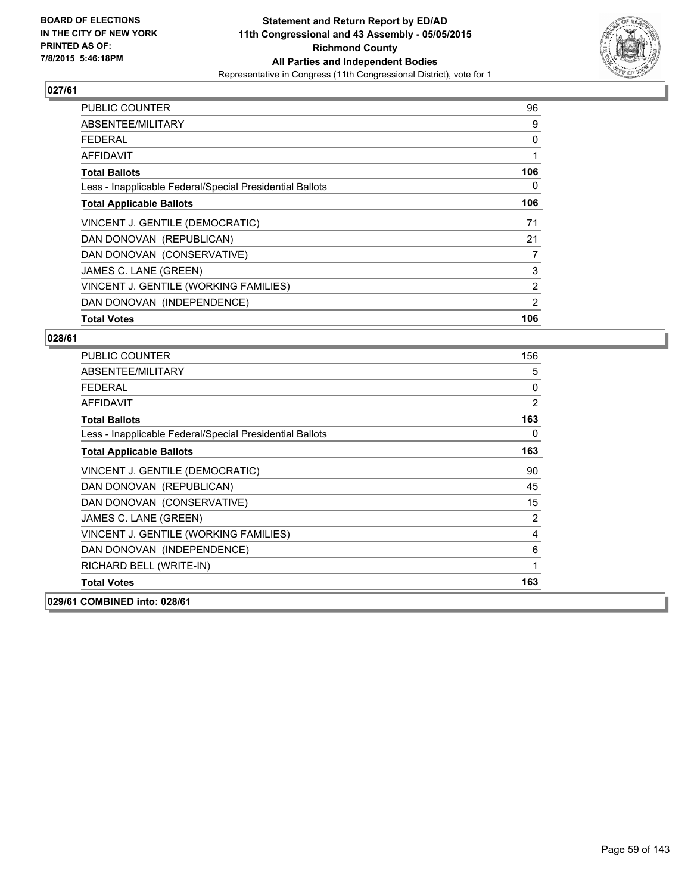**BOARD OF ELECTIONS IN THE CITY OF NEW YORK PRINTED AS OF: 7/8/2015 5:46:18PM**

**Statement and Return Report by ED/AD 11th Congressional and 43 Assembly - 05/05/2015 Richmond County All Parties and Independent Bodies**

Representative in Congress (11th Congressional District), vote for 1

## 027/61

| | |
|---|---|
| PUBLIC COUNTER | 96 |
| ABSENTEE/MILITARY | 9 |
| FEDERAL | 0 |
| AFFIDAVIT | 1 |
| **Total Ballots** | **106** |
| Less - Inapplicable Federal/Special Presidential Ballots | 0 |
| **Total Applicable Ballots** | **106** |
| VINCENT J. GENTILE (DEMOCRATIC) | 71 |
| DAN DONOVAN (REPUBLICAN) | 21 |
| DAN DONOVAN (CONSERVATIVE) | 7 |
| JAMES C. LANE (GREEN) | 3 |
| VINCENT J. GENTILE (WORKING FAMILIES) | 2 |
| DAN DONOVAN (INDEPENDENCE) | 2 |
| **Total Votes** | **106** |

## 028/61

| | |
|---|---|
| PUBLIC COUNTER | 156 |
| ABSENTEE/MILITARY | 5 |
| FEDERAL | 0 |
| AFFIDAVIT | 2 |
| **Total Ballots** | **163** |
| Less - Inapplicable Federal/Special Presidential Ballots | 0 |
| **Total Applicable Ballots** | **163** |
| VINCENT J. GENTILE (DEMOCRATIC) | 90 |
| DAN DONOVAN (REPUBLICAN) | 45 |
| DAN DONOVAN (CONSERVATIVE) | 15 |
| JAMES C. LANE (GREEN) | 2 |
| VINCENT J. GENTILE (WORKING FAMILIES) | 4 |
| DAN DONOVAN (INDEPENDENCE) | 6 |
| RICHARD BELL (WRITE-IN) | 1 |
| **Total Votes** | **163** |

## 029/61 COMBINED into: 028/61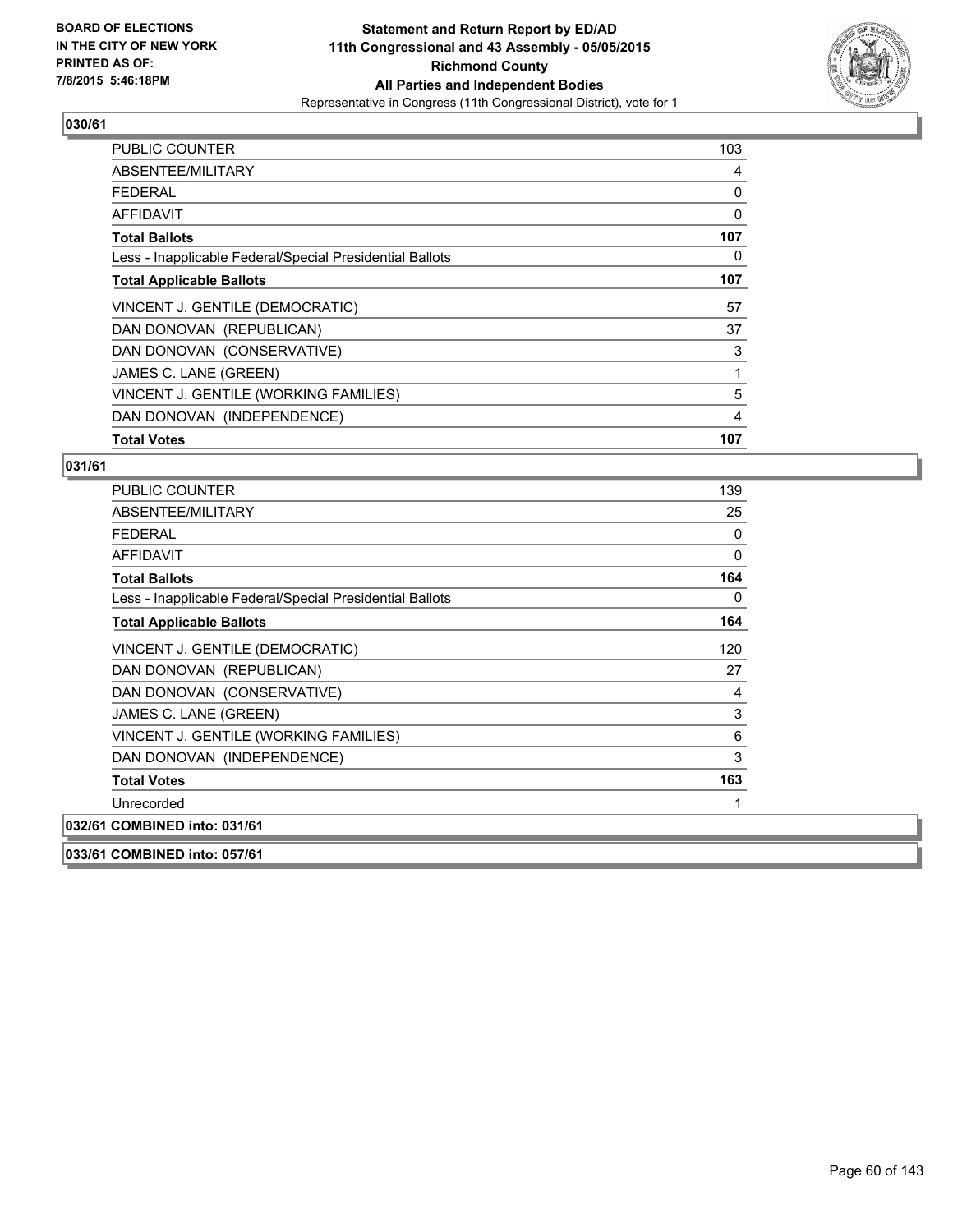**BOARD OF ELECTIONS IN THE CITY OF NEW YORK PRINTED AS OF: 7/8/2015 5:46:18PM**

**Statement and Return Report by ED/AD**
**11th Congressional and 43 Assembly - 05/05/2015**
**Richmond County**
**All Parties and Independent Bodies**
Representative in Congress (11th Congressional District), vote for 1

## 030/61

| | |
|---|---|
| PUBLIC COUNTER | 103 |
| ABSENTEE/MILITARY | 4 |
| FEDERAL | 0 |
| AFFIDAVIT | 0 |
| **Total Ballots** | **107** |
| Less - Inapplicable Federal/Special Presidential Ballots | 0 |
| **Total Applicable Ballots** | **107** |
| VINCENT J. GENTILE (DEMOCRATIC) | 57 |
| DAN DONOVAN (REPUBLICAN) | 37 |
| DAN DONOVAN (CONSERVATIVE) | 3 |
| JAMES C. LANE (GREEN) | 1 |
| VINCENT J. GENTILE (WORKING FAMILIES) | 5 |
| DAN DONOVAN (INDEPENDENCE) | 4 |
| **Total Votes** | **107** |

## 031/61

| | |
|---|---|
| PUBLIC COUNTER | 139 |
| ABSENTEE/MILITARY | 25 |
| FEDERAL | 0 |
| AFFIDAVIT | 0 |
| **Total Ballots** | **164** |
| Less - Inapplicable Federal/Special Presidential Ballots | 0 |
| **Total Applicable Ballots** | **164** |
| VINCENT J. GENTILE (DEMOCRATIC) | 120 |
| DAN DONOVAN (REPUBLICAN) | 27 |
| DAN DONOVAN (CONSERVATIVE) | 4 |
| JAMES C. LANE (GREEN) | 3 |
| VINCENT J. GENTILE (WORKING FAMILIES) | 6 |
| DAN DONOVAN (INDEPENDENCE) | 3 |
| **Total Votes** | **163** |
| Unrecorded | 1 |

## 032/61 COMBINED into: 031/61

## 033/61 COMBINED into: 057/61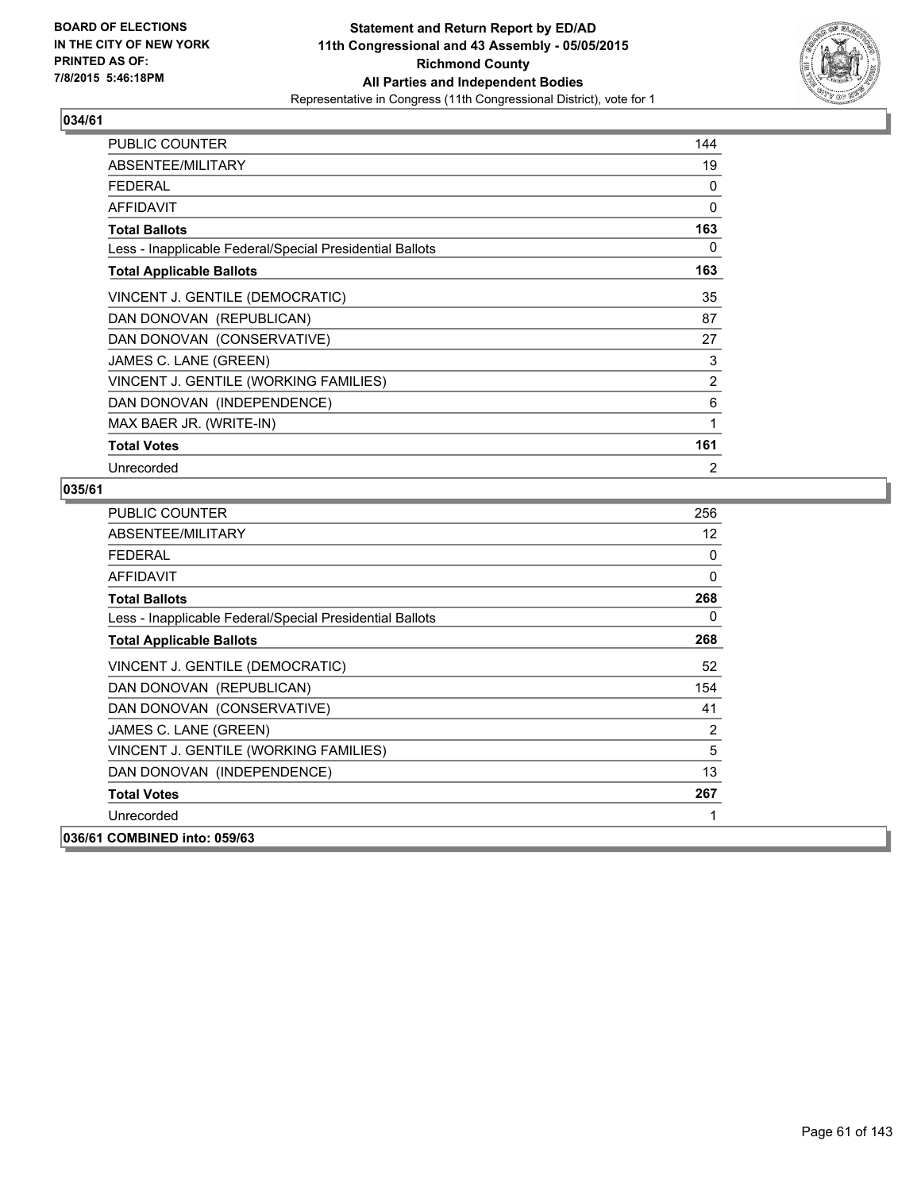**BOARD OF ELECTIONS IN THE CITY OF NEW YORK PRINTED AS OF: 7/8/2015 5:46:18PM**

**Statement and Return Report by ED/AD**
**11th Congressional and 43 Assembly - 05/05/2015**
**Richmond County**
**All Parties and Independent Bodies**
Representative in Congress (11th Congressional District), vote for 1

**034/61**

| | |
|---|---|
| PUBLIC COUNTER | 144 |
| ABSENTEE/MILITARY | 19 |
| FEDERAL | 0 |
| AFFIDAVIT | 0 |
| **Total Ballots** | **163** |
| Less - Inapplicable Federal/Special Presidential Ballots | 0 |
| **Total Applicable Ballots** | **163** |
| VINCENT J. GENTILE (DEMOCRATIC) | 35 |
| DAN DONOVAN (REPUBLICAN) | 87 |
| DAN DONOVAN (CONSERVATIVE) | 27 |
| JAMES C. LANE (GREEN) | 3 |
| VINCENT J. GENTILE (WORKING FAMILIES) | 2 |
| DAN DONOVAN (INDEPENDENCE) | 6 |
| MAX BAER JR. (WRITE-IN) | 1 |
| **Total Votes** | **161** |
| Unrecorded | 2 |

**035/61**

| | |
|---|---|
| PUBLIC COUNTER | 256 |
| ABSENTEE/MILITARY | 12 |
| FEDERAL | 0 |
| AFFIDAVIT | 0 |
| **Total Ballots** | **268** |
| Less - Inapplicable Federal/Special Presidential Ballots | 0 |
| **Total Applicable Ballots** | **268** |
| VINCENT J. GENTILE (DEMOCRATIC) | 52 |
| DAN DONOVAN (REPUBLICAN) | 154 |
| DAN DONOVAN (CONSERVATIVE) | 41 |
| JAMES C. LANE (GREEN) | 2 |
| VINCENT J. GENTILE (WORKING FAMILIES) | 5 |
| DAN DONOVAN (INDEPENDENCE) | 13 |
| **Total Votes** | **267** |
| Unrecorded | 1 |

**036/61 COMBINED into: 059/63**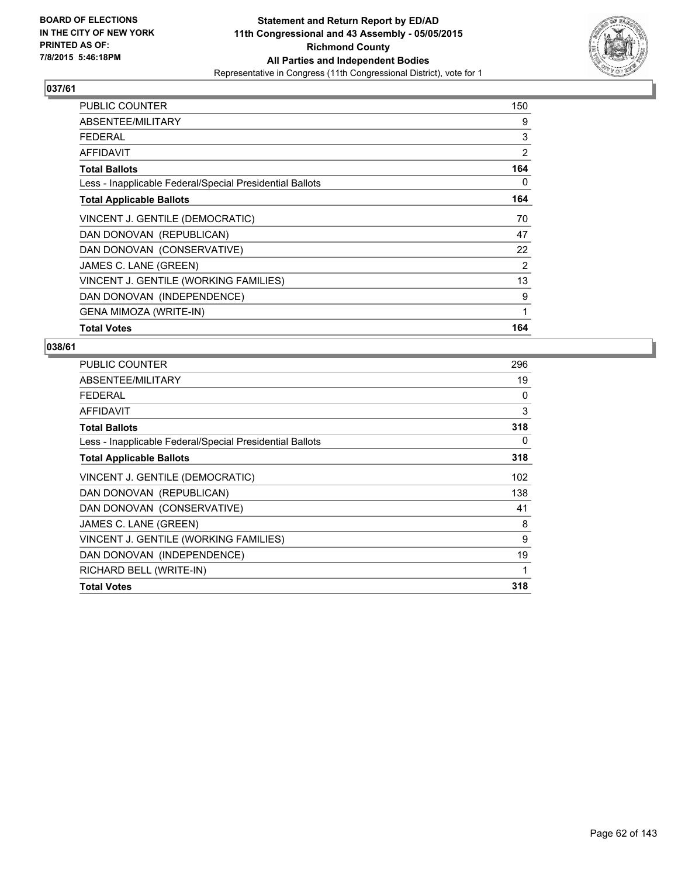**BOARD OF ELECTIONS IN THE CITY OF NEW YORK PRINTED AS OF: 7/8/2015 5:46:18PM**

**Statement and Return Report by ED/AD**
**11th Congressional and 43 Assembly - 05/05/2015**
**Richmond County**
**All Parties and Independent Bodies**
Representative in Congress (11th Congressional District), vote for 1

### 037/61

| | |
|---|---|
| PUBLIC COUNTER | 150 |
| ABSENTEE/MILITARY | 9 |
| FEDERAL | 3 |
| AFFIDAVIT | 2 |
| **Total Ballots** | **164** |
| Less - Inapplicable Federal/Special Presidential Ballots | 0 |
| **Total Applicable Ballots** | **164** |
| VINCENT J. GENTILE (DEMOCRATIC) | 70 |
| DAN DONOVAN (REPUBLICAN) | 47 |
| DAN DONOVAN (CONSERVATIVE) | 22 |
| JAMES C. LANE (GREEN) | 2 |
| VINCENT J. GENTILE (WORKING FAMILIES) | 13 |
| DAN DONOVAN (INDEPENDENCE) | 9 |
| GENA MIMOZA (WRITE-IN) | 1 |
| **Total Votes** | **164** |

### 038/61

| | |
|---|---|
| PUBLIC COUNTER | 296 |
| ABSENTEE/MILITARY | 19 |
| FEDERAL | 0 |
| AFFIDAVIT | 3 |
| **Total Ballots** | **318** |
| Less - Inapplicable Federal/Special Presidential Ballots | 0 |
| **Total Applicable Ballots** | **318** |
| VINCENT J. GENTILE (DEMOCRATIC) | 102 |
| DAN DONOVAN (REPUBLICAN) | 138 |
| DAN DONOVAN (CONSERVATIVE) | 41 |
| JAMES C. LANE (GREEN) | 8 |
| VINCENT J. GENTILE (WORKING FAMILIES) | 9 |
| DAN DONOVAN (INDEPENDENCE) | 19 |
| RICHARD BELL (WRITE-IN) | 1 |
| **Total Votes** | **318** |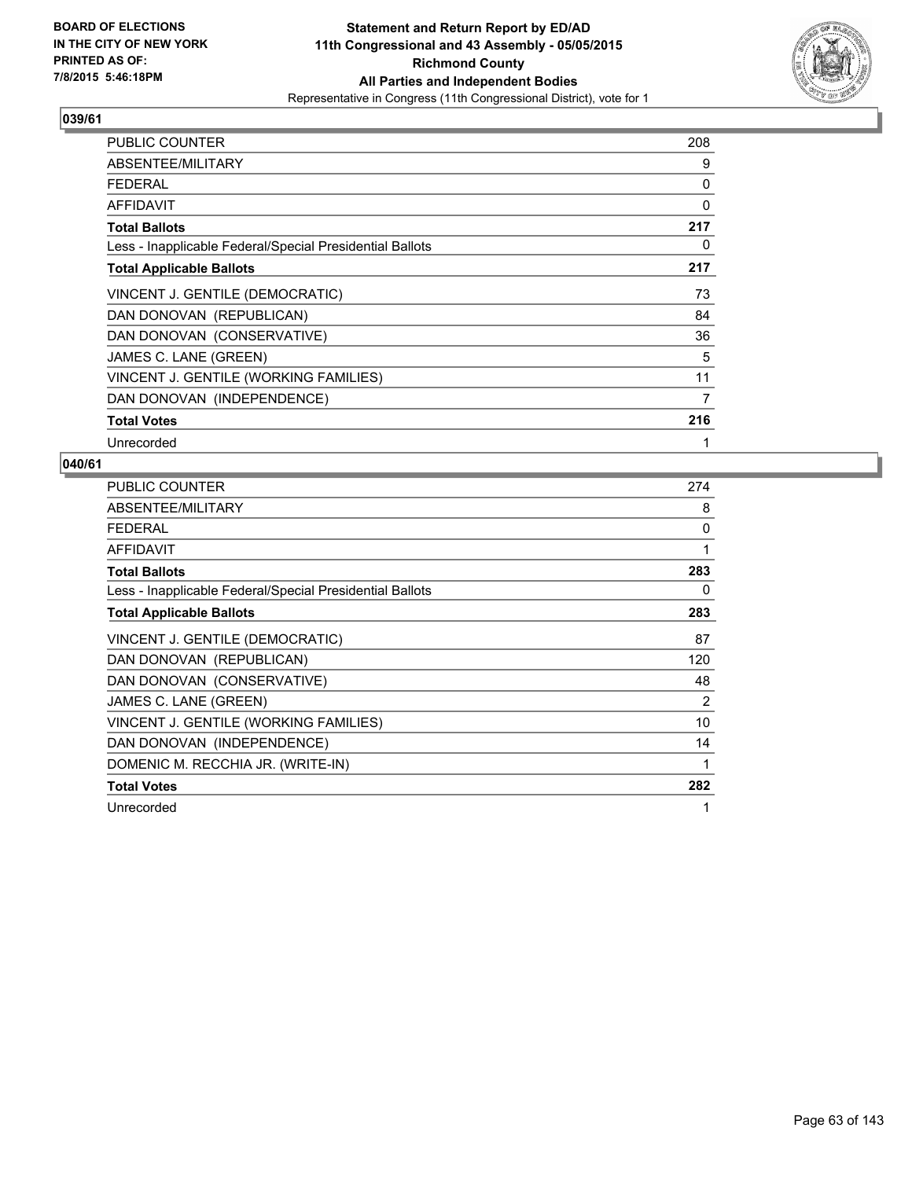**BOARD OF ELECTIONS IN THE CITY OF NEW YORK PRINTED AS OF: 7/8/2015 5:46:18PM**

# Statement and Return Report by ED/AD
## 11th Congressional and 43 Assembly - 05/05/2015
## Richmond County
## All Parties and Independent Bodies
### Representative in Congress (11th Congressional District), vote for 1

**039/61**

| | |
|---|---|
| PUBLIC COUNTER | 208 |
| ABSENTEE/MILITARY | 9 |
| FEDERAL | 0 |
| AFFIDAVIT | 0 |
| **Total Ballots** | **217** |
| Less - Inapplicable Federal/Special Presidential Ballots | 0 |
| **Total Applicable Ballots** | **217** |
| VINCENT J. GENTILE (DEMOCRATIC) | 73 |
| DAN DONOVAN (REPUBLICAN) | 84 |
| DAN DONOVAN (CONSERVATIVE) | 36 |
| JAMES C. LANE (GREEN) | 5 |
| VINCENT J. GENTILE (WORKING FAMILIES) | 11 |
| DAN DONOVAN (INDEPENDENCE) | 7 |
| **Total Votes** | **216** |
| Unrecorded | 1 |

**040/61**

| | |
|---|---|
| PUBLIC COUNTER | 274 |
| ABSENTEE/MILITARY | 8 |
| FEDERAL | 0 |
| AFFIDAVIT | 1 |
| **Total Ballots** | **283** |
| Less - Inapplicable Federal/Special Presidential Ballots | 0 |
| **Total Applicable Ballots** | **283** |
| VINCENT J. GENTILE (DEMOCRATIC) | 87 |
| DAN DONOVAN (REPUBLICAN) | 120 |
| DAN DONOVAN (CONSERVATIVE) | 48 |
| JAMES C. LANE (GREEN) | 2 |
| VINCENT J. GENTILE (WORKING FAMILIES) | 10 |
| DAN DONOVAN (INDEPENDENCE) | 14 |
| DOMENIC M. RECCHIA JR. (WRITE-IN) | 1 |
| **Total Votes** | **282** |
| Unrecorded | 1 |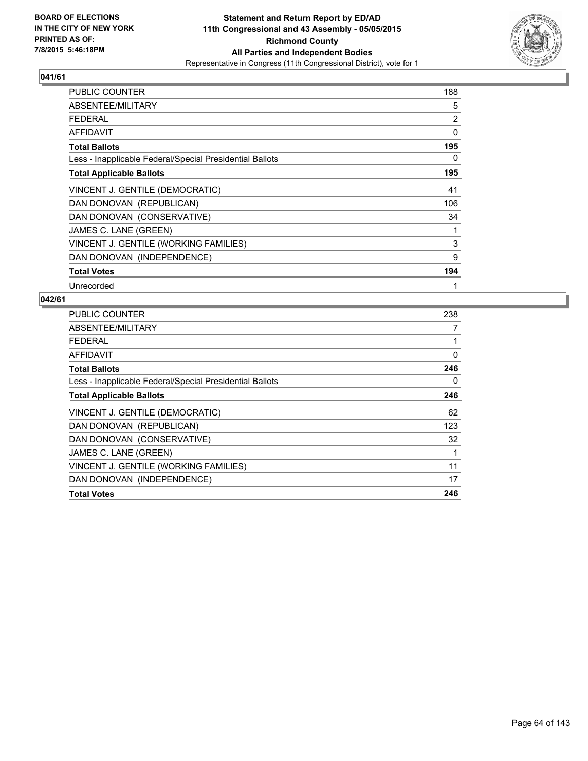**BOARD OF ELECTIONS IN THE CITY OF NEW YORK PRINTED AS OF: 7/8/2015 5:46:18PM**

# Statement and Return Report by ED/AD
## 11th Congressional and 43 Assembly - 05/05/2015
## Richmond County
## All Parties and Independent Bodies
### Representative in Congress (11th Congressional District), vote for 1

**041/61**

| | |
|---|---|
| PUBLIC COUNTER | 188 |
| ABSENTEE/MILITARY | 5 |
| FEDERAL | 2 |
| AFFIDAVIT | 0 |
| **Total Ballots** | **195** |
| Less - Inapplicable Federal/Special Presidential Ballots | 0 |
| **Total Applicable Ballots** | **195** |
| VINCENT J. GENTILE (DEMOCRATIC) | 41 |
| DAN DONOVAN (REPUBLICAN) | 106 |
| DAN DONOVAN (CONSERVATIVE) | 34 |
| JAMES C. LANE (GREEN) | 1 |
| VINCENT J. GENTILE (WORKING FAMILIES) | 3 |
| DAN DONOVAN (INDEPENDENCE) | 9 |
| **Total Votes** | **194** |
| Unrecorded | 1 |

**042/61**

| | |
|---|---|
| PUBLIC COUNTER | 238 |
| ABSENTEE/MILITARY | 7 |
| FEDERAL | 1 |
| AFFIDAVIT | 0 |
| **Total Ballots** | **246** |
| Less - Inapplicable Federal/Special Presidential Ballots | 0 |
| **Total Applicable Ballots** | **246** |
| VINCENT J. GENTILE (DEMOCRATIC) | 62 |
| DAN DONOVAN (REPUBLICAN) | 123 |
| DAN DONOVAN (CONSERVATIVE) | 32 |
| JAMES C. LANE (GREEN) | 1 |
| VINCENT J. GENTILE (WORKING FAMILIES) | 11 |
| DAN DONOVAN (INDEPENDENCE) | 17 |
| **Total Votes** | **246** |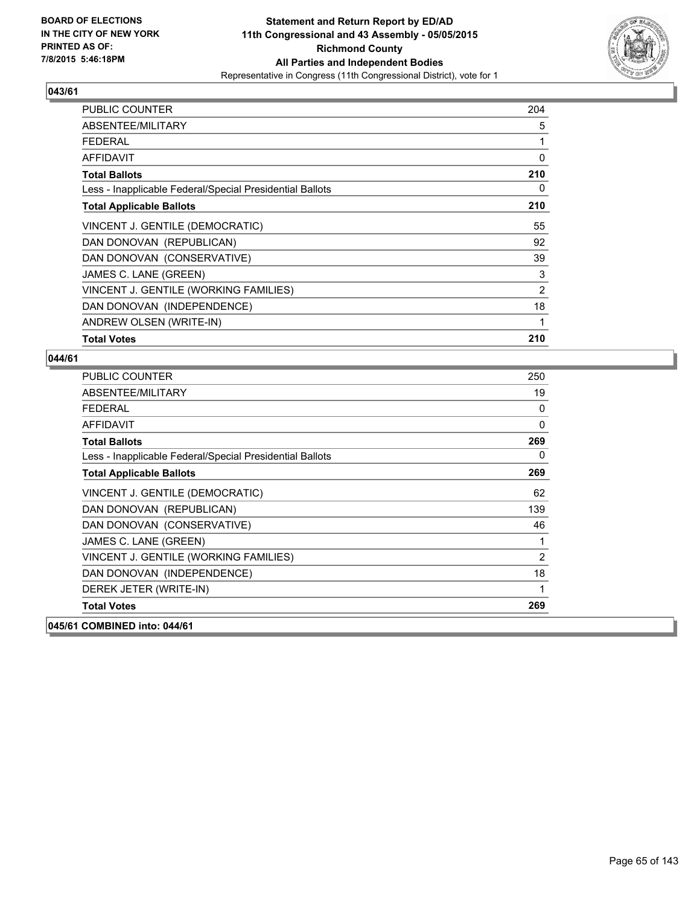**BOARD OF ELECTIONS IN THE CITY OF NEW YORK PRINTED AS OF: 7/8/2015 5:46:18PM**

**Statement and Return Report by ED/AD 11th Congressional and 43 Assembly - 05/05/2015 Richmond County All Parties and Independent Bodies**
Representative in Congress (11th Congressional District), vote for 1

**043/61**

| | |
|---|---|
| PUBLIC COUNTER | 204 |
| ABSENTEE/MILITARY | 5 |
| FEDERAL | 1 |
| AFFIDAVIT | 0 |
| **Total Ballots** | **210** |
| Less - Inapplicable Federal/Special Presidential Ballots | 0 |
| **Total Applicable Ballots** | **210** |
| VINCENT J. GENTILE (DEMOCRATIC) | 55 |
| DAN DONOVAN (REPUBLICAN) | 92 |
| DAN DONOVAN (CONSERVATIVE) | 39 |
| JAMES C. LANE (GREEN) | 3 |
| VINCENT J. GENTILE (WORKING FAMILIES) | 2 |
| DAN DONOVAN (INDEPENDENCE) | 18 |
| ANDREW OLSEN (WRITE-IN) | 1 |
| **Total Votes** | **210** |

**044/61**

| | |
|---|---|
| PUBLIC COUNTER | 250 |
| ABSENTEE/MILITARY | 19 |
| FEDERAL | 0 |
| AFFIDAVIT | 0 |
| **Total Ballots** | **269** |
| Less - Inapplicable Federal/Special Presidential Ballots | 0 |
| **Total Applicable Ballots** | **269** |
| VINCENT J. GENTILE (DEMOCRATIC) | 62 |
| DAN DONOVAN (REPUBLICAN) | 139 |
| DAN DONOVAN (CONSERVATIVE) | 46 |
| JAMES C. LANE (GREEN) | 1 |
| VINCENT J. GENTILE (WORKING FAMILIES) | 2 |
| DAN DONOVAN (INDEPENDENCE) | 18 |
| DEREK JETER (WRITE-IN) | 1 |
| **Total Votes** | **269** |

**045/61 COMBINED into: 044/61**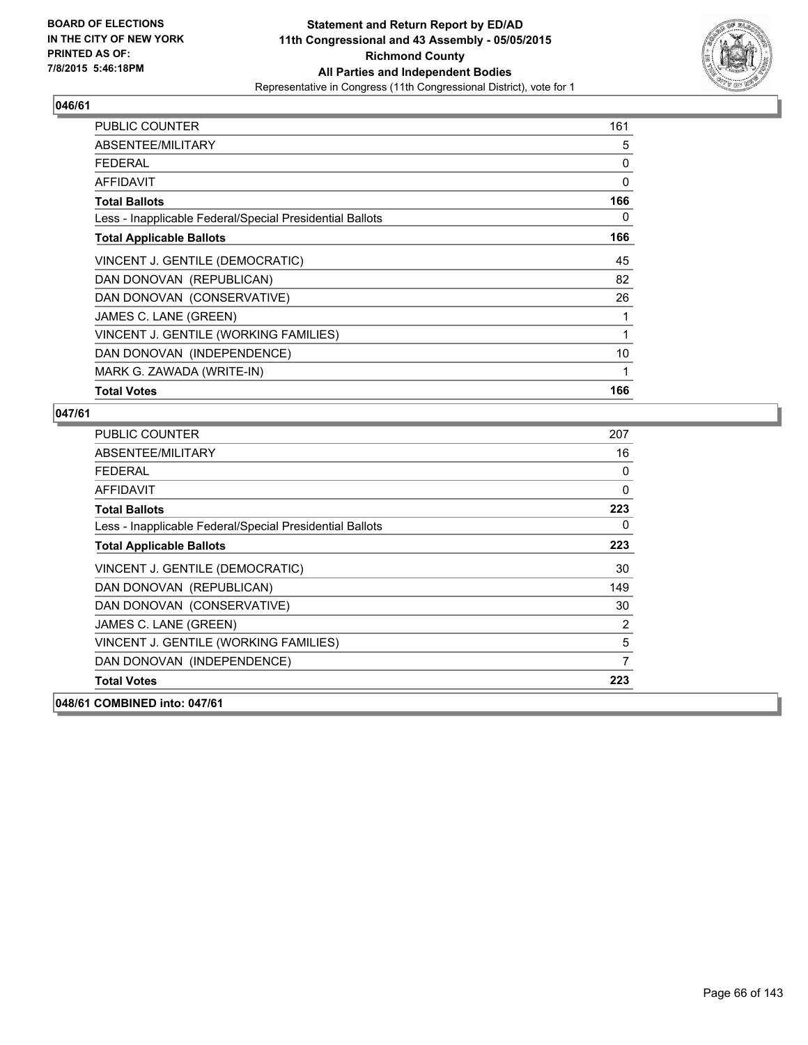**BOARD OF ELECTIONS IN THE CITY OF NEW YORK PRINTED AS OF: 7/8/2015 5:46:18PM**

**Statement and Return Report by ED/AD 11th Congressional and 43 Assembly - 05/05/2015 Richmond County All Parties and Independent Bodies**

Representative in Congress (11th Congressional District), vote for 1

### 046/61

| | |
|---|---|
| PUBLIC COUNTER | 161 |
| ABSENTEE/MILITARY | 5 |
| FEDERAL | 0 |
| AFFIDAVIT | 0 |
| **Total Ballots** | **166** |
| Less - Inapplicable Federal/Special Presidential Ballots | 0 |
| **Total Applicable Ballots** | **166** |
| VINCENT J. GENTILE (DEMOCRATIC) | 45 |
| DAN DONOVAN (REPUBLICAN) | 82 |
| DAN DONOVAN (CONSERVATIVE) | 26 |
| JAMES C. LANE (GREEN) | 1 |
| VINCENT J. GENTILE (WORKING FAMILIES) | 1 |
| DAN DONOVAN (INDEPENDENCE) | 10 |
| MARK G. ZAWADA (WRITE-IN) | 1 |
| **Total Votes** | **166** |

### 047/61

| | |
|---|---|
| PUBLIC COUNTER | 207 |
| ABSENTEE/MILITARY | 16 |
| FEDERAL | 0 |
| AFFIDAVIT | 0 |
| **Total Ballots** | **223** |
| Less - Inapplicable Federal/Special Presidential Ballots | 0 |
| **Total Applicable Ballots** | **223** |
| VINCENT J. GENTILE (DEMOCRATIC) | 30 |
| DAN DONOVAN (REPUBLICAN) | 149 |
| DAN DONOVAN (CONSERVATIVE) | 30 |
| JAMES C. LANE (GREEN) | 2 |
| VINCENT J. GENTILE (WORKING FAMILIES) | 5 |
| DAN DONOVAN (INDEPENDENCE) | 7 |
| **Total Votes** | **223** |

### 048/61 COMBINED into: 047/61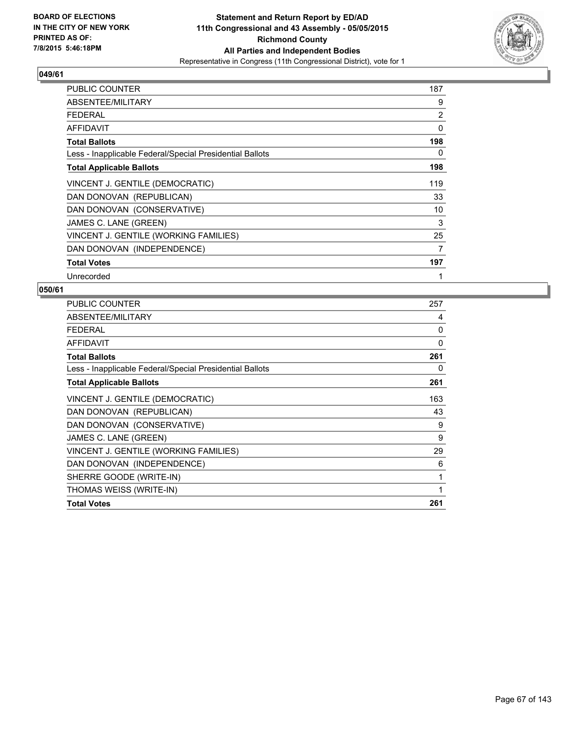**BOARD OF ELECTIONS IN THE CITY OF NEW YORK PRINTED AS OF: 7/8/2015 5:46:18PM**

**Statement and Return Report by ED/AD 11th Congressional and 43 Assembly - 05/05/2015 Richmond County All Parties and Independent Bodies**

Representative in Congress (11th Congressional District), vote for 1

**049/61**

| | |
|---|---|
| PUBLIC COUNTER | 187 |
| ABSENTEE/MILITARY | 9 |
| FEDERAL | 2 |
| AFFIDAVIT | 0 |
| **Total Ballots** | **198** |
| Less - Inapplicable Federal/Special Presidential Ballots | 0 |
| **Total Applicable Ballots** | **198** |
| VINCENT J. GENTILE (DEMOCRATIC) | 119 |
| DAN DONOVAN (REPUBLICAN) | 33 |
| DAN DONOVAN (CONSERVATIVE) | 10 |
| JAMES C. LANE (GREEN) | 3 |
| VINCENT J. GENTILE (WORKING FAMILIES) | 25 |
| DAN DONOVAN (INDEPENDENCE) | 7 |
| **Total Votes** | **197** |
| Unrecorded | 1 |

**050/61**

| | |
|---|---|
| PUBLIC COUNTER | 257 |
| ABSENTEE/MILITARY | 4 |
| FEDERAL | 0 |
| AFFIDAVIT | 0 |
| **Total Ballots** | **261** |
| Less - Inapplicable Federal/Special Presidential Ballots | 0 |
| **Total Applicable Ballots** | **261** |
| VINCENT J. GENTILE (DEMOCRATIC) | 163 |
| DAN DONOVAN (REPUBLICAN) | 43 |
| DAN DONOVAN (CONSERVATIVE) | 9 |
| JAMES C. LANE (GREEN) | 9 |
| VINCENT J. GENTILE (WORKING FAMILIES) | 29 |
| DAN DONOVAN (INDEPENDENCE) | 6 |
| SHERRE GOODE (WRITE-IN) | 1 |
| THOMAS WEISS (WRITE-IN) | 1 |
| **Total Votes** | **261** |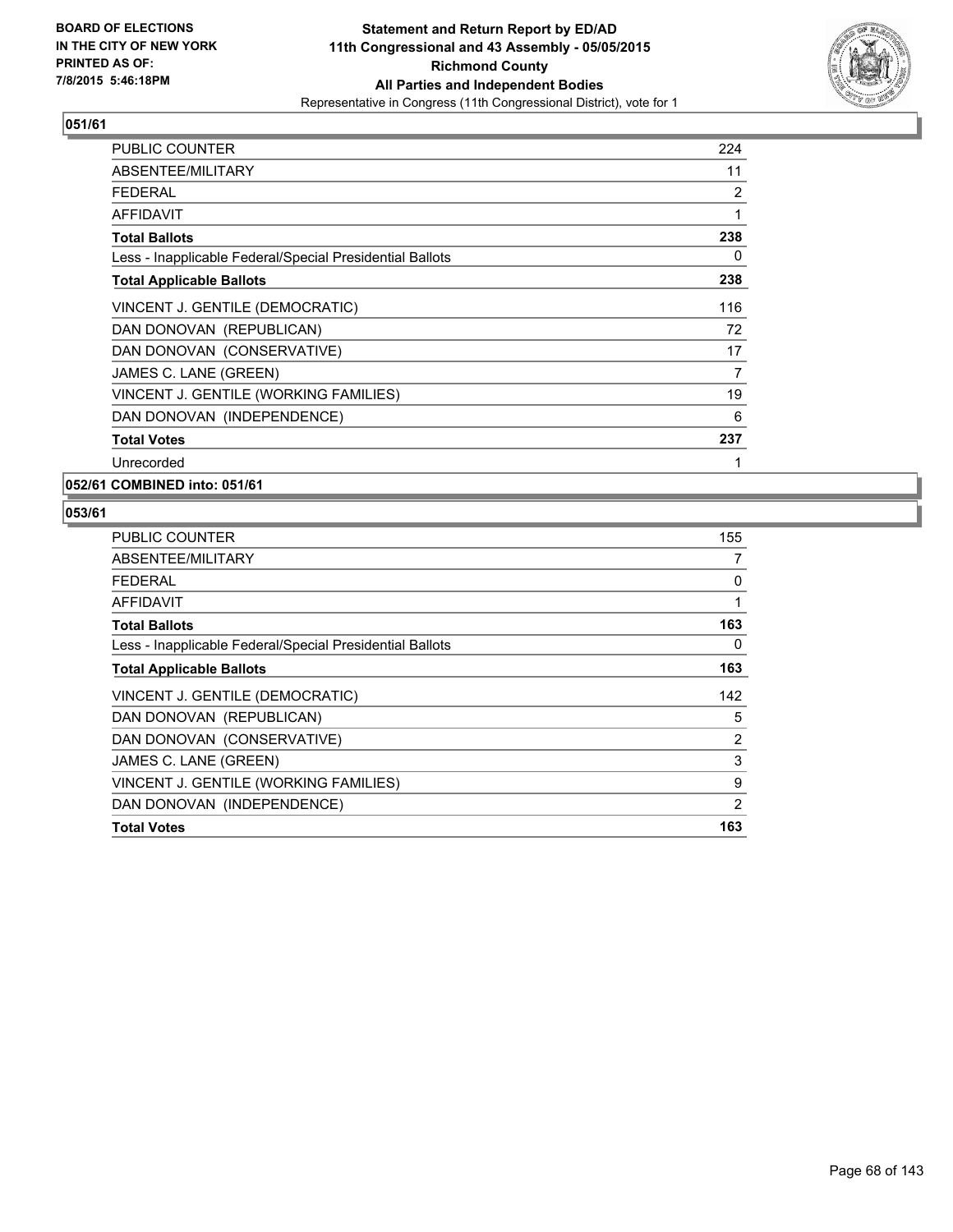**BOARD OF ELECTIONS IN THE CITY OF NEW YORK PRINTED AS OF: 7/8/2015 5:46:18PM**

**Statement and Return Report by ED/AD 11th Congressional and 43 Assembly - 05/05/2015 Richmond County All Parties and Independent Bodies**

Representative in Congress (11th Congressional District), vote for 1

## 051/61

| | |
|---|---|
| PUBLIC COUNTER | 224 |
| ABSENTEE/MILITARY | 11 |
| FEDERAL | 2 |
| AFFIDAVIT | 1 |
| **Total Ballots** | **238** |
| Less - Inapplicable Federal/Special Presidential Ballots | 0 |
| **Total Applicable Ballots** | **238** |
| VINCENT J. GENTILE (DEMOCRATIC) | 116 |
| DAN DONOVAN (REPUBLICAN) | 72 |
| DAN DONOVAN (CONSERVATIVE) | 17 |
| JAMES C. LANE (GREEN) | 7 |
| VINCENT J. GENTILE (WORKING FAMILIES) | 19 |
| DAN DONOVAN (INDEPENDENCE) | 6 |
| **Total Votes** | **237** |
| Unrecorded | 1 |

## 052/61 COMBINED into: 051/61

## 053/61

| | |
|---|---|
| PUBLIC COUNTER | 155 |
| ABSENTEE/MILITARY | 7 |
| FEDERAL | 0 |
| AFFIDAVIT | 1 |
| **Total Ballots** | **163** |
| Less - Inapplicable Federal/Special Presidential Ballots | 0 |
| **Total Applicable Ballots** | **163** |
| VINCENT J. GENTILE (DEMOCRATIC) | 142 |
| DAN DONOVAN (REPUBLICAN) | 5 |
| DAN DONOVAN (CONSERVATIVE) | 2 |
| JAMES C. LANE (GREEN) | 3 |
| VINCENT J. GENTILE (WORKING FAMILIES) | 9 |
| DAN DONOVAN (INDEPENDENCE) | 2 |
| **Total Votes** | **163** |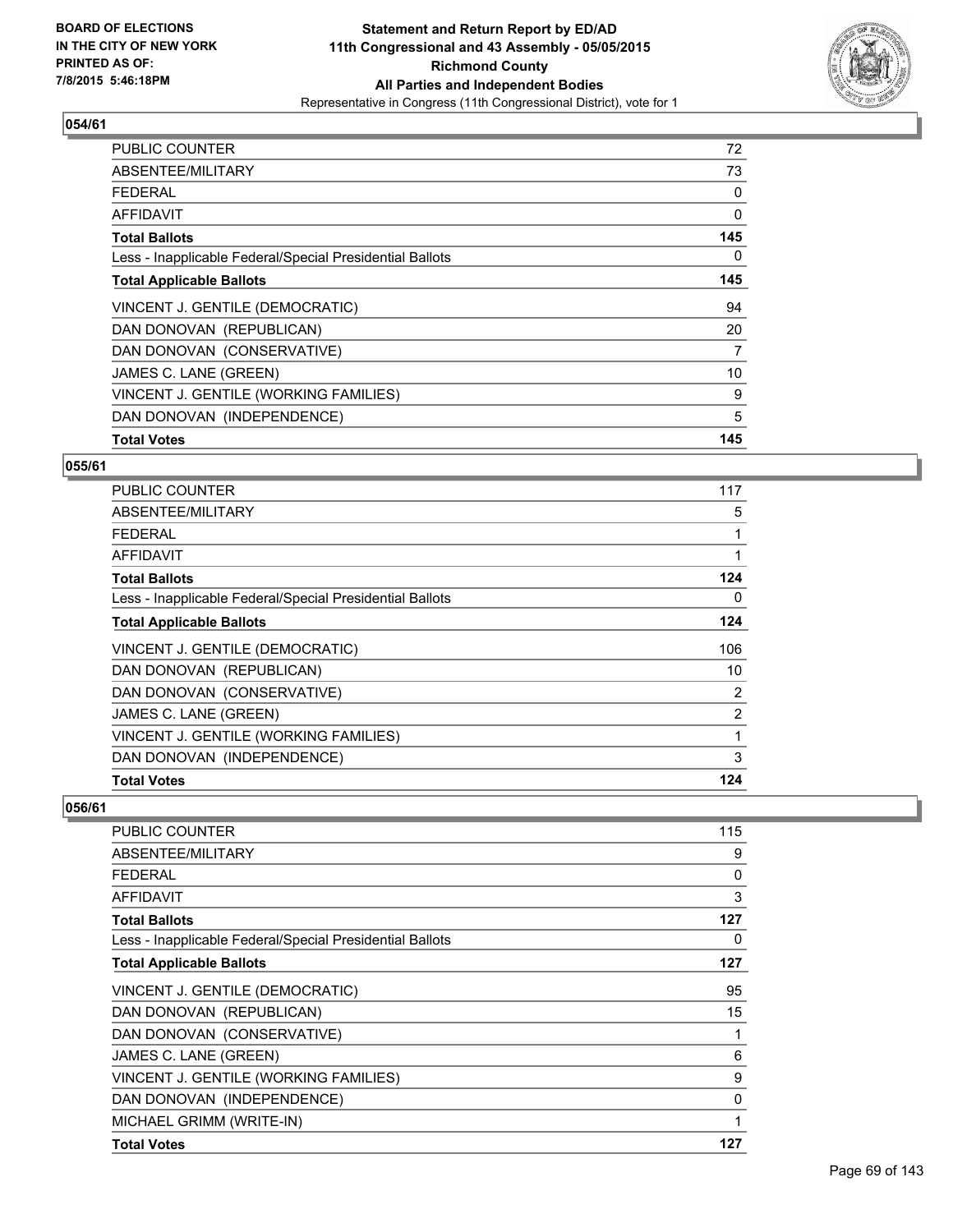**Statement and Return Report by ED/AD**
**11th Congressional and 43 Assembly - 05/05/2015**
**Richmond County**
**All Parties and Independent Bodies**
Representative in Congress (11th Congressional District), vote for 1

BOARD OF ELECTIONS
IN THE CITY OF NEW YORK
PRINTED AS OF:
7/8/2015 5:46:18PM

## 054/61

| | |
|---|---|
| PUBLIC COUNTER | 72 |
| ABSENTEE/MILITARY | 73 |
| FEDERAL | 0 |
| AFFIDAVIT | 0 |
| **Total Ballots** | **145** |
| Less - Inapplicable Federal/Special Presidential Ballots | 0 |
| **Total Applicable Ballots** | **145** |
| VINCENT J. GENTILE (DEMOCRATIC) | 94 |
| DAN DONOVAN (REPUBLICAN) | 20 |
| DAN DONOVAN (CONSERVATIVE) | 7 |
| JAMES C. LANE (GREEN) | 10 |
| VINCENT J. GENTILE (WORKING FAMILIES) | 9 |
| DAN DONOVAN (INDEPENDENCE) | 5 |
| **Total Votes** | **145** |

## 055/61

| | |
|---|---|
| PUBLIC COUNTER | 117 |
| ABSENTEE/MILITARY | 5 |
| FEDERAL | 1 |
| AFFIDAVIT | 1 |
| **Total Ballots** | **124** |
| Less - Inapplicable Federal/Special Presidential Ballots | 0 |
| **Total Applicable Ballots** | **124** |
| VINCENT J. GENTILE (DEMOCRATIC) | 106 |
| DAN DONOVAN (REPUBLICAN) | 10 |
| DAN DONOVAN (CONSERVATIVE) | 2 |
| JAMES C. LANE (GREEN) | 2 |
| VINCENT J. GENTILE (WORKING FAMILIES) | 1 |
| DAN DONOVAN (INDEPENDENCE) | 3 |
| **Total Votes** | **124** |

## 056/61

| | |
|---|---|
| PUBLIC COUNTER | 115 |
| ABSENTEE/MILITARY | 9 |
| FEDERAL | 0 |
| AFFIDAVIT | 3 |
| **Total Ballots** | **127** |
| Less - Inapplicable Federal/Special Presidential Ballots | 0 |
| **Total Applicable Ballots** | **127** |
| VINCENT J. GENTILE (DEMOCRATIC) | 95 |
| DAN DONOVAN (REPUBLICAN) | 15 |
| DAN DONOVAN (CONSERVATIVE) | 1 |
| JAMES C. LANE (GREEN) | 6 |
| VINCENT J. GENTILE (WORKING FAMILIES) | 9 |
| DAN DONOVAN (INDEPENDENCE) | 0 |
| MICHAEL GRIMM (WRITE-IN) | 1 |
| **Total Votes** | **127** |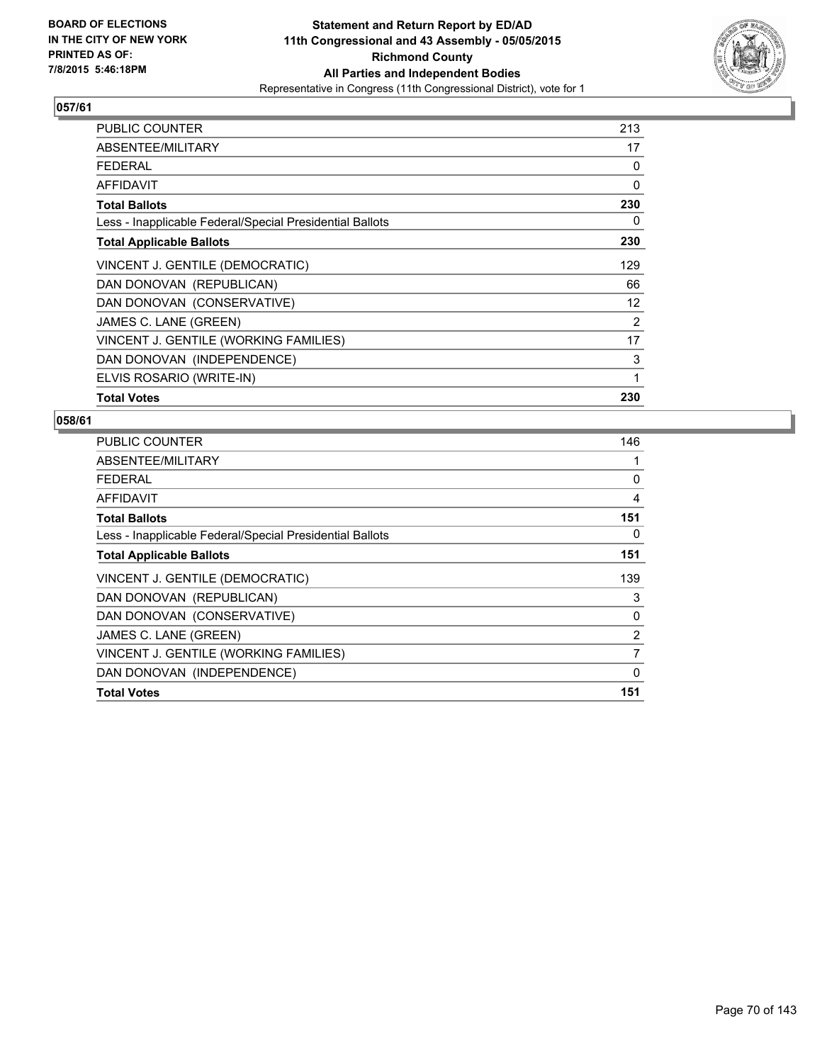**BOARD OF ELECTIONS IN THE CITY OF NEW YORK PRINTED AS OF: 7/8/2015 5:46:18PM**

**Statement and Return Report by ED/AD 11th Congressional and 43 Assembly - 05/05/2015 Richmond County All Parties and Independent Bodies**

Representative in Congress (11th Congressional District), vote for 1

### 057/61

| | |
|---|---|
| PUBLIC COUNTER | 213 |
| ABSENTEE/MILITARY | 17 |
| FEDERAL | 0 |
| AFFIDAVIT | 0 |
| **Total Ballots** | **230** |
| Less - Inapplicable Federal/Special Presidential Ballots | 0 |
| **Total Applicable Ballots** | **230** |
| VINCENT J. GENTILE (DEMOCRATIC) | 129 |
| DAN DONOVAN (REPUBLICAN) | 66 |
| DAN DONOVAN (CONSERVATIVE) | 12 |
| JAMES C. LANE (GREEN) | 2 |
| VINCENT J. GENTILE (WORKING FAMILIES) | 17 |
| DAN DONOVAN (INDEPENDENCE) | 3 |
| ELVIS ROSARIO (WRITE-IN) | 1 |
| **Total Votes** | **230** |

### 058/61

| | |
|---|---|
| PUBLIC COUNTER | 146 |
| ABSENTEE/MILITARY | 1 |
| FEDERAL | 0 |
| AFFIDAVIT | 4 |
| **Total Ballots** | **151** |
| Less - Inapplicable Federal/Special Presidential Ballots | 0 |
| **Total Applicable Ballots** | **151** |
| VINCENT J. GENTILE (DEMOCRATIC) | 139 |
| DAN DONOVAN (REPUBLICAN) | 3 |
| DAN DONOVAN (CONSERVATIVE) | 0 |
| JAMES C. LANE (GREEN) | 2 |
| VINCENT J. GENTILE (WORKING FAMILIES) | 7 |
| DAN DONOVAN (INDEPENDENCE) | 0 |
| **Total Votes** | **151** |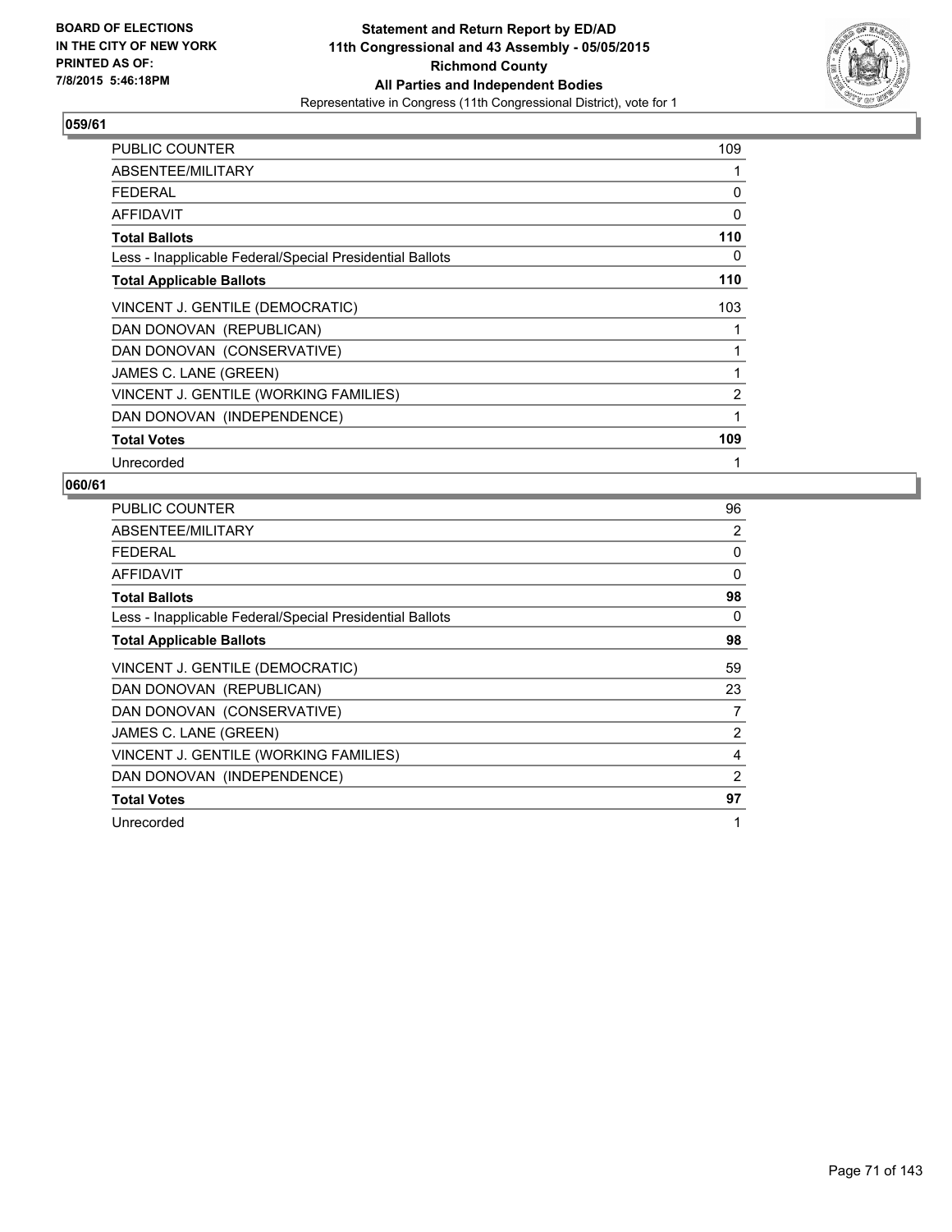**BOARD OF ELECTIONS IN THE CITY OF NEW YORK PRINTED AS OF: 7/8/2015 5:46:18PM**

**Statement and Return Report by ED/AD**
**11th Congressional and 43 Assembly - 05/05/2015**
**Richmond County**
**All Parties and Independent Bodies**
Representative in Congress (11th Congressional District), vote for 1

**059/61**

| | |
|---|---|
| PUBLIC COUNTER | 109 |
| ABSENTEE/MILITARY | 1 |
| FEDERAL | 0 |
| AFFIDAVIT | 0 |
| **Total Ballots** | **110** |
| Less - Inapplicable Federal/Special Presidential Ballots | 0 |
| **Total Applicable Ballots** | **110** |
| VINCENT J. GENTILE (DEMOCRATIC) | 103 |
| DAN DONOVAN (REPUBLICAN) | 1 |
| DAN DONOVAN (CONSERVATIVE) | 1 |
| JAMES C. LANE (GREEN) | 1 |
| VINCENT J. GENTILE (WORKING FAMILIES) | 2 |
| DAN DONOVAN (INDEPENDENCE) | 1 |
| **Total Votes** | **109** |
| Unrecorded | 1 |

**060/61**

| | |
|---|---|
| PUBLIC COUNTER | 96 |
| ABSENTEE/MILITARY | 2 |
| FEDERAL | 0 |
| AFFIDAVIT | 0 |
| **Total Ballots** | **98** |
| Less - Inapplicable Federal/Special Presidential Ballots | 0 |
| **Total Applicable Ballots** | **98** |
| VINCENT J. GENTILE (DEMOCRATIC) | 59 |
| DAN DONOVAN (REPUBLICAN) | 23 |
| DAN DONOVAN (CONSERVATIVE) | 7 |
| JAMES C. LANE (GREEN) | 2 |
| VINCENT J. GENTILE (WORKING FAMILIES) | 4 |
| DAN DONOVAN (INDEPENDENCE) | 2 |
| **Total Votes** | **97** |
| Unrecorded | 1 |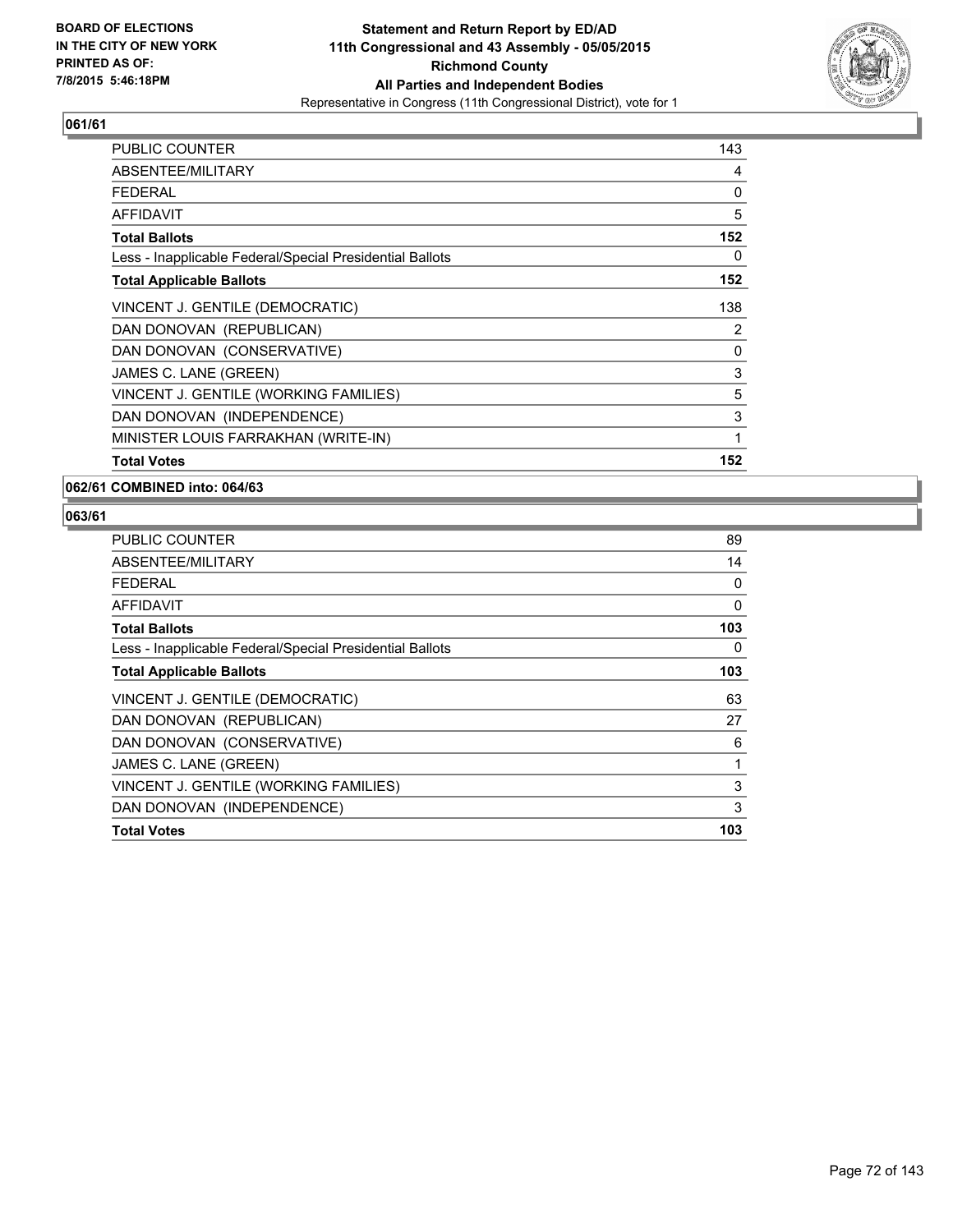**BOARD OF ELECTIONS IN THE CITY OF NEW YORK PRINTED AS OF: 7/8/2015 5:46:18PM**

**Statement and Return Report by ED/AD 11th Congressional and 43 Assembly - 05/05/2015 Richmond County All Parties and Independent Bodies**

Representative in Congress (11th Congressional District), vote for 1

## 061/61

| | |
|---|---|
| PUBLIC COUNTER | 143 |
| ABSENTEE/MILITARY | 4 |
| FEDERAL | 0 |
| AFFIDAVIT | 5 |
| **Total Ballots** | **152** |
| Less - Inapplicable Federal/Special Presidential Ballots | 0 |
| **Total Applicable Ballots** | **152** |
| VINCENT J. GENTILE (DEMOCRATIC) | 138 |
| DAN DONOVAN (REPUBLICAN) | 2 |
| DAN DONOVAN (CONSERVATIVE) | 0 |
| JAMES C. LANE (GREEN) | 3 |
| VINCENT J. GENTILE (WORKING FAMILIES) | 5 |
| DAN DONOVAN (INDEPENDENCE) | 3 |
| MINISTER LOUIS FARRAKHAN (WRITE-IN) | 1 |
| **Total Votes** | **152** |

## 062/61 COMBINED into: 064/63

## 063/61

| | |
|---|---|
| PUBLIC COUNTER | 89 |
| ABSENTEE/MILITARY | 14 |
| FEDERAL | 0 |
| AFFIDAVIT | 0 |
| **Total Ballots** | **103** |
| Less - Inapplicable Federal/Special Presidential Ballots | 0 |
| **Total Applicable Ballots** | **103** |
| VINCENT J. GENTILE (DEMOCRATIC) | 63 |
| DAN DONOVAN (REPUBLICAN) | 27 |
| DAN DONOVAN (CONSERVATIVE) | 6 |
| JAMES C. LANE (GREEN) | 1 |
| VINCENT J. GENTILE (WORKING FAMILIES) | 3 |
| DAN DONOVAN (INDEPENDENCE) | 3 |
| **Total Votes** | **103** |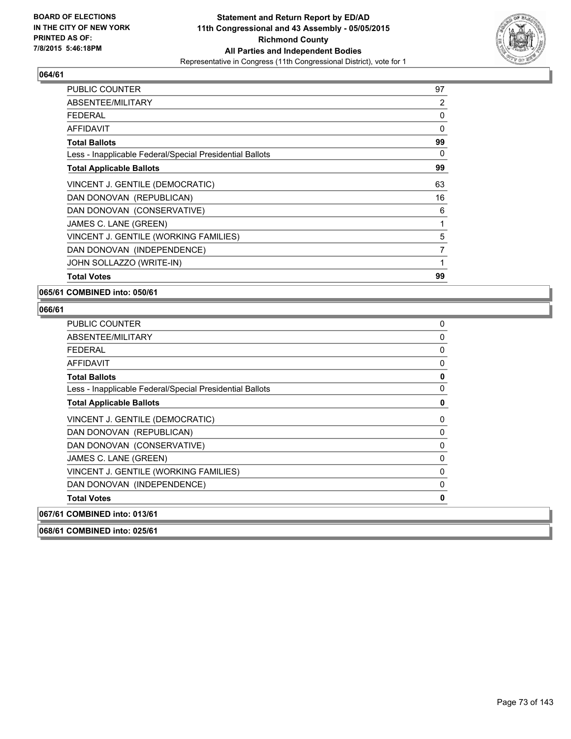**BOARD OF ELECTIONS IN THE CITY OF NEW YORK PRINTED AS OF: 7/8/2015 5:46:18PM**

# Statement and Return Report by ED/AD
## 11th Congressional and 43 Assembly - 05/05/2015
## Richmond County
## All Parties and Independent Bodies
### Representative in Congress (11th Congressional District), vote for 1

**064/61**

| | |
|---|---|
| PUBLIC COUNTER | 97 |
| ABSENTEE/MILITARY | 2 |
| FEDERAL | 0 |
| AFFIDAVIT | 0 |
| **Total Ballots** | **99** |
| Less - Inapplicable Federal/Special Presidential Ballots | 0 |
| **Total Applicable Ballots** | **99** |
| VINCENT J. GENTILE (DEMOCRATIC) | 63 |
| DAN DONOVAN (REPUBLICAN) | 16 |
| DAN DONOVAN (CONSERVATIVE) | 6 |
| JAMES C. LANE (GREEN) | 1 |
| VINCENT J. GENTILE (WORKING FAMILIES) | 5 |
| DAN DONOVAN (INDEPENDENCE) | 7 |
| JOHN SOLLAZZO (WRITE-IN) | 1 |
| **Total Votes** | **99** |

**065/61 COMBINED into: 050/61**

**066/61**

| | |
|---|---|
| PUBLIC COUNTER | 0 |
| ABSENTEE/MILITARY | 0 |
| FEDERAL | 0 |
| AFFIDAVIT | 0 |
| **Total Ballots** | **0** |
| Less - Inapplicable Federal/Special Presidential Ballots | 0 |
| **Total Applicable Ballots** | **0** |
| VINCENT J. GENTILE (DEMOCRATIC) | 0 |
| DAN DONOVAN (REPUBLICAN) | 0 |
| DAN DONOVAN (CONSERVATIVE) | 0 |
| JAMES C. LANE (GREEN) | 0 |
| VINCENT J. GENTILE (WORKING FAMILIES) | 0 |
| DAN DONOVAN (INDEPENDENCE) | 0 |
| **Total Votes** | **0** |

**067/61 COMBINED into: 013/61**

**068/61 COMBINED into: 025/61**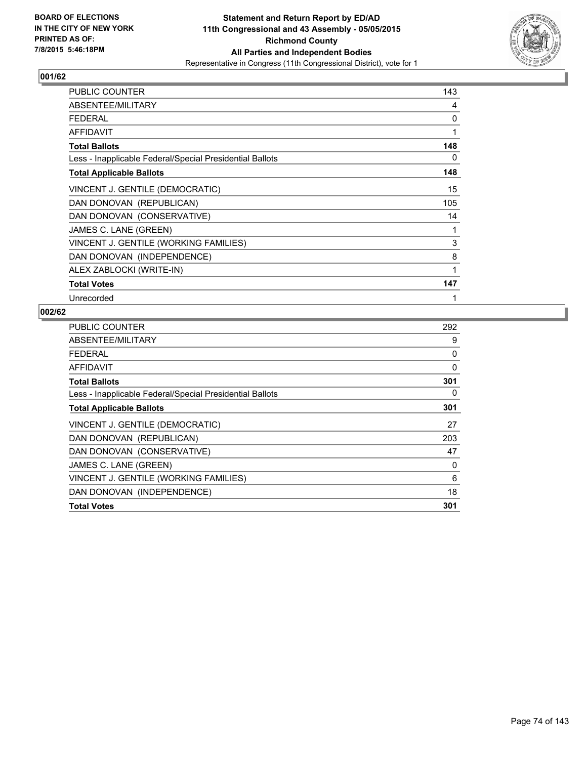**BOARD OF ELECTIONS IN THE CITY OF NEW YORK PRINTED AS OF: 7/8/2015 5:46:18PM**

**Statement and Return Report by ED/AD 11th Congressional and 43 Assembly - 05/05/2015 Richmond County All Parties and Independent Bodies**

Representative in Congress (11th Congressional District), vote for 1

### 001/62

| | |
|---|---|
| PUBLIC COUNTER | 143 |
| ABSENTEE/MILITARY | 4 |
| FEDERAL | 0 |
| AFFIDAVIT | 1 |
| **Total Ballots** | **148** |
| Less - Inapplicable Federal/Special Presidential Ballots | 0 |
| **Total Applicable Ballots** | **148** |
| VINCENT J. GENTILE (DEMOCRATIC) | 15 |
| DAN DONOVAN (REPUBLICAN) | 105 |
| DAN DONOVAN (CONSERVATIVE) | 14 |
| JAMES C. LANE (GREEN) | 1 |
| VINCENT J. GENTILE (WORKING FAMILIES) | 3 |
| DAN DONOVAN (INDEPENDENCE) | 8 |
| ALEX ZABLOCKI (WRITE-IN) | 1 |
| **Total Votes** | **147** |
| Unrecorded | 1 |

### 002/62

| | |
|---|---|
| PUBLIC COUNTER | 292 |
| ABSENTEE/MILITARY | 9 |
| FEDERAL | 0 |
| AFFIDAVIT | 0 |
| **Total Ballots** | **301** |
| Less - Inapplicable Federal/Special Presidential Ballots | 0 |
| **Total Applicable Ballots** | **301** |
| VINCENT J. GENTILE (DEMOCRATIC) | 27 |
| DAN DONOVAN (REPUBLICAN) | 203 |
| DAN DONOVAN (CONSERVATIVE) | 47 |
| JAMES C. LANE (GREEN) | 0 |
| VINCENT J. GENTILE (WORKING FAMILIES) | 6 |
| DAN DONOVAN (INDEPENDENCE) | 18 |
| **Total Votes** | **301** |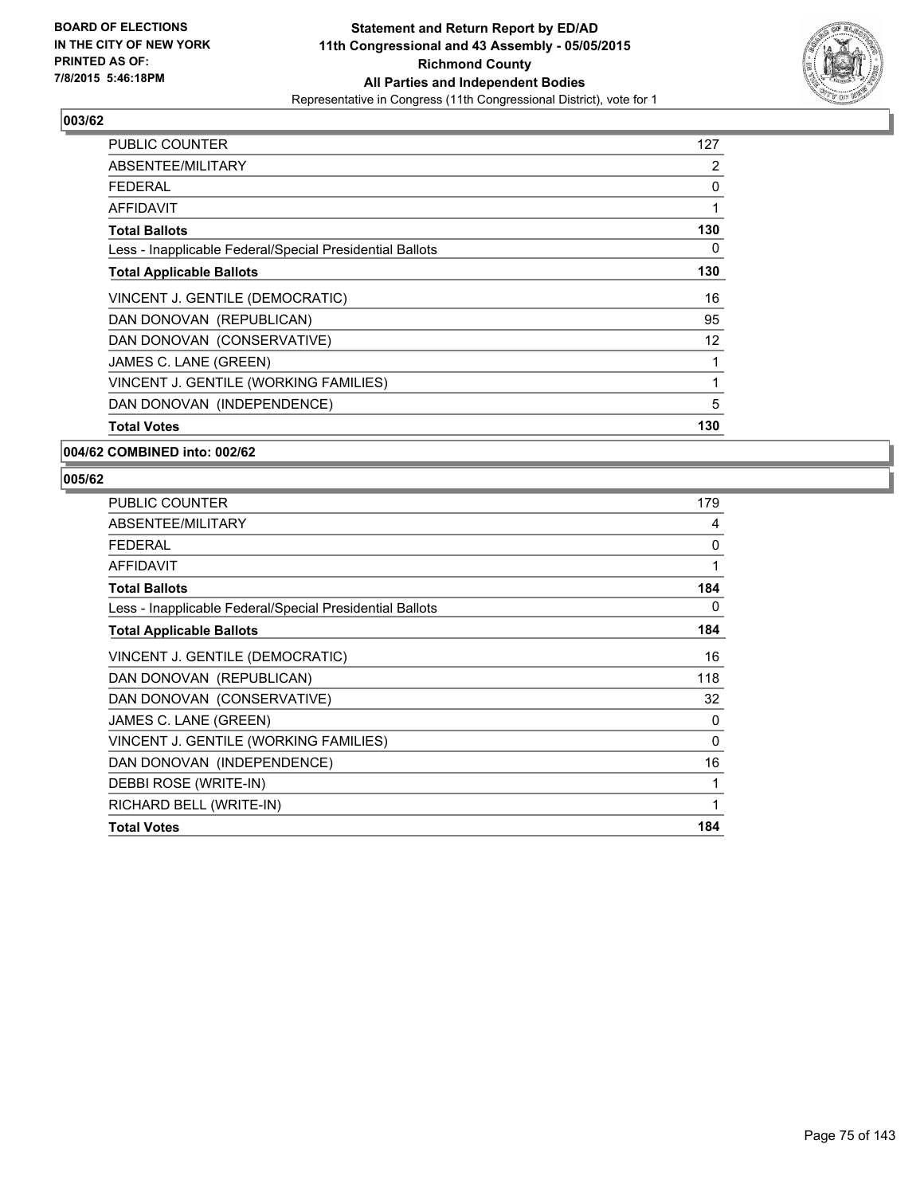**BOARD OF ELECTIONS IN THE CITY OF NEW YORK PRINTED AS OF: 7/8/2015 5:46:18PM**

# Statement and Return Report by ED/AD
## 11th Congressional and 43 Assembly - 05/05/2015
## Richmond County
## All Parties and Independent Bodies
### Representative in Congress (11th Congressional District), vote for 1

### 003/62

| | |
|---|---|
| PUBLIC COUNTER | 127 |
| ABSENTEE/MILITARY | 2 |
| FEDERAL | 0 |
| AFFIDAVIT | 1 |
| **Total Ballots** | **130** |
| Less - Inapplicable Federal/Special Presidential Ballots | 0 |
| **Total Applicable Ballots** | **130** |
| VINCENT J. GENTILE (DEMOCRATIC) | 16 |
| DAN DONOVAN (REPUBLICAN) | 95 |
| DAN DONOVAN (CONSERVATIVE) | 12 |
| JAMES C. LANE (GREEN) | 1 |
| VINCENT J. GENTILE (WORKING FAMILIES) | 1 |
| DAN DONOVAN (INDEPENDENCE) | 5 |
| **Total Votes** | **130** |

### 004/62 COMBINED into: 002/62

### 005/62

| | |
|---|---|
| PUBLIC COUNTER | 179 |
| ABSENTEE/MILITARY | 4 |
| FEDERAL | 0 |
| AFFIDAVIT | 1 |
| **Total Ballots** | **184** |
| Less - Inapplicable Federal/Special Presidential Ballots | 0 |
| **Total Applicable Ballots** | **184** |
| VINCENT J. GENTILE (DEMOCRATIC) | 16 |
| DAN DONOVAN (REPUBLICAN) | 118 |
| DAN DONOVAN (CONSERVATIVE) | 32 |
| JAMES C. LANE (GREEN) | 0 |
| VINCENT J. GENTILE (WORKING FAMILIES) | 0 |
| DAN DONOVAN (INDEPENDENCE) | 16 |
| DEBBI ROSE (WRITE-IN) | 1 |
| RICHARD BELL (WRITE-IN) | 1 |
| **Total Votes** | **184** |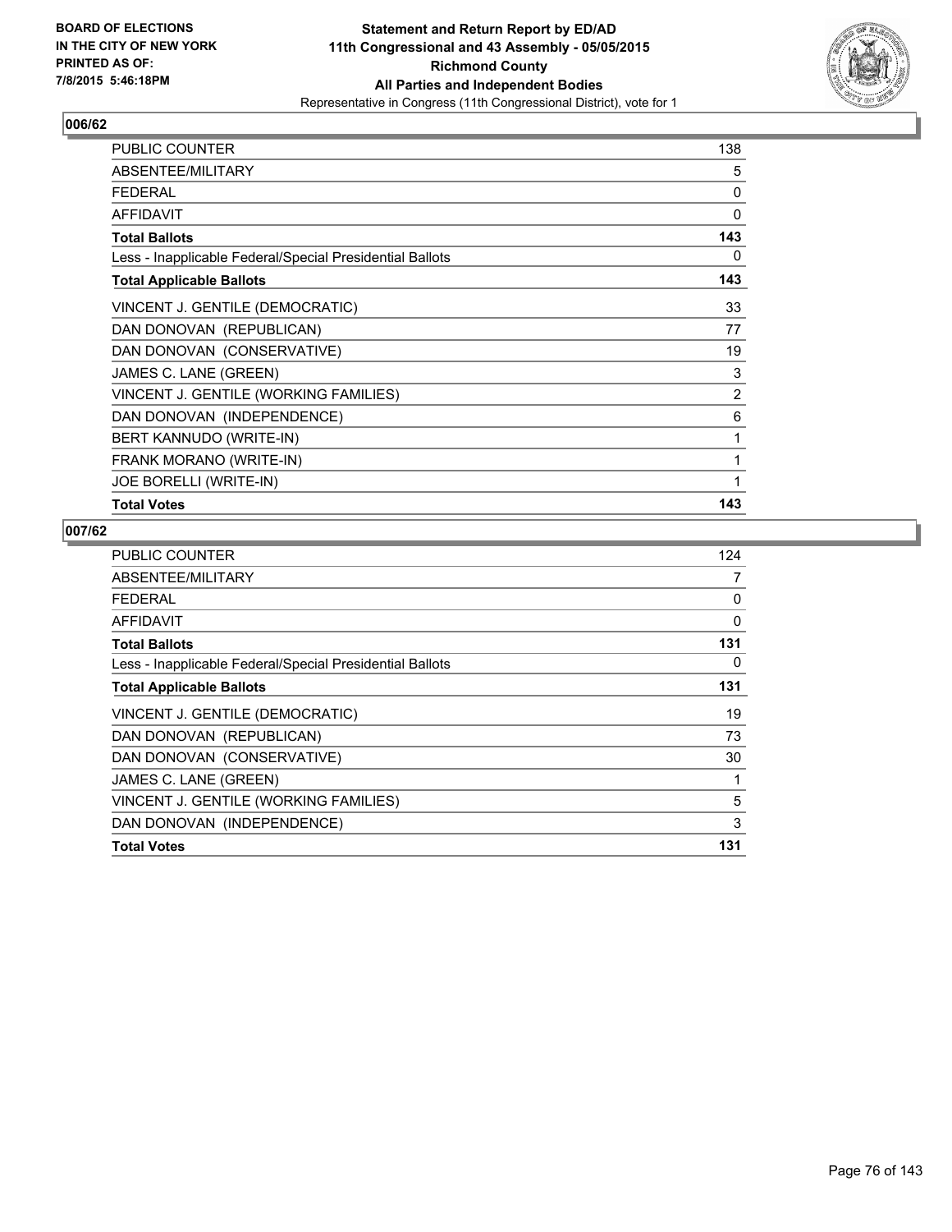**BOARD OF ELECTIONS IN THE CITY OF NEW YORK PRINTED AS OF: 7/8/2015 5:46:18PM**

**Statement and Return Report by ED/AD**
**11th Congressional and 43 Assembly - 05/05/2015**
**Richmond County**
**All Parties and Independent Bodies**
Representative in Congress (11th Congressional District), vote for 1

## 006/62

| | |
|---|---|
| PUBLIC COUNTER | 138 |
| ABSENTEE/MILITARY | 5 |
| FEDERAL | 0 |
| AFFIDAVIT | 0 |
| **Total Ballots** | **143** |
| Less - Inapplicable Federal/Special Presidential Ballots | 0 |
| **Total Applicable Ballots** | **143** |
| VINCENT J. GENTILE (DEMOCRATIC) | 33 |
| DAN DONOVAN (REPUBLICAN) | 77 |
| DAN DONOVAN (CONSERVATIVE) | 19 |
| JAMES C. LANE (GREEN) | 3 |
| VINCENT J. GENTILE (WORKING FAMILIES) | 2 |
| DAN DONOVAN (INDEPENDENCE) | 6 |
| BERT KANNUDO (WRITE-IN) | 1 |
| FRANK MORANO (WRITE-IN) | 1 |
| JOE BORELLI (WRITE-IN) | 1 |
| **Total Votes** | **143** |

## 007/62

| | |
|---|---|
| PUBLIC COUNTER | 124 |
| ABSENTEE/MILITARY | 7 |
| FEDERAL | 0 |
| AFFIDAVIT | 0 |
| **Total Ballots** | **131** |
| Less - Inapplicable Federal/Special Presidential Ballots | 0 |
| **Total Applicable Ballots** | **131** |
| VINCENT J. GENTILE (DEMOCRATIC) | 19 |
| DAN DONOVAN (REPUBLICAN) | 73 |
| DAN DONOVAN (CONSERVATIVE) | 30 |
| JAMES C. LANE (GREEN) | 1 |
| VINCENT J. GENTILE (WORKING FAMILIES) | 5 |
| DAN DONOVAN (INDEPENDENCE) | 3 |
| **Total Votes** | **131** |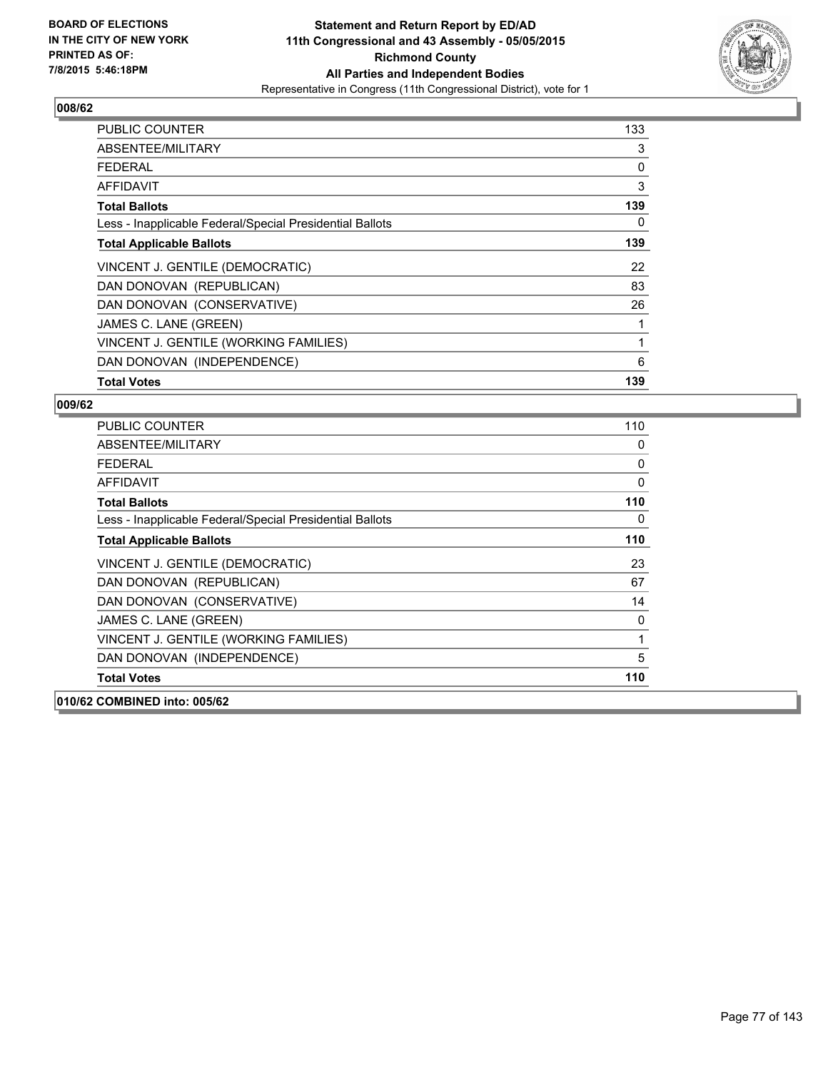**BOARD OF ELECTIONS IN THE CITY OF NEW YORK PRINTED AS OF: 7/8/2015 5:46:18PM**

**Statement and Return Report by ED/AD 11th Congressional and 43 Assembly - 05/05/2015 Richmond County All Parties and Independent Bodies**

Representative in Congress (11th Congressional District), vote for 1

## 008/62

| | |
|---|---|
| PUBLIC COUNTER | 133 |
| ABSENTEE/MILITARY | 3 |
| FEDERAL | 0 |
| AFFIDAVIT | 3 |
| **Total Ballots** | **139** |
| Less - Inapplicable Federal/Special Presidential Ballots | 0 |
| **Total Applicable Ballots** | **139** |
| VINCENT J. GENTILE (DEMOCRATIC) | 22 |
| DAN DONOVAN (REPUBLICAN) | 83 |
| DAN DONOVAN (CONSERVATIVE) | 26 |
| JAMES C. LANE (GREEN) | 1 |
| VINCENT J. GENTILE (WORKING FAMILIES) | 1 |
| DAN DONOVAN (INDEPENDENCE) | 6 |
| **Total Votes** | **139** |

## 009/62

| | |
|---|---|
| PUBLIC COUNTER | 110 |
| ABSENTEE/MILITARY | 0 |
| FEDERAL | 0 |
| AFFIDAVIT | 0 |
| **Total Ballots** | **110** |
| Less - Inapplicable Federal/Special Presidential Ballots | 0 |
| **Total Applicable Ballots** | **110** |
| VINCENT J. GENTILE (DEMOCRATIC) | 23 |
| DAN DONOVAN (REPUBLICAN) | 67 |
| DAN DONOVAN (CONSERVATIVE) | 14 |
| JAMES C. LANE (GREEN) | 0 |
| VINCENT J. GENTILE (WORKING FAMILIES) | 1 |
| DAN DONOVAN (INDEPENDENCE) | 5 |
| **Total Votes** | **110** |

## 010/62 COMBINED into: 005/62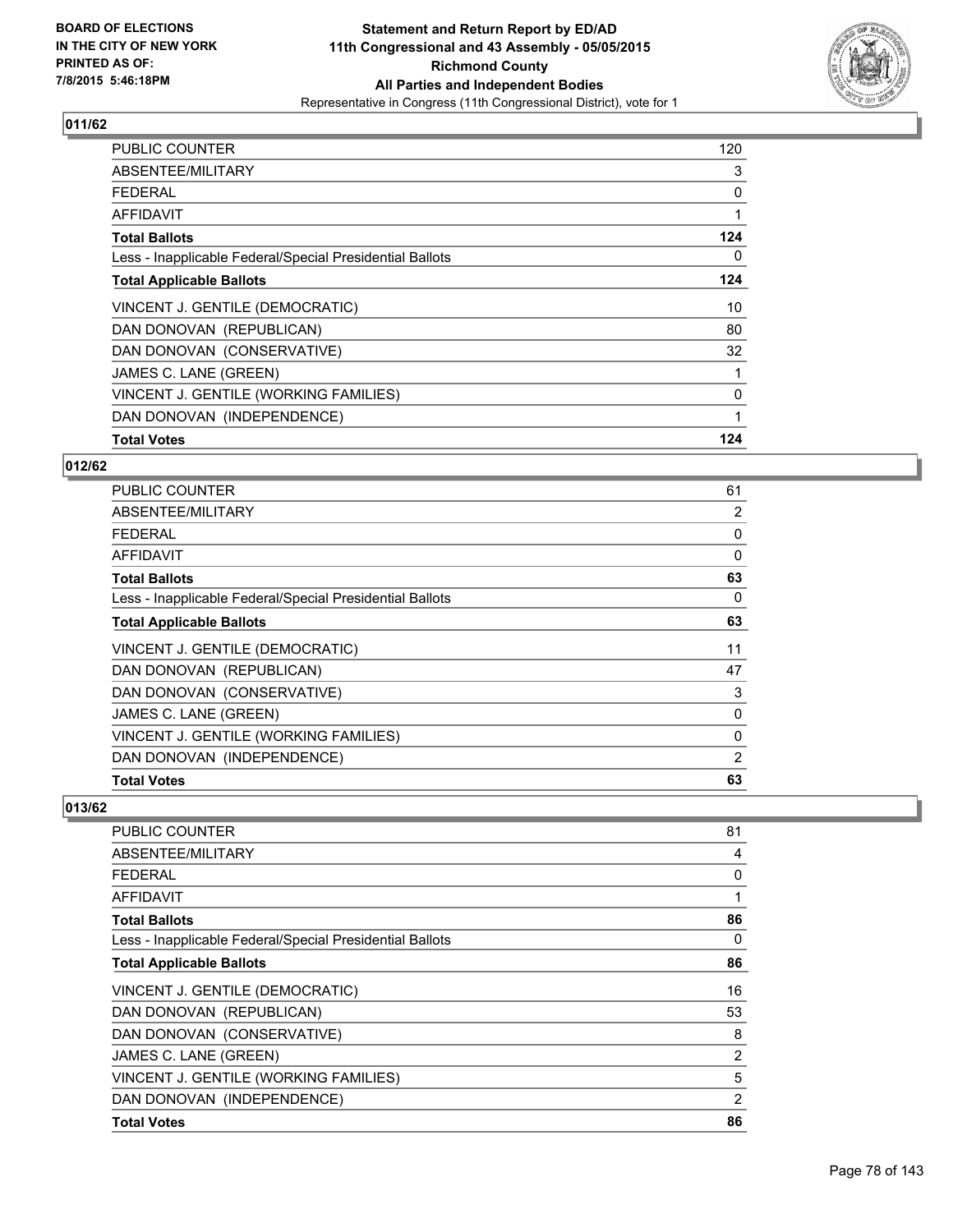**BOARD OF ELECTIONS IN THE CITY OF NEW YORK PRINTED AS OF: 7/8/2015 5:46:18PM**

**Statement and Return Report by ED/AD 11th Congressional and 43 Assembly - 05/05/2015 Richmond County All Parties and Independent Bodies**

Representative in Congress (11th Congressional District), vote for 1

### 011/62

| | |
|---|---|
| PUBLIC COUNTER | 120 |
| ABSENTEE/MILITARY | 3 |
| FEDERAL | 0 |
| AFFIDAVIT | 1 |
| **Total Ballots** | **124** |
| Less - Inapplicable Federal/Special Presidential Ballots | 0 |
| **Total Applicable Ballots** | **124** |
| VINCENT J. GENTILE (DEMOCRATIC) | 10 |
| DAN DONOVAN (REPUBLICAN) | 80 |
| DAN DONOVAN (CONSERVATIVE) | 32 |
| JAMES C. LANE (GREEN) | 1 |
| VINCENT J. GENTILE (WORKING FAMILIES) | 0 |
| DAN DONOVAN (INDEPENDENCE) | 1 |
| **Total Votes** | **124** |

### 012/62

| | |
|---|---|
| PUBLIC COUNTER | 61 |
| ABSENTEE/MILITARY | 2 |
| FEDERAL | 0 |
| AFFIDAVIT | 0 |
| **Total Ballots** | **63** |
| Less - Inapplicable Federal/Special Presidential Ballots | 0 |
| **Total Applicable Ballots** | **63** |
| VINCENT J. GENTILE (DEMOCRATIC) | 11 |
| DAN DONOVAN (REPUBLICAN) | 47 |
| DAN DONOVAN (CONSERVATIVE) | 3 |
| JAMES C. LANE (GREEN) | 0 |
| VINCENT J. GENTILE (WORKING FAMILIES) | 0 |
| DAN DONOVAN (INDEPENDENCE) | 2 |
| **Total Votes** | **63** |

### 013/62

| | |
|---|---|
| PUBLIC COUNTER | 81 |
| ABSENTEE/MILITARY | 4 |
| FEDERAL | 0 |
| AFFIDAVIT | 1 |
| **Total Ballots** | **86** |
| Less - Inapplicable Federal/Special Presidential Ballots | 0 |
| **Total Applicable Ballots** | **86** |
| VINCENT J. GENTILE (DEMOCRATIC) | 16 |
| DAN DONOVAN (REPUBLICAN) | 53 |
| DAN DONOVAN (CONSERVATIVE) | 8 |
| JAMES C. LANE (GREEN) | 2 |
| VINCENT J. GENTILE (WORKING FAMILIES) | 5 |
| DAN DONOVAN (INDEPENDENCE) | 2 |
| **Total Votes** | **86** |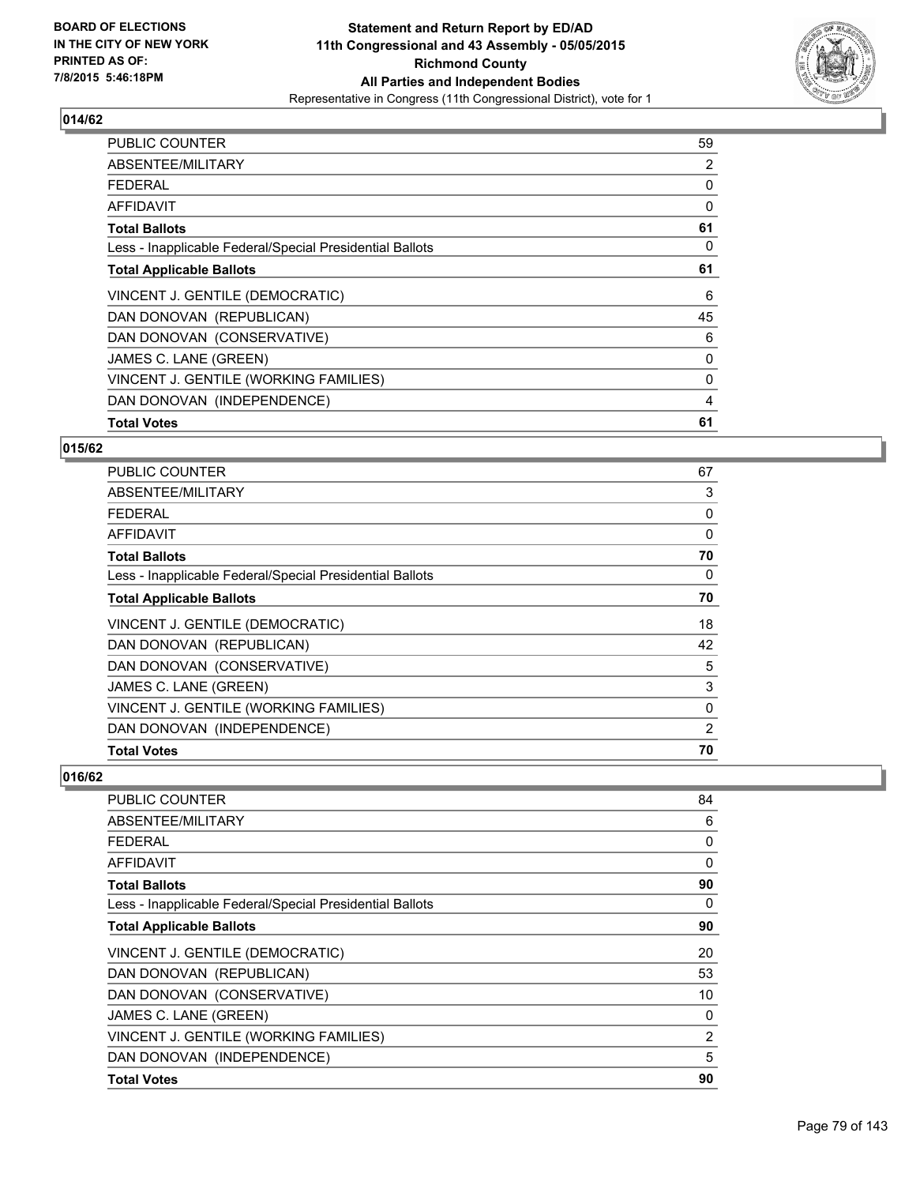**Statement and Return Report by ED/AD**
**11th Congressional and 43 Assembly - 05/05/2015**
**Richmond County**
**All Parties and Independent Bodies**
Representative in Congress (11th Congressional District), vote for 1

BOARD OF ELECTIONS
IN THE CITY OF NEW YORK
PRINTED AS OF:
7/8/2015 5:46:18PM

### 014/62

| | |
|---|---|
| PUBLIC COUNTER | 59 |
| ABSENTEE/MILITARY | 2 |
| FEDERAL | 0 |
| AFFIDAVIT | 0 |
| **Total Ballots** | **61** |
| Less - Inapplicable Federal/Special Presidential Ballots | 0 |
| **Total Applicable Ballots** | **61** |
| VINCENT J. GENTILE (DEMOCRATIC) | 6 |
| DAN DONOVAN (REPUBLICAN) | 45 |
| DAN DONOVAN (CONSERVATIVE) | 6 |
| JAMES C. LANE (GREEN) | 0 |
| VINCENT J. GENTILE (WORKING FAMILIES) | 0 |
| DAN DONOVAN (INDEPENDENCE) | 4 |
| **Total Votes** | **61** |

### 015/62

| | |
|---|---|
| PUBLIC COUNTER | 67 |
| ABSENTEE/MILITARY | 3 |
| FEDERAL | 0 |
| AFFIDAVIT | 0 |
| **Total Ballots** | **70** |
| Less - Inapplicable Federal/Special Presidential Ballots | 0 |
| **Total Applicable Ballots** | **70** |
| VINCENT J. GENTILE (DEMOCRATIC) | 18 |
| DAN DONOVAN (REPUBLICAN) | 42 |
| DAN DONOVAN (CONSERVATIVE) | 5 |
| JAMES C. LANE (GREEN) | 3 |
| VINCENT J. GENTILE (WORKING FAMILIES) | 0 |
| DAN DONOVAN (INDEPENDENCE) | 2 |
| **Total Votes** | **70** |

### 016/62

| | |
|---|---|
| PUBLIC COUNTER | 84 |
| ABSENTEE/MILITARY | 6 |
| FEDERAL | 0 |
| AFFIDAVIT | 0 |
| **Total Ballots** | **90** |
| Less - Inapplicable Federal/Special Presidential Ballots | 0 |
| **Total Applicable Ballots** | **90** |
| VINCENT J. GENTILE (DEMOCRATIC) | 20 |
| DAN DONOVAN (REPUBLICAN) | 53 |
| DAN DONOVAN (CONSERVATIVE) | 10 |
| JAMES C. LANE (GREEN) | 0 |
| VINCENT J. GENTILE (WORKING FAMILIES) | 2 |
| DAN DONOVAN (INDEPENDENCE) | 5 |
| **Total Votes** | **90** |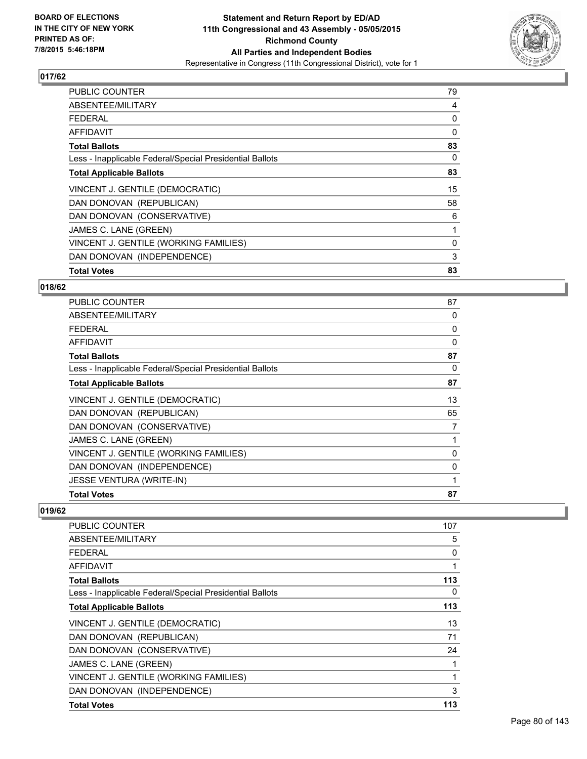**Statement and Return Report by ED/AD**
**11th Congressional and 43 Assembly - 05/05/2015**
**Richmond County**
**All Parties and Independent Bodies**
Representative in Congress (11th Congressional District), vote for 1

BOARD OF ELECTIONS
IN THE CITY OF NEW YORK
PRINTED AS OF:
7/8/2015 5:46:18PM

### 017/62

| | |
|---|---|
| PUBLIC COUNTER | 79 |
| ABSENTEE/MILITARY | 4 |
| FEDERAL | 0 |
| AFFIDAVIT | 0 |
| **Total Ballots** | **83** |
| Less - Inapplicable Federal/Special Presidential Ballots | 0 |
| **Total Applicable Ballots** | **83** |
| VINCENT J. GENTILE (DEMOCRATIC) | 15 |
| DAN DONOVAN (REPUBLICAN) | 58 |
| DAN DONOVAN (CONSERVATIVE) | 6 |
| JAMES C. LANE (GREEN) | 1 |
| VINCENT J. GENTILE (WORKING FAMILIES) | 0 |
| DAN DONOVAN (INDEPENDENCE) | 3 |
| **Total Votes** | **83** |

### 018/62

| | |
|---|---|
| PUBLIC COUNTER | 87 |
| ABSENTEE/MILITARY | 0 |
| FEDERAL | 0 |
| AFFIDAVIT | 0 |
| **Total Ballots** | **87** |
| Less - Inapplicable Federal/Special Presidential Ballots | 0 |
| **Total Applicable Ballots** | **87** |
| VINCENT J. GENTILE (DEMOCRATIC) | 13 |
| DAN DONOVAN (REPUBLICAN) | 65 |
| DAN DONOVAN (CONSERVATIVE) | 7 |
| JAMES C. LANE (GREEN) | 1 |
| VINCENT J. GENTILE (WORKING FAMILIES) | 0 |
| DAN DONOVAN (INDEPENDENCE) | 0 |
| JESSE VENTURA (WRITE-IN) | 1 |
| **Total Votes** | **87** |

### 019/62

| | |
|---|---|
| PUBLIC COUNTER | 107 |
| ABSENTEE/MILITARY | 5 |
| FEDERAL | 0 |
| AFFIDAVIT | 1 |
| **Total Ballots** | **113** |
| Less - Inapplicable Federal/Special Presidential Ballots | 0 |
| **Total Applicable Ballots** | **113** |
| VINCENT J. GENTILE (DEMOCRATIC) | 13 |
| DAN DONOVAN (REPUBLICAN) | 71 |
| DAN DONOVAN (CONSERVATIVE) | 24 |
| JAMES C. LANE (GREEN) | 1 |
| VINCENT J. GENTILE (WORKING FAMILIES) | 1 |
| DAN DONOVAN (INDEPENDENCE) | 3 |
| **Total Votes** | **113** |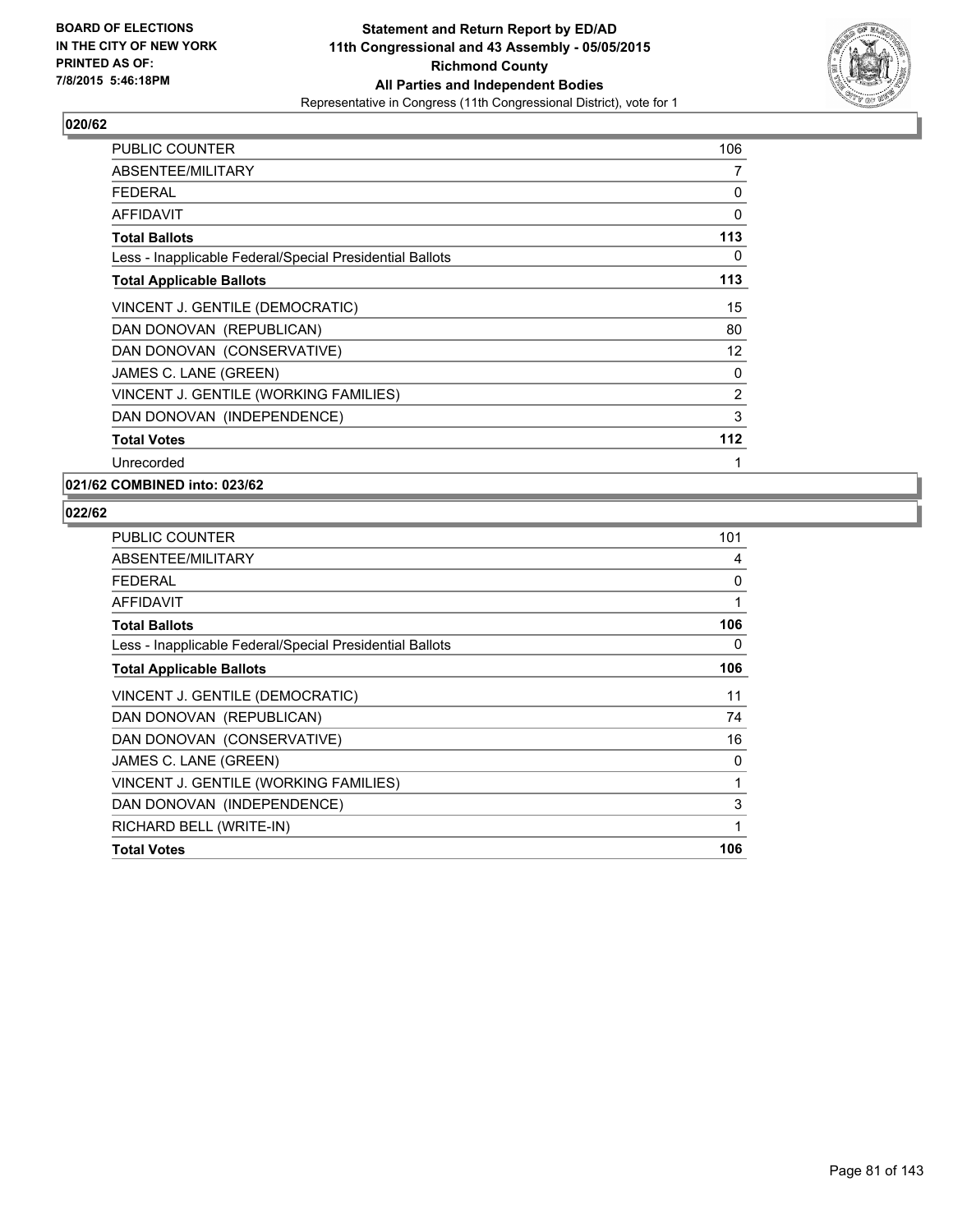**BOARD OF ELECTIONS IN THE CITY OF NEW YORK PRINTED AS OF: 7/8/2015 5:46:18PM**

# Statement and Return Report by ED/AD
## 11th Congressional and 43 Assembly - 05/05/2015
## Richmond County
## All Parties and Independent Bodies
### Representative in Congress (11th Congressional District), vote for 1

### 020/62

| | |
|---|---|
| PUBLIC COUNTER | 106 |
| ABSENTEE/MILITARY | 7 |
| FEDERAL | 0 |
| AFFIDAVIT | 0 |
| **Total Ballots** | **113** |
| Less - Inapplicable Federal/Special Presidential Ballots | 0 |
| **Total Applicable Ballots** | **113** |
| VINCENT J. GENTILE (DEMOCRATIC) | 15 |
| DAN DONOVAN (REPUBLICAN) | 80 |
| DAN DONOVAN (CONSERVATIVE) | 12 |
| JAMES C. LANE (GREEN) | 0 |
| VINCENT J. GENTILE (WORKING FAMILIES) | 2 |
| DAN DONOVAN (INDEPENDENCE) | 3 |
| **Total Votes** | **112** |
| Unrecorded | 1 |

### 021/62 COMBINED into: 023/62

### 022/62

| | |
|---|---|
| PUBLIC COUNTER | 101 |
| ABSENTEE/MILITARY | 4 |
| FEDERAL | 0 |
| AFFIDAVIT | 1 |
| **Total Ballots** | **106** |
| Less - Inapplicable Federal/Special Presidential Ballots | 0 |
| **Total Applicable Ballots** | **106** |
| VINCENT J. GENTILE (DEMOCRATIC) | 11 |
| DAN DONOVAN (REPUBLICAN) | 74 |
| DAN DONOVAN (CONSERVATIVE) | 16 |
| JAMES C. LANE (GREEN) | 0 |
| VINCENT J. GENTILE (WORKING FAMILIES) | 1 |
| DAN DONOVAN (INDEPENDENCE) | 3 |
| RICHARD BELL (WRITE-IN) | 1 |
| **Total Votes** | **106** |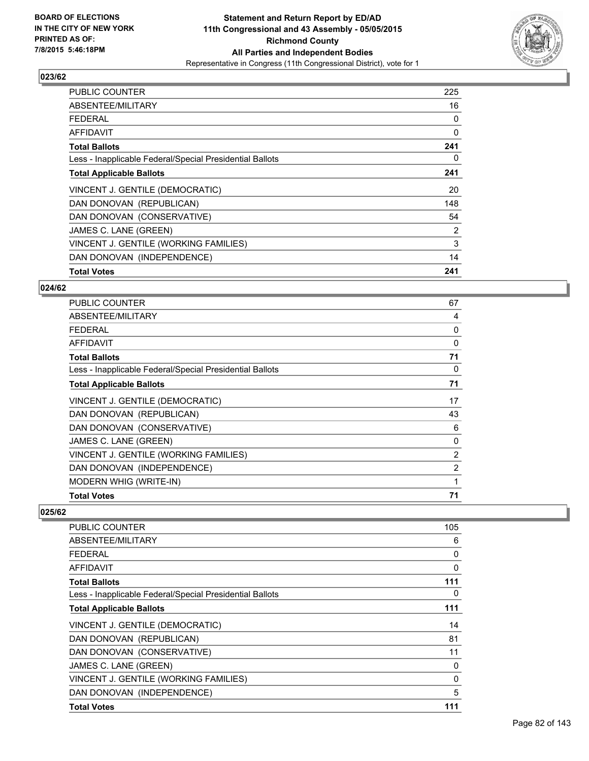**Statement and Return Report by ED/AD**
**11th Congressional and 43 Assembly - 05/05/2015**
**Richmond County**
**All Parties and Independent Bodies**
Representative in Congress (11th Congressional District), vote for 1

BOARD OF ELECTIONS
IN THE CITY OF NEW YORK
PRINTED AS OF:
7/8/2015 5:46:18PM

## 023/62

| | |
|---|---|
| PUBLIC COUNTER | 225 |
| ABSENTEE/MILITARY | 16 |
| FEDERAL | 0 |
| AFFIDAVIT | 0 |
| **Total Ballots** | **241** |
| Less - Inapplicable Federal/Special Presidential Ballots | 0 |
| **Total Applicable Ballots** | **241** |
| VINCENT J. GENTILE (DEMOCRATIC) | 20 |
| DAN DONOVAN (REPUBLICAN) | 148 |
| DAN DONOVAN (CONSERVATIVE) | 54 |
| JAMES C. LANE (GREEN) | 2 |
| VINCENT J. GENTILE (WORKING FAMILIES) | 3 |
| DAN DONOVAN (INDEPENDENCE) | 14 |
| **Total Votes** | **241** |

## 024/62

| | |
|---|---|
| PUBLIC COUNTER | 67 |
| ABSENTEE/MILITARY | 4 |
| FEDERAL | 0 |
| AFFIDAVIT | 0 |
| **Total Ballots** | **71** |
| Less - Inapplicable Federal/Special Presidential Ballots | 0 |
| **Total Applicable Ballots** | **71** |
| VINCENT J. GENTILE (DEMOCRATIC) | 17 |
| DAN DONOVAN (REPUBLICAN) | 43 |
| DAN DONOVAN (CONSERVATIVE) | 6 |
| JAMES C. LANE (GREEN) | 0 |
| VINCENT J. GENTILE (WORKING FAMILIES) | 2 |
| DAN DONOVAN (INDEPENDENCE) | 2 |
| MODERN WHIG (WRITE-IN) | 1 |
| **Total Votes** | **71** |

## 025/62

| | |
|---|---|
| PUBLIC COUNTER | 105 |
| ABSENTEE/MILITARY | 6 |
| FEDERAL | 0 |
| AFFIDAVIT | 0 |
| **Total Ballots** | **111** |
| Less - Inapplicable Federal/Special Presidential Ballots | 0 |
| **Total Applicable Ballots** | **111** |
| VINCENT J. GENTILE (DEMOCRATIC) | 14 |
| DAN DONOVAN (REPUBLICAN) | 81 |
| DAN DONOVAN (CONSERVATIVE) | 11 |
| JAMES C. LANE (GREEN) | 0 |
| VINCENT J. GENTILE (WORKING FAMILIES) | 0 |
| DAN DONOVAN (INDEPENDENCE) | 5 |
| **Total Votes** | **111** |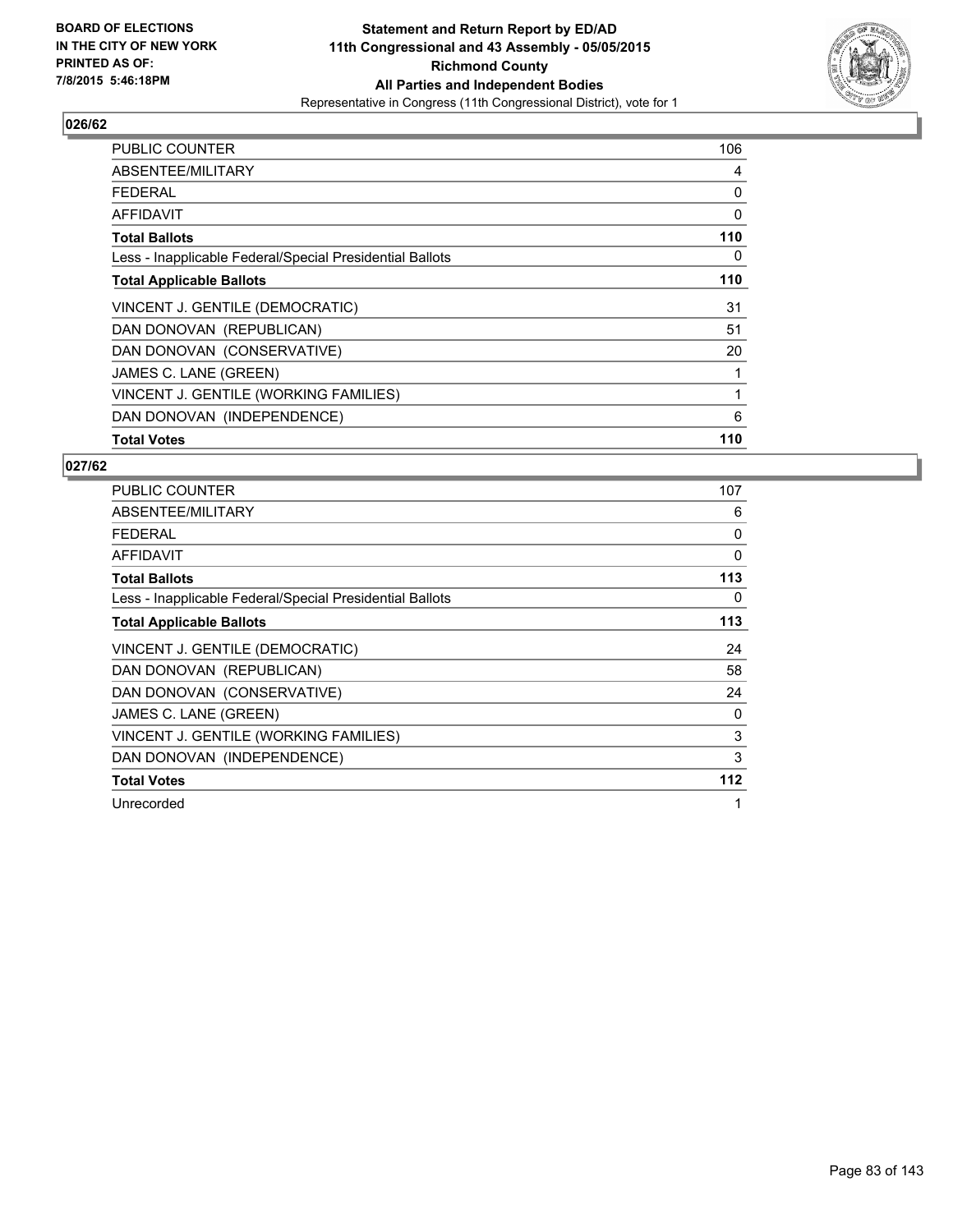**BOARD OF ELECTIONS IN THE CITY OF NEW YORK PRINTED AS OF: 7/8/2015 5:46:18PM**

**Statement and Return Report by ED/AD 11th Congressional and 43 Assembly - 05/05/2015 Richmond County All Parties and Independent Bodies**

Representative in Congress (11th Congressional District), vote for 1

## 026/62

| | |
|---|---|
| PUBLIC COUNTER | 106 |
| ABSENTEE/MILITARY | 4 |
| FEDERAL | 0 |
| AFFIDAVIT | 0 |
| **Total Ballots** | **110** |
| Less - Inapplicable Federal/Special Presidential Ballots | 0 |
| **Total Applicable Ballots** | **110** |
| VINCENT J. GENTILE (DEMOCRATIC) | 31 |
| DAN DONOVAN (REPUBLICAN) | 51 |
| DAN DONOVAN (CONSERVATIVE) | 20 |
| JAMES C. LANE (GREEN) | 1 |
| VINCENT J. GENTILE (WORKING FAMILIES) | 1 |
| DAN DONOVAN (INDEPENDENCE) | 6 |
| **Total Votes** | **110** |

## 027/62

| | |
|---|---|
| PUBLIC COUNTER | 107 |
| ABSENTEE/MILITARY | 6 |
| FEDERAL | 0 |
| AFFIDAVIT | 0 |
| **Total Ballots** | **113** |
| Less - Inapplicable Federal/Special Presidential Ballots | 0 |
| **Total Applicable Ballots** | **113** |
| VINCENT J. GENTILE (DEMOCRATIC) | 24 |
| DAN DONOVAN (REPUBLICAN) | 58 |
| DAN DONOVAN (CONSERVATIVE) | 24 |
| JAMES C. LANE (GREEN) | 0 |
| VINCENT J. GENTILE (WORKING FAMILIES) | 3 |
| DAN DONOVAN (INDEPENDENCE) | 3 |
| **Total Votes** | **112** |
| Unrecorded | 1 |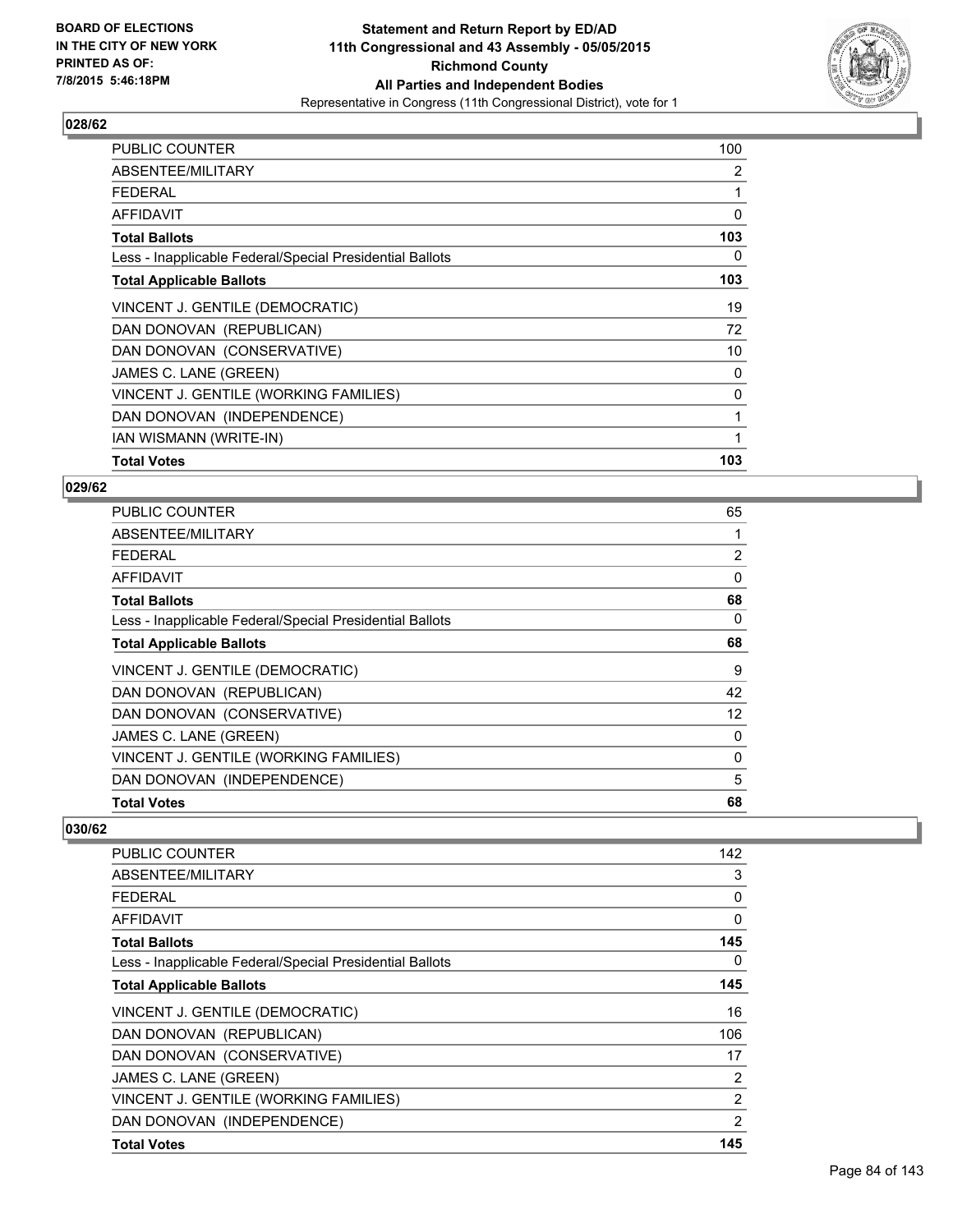**BOARD OF ELECTIONS IN THE CITY OF NEW YORK PRINTED AS OF: 7/8/2015 5:46:18PM**

**Statement and Return Report by ED/AD 11th Congressional and 43 Assembly - 05/05/2015 Richmond County All Parties and Independent Bodies**

Representative in Congress (11th Congressional District), vote for 1

### 028/62

| | |
|---|---|
| PUBLIC COUNTER | 100 |
| ABSENTEE/MILITARY | 2 |
| FEDERAL | 1 |
| AFFIDAVIT | 0 |
| **Total Ballots** | **103** |
| Less - Inapplicable Federal/Special Presidential Ballots | 0 |
| **Total Applicable Ballots** | **103** |
| VINCENT J. GENTILE (DEMOCRATIC) | 19 |
| DAN DONOVAN (REPUBLICAN) | 72 |
| DAN DONOVAN (CONSERVATIVE) | 10 |
| JAMES C. LANE (GREEN) | 0 |
| VINCENT J. GENTILE (WORKING FAMILIES) | 0 |
| DAN DONOVAN (INDEPENDENCE) | 1 |
| IAN WISMANN (WRITE-IN) | 1 |
| **Total Votes** | **103** |

### 029/62

| | |
|---|---|
| PUBLIC COUNTER | 65 |
| ABSENTEE/MILITARY | 1 |
| FEDERAL | 2 |
| AFFIDAVIT | 0 |
| **Total Ballots** | **68** |
| Less - Inapplicable Federal/Special Presidential Ballots | 0 |
| **Total Applicable Ballots** | **68** |
| VINCENT J. GENTILE (DEMOCRATIC) | 9 |
| DAN DONOVAN (REPUBLICAN) | 42 |
| DAN DONOVAN (CONSERVATIVE) | 12 |
| JAMES C. LANE (GREEN) | 0 |
| VINCENT J. GENTILE (WORKING FAMILIES) | 0 |
| DAN DONOVAN (INDEPENDENCE) | 5 |
| **Total Votes** | **68** |

### 030/62

| | |
|---|---|
| PUBLIC COUNTER | 142 |
| ABSENTEE/MILITARY | 3 |
| FEDERAL | 0 |
| AFFIDAVIT | 0 |
| **Total Ballots** | **145** |
| Less - Inapplicable Federal/Special Presidential Ballots | 0 |
| **Total Applicable Ballots** | **145** |
| VINCENT J. GENTILE (DEMOCRATIC) | 16 |
| DAN DONOVAN (REPUBLICAN) | 106 |
| DAN DONOVAN (CONSERVATIVE) | 17 |
| JAMES C. LANE (GREEN) | 2 |
| VINCENT J. GENTILE (WORKING FAMILIES) | 2 |
| DAN DONOVAN (INDEPENDENCE) | 2 |
| **Total Votes** | **145** |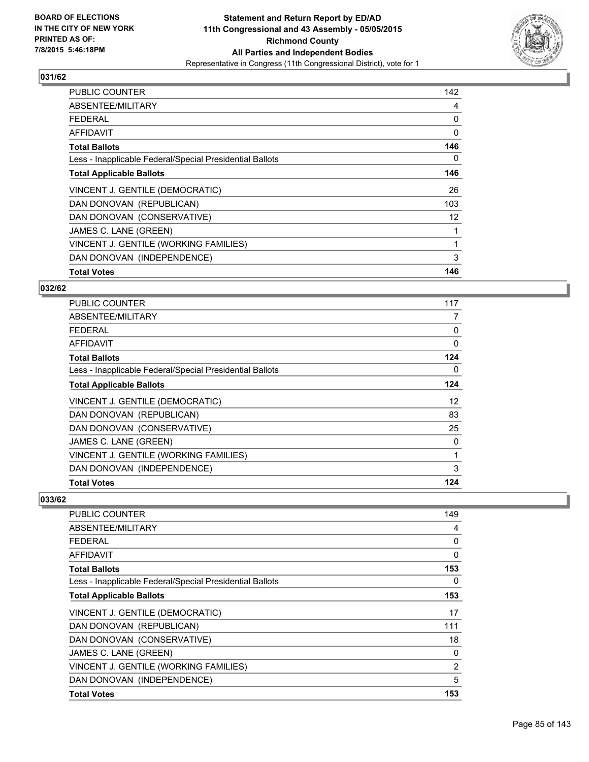**BOARD OF ELECTIONS IN THE CITY OF NEW YORK PRINTED AS OF: 7/8/2015 5:46:18PM**

**Statement and Return Report by ED/AD**
**11th Congressional and 43 Assembly - 05/05/2015**
**Richmond County**
**All Parties and Independent Bodies**
Representative in Congress (11th Congressional District), vote for 1

## 031/62

| | |
|---|---|
| PUBLIC COUNTER | 142 |
| ABSENTEE/MILITARY | 4 |
| FEDERAL | 0 |
| AFFIDAVIT | 0 |
| **Total Ballots** | **146** |
| Less - Inapplicable Federal/Special Presidential Ballots | 0 |
| **Total Applicable Ballots** | **146** |
| VINCENT J. GENTILE (DEMOCRATIC) | 26 |
| DAN DONOVAN (REPUBLICAN) | 103 |
| DAN DONOVAN (CONSERVATIVE) | 12 |
| JAMES C. LANE (GREEN) | 1 |
| VINCENT J. GENTILE (WORKING FAMILIES) | 1 |
| DAN DONOVAN (INDEPENDENCE) | 3 |
| **Total Votes** | **146** |

## 032/62

| | |
|---|---|
| PUBLIC COUNTER | 117 |
| ABSENTEE/MILITARY | 7 |
| FEDERAL | 0 |
| AFFIDAVIT | 0 |
| **Total Ballots** | **124** |
| Less - Inapplicable Federal/Special Presidential Ballots | 0 |
| **Total Applicable Ballots** | **124** |
| VINCENT J. GENTILE (DEMOCRATIC) | 12 |
| DAN DONOVAN (REPUBLICAN) | 83 |
| DAN DONOVAN (CONSERVATIVE) | 25 |
| JAMES C. LANE (GREEN) | 0 |
| VINCENT J. GENTILE (WORKING FAMILIES) | 1 |
| DAN DONOVAN (INDEPENDENCE) | 3 |
| **Total Votes** | **124** |

## 033/62

| | |
|---|---|
| PUBLIC COUNTER | 149 |
| ABSENTEE/MILITARY | 4 |
| FEDERAL | 0 |
| AFFIDAVIT | 0 |
| **Total Ballots** | **153** |
| Less - Inapplicable Federal/Special Presidential Ballots | 0 |
| **Total Applicable Ballots** | **153** |
| VINCENT J. GENTILE (DEMOCRATIC) | 17 |
| DAN DONOVAN (REPUBLICAN) | 111 |
| DAN DONOVAN (CONSERVATIVE) | 18 |
| JAMES C. LANE (GREEN) | 0 |
| VINCENT J. GENTILE (WORKING FAMILIES) | 2 |
| DAN DONOVAN (INDEPENDENCE) | 5 |
| **Total Votes** | **153** |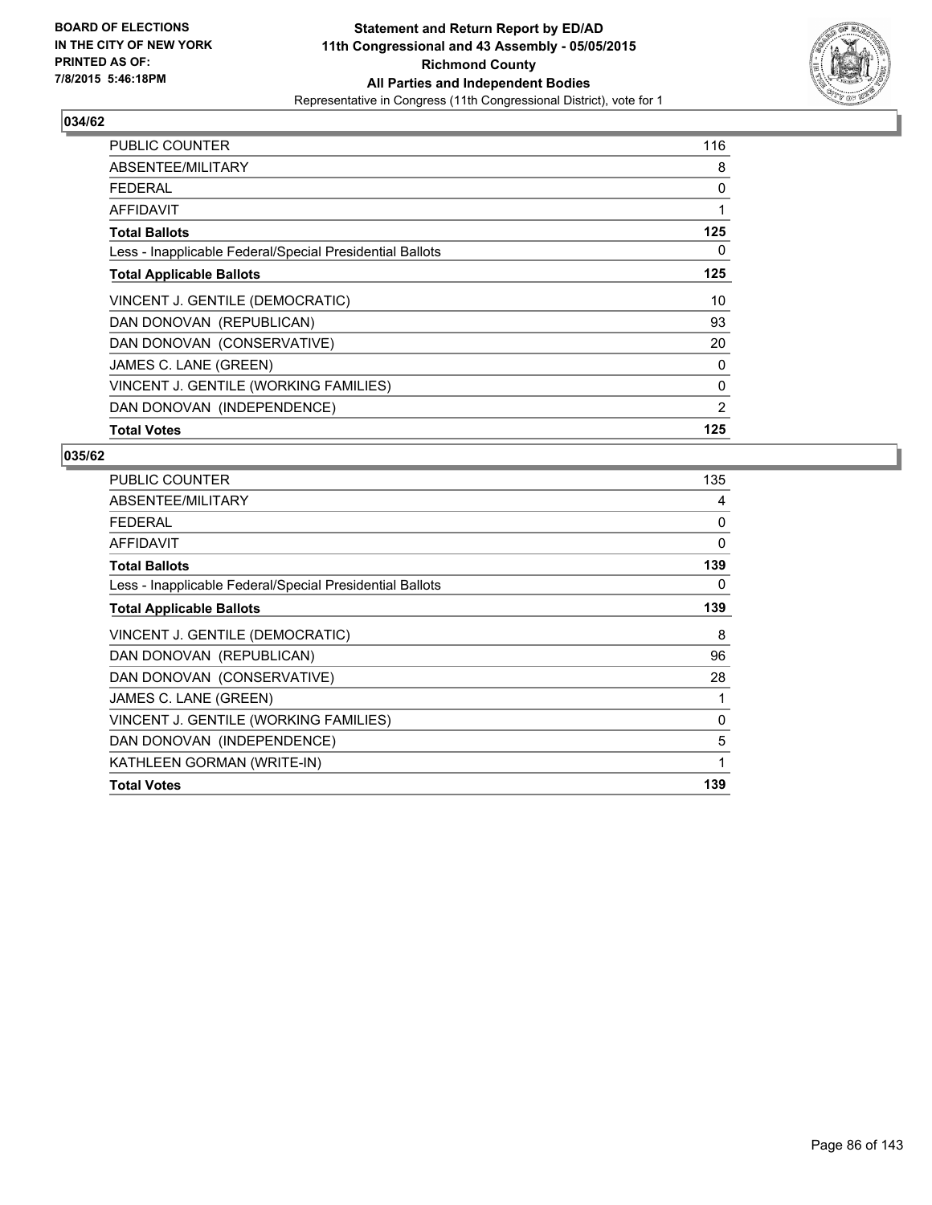**BOARD OF ELECTIONS IN THE CITY OF NEW YORK PRINTED AS OF: 7/8/2015 5:46:18PM**

**Statement and Return Report by ED/AD**
**11th Congressional and 43 Assembly - 05/05/2015**
**Richmond County**
**All Parties and Independent Bodies**
Representative in Congress (11th Congressional District), vote for 1

### 034/62

| | |
|---|---|
| PUBLIC COUNTER | 116 |
| ABSENTEE/MILITARY | 8 |
| FEDERAL | 0 |
| AFFIDAVIT | 1 |
| **Total Ballots** | **125** |
| Less - Inapplicable Federal/Special Presidential Ballots | 0 |
| **Total Applicable Ballots** | **125** |
| VINCENT J. GENTILE (DEMOCRATIC) | 10 |
| DAN DONOVAN (REPUBLICAN) | 93 |
| DAN DONOVAN (CONSERVATIVE) | 20 |
| JAMES C. LANE (GREEN) | 0 |
| VINCENT J. GENTILE (WORKING FAMILIES) | 0 |
| DAN DONOVAN (INDEPENDENCE) | 2 |
| **Total Votes** | **125** |

### 035/62

| | |
|---|---|
| PUBLIC COUNTER | 135 |
| ABSENTEE/MILITARY | 4 |
| FEDERAL | 0 |
| AFFIDAVIT | 0 |
| **Total Ballots** | **139** |
| Less - Inapplicable Federal/Special Presidential Ballots | 0 |
| **Total Applicable Ballots** | **139** |
| VINCENT J. GENTILE (DEMOCRATIC) | 8 |
| DAN DONOVAN (REPUBLICAN) | 96 |
| DAN DONOVAN (CONSERVATIVE) | 28 |
| JAMES C. LANE (GREEN) | 1 |
| VINCENT J. GENTILE (WORKING FAMILIES) | 0 |
| DAN DONOVAN (INDEPENDENCE) | 5 |
| KATHLEEN GORMAN (WRITE-IN) | 1 |
| **Total Votes** | **139** |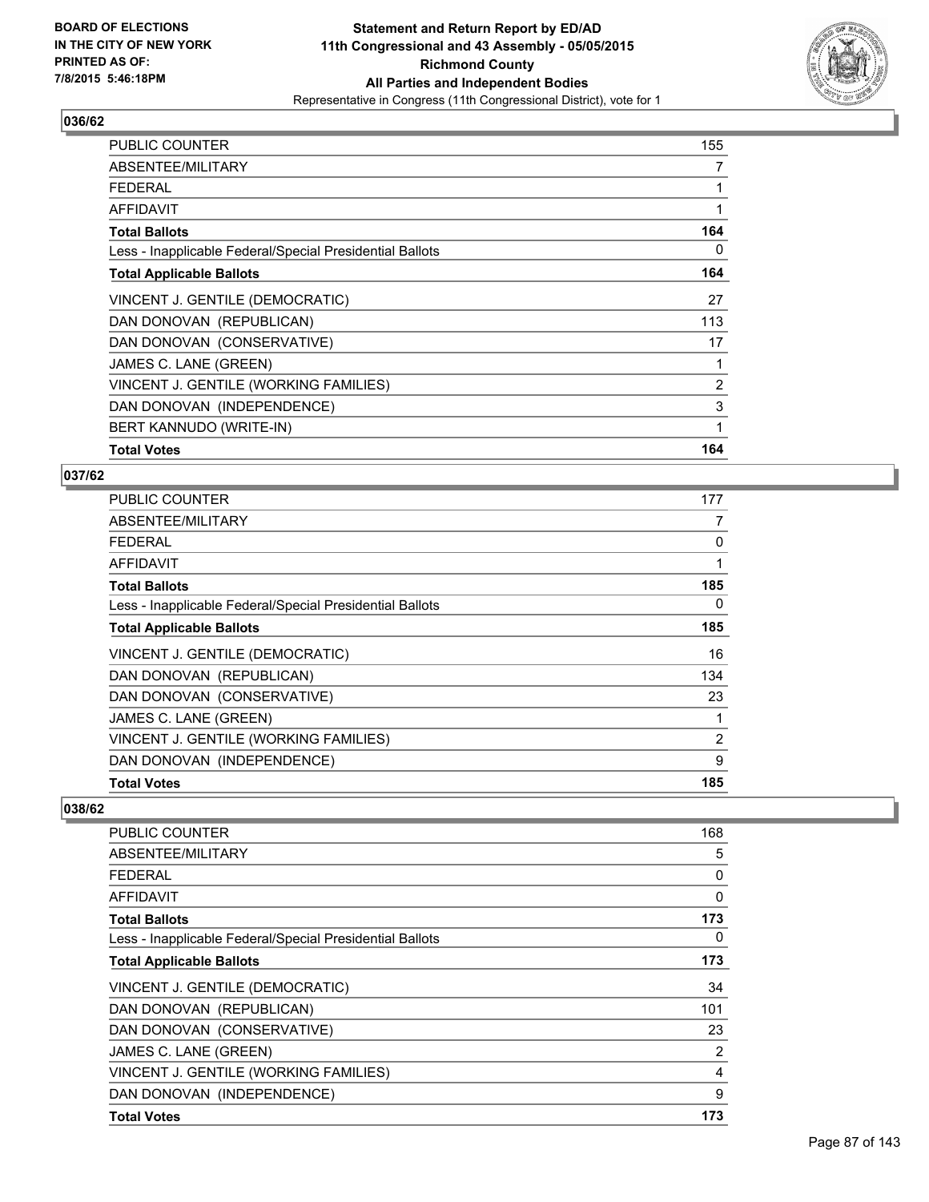**BOARD OF ELECTIONS IN THE CITY OF NEW YORK PRINTED AS OF: 7/8/2015 5:46:18PM**

**Statement and Return Report by ED/AD**
**11th Congressional and 43 Assembly - 05/05/2015**
**Richmond County**
**All Parties and Independent Bodies**
Representative in Congress (11th Congressional District), vote for 1

### 036/62

| | |
|---|---|
| PUBLIC COUNTER | 155 |
| ABSENTEE/MILITARY | 7 |
| FEDERAL | 1 |
| AFFIDAVIT | 1 |
| **Total Ballots** | **164** |
| Less - Inapplicable Federal/Special Presidential Ballots | 0 |
| **Total Applicable Ballots** | **164** |
| VINCENT J. GENTILE (DEMOCRATIC) | 27 |
| DAN DONOVAN (REPUBLICAN) | 113 |
| DAN DONOVAN (CONSERVATIVE) | 17 |
| JAMES C. LANE (GREEN) | 1 |
| VINCENT J. GENTILE (WORKING FAMILIES) | 2 |
| DAN DONOVAN (INDEPENDENCE) | 3 |
| BERT KANNUDO (WRITE-IN) | 1 |
| **Total Votes** | **164** |

### 037/62

| | |
|---|---|
| PUBLIC COUNTER | 177 |
| ABSENTEE/MILITARY | 7 |
| FEDERAL | 0 |
| AFFIDAVIT | 1 |
| **Total Ballots** | **185** |
| Less - Inapplicable Federal/Special Presidential Ballots | 0 |
| **Total Applicable Ballots** | **185** |
| VINCENT J. GENTILE (DEMOCRATIC) | 16 |
| DAN DONOVAN (REPUBLICAN) | 134 |
| DAN DONOVAN (CONSERVATIVE) | 23 |
| JAMES C. LANE (GREEN) | 1 |
| VINCENT J. GENTILE (WORKING FAMILIES) | 2 |
| DAN DONOVAN (INDEPENDENCE) | 9 |
| **Total Votes** | **185** |

### 038/62

| | |
|---|---|
| PUBLIC COUNTER | 168 |
| ABSENTEE/MILITARY | 5 |
| FEDERAL | 0 |
| AFFIDAVIT | 0 |
| **Total Ballots** | **173** |
| Less - Inapplicable Federal/Special Presidential Ballots | 0 |
| **Total Applicable Ballots** | **173** |
| VINCENT J. GENTILE (DEMOCRATIC) | 34 |
| DAN DONOVAN (REPUBLICAN) | 101 |
| DAN DONOVAN (CONSERVATIVE) | 23 |
| JAMES C. LANE (GREEN) | 2 |
| VINCENT J. GENTILE (WORKING FAMILIES) | 4 |
| DAN DONOVAN (INDEPENDENCE) | 9 |
| **Total Votes** | **173** |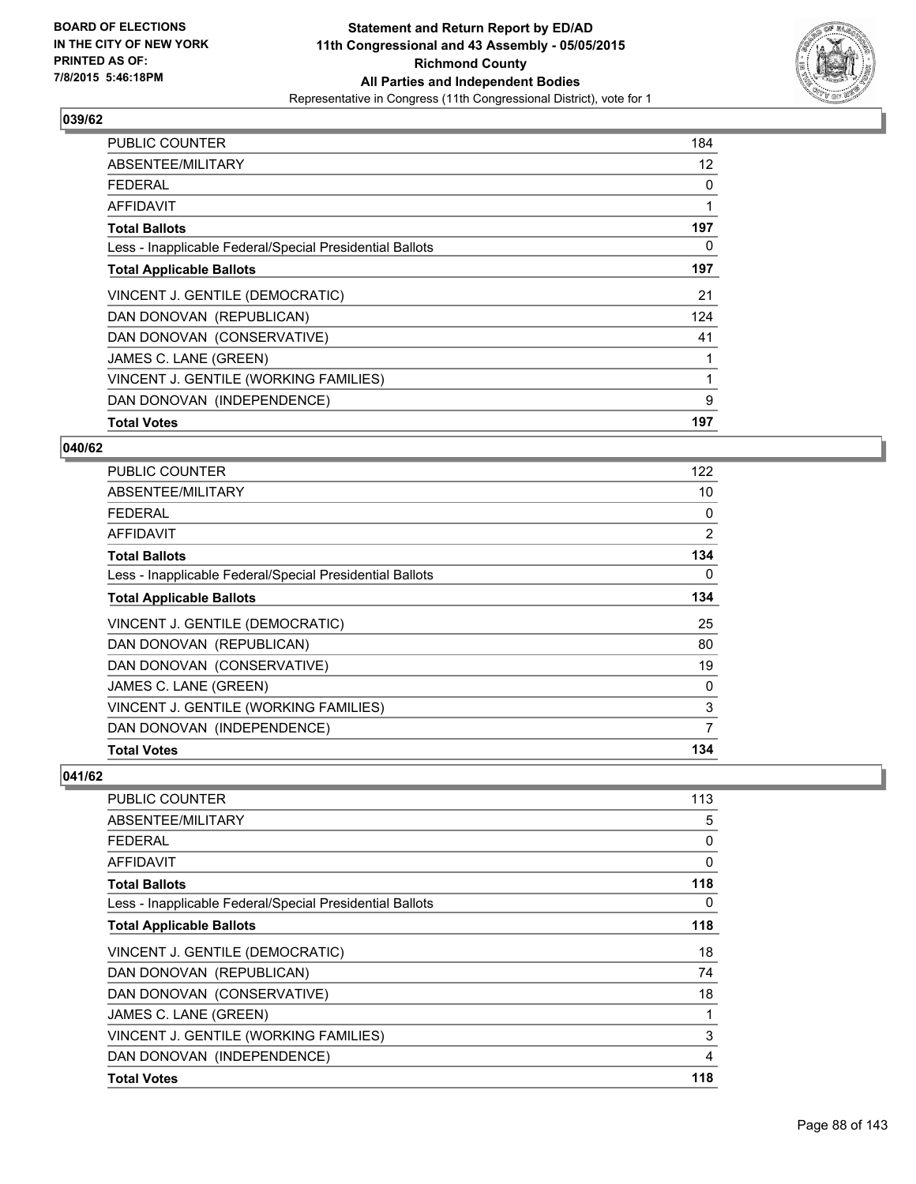**BOARD OF ELECTIONS IN THE CITY OF NEW YORK PRINTED AS OF: 7/8/2015 5:46:18PM**

# Statement and Return Report by ED/AD
## 11th Congressional and 43 Assembly - 05/05/2015
## Richmond County
## All Parties and Independent Bodies
### Representative in Congress (11th Congressional District), vote for 1

### 039/62

| | |
|---|---|
| PUBLIC COUNTER | 184 |
| ABSENTEE/MILITARY | 12 |
| FEDERAL | 0 |
| AFFIDAVIT | 1 |
| **Total Ballots** | **197** |
| Less - Inapplicable Federal/Special Presidential Ballots | 0 |
| **Total Applicable Ballots** | **197** |
| VINCENT J. GENTILE (DEMOCRATIC) | 21 |
| DAN DONOVAN (REPUBLICAN) | 124 |
| DAN DONOVAN (CONSERVATIVE) | 41 |
| JAMES C. LANE (GREEN) | 1 |
| VINCENT J. GENTILE (WORKING FAMILIES) | 1 |
| DAN DONOVAN (INDEPENDENCE) | 9 |
| **Total Votes** | **197** |

### 040/62

| | |
|---|---|
| PUBLIC COUNTER | 122 |
| ABSENTEE/MILITARY | 10 |
| FEDERAL | 0 |
| AFFIDAVIT | 2 |
| **Total Ballots** | **134** |
| Less - Inapplicable Federal/Special Presidential Ballots | 0 |
| **Total Applicable Ballots** | **134** |
| VINCENT J. GENTILE (DEMOCRATIC) | 25 |
| DAN DONOVAN (REPUBLICAN) | 80 |
| DAN DONOVAN (CONSERVATIVE) | 19 |
| JAMES C. LANE (GREEN) | 0 |
| VINCENT J. GENTILE (WORKING FAMILIES) | 3 |
| DAN DONOVAN (INDEPENDENCE) | 7 |
| **Total Votes** | **134** |

### 041/62

| | |
|---|---|
| PUBLIC COUNTER | 113 |
| ABSENTEE/MILITARY | 5 |
| FEDERAL | 0 |
| AFFIDAVIT | 0 |
| **Total Ballots** | **118** |
| Less - Inapplicable Federal/Special Presidential Ballots | 0 |
| **Total Applicable Ballots** | **118** |
| VINCENT J. GENTILE (DEMOCRATIC) | 18 |
| DAN DONOVAN (REPUBLICAN) | 74 |
| DAN DONOVAN (CONSERVATIVE) | 18 |
| JAMES C. LANE (GREEN) | 1 |
| VINCENT J. GENTILE (WORKING FAMILIES) | 3 |
| DAN DONOVAN (INDEPENDENCE) | 4 |
| **Total Votes** | **118** |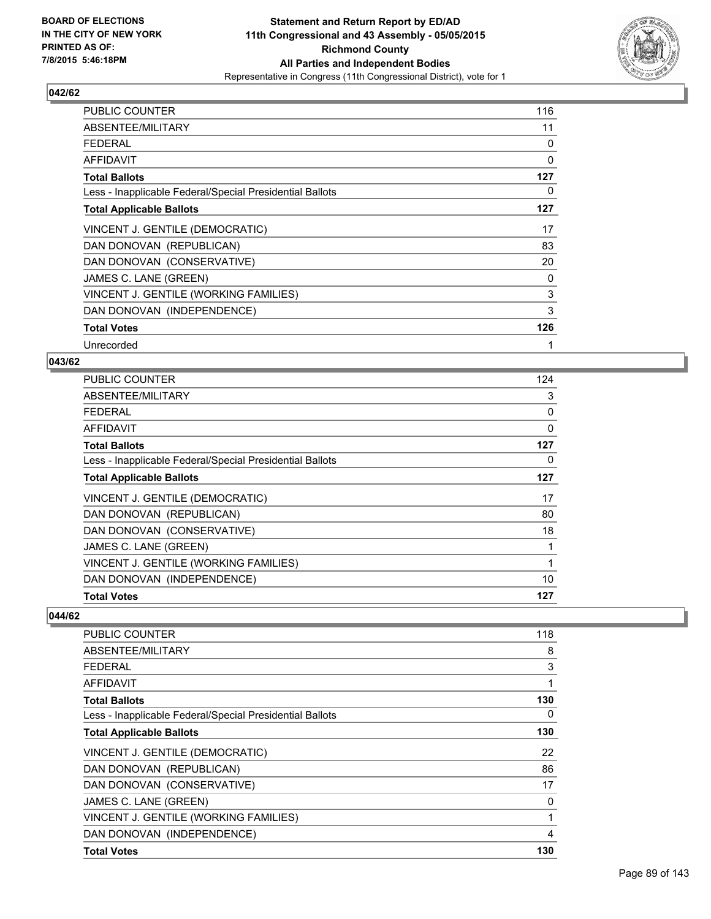**Statement and Return Report by ED/AD**
**11th Congressional and 43 Assembly - 05/05/2015**
**Richmond County**
**All Parties and Independent Bodies**
Representative in Congress (11th Congressional District), vote for 1

BOARD OF ELECTIONS
IN THE CITY OF NEW YORK
PRINTED AS OF:
7/8/2015 5:46:18PM

## 042/62

| | |
|---|---|
| PUBLIC COUNTER | 116 |
| ABSENTEE/MILITARY | 11 |
| FEDERAL | 0 |
| AFFIDAVIT | 0 |
| **Total Ballots** | **127** |
| Less - Inapplicable Federal/Special Presidential Ballots | 0 |
| **Total Applicable Ballots** | **127** |
| VINCENT J. GENTILE (DEMOCRATIC) | 17 |
| DAN DONOVAN (REPUBLICAN) | 83 |
| DAN DONOVAN (CONSERVATIVE) | 20 |
| JAMES C. LANE (GREEN) | 0 |
| VINCENT J. GENTILE (WORKING FAMILIES) | 3 |
| DAN DONOVAN (INDEPENDENCE) | 3 |
| **Total Votes** | **126** |
| Unrecorded | 1 |

## 043/62

| | |
|---|---|
| PUBLIC COUNTER | 124 |
| ABSENTEE/MILITARY | 3 |
| FEDERAL | 0 |
| AFFIDAVIT | 0 |
| **Total Ballots** | **127** |
| Less - Inapplicable Federal/Special Presidential Ballots | 0 |
| **Total Applicable Ballots** | **127** |
| VINCENT J. GENTILE (DEMOCRATIC) | 17 |
| DAN DONOVAN (REPUBLICAN) | 80 |
| DAN DONOVAN (CONSERVATIVE) | 18 |
| JAMES C. LANE (GREEN) | 1 |
| VINCENT J. GENTILE (WORKING FAMILIES) | 1 |
| DAN DONOVAN (INDEPENDENCE) | 10 |
| **Total Votes** | **127** |

## 044/62

| | |
|---|---|
| PUBLIC COUNTER | 118 |
| ABSENTEE/MILITARY | 8 |
| FEDERAL | 3 |
| AFFIDAVIT | 1 |
| **Total Ballots** | **130** |
| Less - Inapplicable Federal/Special Presidential Ballots | 0 |
| **Total Applicable Ballots** | **130** |
| VINCENT J. GENTILE (DEMOCRATIC) | 22 |
| DAN DONOVAN (REPUBLICAN) | 86 |
| DAN DONOVAN (CONSERVATIVE) | 17 |
| JAMES C. LANE (GREEN) | 0 |
| VINCENT J. GENTILE (WORKING FAMILIES) | 1 |
| DAN DONOVAN (INDEPENDENCE) | 4 |
| **Total Votes** | **130** |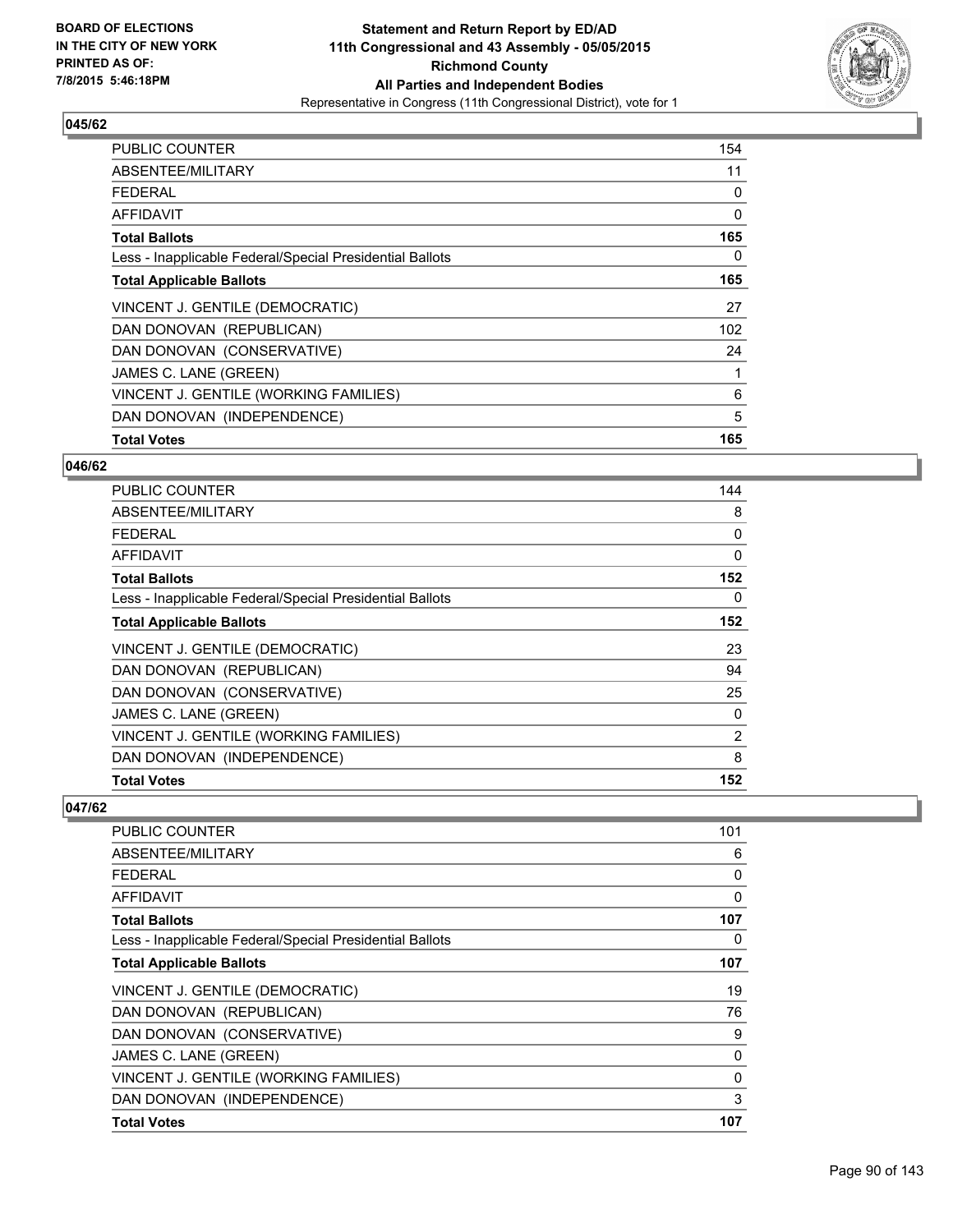**Statement and Return Report by ED/AD**
**11th Congressional and 43 Assembly - 05/05/2015**
**Richmond County**
**All Parties and Independent Bodies**
Representative in Congress (11th Congressional District), vote for 1

BOARD OF ELECTIONS
IN THE CITY OF NEW YORK
PRINTED AS OF:
7/8/2015 5:46:18PM

### 045/62

| | |
|---|---|
| PUBLIC COUNTER | 154 |
| ABSENTEE/MILITARY | 11 |
| FEDERAL | 0 |
| AFFIDAVIT | 0 |
| **Total Ballots** | **165** |
| Less - Inapplicable Federal/Special Presidential Ballots | 0 |
| **Total Applicable Ballots** | **165** |
| VINCENT J. GENTILE (DEMOCRATIC) | 27 |
| DAN DONOVAN (REPUBLICAN) | 102 |
| DAN DONOVAN (CONSERVATIVE) | 24 |
| JAMES C. LANE (GREEN) | 1 |
| VINCENT J. GENTILE (WORKING FAMILIES) | 6 |
| DAN DONOVAN (INDEPENDENCE) | 5 |
| **Total Votes** | **165** |

### 046/62

| | |
|---|---|
| PUBLIC COUNTER | 144 |
| ABSENTEE/MILITARY | 8 |
| FEDERAL | 0 |
| AFFIDAVIT | 0 |
| **Total Ballots** | **152** |
| Less - Inapplicable Federal/Special Presidential Ballots | 0 |
| **Total Applicable Ballots** | **152** |
| VINCENT J. GENTILE (DEMOCRATIC) | 23 |
| DAN DONOVAN (REPUBLICAN) | 94 |
| DAN DONOVAN (CONSERVATIVE) | 25 |
| JAMES C. LANE (GREEN) | 0 |
| VINCENT J. GENTILE (WORKING FAMILIES) | 2 |
| DAN DONOVAN (INDEPENDENCE) | 8 |
| **Total Votes** | **152** |

### 047/62

| | |
|---|---|
| PUBLIC COUNTER | 101 |
| ABSENTEE/MILITARY | 6 |
| FEDERAL | 0 |
| AFFIDAVIT | 0 |
| **Total Ballots** | **107** |
| Less - Inapplicable Federal/Special Presidential Ballots | 0 |
| **Total Applicable Ballots** | **107** |
| VINCENT J. GENTILE (DEMOCRATIC) | 19 |
| DAN DONOVAN (REPUBLICAN) | 76 |
| DAN DONOVAN (CONSERVATIVE) | 9 |
| JAMES C. LANE (GREEN) | 0 |
| VINCENT J. GENTILE (WORKING FAMILIES) | 0 |
| DAN DONOVAN (INDEPENDENCE) | 3 |
| **Total Votes** | **107** |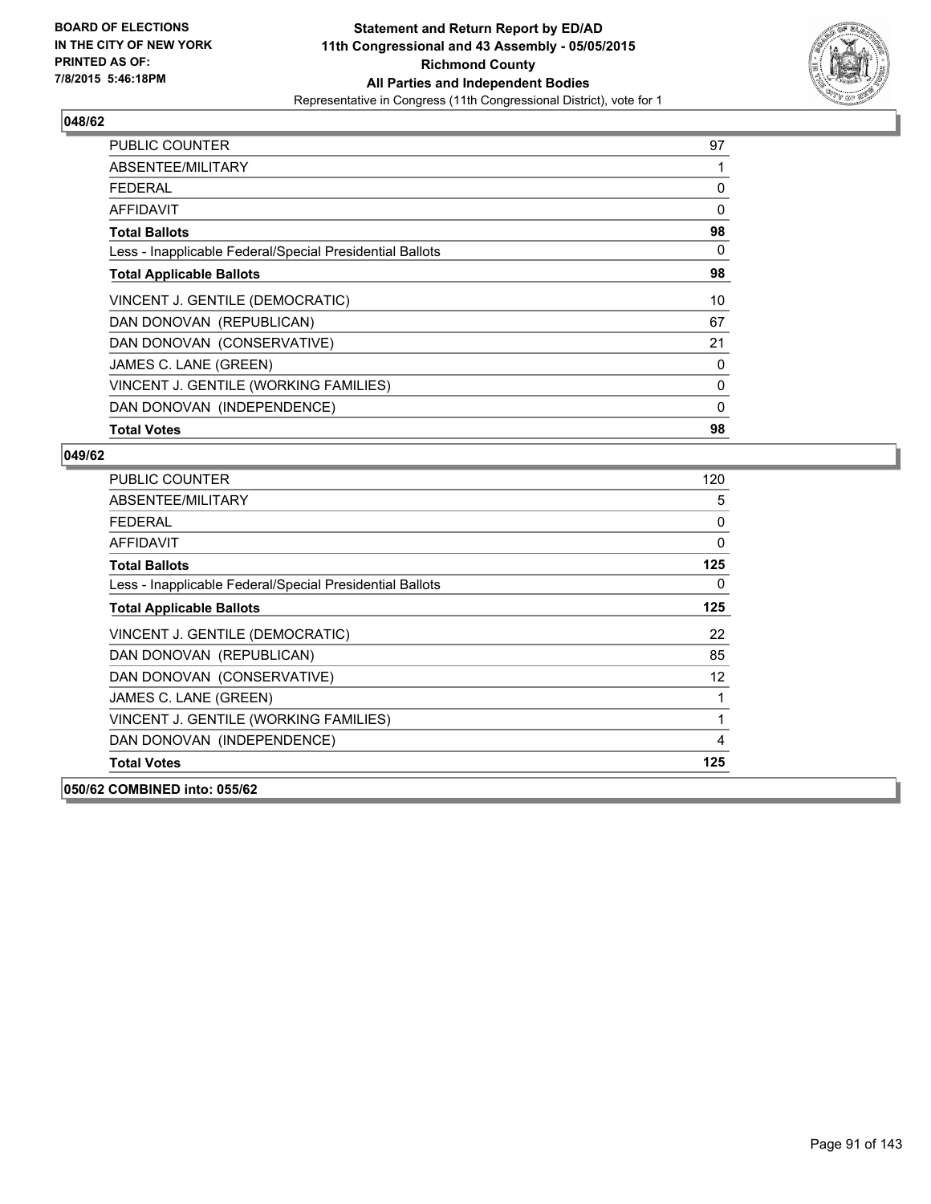BOARD OF ELECTIONS
IN THE CITY OF NEW YORK
PRINTED AS OF:
7/8/2015 5:46:18PM

**Statement and Return Report by ED/AD**
**11th Congressional and 43 Assembly - 05/05/2015**
**Richmond County**
**All Parties and Independent Bodies**
Representative in Congress (11th Congressional District), vote for 1

### 048/62

| | |
|---|---|
| PUBLIC COUNTER | 97 |
| ABSENTEE/MILITARY | 1 |
| FEDERAL | 0 |
| AFFIDAVIT | 0 |
| **Total Ballots** | **98** |
| Less - Inapplicable Federal/Special Presidential Ballots | 0 |
| **Total Applicable Ballots** | **98** |
| VINCENT J. GENTILE (DEMOCRATIC) | 10 |
| DAN DONOVAN (REPUBLICAN) | 67 |
| DAN DONOVAN (CONSERVATIVE) | 21 |
| JAMES C. LANE (GREEN) | 0 |
| VINCENT J. GENTILE (WORKING FAMILIES) | 0 |
| DAN DONOVAN (INDEPENDENCE) | 0 |
| **Total Votes** | **98** |

### 049/62

| | |
|---|---|
| PUBLIC COUNTER | 120 |
| ABSENTEE/MILITARY | 5 |
| FEDERAL | 0 |
| AFFIDAVIT | 0 |
| **Total Ballots** | **125** |
| Less - Inapplicable Federal/Special Presidential Ballots | 0 |
| **Total Applicable Ballots** | **125** |
| VINCENT J. GENTILE (DEMOCRATIC) | 22 |
| DAN DONOVAN (REPUBLICAN) | 85 |
| DAN DONOVAN (CONSERVATIVE) | 12 |
| JAMES C. LANE (GREEN) | 1 |
| VINCENT J. GENTILE (WORKING FAMILIES) | 1 |
| DAN DONOVAN (INDEPENDENCE) | 4 |
| **Total Votes** | **125** |

### 050/62 COMBINED into: 055/62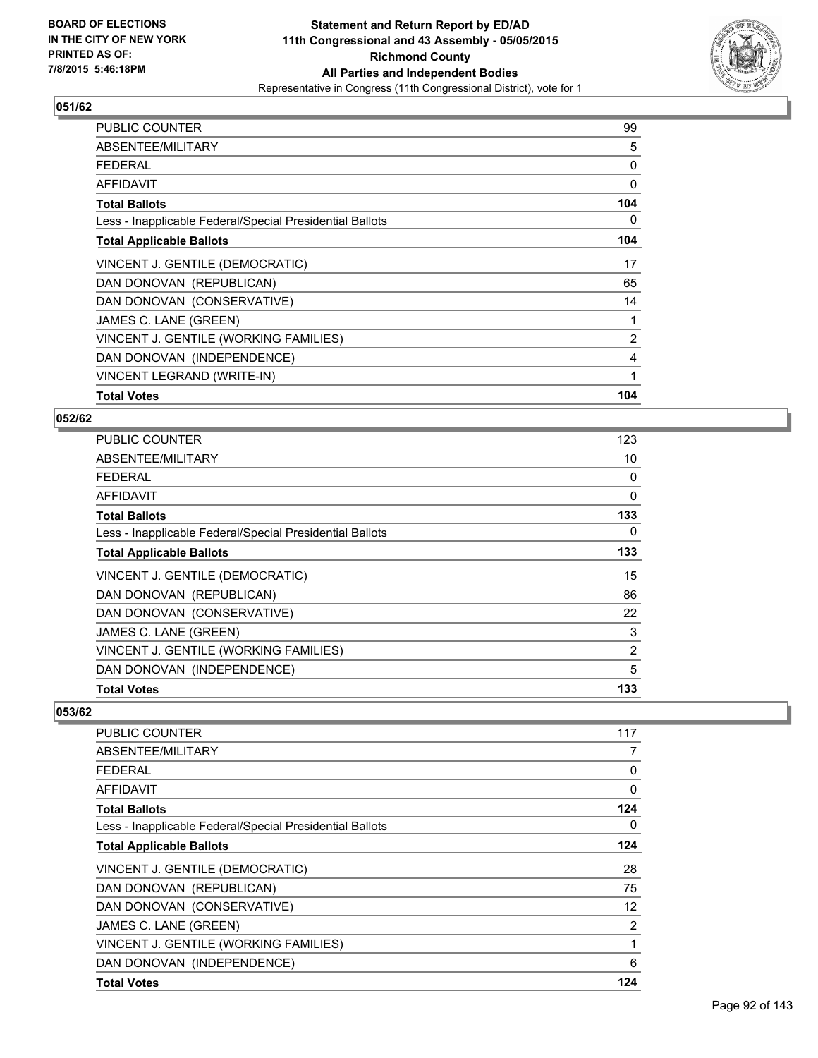**BOARD OF ELECTIONS IN THE CITY OF NEW YORK PRINTED AS OF: 7/8/2015 5:46:18PM**

# Statement and Return Report by ED/AD
## 11th Congressional and 43 Assembly - 05/05/2015
## Richmond County
## All Parties and Independent Bodies
### Representative in Congress (11th Congressional District), vote for 1

**051/62**

| | |
|---|---|
| PUBLIC COUNTER | 99 |
| ABSENTEE/MILITARY | 5 |
| FEDERAL | 0 |
| AFFIDAVIT | 0 |
| **Total Ballots** | **104** |
| Less - Inapplicable Federal/Special Presidential Ballots | 0 |
| **Total Applicable Ballots** | **104** |
| VINCENT J. GENTILE (DEMOCRATIC) | 17 |
| DAN DONOVAN (REPUBLICAN) | 65 |
| DAN DONOVAN (CONSERVATIVE) | 14 |
| JAMES C. LANE (GREEN) | 1 |
| VINCENT J. GENTILE (WORKING FAMILIES) | 2 |
| DAN DONOVAN (INDEPENDENCE) | 4 |
| VINCENT LEGRAND (WRITE-IN) | 1 |
| **Total Votes** | **104** |

**052/62**

| | |
|---|---|
| PUBLIC COUNTER | 123 |
| ABSENTEE/MILITARY | 10 |
| FEDERAL | 0 |
| AFFIDAVIT | 0 |
| **Total Ballots** | **133** |
| Less - Inapplicable Federal/Special Presidential Ballots | 0 |
| **Total Applicable Ballots** | **133** |
| VINCENT J. GENTILE (DEMOCRATIC) | 15 |
| DAN DONOVAN (REPUBLICAN) | 86 |
| DAN DONOVAN (CONSERVATIVE) | 22 |
| JAMES C. LANE (GREEN) | 3 |
| VINCENT J. GENTILE (WORKING FAMILIES) | 2 |
| DAN DONOVAN (INDEPENDENCE) | 5 |
| **Total Votes** | **133** |

**053/62**

| | |
|---|---|
| PUBLIC COUNTER | 117 |
| ABSENTEE/MILITARY | 7 |
| FEDERAL | 0 |
| AFFIDAVIT | 0 |
| **Total Ballots** | **124** |
| Less - Inapplicable Federal/Special Presidential Ballots | 0 |
| **Total Applicable Ballots** | **124** |
| VINCENT J. GENTILE (DEMOCRATIC) | 28 |
| DAN DONOVAN (REPUBLICAN) | 75 |
| DAN DONOVAN (CONSERVATIVE) | 12 |
| JAMES C. LANE (GREEN) | 2 |
| VINCENT J. GENTILE (WORKING FAMILIES) | 1 |
| DAN DONOVAN (INDEPENDENCE) | 6 |
| **Total Votes** | **124** |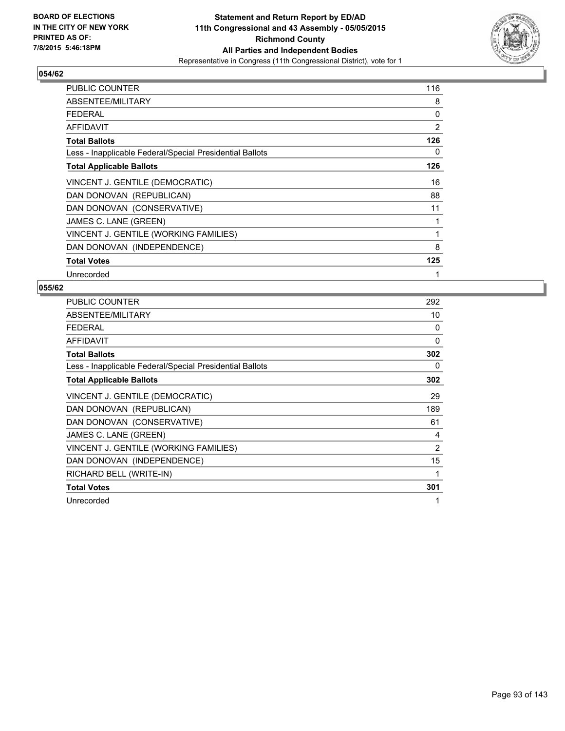**BOARD OF ELECTIONS IN THE CITY OF NEW YORK PRINTED AS OF: 7/8/2015 5:46:18PM**

**Statement and Return Report by ED/AD 11th Congressional and 43 Assembly - 05/05/2015 Richmond County All Parties and Independent Bodies**

Representative in Congress (11th Congressional District), vote for 1

## 054/62

| | |
|---|---|
| PUBLIC COUNTER | 116 |
| ABSENTEE/MILITARY | 8 |
| FEDERAL | 0 |
| AFFIDAVIT | 2 |
| **Total Ballots** | **126** |
| Less - Inapplicable Federal/Special Presidential Ballots | 0 |
| **Total Applicable Ballots** | **126** |
| VINCENT J. GENTILE (DEMOCRATIC) | 16 |
| DAN DONOVAN (REPUBLICAN) | 88 |
| DAN DONOVAN (CONSERVATIVE) | 11 |
| JAMES C. LANE (GREEN) | 1 |
| VINCENT J. GENTILE (WORKING FAMILIES) | 1 |
| DAN DONOVAN (INDEPENDENCE) | 8 |
| **Total Votes** | **125** |
| Unrecorded | 1 |

## 055/62

| | |
|---|---|
| PUBLIC COUNTER | 292 |
| ABSENTEE/MILITARY | 10 |
| FEDERAL | 0 |
| AFFIDAVIT | 0 |
| **Total Ballots** | **302** |
| Less - Inapplicable Federal/Special Presidential Ballots | 0 |
| **Total Applicable Ballots** | **302** |
| VINCENT J. GENTILE (DEMOCRATIC) | 29 |
| DAN DONOVAN (REPUBLICAN) | 189 |
| DAN DONOVAN (CONSERVATIVE) | 61 |
| JAMES C. LANE (GREEN) | 4 |
| VINCENT J. GENTILE (WORKING FAMILIES) | 2 |
| DAN DONOVAN (INDEPENDENCE) | 15 |
| RICHARD BELL (WRITE-IN) | 1 |
| **Total Votes** | **301** |
| Unrecorded | 1 |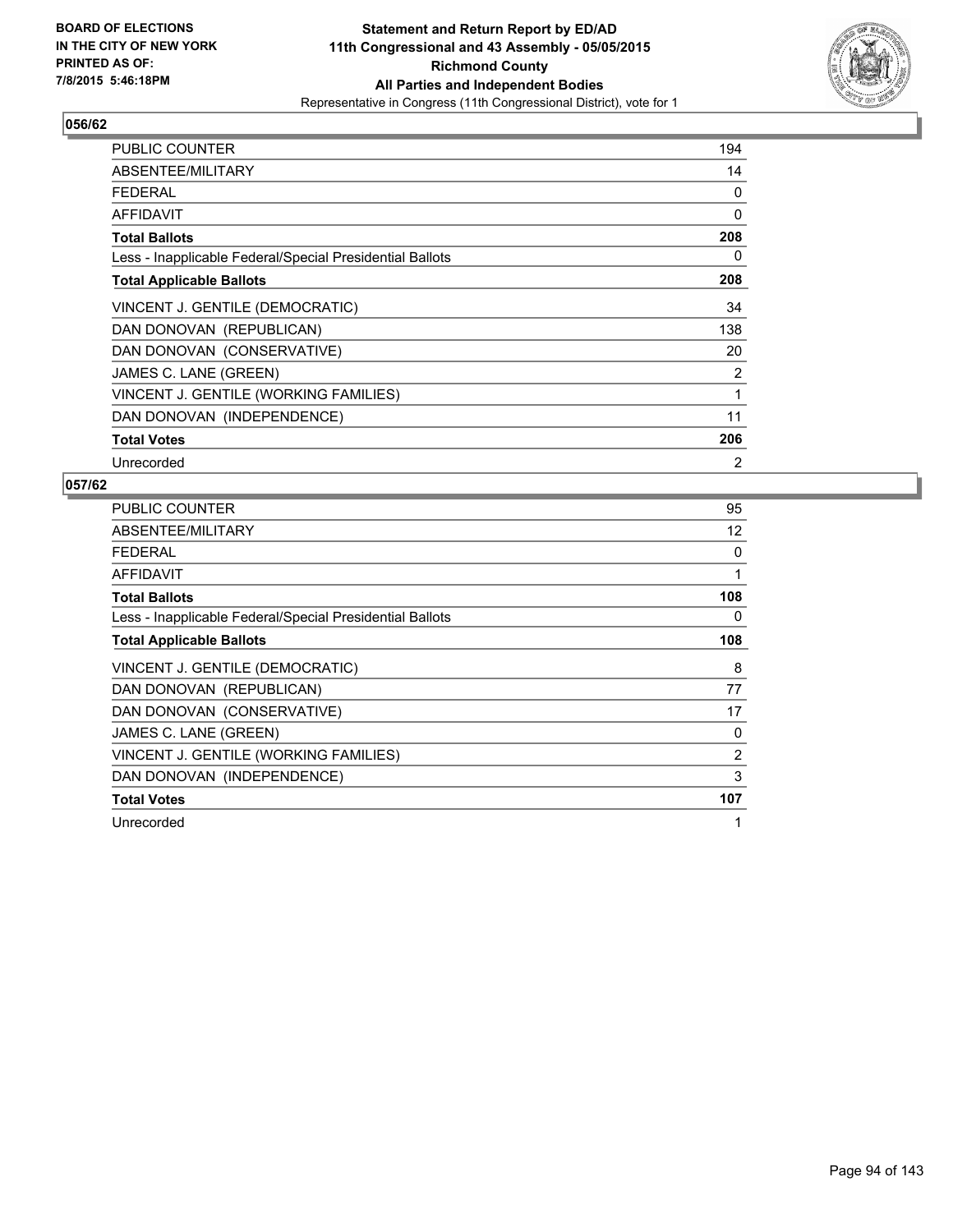**BOARD OF ELECTIONS IN THE CITY OF NEW YORK PRINTED AS OF: 7/8/2015 5:46:18PM**

# Statement and Return Report by ED/AD
## 11th Congressional and 43 Assembly - 05/05/2015
## Richmond County
## All Parties and Independent Bodies
Representative in Congress (11th Congressional District), vote for 1

### 056/62

| | |
|---|---|
| PUBLIC COUNTER | 194 |
| ABSENTEE/MILITARY | 14 |
| FEDERAL | 0 |
| AFFIDAVIT | 0 |
| **Total Ballots** | **208** |
| Less - Inapplicable Federal/Special Presidential Ballots | 0 |
| **Total Applicable Ballots** | **208** |
| VINCENT J. GENTILE (DEMOCRATIC) | 34 |
| DAN DONOVAN (REPUBLICAN) | 138 |
| DAN DONOVAN (CONSERVATIVE) | 20 |
| JAMES C. LANE (GREEN) | 2 |
| VINCENT J. GENTILE (WORKING FAMILIES) | 1 |
| DAN DONOVAN (INDEPENDENCE) | 11 |
| **Total Votes** | **206** |
| Unrecorded | 2 |

### 057/62

| | |
|---|---|
| PUBLIC COUNTER | 95 |
| ABSENTEE/MILITARY | 12 |
| FEDERAL | 0 |
| AFFIDAVIT | 1 |
| **Total Ballots** | **108** |
| Less - Inapplicable Federal/Special Presidential Ballots | 0 |
| **Total Applicable Ballots** | **108** |
| VINCENT J. GENTILE (DEMOCRATIC) | 8 |
| DAN DONOVAN (REPUBLICAN) | 77 |
| DAN DONOVAN (CONSERVATIVE) | 17 |
| JAMES C. LANE (GREEN) | 0 |
| VINCENT J. GENTILE (WORKING FAMILIES) | 2 |
| DAN DONOVAN (INDEPENDENCE) | 3 |
| **Total Votes** | **107** |
| Unrecorded | 1 |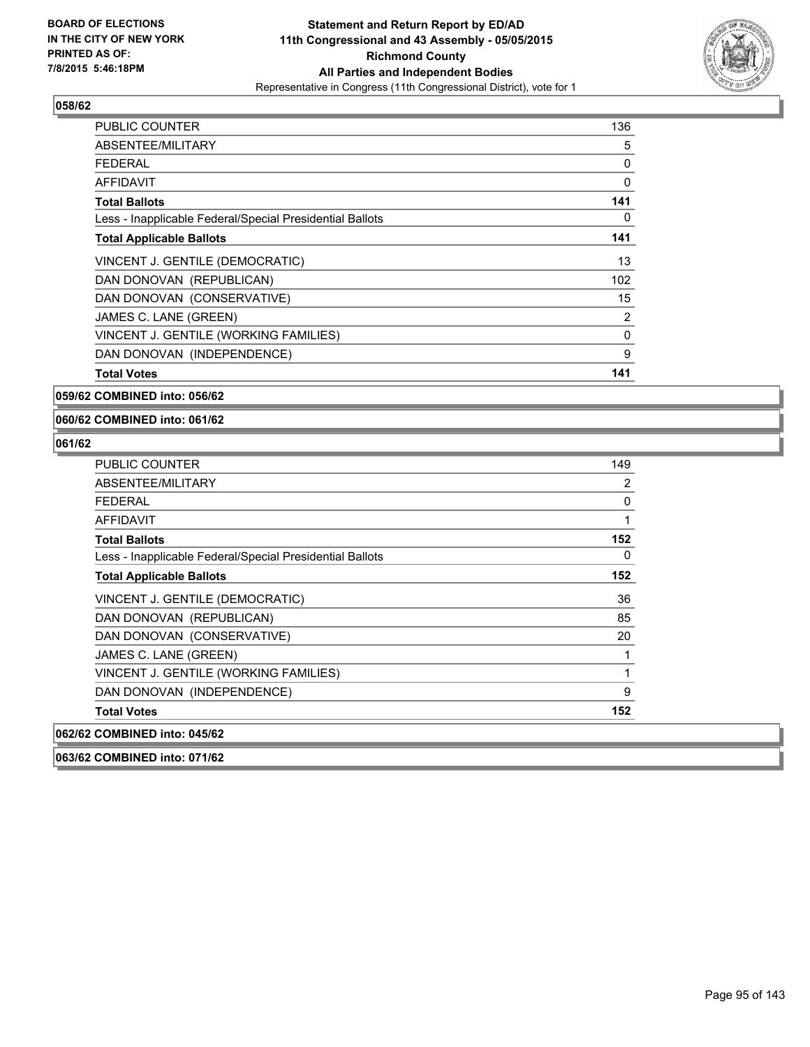**BOARD OF ELECTIONS IN THE CITY OF NEW YORK PRINTED AS OF: 7/8/2015 5:46:18PM**

**Statement and Return Report by ED/AD 11th Congressional and 43 Assembly - 05/05/2015 Richmond County All Parties and Independent Bodies**

Representative in Congress (11th Congressional District), vote for 1

### 058/62

| | |
|---|---|
| PUBLIC COUNTER | 136 |
| ABSENTEE/MILITARY | 5 |
| FEDERAL | 0 |
| AFFIDAVIT | 0 |
| **Total Ballots** | **141** |
| Less - Inapplicable Federal/Special Presidential Ballots | 0 |
| **Total Applicable Ballots** | **141** |
| VINCENT J. GENTILE (DEMOCRATIC) | 13 |
| DAN DONOVAN (REPUBLICAN) | 102 |
| DAN DONOVAN (CONSERVATIVE) | 15 |
| JAMES C. LANE (GREEN) | 2 |
| VINCENT J. GENTILE (WORKING FAMILIES) | 0 |
| DAN DONOVAN (INDEPENDENCE) | 9 |
| **Total Votes** | **141** |

**059/62 COMBINED into: 056/62**

**060/62 COMBINED into: 061/62**

### 061/62

| | |
|---|---|
| PUBLIC COUNTER | 149 |
| ABSENTEE/MILITARY | 2 |
| FEDERAL | 0 |
| AFFIDAVIT | 1 |
| **Total Ballots** | **152** |
| Less - Inapplicable Federal/Special Presidential Ballots | 0 |
| **Total Applicable Ballots** | **152** |
| VINCENT J. GENTILE (DEMOCRATIC) | 36 |
| DAN DONOVAN (REPUBLICAN) | 85 |
| DAN DONOVAN (CONSERVATIVE) | 20 |
| JAMES C. LANE (GREEN) | 1 |
| VINCENT J. GENTILE (WORKING FAMILIES) | 1 |
| DAN DONOVAN (INDEPENDENCE) | 9 |
| **Total Votes** | **152** |

**062/62 COMBINED into: 045/62**

**063/62 COMBINED into: 071/62**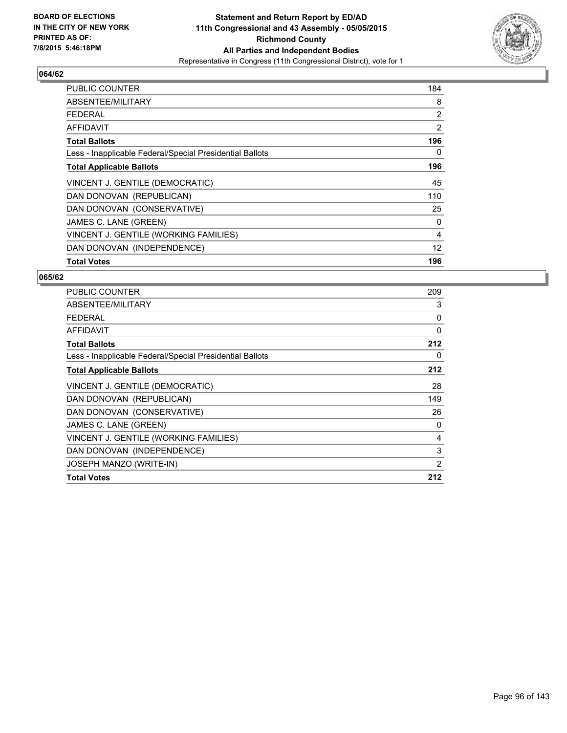**BOARD OF ELECTIONS IN THE CITY OF NEW YORK PRINTED AS OF: 7/8/2015 5:46:18PM**

**Statement and Return Report by ED/AD 11th Congressional and 43 Assembly - 05/05/2015 Richmond County All Parties and Independent Bodies**

Representative in Congress (11th Congressional District), vote for 1

## 064/62

| | |
|---|---|
| PUBLIC COUNTER | 184 |
| ABSENTEE/MILITARY | 8 |
| FEDERAL | 2 |
| AFFIDAVIT | 2 |
| **Total Ballots** | **196** |
| Less - Inapplicable Federal/Special Presidential Ballots | 0 |
| **Total Applicable Ballots** | **196** |
| VINCENT J. GENTILE (DEMOCRATIC) | 45 |
| DAN DONOVAN (REPUBLICAN) | 110 |
| DAN DONOVAN (CONSERVATIVE) | 25 |
| JAMES C. LANE (GREEN) | 0 |
| VINCENT J. GENTILE (WORKING FAMILIES) | 4 |
| DAN DONOVAN (INDEPENDENCE) | 12 |
| **Total Votes** | **196** |

## 065/62

| | |
|---|---|
| PUBLIC COUNTER | 209 |
| ABSENTEE/MILITARY | 3 |
| FEDERAL | 0 |
| AFFIDAVIT | 0 |
| **Total Ballots** | **212** |
| Less - Inapplicable Federal/Special Presidential Ballots | 0 |
| **Total Applicable Ballots** | **212** |
| VINCENT J. GENTILE (DEMOCRATIC) | 28 |
| DAN DONOVAN (REPUBLICAN) | 149 |
| DAN DONOVAN (CONSERVATIVE) | 26 |
| JAMES C. LANE (GREEN) | 0 |
| VINCENT J. GENTILE (WORKING FAMILIES) | 4 |
| DAN DONOVAN (INDEPENDENCE) | 3 |
| JOSEPH MANZO (WRITE-IN) | 2 |
| **Total Votes** | **212** |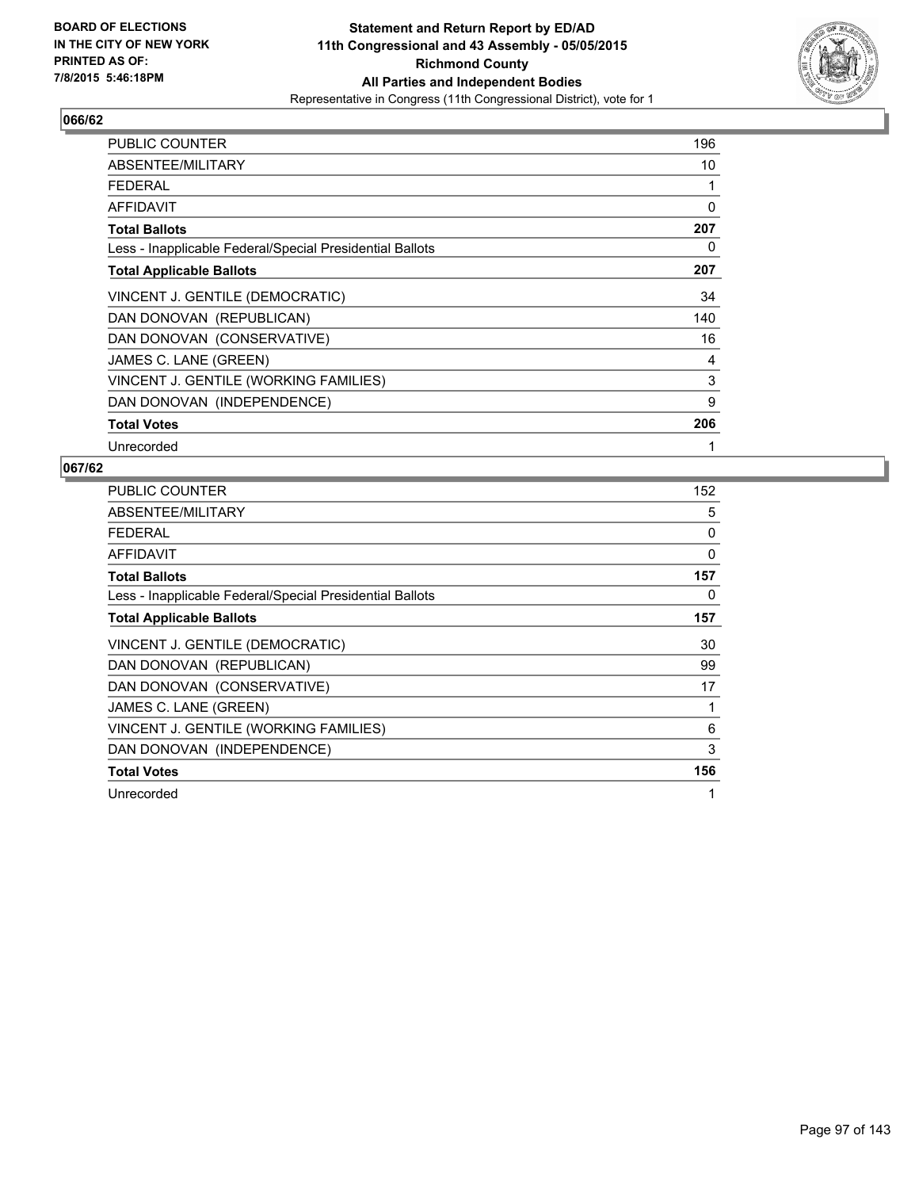**BOARD OF ELECTIONS IN THE CITY OF NEW YORK PRINTED AS OF: 7/8/2015 5:46:18PM**

**Statement and Return Report by ED/AD**
**11th Congressional and 43 Assembly - 05/05/2015**
**Richmond County**
**All Parties and Independent Bodies**
Representative in Congress (11th Congressional District), vote for 1

### 066/62

| | |
|---|---|
| PUBLIC COUNTER | 196 |
| ABSENTEE/MILITARY | 10 |
| FEDERAL | 1 |
| AFFIDAVIT | 0 |
| **Total Ballots** | **207** |
| Less - Inapplicable Federal/Special Presidential Ballots | 0 |
| **Total Applicable Ballots** | **207** |
| VINCENT J. GENTILE (DEMOCRATIC) | 34 |
| DAN DONOVAN (REPUBLICAN) | 140 |
| DAN DONOVAN (CONSERVATIVE) | 16 |
| JAMES C. LANE (GREEN) | 4 |
| VINCENT J. GENTILE (WORKING FAMILIES) | 3 |
| DAN DONOVAN (INDEPENDENCE) | 9 |
| **Total Votes** | **206** |
| Unrecorded | 1 |

### 067/62

| | |
|---|---|
| PUBLIC COUNTER | 152 |
| ABSENTEE/MILITARY | 5 |
| FEDERAL | 0 |
| AFFIDAVIT | 0 |
| **Total Ballots** | **157** |
| Less - Inapplicable Federal/Special Presidential Ballots | 0 |
| **Total Applicable Ballots** | **157** |
| VINCENT J. GENTILE (DEMOCRATIC) | 30 |
| DAN DONOVAN (REPUBLICAN) | 99 |
| DAN DONOVAN (CONSERVATIVE) | 17 |
| JAMES C. LANE (GREEN) | 1 |
| VINCENT J. GENTILE (WORKING FAMILIES) | 6 |
| DAN DONOVAN (INDEPENDENCE) | 3 |
| **Total Votes** | **156** |
| Unrecorded | 1 |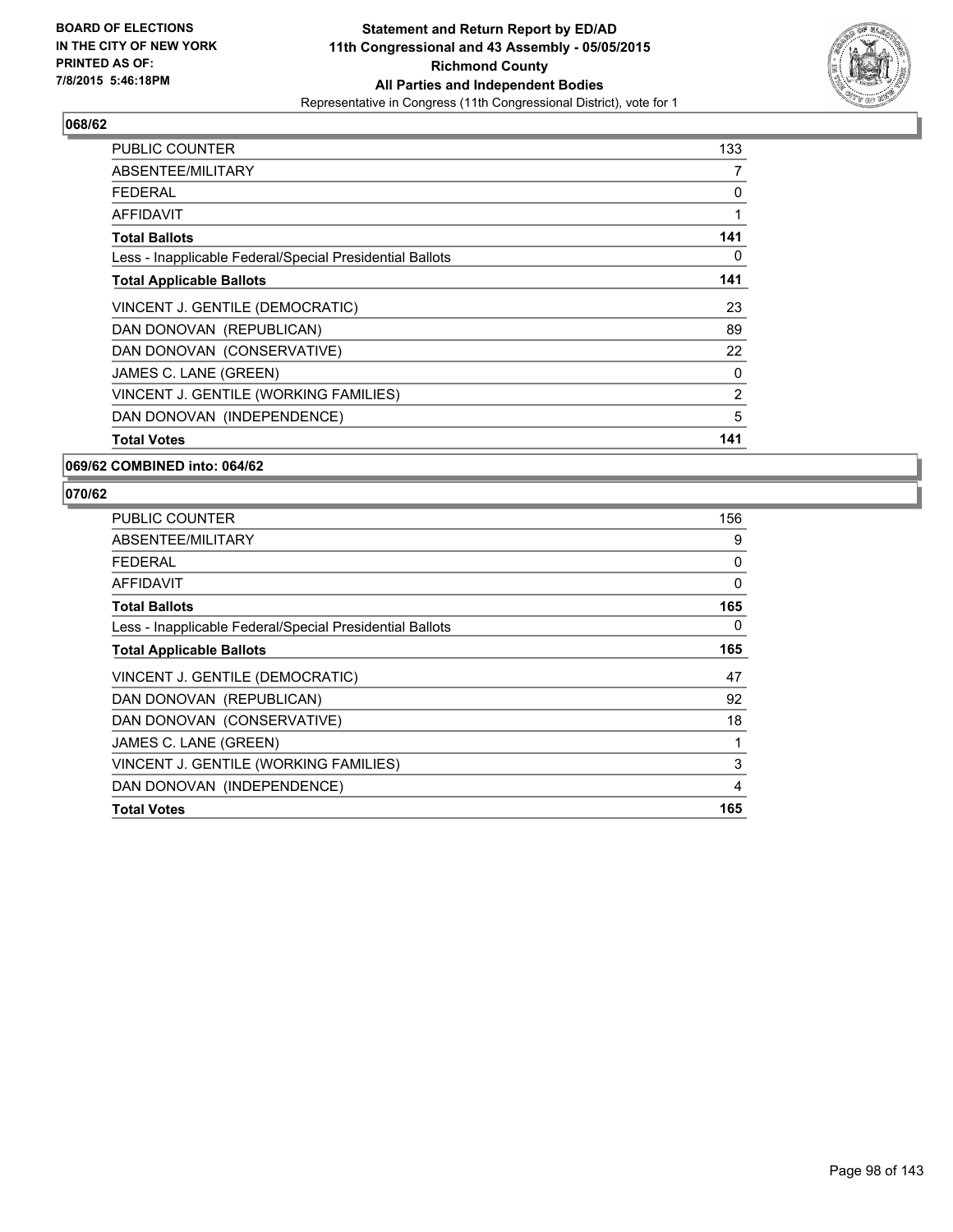## 068/62

| | |
|---|---|
| PUBLIC COUNTER | 133 |
| ABSENTEE/MILITARY | 7 |
| FEDERAL | 0 |
| AFFIDAVIT | 1 |
| **Total Ballots** | **141** |
| Less - Inapplicable Federal/Special Presidential Ballots | 0 |
| **Total Applicable Ballots** | **141** |
| VINCENT J. GENTILE (DEMOCRATIC) | 23 |
| DAN DONOVAN (REPUBLICAN) | 89 |
| DAN DONOVAN (CONSERVATIVE) | 22 |
| JAMES C. LANE (GREEN) | 0 |
| VINCENT J. GENTILE (WORKING FAMILIES) | 2 |
| DAN DONOVAN (INDEPENDENCE) | 5 |
| **Total Votes** | **141** |

## 069/62 COMBINED into: 064/62

## 070/62

| | |
|---|---|
| PUBLIC COUNTER | 156 |
| ABSENTEE/MILITARY | 9 |
| FEDERAL | 0 |
| AFFIDAVIT | 0 |
| **Total Ballots** | **165** |
| Less - Inapplicable Federal/Special Presidential Ballots | 0 |
| **Total Applicable Ballots** | **165** |
| VINCENT J. GENTILE (DEMOCRATIC) | 47 |
| DAN DONOVAN (REPUBLICAN) | 92 |
| DAN DONOVAN (CONSERVATIVE) | 18 |
| JAMES C. LANE (GREEN) | 1 |
| VINCENT J. GENTILE (WORKING FAMILIES) | 3 |
| DAN DONOVAN (INDEPENDENCE) | 4 |
| **Total Votes** | **165** |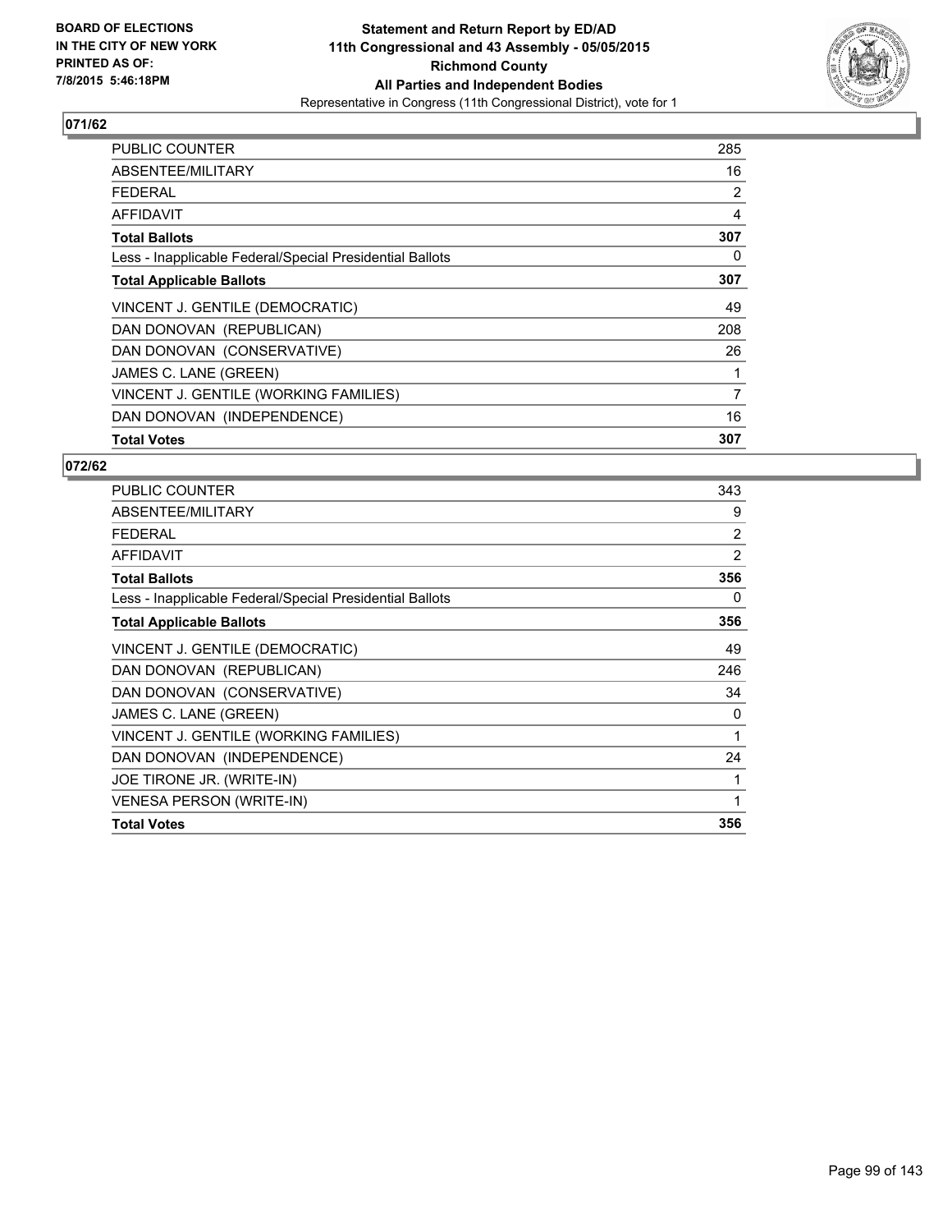**BOARD OF ELECTIONS IN THE CITY OF NEW YORK PRINTED AS OF: 7/8/2015 5:46:18PM**

**Statement and Return Report by ED/AD**
**11th Congressional and 43 Assembly - 05/05/2015**
**Richmond County**
**All Parties and Independent Bodies**
Representative in Congress (11th Congressional District), vote for 1

## 071/62

| | |
|---|---|
| PUBLIC COUNTER | 285 |
| ABSENTEE/MILITARY | 16 |
| FEDERAL | 2 |
| AFFIDAVIT | 4 |
| **Total Ballots** | **307** |
| Less - Inapplicable Federal/Special Presidential Ballots | 0 |
| **Total Applicable Ballots** | **307** |
| VINCENT J. GENTILE (DEMOCRATIC) | 49 |
| DAN DONOVAN (REPUBLICAN) | 208 |
| DAN DONOVAN (CONSERVATIVE) | 26 |
| JAMES C. LANE (GREEN) | 1 |
| VINCENT J. GENTILE (WORKING FAMILIES) | 7 |
| DAN DONOVAN (INDEPENDENCE) | 16 |
| **Total Votes** | **307** |

## 072/62

| | |
|---|---|
| PUBLIC COUNTER | 343 |
| ABSENTEE/MILITARY | 9 |
| FEDERAL | 2 |
| AFFIDAVIT | 2 |
| **Total Ballots** | **356** |
| Less - Inapplicable Federal/Special Presidential Ballots | 0 |
| **Total Applicable Ballots** | **356** |
| VINCENT J. GENTILE (DEMOCRATIC) | 49 |
| DAN DONOVAN (REPUBLICAN) | 246 |
| DAN DONOVAN (CONSERVATIVE) | 34 |
| JAMES C. LANE (GREEN) | 0 |
| VINCENT J. GENTILE (WORKING FAMILIES) | 1 |
| DAN DONOVAN (INDEPENDENCE) | 24 |
| JOE TIRONE JR. (WRITE-IN) | 1 |
| VENESA PERSON (WRITE-IN) | 1 |
| **Total Votes** | **356** |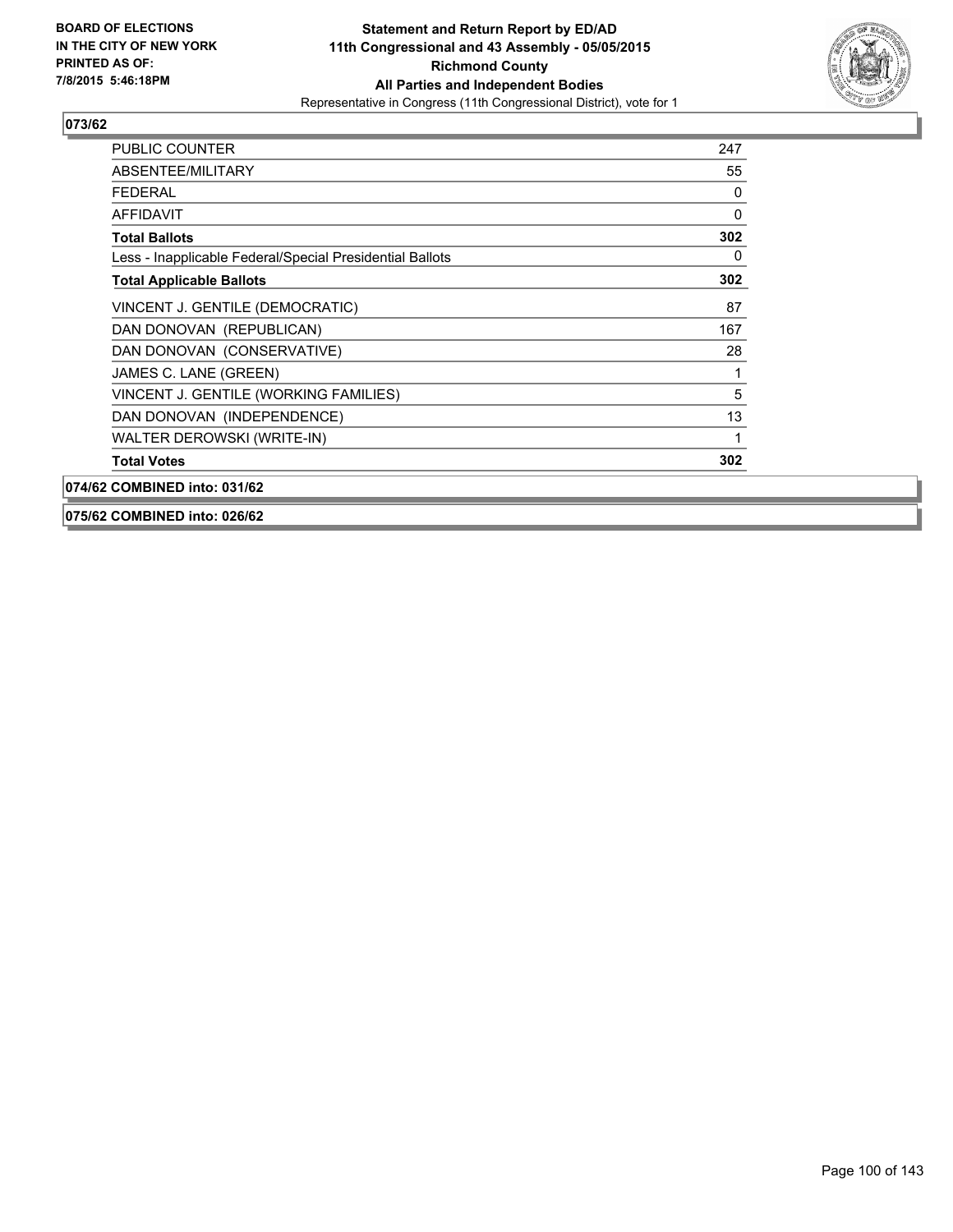**073/62**

| | |
|---|---|
| PUBLIC COUNTER | 247 |
| ABSENTEE/MILITARY | 55 |
| FEDERAL | 0 |
| AFFIDAVIT | 0 |
| **Total Ballots** | **302** |
| Less - Inapplicable Federal/Special Presidential Ballots | 0 |
| **Total Applicable Ballots** | **302** |
| VINCENT J. GENTILE (DEMOCRATIC) | 87 |
| DAN DONOVAN (REPUBLICAN) | 167 |
| DAN DONOVAN (CONSERVATIVE) | 28 |
| JAMES C. LANE (GREEN) | 1 |
| VINCENT J. GENTILE (WORKING FAMILIES) | 5 |
| DAN DONOVAN (INDEPENDENCE) | 13 |
| WALTER DEROWSKI (WRITE-IN) | 1 |
| **Total Votes** | **302** |

**074/62 COMBINED into: 031/62**

**075/62 COMBINED into: 026/62**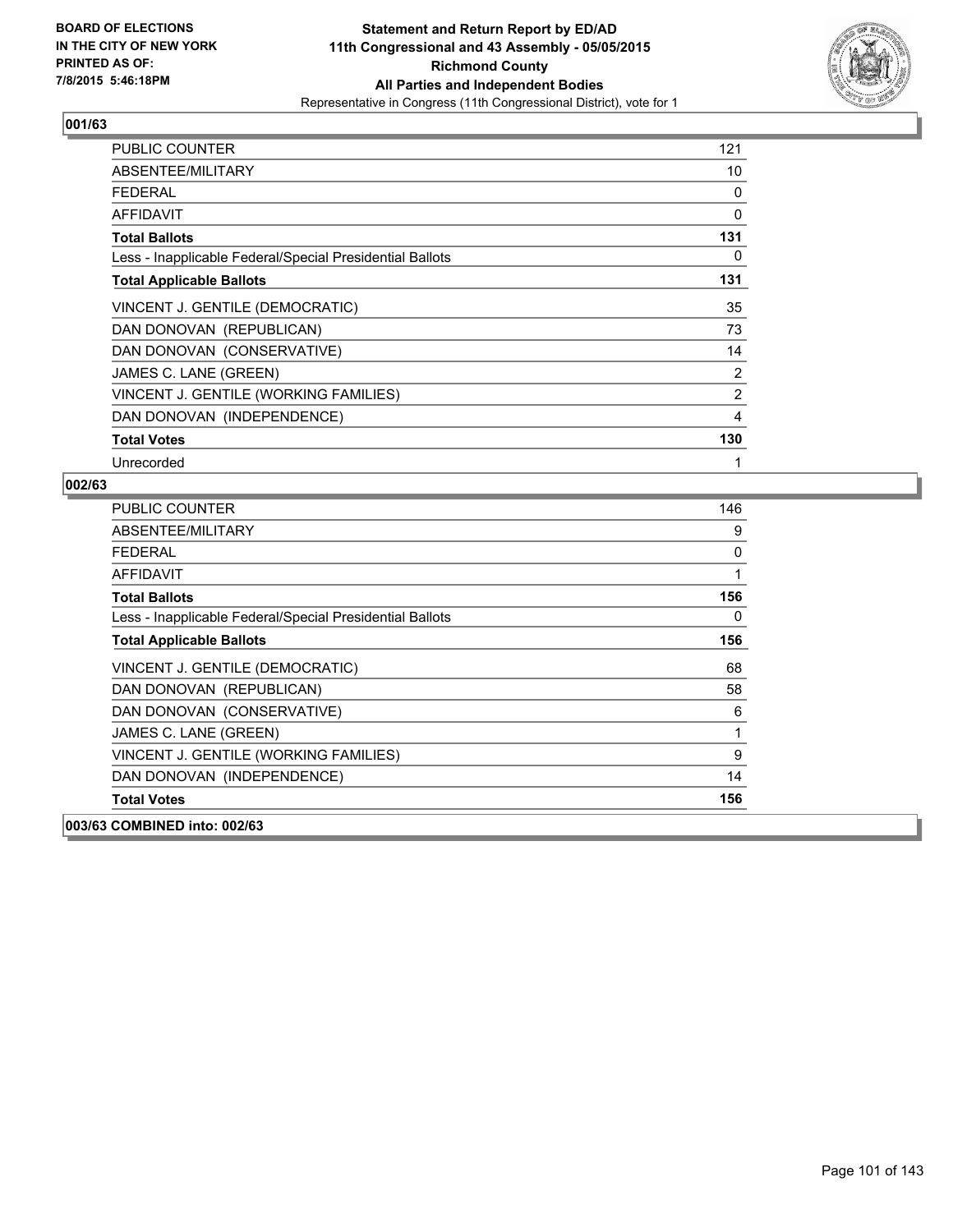**BOARD OF ELECTIONS IN THE CITY OF NEW YORK PRINTED AS OF: 7/8/2015 5:46:18PM**

**Statement and Return Report by ED/AD 11th Congressional and 43 Assembly - 05/05/2015 Richmond County All Parties and Independent Bodies**

Representative in Congress (11th Congressional District), vote for 1

## 001/63

| | |
|---|---|
| PUBLIC COUNTER | 121 |
| ABSENTEE/MILITARY | 10 |
| FEDERAL | 0 |
| AFFIDAVIT | 0 |
| **Total Ballots** | **131** |
| Less - Inapplicable Federal/Special Presidential Ballots | 0 |
| **Total Applicable Ballots** | **131** |
| VINCENT J. GENTILE (DEMOCRATIC) | 35 |
| DAN DONOVAN (REPUBLICAN) | 73 |
| DAN DONOVAN (CONSERVATIVE) | 14 |
| JAMES C. LANE (GREEN) | 2 |
| VINCENT J. GENTILE (WORKING FAMILIES) | 2 |
| DAN DONOVAN (INDEPENDENCE) | 4 |
| **Total Votes** | **130** |
| Unrecorded | 1 |

## 002/63

| | |
|---|---|
| PUBLIC COUNTER | 146 |
| ABSENTEE/MILITARY | 9 |
| FEDERAL | 0 |
| AFFIDAVIT | 1 |
| **Total Ballots** | **156** |
| Less - Inapplicable Federal/Special Presidential Ballots | 0 |
| **Total Applicable Ballots** | **156** |
| VINCENT J. GENTILE (DEMOCRATIC) | 68 |
| DAN DONOVAN (REPUBLICAN) | 58 |
| DAN DONOVAN (CONSERVATIVE) | 6 |
| JAMES C. LANE (GREEN) | 1 |
| VINCENT J. GENTILE (WORKING FAMILIES) | 9 |
| DAN DONOVAN (INDEPENDENCE) | 14 |
| **Total Votes** | **156** |

## 003/63 COMBINED into: 002/63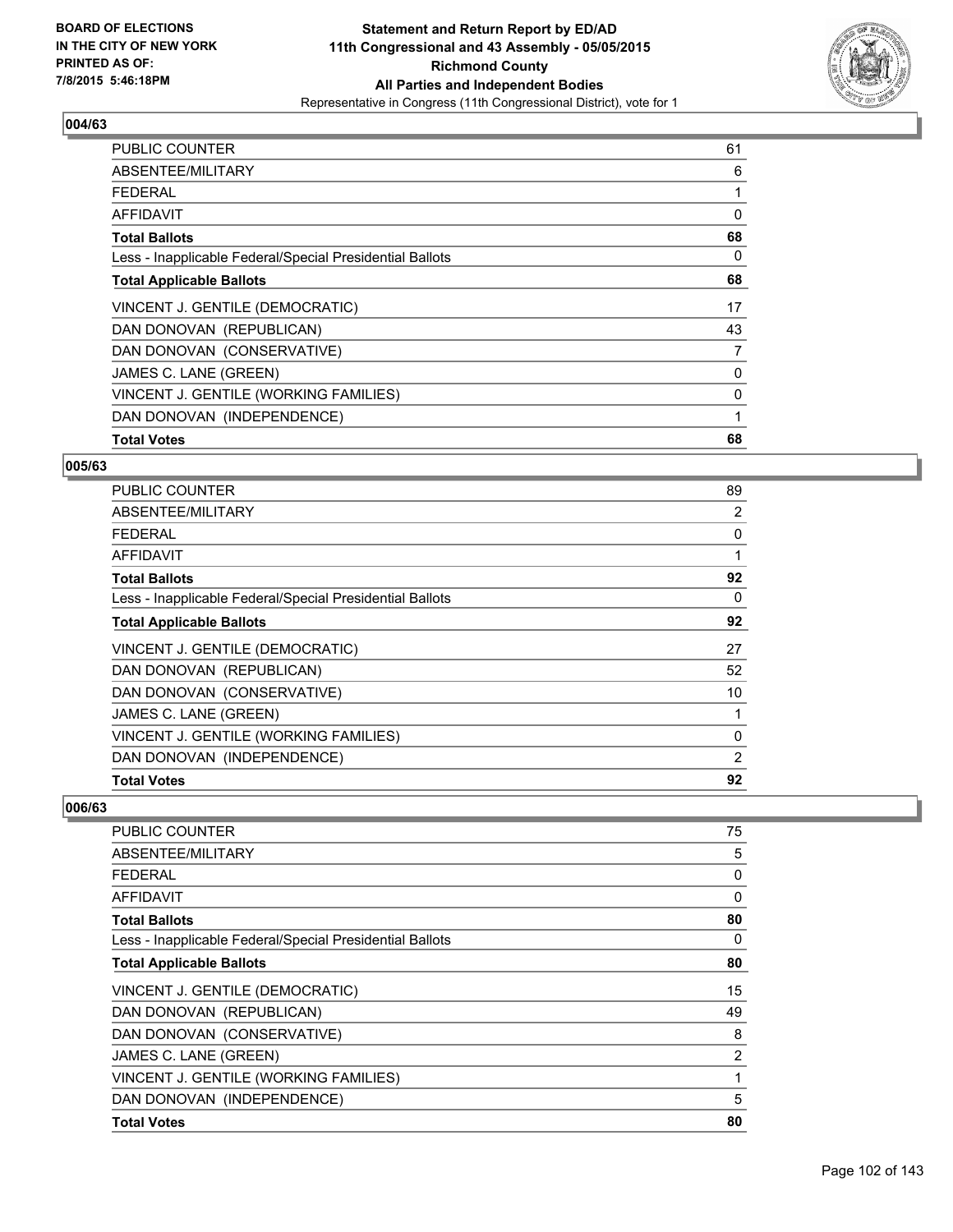**Statement and Return Report by ED/AD**
**11th Congressional and 43 Assembly - 05/05/2015**
**Richmond County**
**All Parties and Independent Bodies**
Representative in Congress (11th Congressional District), vote for 1

BOARD OF ELECTIONS
IN THE CITY OF NEW YORK
PRINTED AS OF:
7/8/2015 5:46:18PM

### 004/63

| | |
|---|---|
| PUBLIC COUNTER | 61 |
| ABSENTEE/MILITARY | 6 |
| FEDERAL | 1 |
| AFFIDAVIT | 0 |
| **Total Ballots** | **68** |
| Less - Inapplicable Federal/Special Presidential Ballots | 0 |
| **Total Applicable Ballots** | **68** |
| VINCENT J. GENTILE (DEMOCRATIC) | 17 |
| DAN DONOVAN (REPUBLICAN) | 43 |
| DAN DONOVAN (CONSERVATIVE) | 7 |
| JAMES C. LANE (GREEN) | 0 |
| VINCENT J. GENTILE (WORKING FAMILIES) | 0 |
| DAN DONOVAN (INDEPENDENCE) | 1 |
| **Total Votes** | **68** |

### 005/63

| | |
|---|---|
| PUBLIC COUNTER | 89 |
| ABSENTEE/MILITARY | 2 |
| FEDERAL | 0 |
| AFFIDAVIT | 1 |
| **Total Ballots** | **92** |
| Less - Inapplicable Federal/Special Presidential Ballots | 0 |
| **Total Applicable Ballots** | **92** |
| VINCENT J. GENTILE (DEMOCRATIC) | 27 |
| DAN DONOVAN (REPUBLICAN) | 52 |
| DAN DONOVAN (CONSERVATIVE) | 10 |
| JAMES C. LANE (GREEN) | 1 |
| VINCENT J. GENTILE (WORKING FAMILIES) | 0 |
| DAN DONOVAN (INDEPENDENCE) | 2 |
| **Total Votes** | **92** |

### 006/63

| | |
|---|---|
| PUBLIC COUNTER | 75 |
| ABSENTEE/MILITARY | 5 |
| FEDERAL | 0 |
| AFFIDAVIT | 0 |
| **Total Ballots** | **80** |
| Less - Inapplicable Federal/Special Presidential Ballots | 0 |
| **Total Applicable Ballots** | **80** |
| VINCENT J. GENTILE (DEMOCRATIC) | 15 |
| DAN DONOVAN (REPUBLICAN) | 49 |
| DAN DONOVAN (CONSERVATIVE) | 8 |
| JAMES C. LANE (GREEN) | 2 |
| VINCENT J. GENTILE (WORKING FAMILIES) | 1 |
| DAN DONOVAN (INDEPENDENCE) | 5 |
| **Total Votes** | **80** |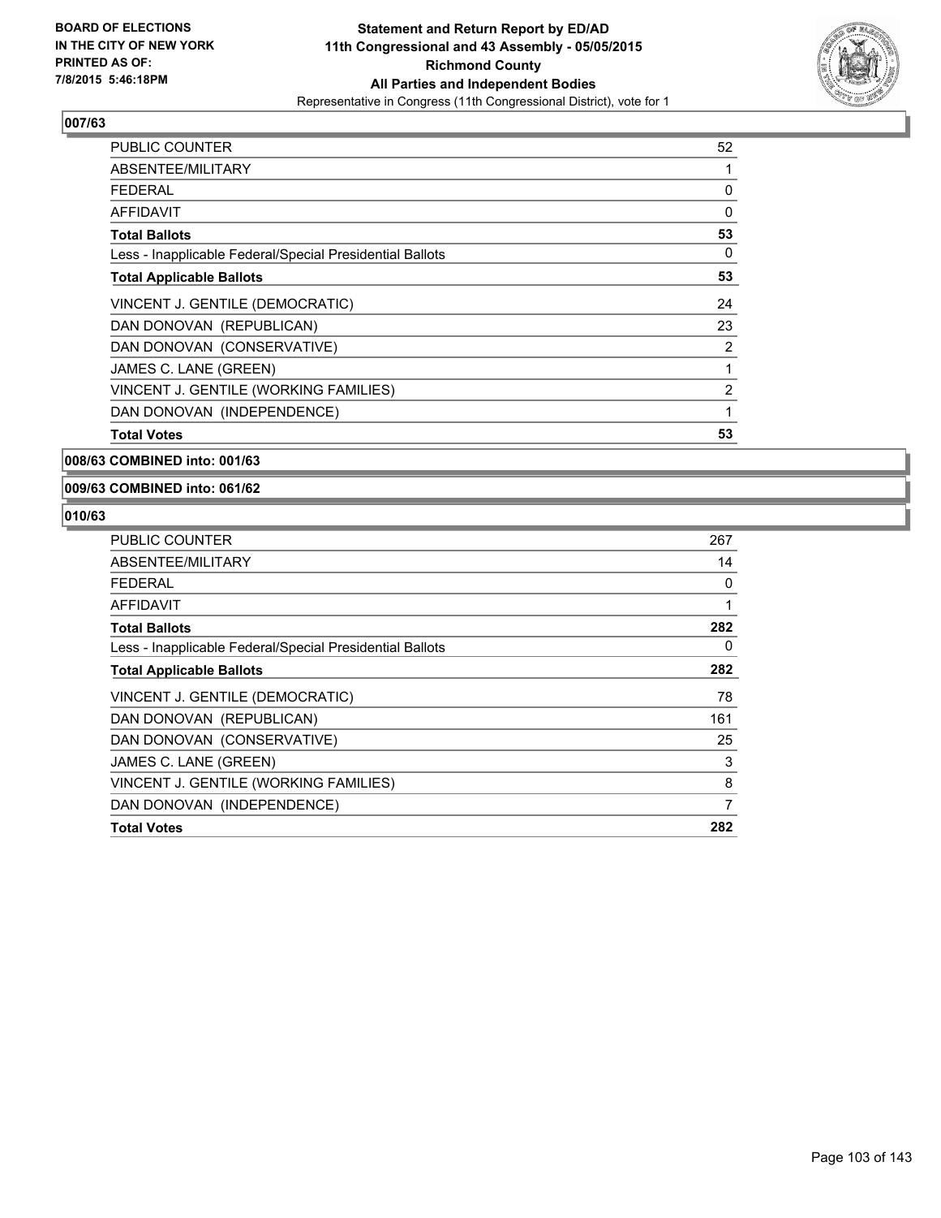**BOARD OF ELECTIONS IN THE CITY OF NEW YORK PRINTED AS OF: 7/8/2015 5:46:18PM**

**Statement and Return Report by ED/AD 11th Congressional and 43 Assembly - 05/05/2015 Richmond County All Parties and Independent Bodies**

Representative in Congress (11th Congressional District), vote for 1

### 007/63

| | |
|---|---|
| PUBLIC COUNTER | 52 |
| ABSENTEE/MILITARY | 1 |
| FEDERAL | 0 |
| AFFIDAVIT | 0 |
| **Total Ballots** | **53** |
| Less - Inapplicable Federal/Special Presidential Ballots | 0 |
| **Total Applicable Ballots** | **53** |
| VINCENT J. GENTILE (DEMOCRATIC) | 24 |
| DAN DONOVAN (REPUBLICAN) | 23 |
| DAN DONOVAN (CONSERVATIVE) | 2 |
| JAMES C. LANE (GREEN) | 1 |
| VINCENT J. GENTILE (WORKING FAMILIES) | 2 |
| DAN DONOVAN (INDEPENDENCE) | 1 |
| **Total Votes** | **53** |

### 008/63 COMBINED into: 001/63

### 009/63 COMBINED into: 061/62

### 010/63

| | |
|---|---|
| PUBLIC COUNTER | 267 |
| ABSENTEE/MILITARY | 14 |
| FEDERAL | 0 |
| AFFIDAVIT | 1 |
| **Total Ballots** | **282** |
| Less - Inapplicable Federal/Special Presidential Ballots | 0 |
| **Total Applicable Ballots** | **282** |
| VINCENT J. GENTILE (DEMOCRATIC) | 78 |
| DAN DONOVAN (REPUBLICAN) | 161 |
| DAN DONOVAN (CONSERVATIVE) | 25 |
| JAMES C. LANE (GREEN) | 3 |
| VINCENT J. GENTILE (WORKING FAMILIES) | 8 |
| DAN DONOVAN (INDEPENDENCE) | 7 |
| **Total Votes** | **282** |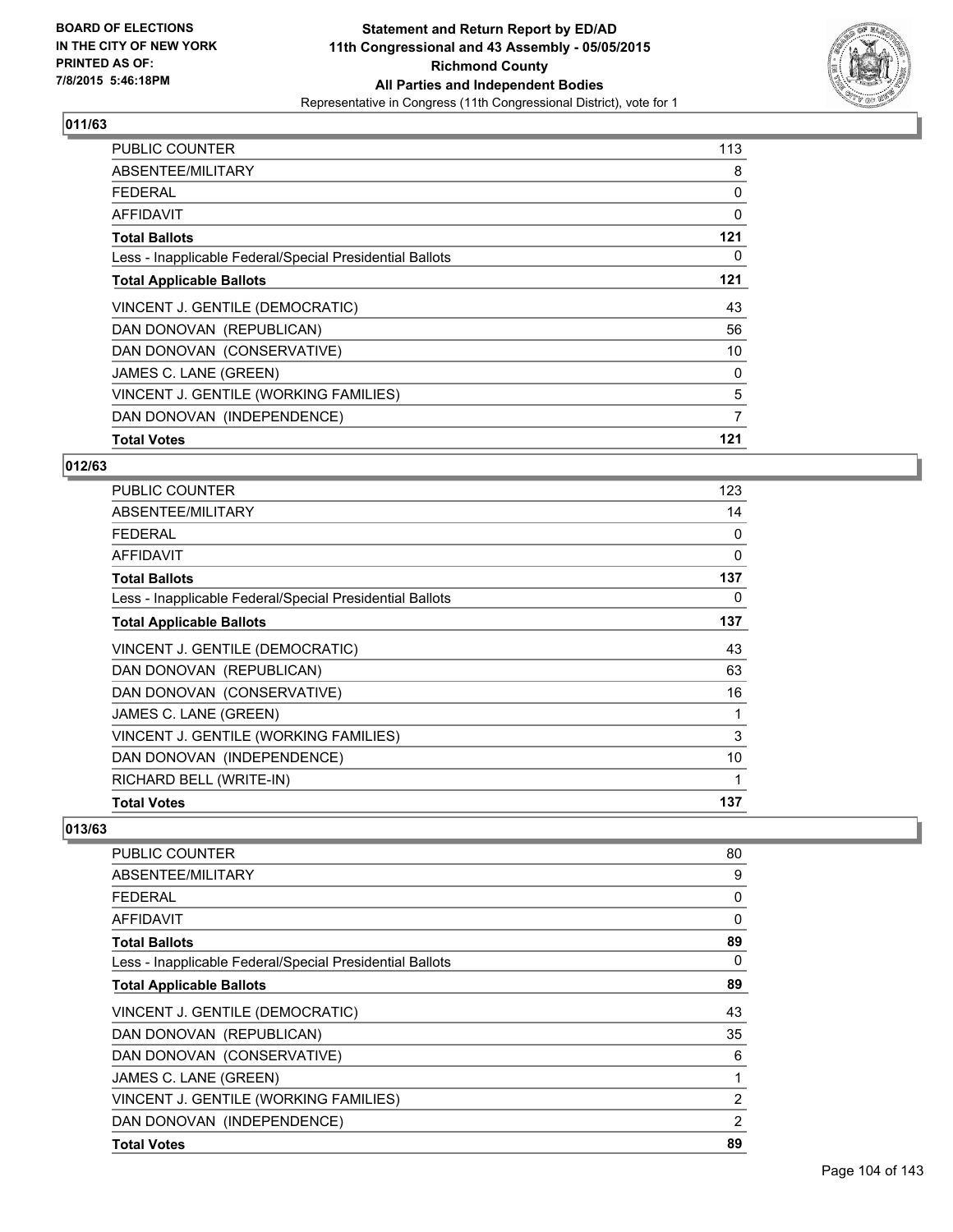BOARD OF ELECTIONS
IN THE CITY OF NEW YORK
PRINTED AS OF:
7/8/2015 5:46:18PM

**Statement and Return Report by ED/AD**
**11th Congressional and 43 Assembly - 05/05/2015**
**Richmond County**
**All Parties and Independent Bodies**
Representative in Congress (11th Congressional District), vote for 1

### 011/63

| | |
|---|---|
| PUBLIC COUNTER | 113 |
| ABSENTEE/MILITARY | 8 |
| FEDERAL | 0 |
| AFFIDAVIT | 0 |
| **Total Ballots** | **121** |
| Less - Inapplicable Federal/Special Presidential Ballots | 0 |
| **Total Applicable Ballots** | **121** |
| VINCENT J. GENTILE (DEMOCRATIC) | 43 |
| DAN DONOVAN (REPUBLICAN) | 56 |
| DAN DONOVAN (CONSERVATIVE) | 10 |
| JAMES C. LANE (GREEN) | 0 |
| VINCENT J. GENTILE (WORKING FAMILIES) | 5 |
| DAN DONOVAN (INDEPENDENCE) | 7 |
| **Total Votes** | **121** |

### 012/63

| | |
|---|---|
| PUBLIC COUNTER | 123 |
| ABSENTEE/MILITARY | 14 |
| FEDERAL | 0 |
| AFFIDAVIT | 0 |
| **Total Ballots** | **137** |
| Less - Inapplicable Federal/Special Presidential Ballots | 0 |
| **Total Applicable Ballots** | **137** |
| VINCENT J. GENTILE (DEMOCRATIC) | 43 |
| DAN DONOVAN (REPUBLICAN) | 63 |
| DAN DONOVAN (CONSERVATIVE) | 16 |
| JAMES C. LANE (GREEN) | 1 |
| VINCENT J. GENTILE (WORKING FAMILIES) | 3 |
| DAN DONOVAN (INDEPENDENCE) | 10 |
| RICHARD BELL (WRITE-IN) | 1 |
| **Total Votes** | **137** |

### 013/63

| | |
|---|---|
| PUBLIC COUNTER | 80 |
| ABSENTEE/MILITARY | 9 |
| FEDERAL | 0 |
| AFFIDAVIT | 0 |
| **Total Ballots** | **89** |
| Less - Inapplicable Federal/Special Presidential Ballots | 0 |
| **Total Applicable Ballots** | **89** |
| VINCENT J. GENTILE (DEMOCRATIC) | 43 |
| DAN DONOVAN (REPUBLICAN) | 35 |
| DAN DONOVAN (CONSERVATIVE) | 6 |
| JAMES C. LANE (GREEN) | 1 |
| VINCENT J. GENTILE (WORKING FAMILIES) | 2 |
| DAN DONOVAN (INDEPENDENCE) | 2 |
| **Total Votes** | **89** |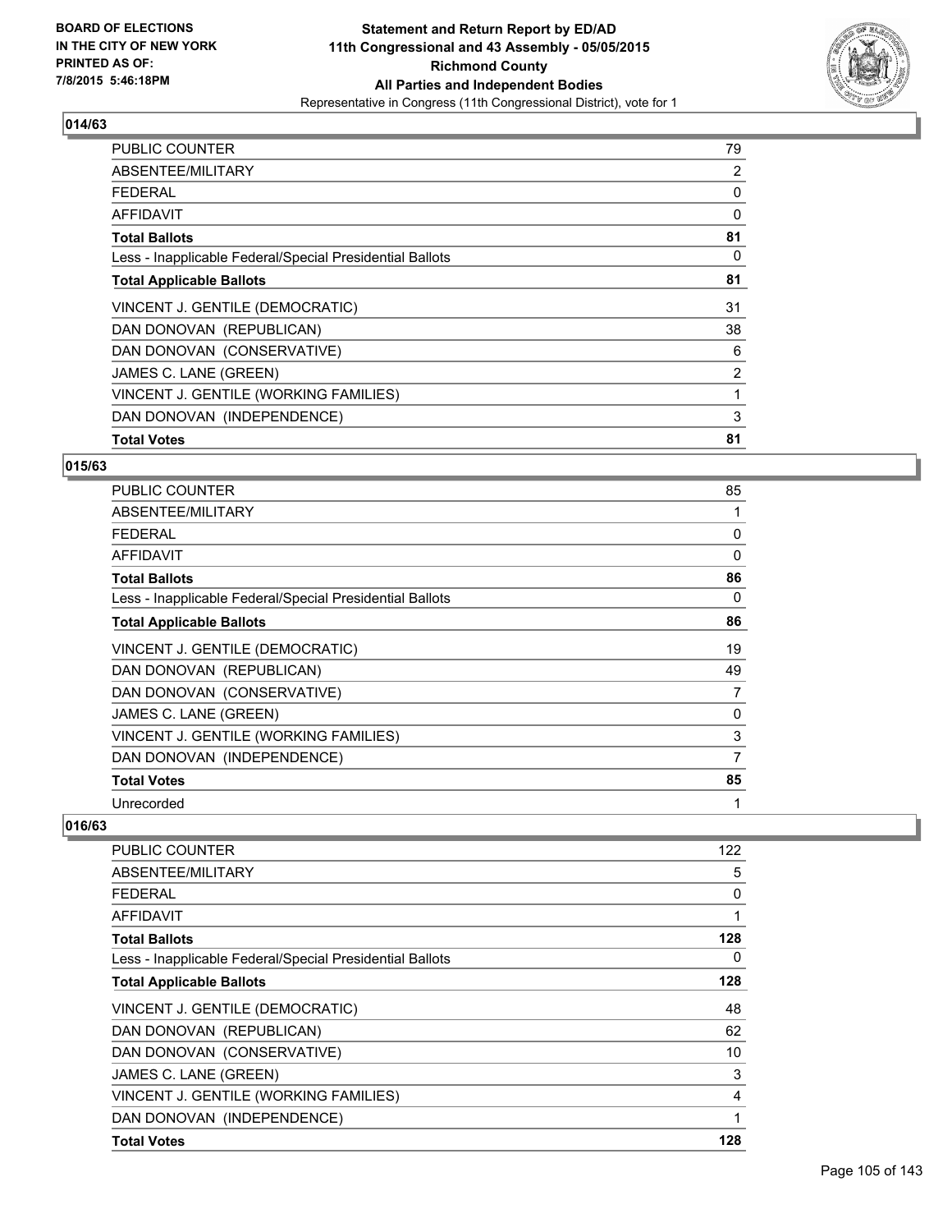**BOARD OF ELECTIONS IN THE CITY OF NEW YORK PRINTED AS OF: 7/8/2015 5:46:18PM**

# Statement and Return Report by ED/AD
## 11th Congressional and 43 Assembly - 05/05/2015
## Richmond County
## All Parties and Independent Bodies
Representative in Congress (11th Congressional District), vote for 1

### 014/63

| | |
|---|---|
| PUBLIC COUNTER | 79 |
| ABSENTEE/MILITARY | 2 |
| FEDERAL | 0 |
| AFFIDAVIT | 0 |
| **Total Ballots** | **81** |
| Less - Inapplicable Federal/Special Presidential Ballots | 0 |
| **Total Applicable Ballots** | **81** |
| VINCENT J. GENTILE (DEMOCRATIC) | 31 |
| DAN DONOVAN (REPUBLICAN) | 38 |
| DAN DONOVAN (CONSERVATIVE) | 6 |
| JAMES C. LANE (GREEN) | 2 |
| VINCENT J. GENTILE (WORKING FAMILIES) | 1 |
| DAN DONOVAN (INDEPENDENCE) | 3 |
| **Total Votes** | **81** |

### 015/63

| | |
|---|---|
| PUBLIC COUNTER | 85 |
| ABSENTEE/MILITARY | 1 |
| FEDERAL | 0 |
| AFFIDAVIT | 0 |
| **Total Ballots** | **86** |
| Less - Inapplicable Federal/Special Presidential Ballots | 0 |
| **Total Applicable Ballots** | **86** |
| VINCENT J. GENTILE (DEMOCRATIC) | 19 |
| DAN DONOVAN (REPUBLICAN) | 49 |
| DAN DONOVAN (CONSERVATIVE) | 7 |
| JAMES C. LANE (GREEN) | 0 |
| VINCENT J. GENTILE (WORKING FAMILIES) | 3 |
| DAN DONOVAN (INDEPENDENCE) | 7 |
| **Total Votes** | **85** |
| Unrecorded | 1 |

### 016/63

| | |
|---|---|
| PUBLIC COUNTER | 122 |
| ABSENTEE/MILITARY | 5 |
| FEDERAL | 0 |
| AFFIDAVIT | 1 |
| **Total Ballots** | **128** |
| Less - Inapplicable Federal/Special Presidential Ballots | 0 |
| **Total Applicable Ballots** | **128** |
| VINCENT J. GENTILE (DEMOCRATIC) | 48 |
| DAN DONOVAN (REPUBLICAN) | 62 |
| DAN DONOVAN (CONSERVATIVE) | 10 |
| JAMES C. LANE (GREEN) | 3 |
| VINCENT J. GENTILE (WORKING FAMILIES) | 4 |
| DAN DONOVAN (INDEPENDENCE) | 1 |
| **Total Votes** | **128** |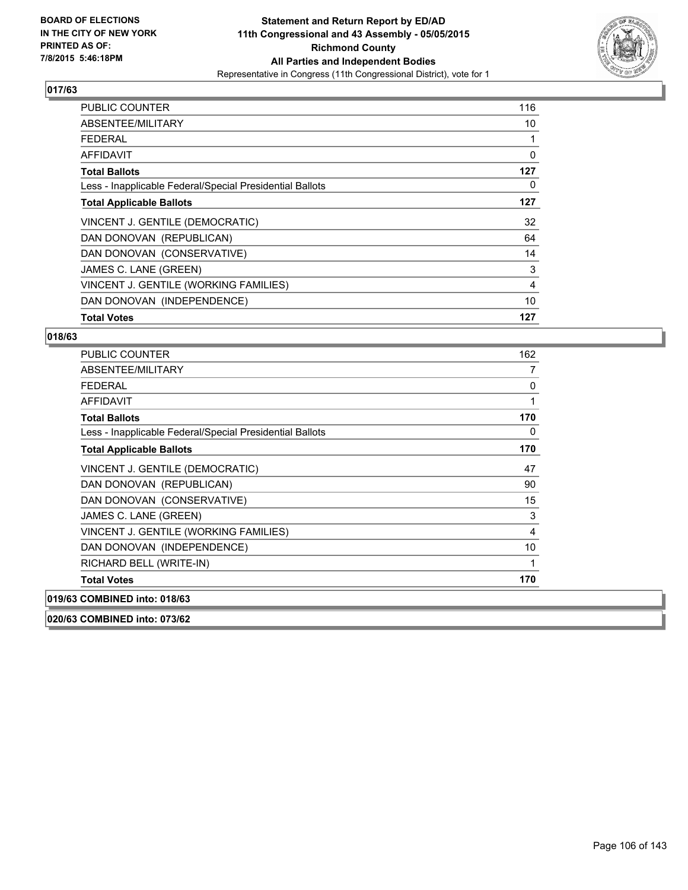## 017/63

| | |
|---|---|
| PUBLIC COUNTER | 116 |
| ABSENTEE/MILITARY | 10 |
| FEDERAL | 1 |
| AFFIDAVIT | 0 |
| **Total Ballots** | **127** |
| Less - Inapplicable Federal/Special Presidential Ballots | 0 |
| **Total Applicable Ballots** | **127** |
| VINCENT J. GENTILE (DEMOCRATIC) | 32 |
| DAN DONOVAN (REPUBLICAN) | 64 |
| DAN DONOVAN (CONSERVATIVE) | 14 |
| JAMES C. LANE (GREEN) | 3 |
| VINCENT J. GENTILE (WORKING FAMILIES) | 4 |
| DAN DONOVAN (INDEPENDENCE) | 10 |
| **Total Votes** | **127** |

## 018/63

| | |
|---|---|
| PUBLIC COUNTER | 162 |
| ABSENTEE/MILITARY | 7 |
| FEDERAL | 0 |
| AFFIDAVIT | 1 |
| **Total Ballots** | **170** |
| Less - Inapplicable Federal/Special Presidential Ballots | 0 |
| **Total Applicable Ballots** | **170** |
| VINCENT J. GENTILE (DEMOCRATIC) | 47 |
| DAN DONOVAN (REPUBLICAN) | 90 |
| DAN DONOVAN (CONSERVATIVE) | 15 |
| JAMES C. LANE (GREEN) | 3 |
| VINCENT J. GENTILE (WORKING FAMILIES) | 4 |
| DAN DONOVAN (INDEPENDENCE) | 10 |
| RICHARD BELL (WRITE-IN) | 1 |
| **Total Votes** | **170** |

## 019/63 COMBINED into: 018/63

## 020/63 COMBINED into: 073/62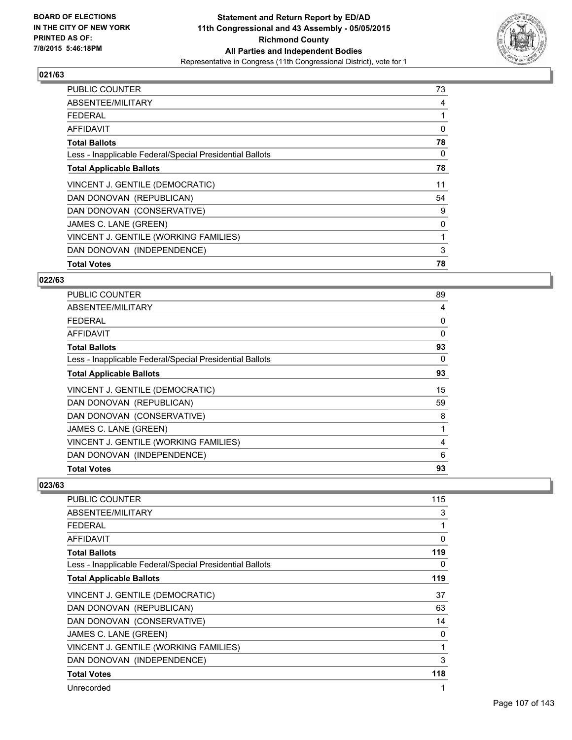**BOARD OF ELECTIONS IN THE CITY OF NEW YORK PRINTED AS OF: 7/8/2015 5:46:18PM**

**Statement and Return Report by ED/AD 11th Congressional and 43 Assembly - 05/05/2015 Richmond County All Parties and Independent Bodies**

Representative in Congress (11th Congressional District), vote for 1

### 021/63

| | |
|---|---|
| PUBLIC COUNTER | 73 |
| ABSENTEE/MILITARY | 4 |
| FEDERAL | 1 |
| AFFIDAVIT | 0 |
| **Total Ballots** | **78** |
| Less - Inapplicable Federal/Special Presidential Ballots | 0 |
| **Total Applicable Ballots** | **78** |
| VINCENT J. GENTILE (DEMOCRATIC) | 11 |
| DAN DONOVAN (REPUBLICAN) | 54 |
| DAN DONOVAN (CONSERVATIVE) | 9 |
| JAMES C. LANE (GREEN) | 0 |
| VINCENT J. GENTILE (WORKING FAMILIES) | 1 |
| DAN DONOVAN (INDEPENDENCE) | 3 |
| **Total Votes** | **78** |

### 022/63

| | |
|---|---|
| PUBLIC COUNTER | 89 |
| ABSENTEE/MILITARY | 4 |
| FEDERAL | 0 |
| AFFIDAVIT | 0 |
| **Total Ballots** | **93** |
| Less - Inapplicable Federal/Special Presidential Ballots | 0 |
| **Total Applicable Ballots** | **93** |
| VINCENT J. GENTILE (DEMOCRATIC) | 15 |
| DAN DONOVAN (REPUBLICAN) | 59 |
| DAN DONOVAN (CONSERVATIVE) | 8 |
| JAMES C. LANE (GREEN) | 1 |
| VINCENT J. GENTILE (WORKING FAMILIES) | 4 |
| DAN DONOVAN (INDEPENDENCE) | 6 |
| **Total Votes** | **93** |

### 023/63

| | |
|---|---|
| PUBLIC COUNTER | 115 |
| ABSENTEE/MILITARY | 3 |
| FEDERAL | 1 |
| AFFIDAVIT | 0 |
| **Total Ballots** | **119** |
| Less - Inapplicable Federal/Special Presidential Ballots | 0 |
| **Total Applicable Ballots** | **119** |
| VINCENT J. GENTILE (DEMOCRATIC) | 37 |
| DAN DONOVAN (REPUBLICAN) | 63 |
| DAN DONOVAN (CONSERVATIVE) | 14 |
| JAMES C. LANE (GREEN) | 0 |
| VINCENT J. GENTILE (WORKING FAMILIES) | 1 |
| DAN DONOVAN (INDEPENDENCE) | 3 |
| **Total Votes** | **118** |
| Unrecorded | 1 |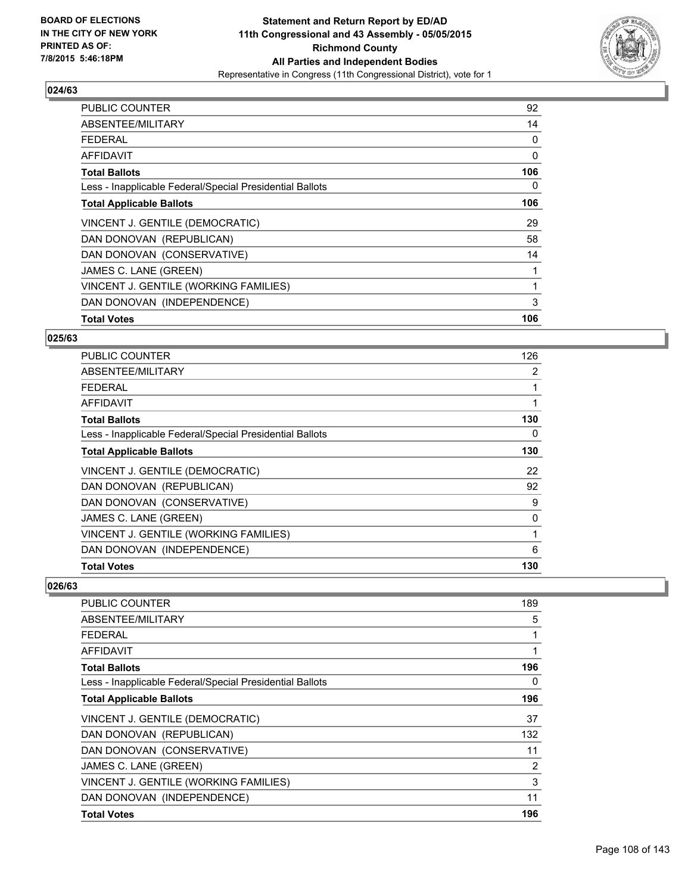**BOARD OF ELECTIONS IN THE CITY OF NEW YORK PRINTED AS OF: 7/8/2015 5:46:18PM**

**Statement and Return Report by ED/AD 11th Congressional and 43 Assembly - 05/05/2015 Richmond County All Parties and Independent Bodies**

Representative in Congress (11th Congressional District), vote for 1

### 024/63

| | |
|---|---|
| PUBLIC COUNTER | 92 |
| ABSENTEE/MILITARY | 14 |
| FEDERAL | 0 |
| AFFIDAVIT | 0 |
| **Total Ballots** | **106** |
| Less - Inapplicable Federal/Special Presidential Ballots | 0 |
| **Total Applicable Ballots** | **106** |
| VINCENT J. GENTILE (DEMOCRATIC) | 29 |
| DAN DONOVAN (REPUBLICAN) | 58 |
| DAN DONOVAN (CONSERVATIVE) | 14 |
| JAMES C. LANE (GREEN) | 1 |
| VINCENT J. GENTILE (WORKING FAMILIES) | 1 |
| DAN DONOVAN (INDEPENDENCE) | 3 |
| **Total Votes** | **106** |

### 025/63

| | |
|---|---|
| PUBLIC COUNTER | 126 |
| ABSENTEE/MILITARY | 2 |
| FEDERAL | 1 |
| AFFIDAVIT | 1 |
| **Total Ballots** | **130** |
| Less - Inapplicable Federal/Special Presidential Ballots | 0 |
| **Total Applicable Ballots** | **130** |
| VINCENT J. GENTILE (DEMOCRATIC) | 22 |
| DAN DONOVAN (REPUBLICAN) | 92 |
| DAN DONOVAN (CONSERVATIVE) | 9 |
| JAMES C. LANE (GREEN) | 0 |
| VINCENT J. GENTILE (WORKING FAMILIES) | 1 |
| DAN DONOVAN (INDEPENDENCE) | 6 |
| **Total Votes** | **130** |

### 026/63

| | |
|---|---|
| PUBLIC COUNTER | 189 |
| ABSENTEE/MILITARY | 5 |
| FEDERAL | 1 |
| AFFIDAVIT | 1 |
| **Total Ballots** | **196** |
| Less - Inapplicable Federal/Special Presidential Ballots | 0 |
| **Total Applicable Ballots** | **196** |
| VINCENT J. GENTILE (DEMOCRATIC) | 37 |
| DAN DONOVAN (REPUBLICAN) | 132 |
| DAN DONOVAN (CONSERVATIVE) | 11 |
| JAMES C. LANE (GREEN) | 2 |
| VINCENT J. GENTILE (WORKING FAMILIES) | 3 |
| DAN DONOVAN (INDEPENDENCE) | 11 |
| **Total Votes** | **196** |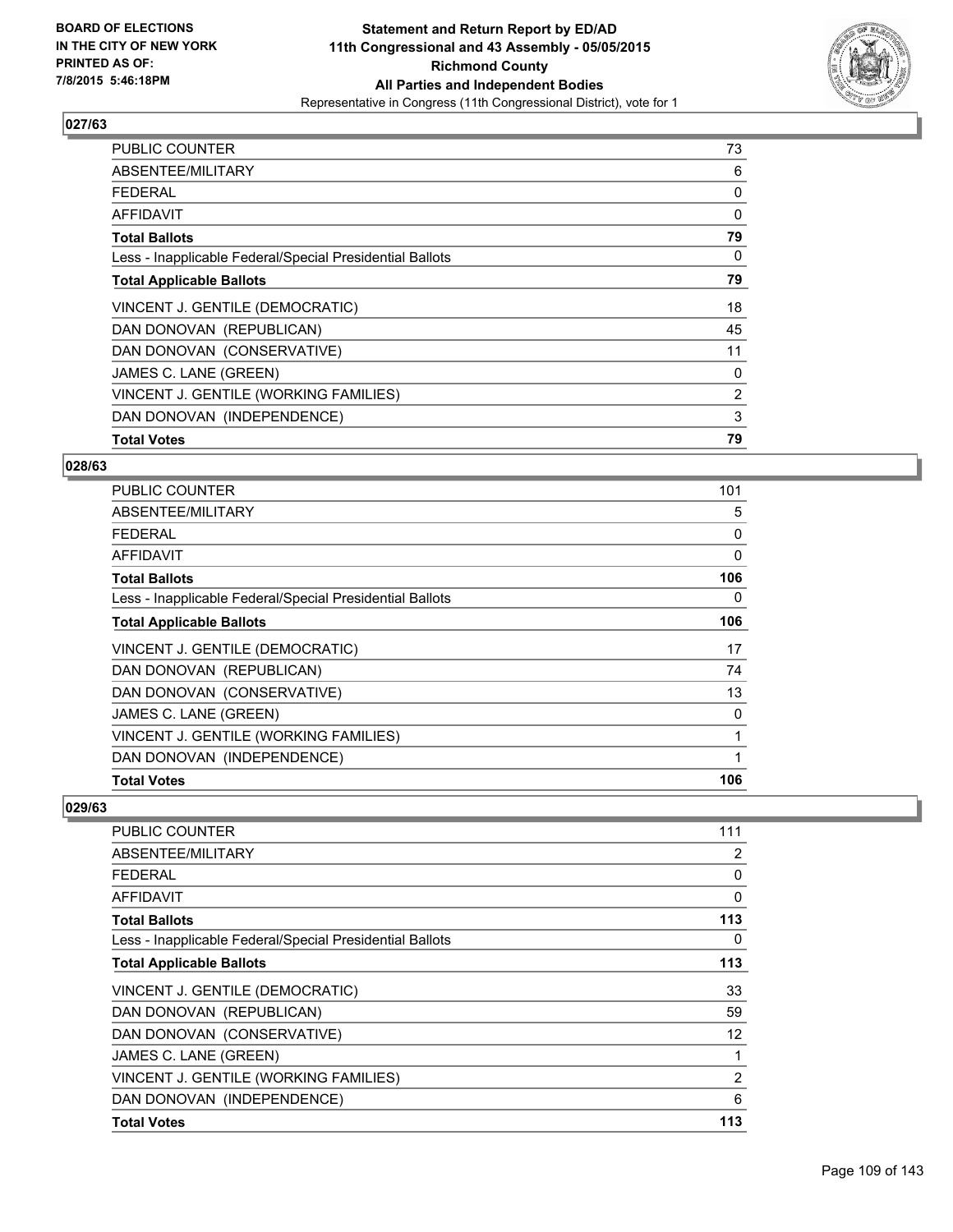**BOARD OF ELECTIONS IN THE CITY OF NEW YORK PRINTED AS OF: 7/8/2015 5:46:18PM**

# Statement and Return Report by ED/AD
## 11th Congressional and 43 Assembly - 05/05/2015
## Richmond County
## All Parties and Independent Bodies
### Representative in Congress (11th Congressional District), vote for 1

**027/63**

| | |
|---|---|
| PUBLIC COUNTER | 73 |
| ABSENTEE/MILITARY | 6 |
| FEDERAL | 0 |
| AFFIDAVIT | 0 |
| **Total Ballots** | **79** |
| Less - Inapplicable Federal/Special Presidential Ballots | 0 |
| **Total Applicable Ballots** | **79** |
| VINCENT J. GENTILE (DEMOCRATIC) | 18 |
| DAN DONOVAN (REPUBLICAN) | 45 |
| DAN DONOVAN (CONSERVATIVE) | 11 |
| JAMES C. LANE (GREEN) | 0 |
| VINCENT J. GENTILE (WORKING FAMILIES) | 2 |
| DAN DONOVAN (INDEPENDENCE) | 3 |
| **Total Votes** | **79** |

**028/63**

| | |
|---|---|
| PUBLIC COUNTER | 101 |
| ABSENTEE/MILITARY | 5 |
| FEDERAL | 0 |
| AFFIDAVIT | 0 |
| **Total Ballots** | **106** |
| Less - Inapplicable Federal/Special Presidential Ballots | 0 |
| **Total Applicable Ballots** | **106** |
| VINCENT J. GENTILE (DEMOCRATIC) | 17 |
| DAN DONOVAN (REPUBLICAN) | 74 |
| DAN DONOVAN (CONSERVATIVE) | 13 |
| JAMES C. LANE (GREEN) | 0 |
| VINCENT J. GENTILE (WORKING FAMILIES) | 1 |
| DAN DONOVAN (INDEPENDENCE) | 1 |
| **Total Votes** | **106** |

**029/63**

| | |
|---|---|
| PUBLIC COUNTER | 111 |
| ABSENTEE/MILITARY | 2 |
| FEDERAL | 0 |
| AFFIDAVIT | 0 |
| **Total Ballots** | **113** |
| Less - Inapplicable Federal/Special Presidential Ballots | 0 |
| **Total Applicable Ballots** | **113** |
| VINCENT J. GENTILE (DEMOCRATIC) | 33 |
| DAN DONOVAN (REPUBLICAN) | 59 |
| DAN DONOVAN (CONSERVATIVE) | 12 |
| JAMES C. LANE (GREEN) | 1 |
| VINCENT J. GENTILE (WORKING FAMILIES) | 2 |
| DAN DONOVAN (INDEPENDENCE) | 6 |
| **Total Votes** | **113** |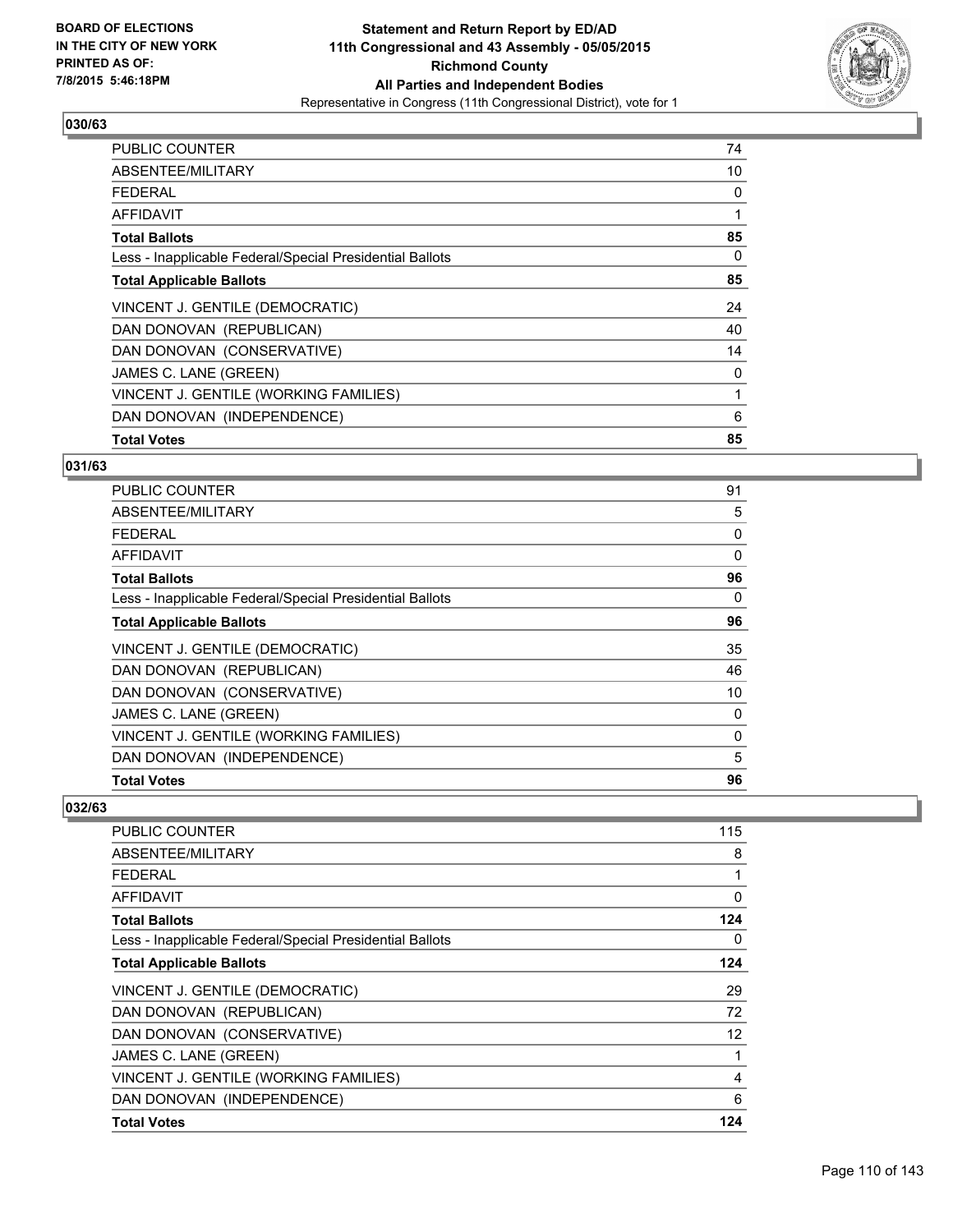**BOARD OF ELECTIONS IN THE CITY OF NEW YORK PRINTED AS OF: 7/8/2015 5:46:18PM**

**Statement and Return Report by ED/AD 11th Congressional and 43 Assembly - 05/05/2015 Richmond County All Parties and Independent Bodies**
Representative in Congress (11th Congressional District), vote for 1

## 030/63

| | |
|---|---|
| PUBLIC COUNTER | 74 |
| ABSENTEE/MILITARY | 10 |
| FEDERAL | 0 |
| AFFIDAVIT | 1 |
| **Total Ballots** | **85** |
| Less - Inapplicable Federal/Special Presidential Ballots | 0 |
| **Total Applicable Ballots** | **85** |
| VINCENT J. GENTILE (DEMOCRATIC) | 24 |
| DAN DONOVAN (REPUBLICAN) | 40 |
| DAN DONOVAN (CONSERVATIVE) | 14 |
| JAMES C. LANE (GREEN) | 0 |
| VINCENT J. GENTILE (WORKING FAMILIES) | 1 |
| DAN DONOVAN (INDEPENDENCE) | 6 |
| **Total Votes** | **85** |

## 031/63

| | |
|---|---|
| PUBLIC COUNTER | 91 |
| ABSENTEE/MILITARY | 5 |
| FEDERAL | 0 |
| AFFIDAVIT | 0 |
| **Total Ballots** | **96** |
| Less - Inapplicable Federal/Special Presidential Ballots | 0 |
| **Total Applicable Ballots** | **96** |
| VINCENT J. GENTILE (DEMOCRATIC) | 35 |
| DAN DONOVAN (REPUBLICAN) | 46 |
| DAN DONOVAN (CONSERVATIVE) | 10 |
| JAMES C. LANE (GREEN) | 0 |
| VINCENT J. GENTILE (WORKING FAMILIES) | 0 |
| DAN DONOVAN (INDEPENDENCE) | 5 |
| **Total Votes** | **96** |

## 032/63

| | |
|---|---|
| PUBLIC COUNTER | 115 |
| ABSENTEE/MILITARY | 8 |
| FEDERAL | 1 |
| AFFIDAVIT | 0 |
| **Total Ballots** | **124** |
| Less - Inapplicable Federal/Special Presidential Ballots | 0 |
| **Total Applicable Ballots** | **124** |
| VINCENT J. GENTILE (DEMOCRATIC) | 29 |
| DAN DONOVAN (REPUBLICAN) | 72 |
| DAN DONOVAN (CONSERVATIVE) | 12 |
| JAMES C. LANE (GREEN) | 1 |
| VINCENT J. GENTILE (WORKING FAMILIES) | 4 |
| DAN DONOVAN (INDEPENDENCE) | 6 |
| **Total Votes** | **124** |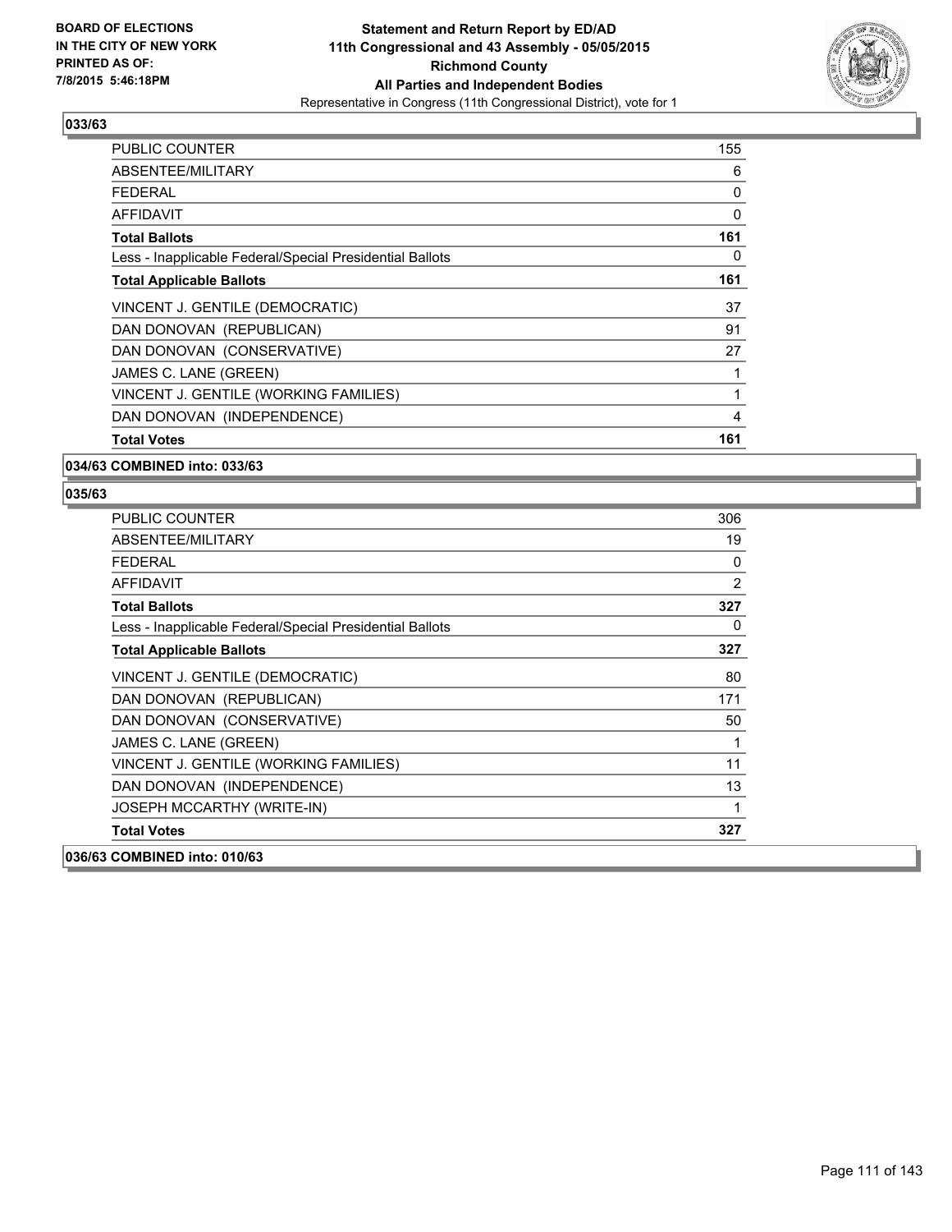**BOARD OF ELECTIONS IN THE CITY OF NEW YORK PRINTED AS OF: 7/8/2015 5:46:18PM**

**Statement and Return Report by ED/AD**
**11th Congressional and 43 Assembly - 05/05/2015**
**Richmond County**
**All Parties and Independent Bodies**
Representative in Congress (11th Congressional District), vote for 1

### 033/63

| | |
|---|---|
| PUBLIC COUNTER | 155 |
| ABSENTEE/MILITARY | 6 |
| FEDERAL | 0 |
| AFFIDAVIT | 0 |
| **Total Ballots** | **161** |
| Less - Inapplicable Federal/Special Presidential Ballots | 0 |
| **Total Applicable Ballots** | **161** |
| VINCENT J. GENTILE (DEMOCRATIC) | 37 |
| DAN DONOVAN (REPUBLICAN) | 91 |
| DAN DONOVAN (CONSERVATIVE) | 27 |
| JAMES C. LANE (GREEN) | 1 |
| VINCENT J. GENTILE (WORKING FAMILIES) | 1 |
| DAN DONOVAN (INDEPENDENCE) | 4 |
| **Total Votes** | **161** |

### 034/63 COMBINED into: 033/63

### 035/63

| | |
|---|---|
| PUBLIC COUNTER | 306 |
| ABSENTEE/MILITARY | 19 |
| FEDERAL | 0 |
| AFFIDAVIT | 2 |
| **Total Ballots** | **327** |
| Less - Inapplicable Federal/Special Presidential Ballots | 0 |
| **Total Applicable Ballots** | **327** |
| VINCENT J. GENTILE (DEMOCRATIC) | 80 |
| DAN DONOVAN (REPUBLICAN) | 171 |
| DAN DONOVAN (CONSERVATIVE) | 50 |
| JAMES C. LANE (GREEN) | 1 |
| VINCENT J. GENTILE (WORKING FAMILIES) | 11 |
| DAN DONOVAN (INDEPENDENCE) | 13 |
| JOSEPH MCCARTHY (WRITE-IN) | 1 |
| **Total Votes** | **327** |

### 036/63 COMBINED into: 010/63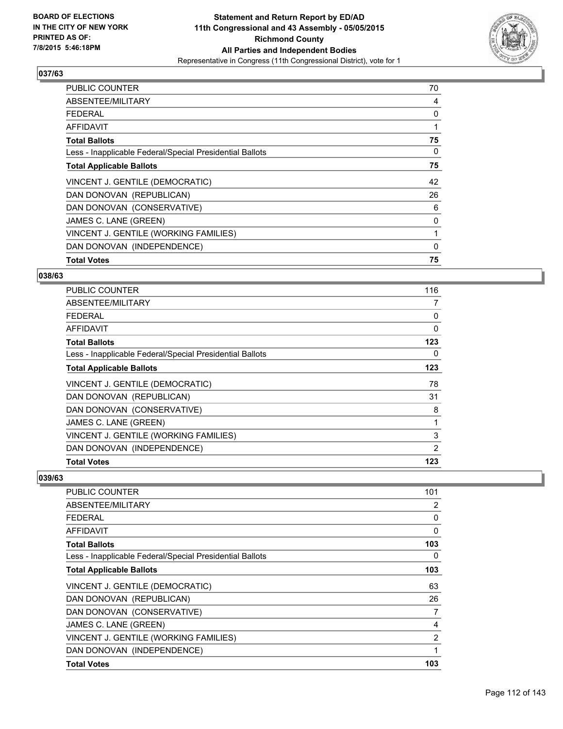**BOARD OF ELECTIONS IN THE CITY OF NEW YORK PRINTED AS OF: 7/8/2015 5:46:18PM**

**Statement and Return Report by ED/AD**
**11th Congressional and 43 Assembly - 05/05/2015**
**Richmond County**
**All Parties and Independent Bodies**
Representative in Congress (11th Congressional District), vote for 1

### 037/63

| | |
|---|---|
| PUBLIC COUNTER | 70 |
| ABSENTEE/MILITARY | 4 |
| FEDERAL | 0 |
| AFFIDAVIT | 1 |
| **Total Ballots** | **75** |
| Less - Inapplicable Federal/Special Presidential Ballots | 0 |
| **Total Applicable Ballots** | **75** |
| VINCENT J. GENTILE (DEMOCRATIC) | 42 |
| DAN DONOVAN (REPUBLICAN) | 26 |
| DAN DONOVAN (CONSERVATIVE) | 6 |
| JAMES C. LANE (GREEN) | 0 |
| VINCENT J. GENTILE (WORKING FAMILIES) | 1 |
| DAN DONOVAN (INDEPENDENCE) | 0 |
| **Total Votes** | **75** |

### 038/63

| | |
|---|---|
| PUBLIC COUNTER | 116 |
| ABSENTEE/MILITARY | 7 |
| FEDERAL | 0 |
| AFFIDAVIT | 0 |
| **Total Ballots** | **123** |
| Less - Inapplicable Federal/Special Presidential Ballots | 0 |
| **Total Applicable Ballots** | **123** |
| VINCENT J. GENTILE (DEMOCRATIC) | 78 |
| DAN DONOVAN (REPUBLICAN) | 31 |
| DAN DONOVAN (CONSERVATIVE) | 8 |
| JAMES C. LANE (GREEN) | 1 |
| VINCENT J. GENTILE (WORKING FAMILIES) | 3 |
| DAN DONOVAN (INDEPENDENCE) | 2 |
| **Total Votes** | **123** |

### 039/63

| | |
|---|---|
| PUBLIC COUNTER | 101 |
| ABSENTEE/MILITARY | 2 |
| FEDERAL | 0 |
| AFFIDAVIT | 0 |
| **Total Ballots** | **103** |
| Less - Inapplicable Federal/Special Presidential Ballots | 0 |
| **Total Applicable Ballots** | **103** |
| VINCENT J. GENTILE (DEMOCRATIC) | 63 |
| DAN DONOVAN (REPUBLICAN) | 26 |
| DAN DONOVAN (CONSERVATIVE) | 7 |
| JAMES C. LANE (GREEN) | 4 |
| VINCENT J. GENTILE (WORKING FAMILIES) | 2 |
| DAN DONOVAN (INDEPENDENCE) | 1 |
| **Total Votes** | **103** |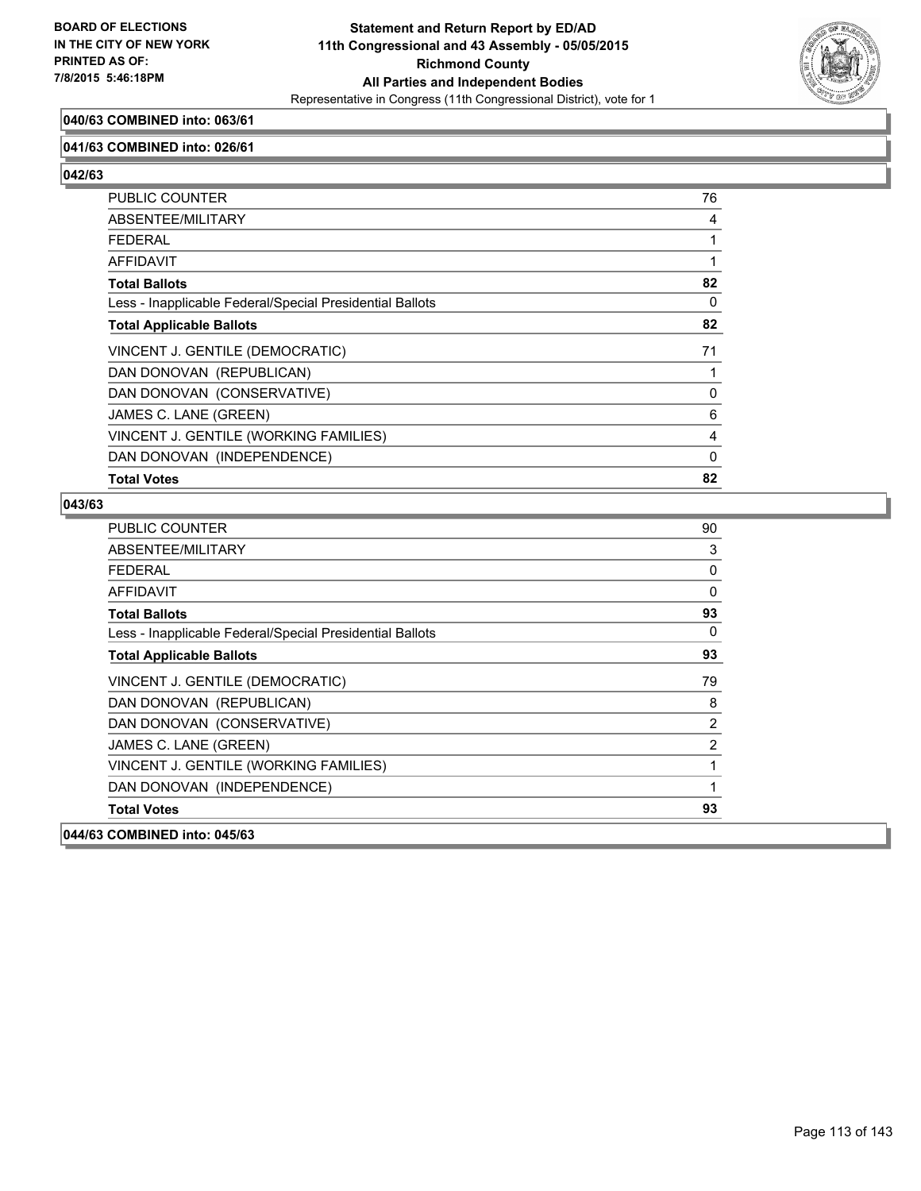**040/63 COMBINED into: 063/61**

**041/63 COMBINED into: 026/61**

**042/63**

| | |
|---|---|
| PUBLIC COUNTER | 76 |
| ABSENTEE/MILITARY | 4 |
| FEDERAL | 1 |
| AFFIDAVIT | 1 |
| **Total Ballots** | **82** |
| Less - Inapplicable Federal/Special Presidential Ballots | 0 |
| **Total Applicable Ballots** | **82** |
| VINCENT J. GENTILE (DEMOCRATIC) | 71 |
| DAN DONOVAN (REPUBLICAN) | 1 |
| DAN DONOVAN (CONSERVATIVE) | 0 |
| JAMES C. LANE (GREEN) | 6 |
| VINCENT J. GENTILE (WORKING FAMILIES) | 4 |
| DAN DONOVAN (INDEPENDENCE) | 0 |
| **Total Votes** | **82** |

**043/63**

| | |
|---|---|
| PUBLIC COUNTER | 90 |
| ABSENTEE/MILITARY | 3 |
| FEDERAL | 0 |
| AFFIDAVIT | 0 |
| **Total Ballots** | **93** |
| Less - Inapplicable Federal/Special Presidential Ballots | 0 |
| **Total Applicable Ballots** | **93** |
| VINCENT J. GENTILE (DEMOCRATIC) | 79 |
| DAN DONOVAN (REPUBLICAN) | 8 |
| DAN DONOVAN (CONSERVATIVE) | 2 |
| JAMES C. LANE (GREEN) | 2 |
| VINCENT J. GENTILE (WORKING FAMILIES) | 1 |
| DAN DONOVAN (INDEPENDENCE) | 1 |
| **Total Votes** | **93** |

**044/63 COMBINED into: 045/63**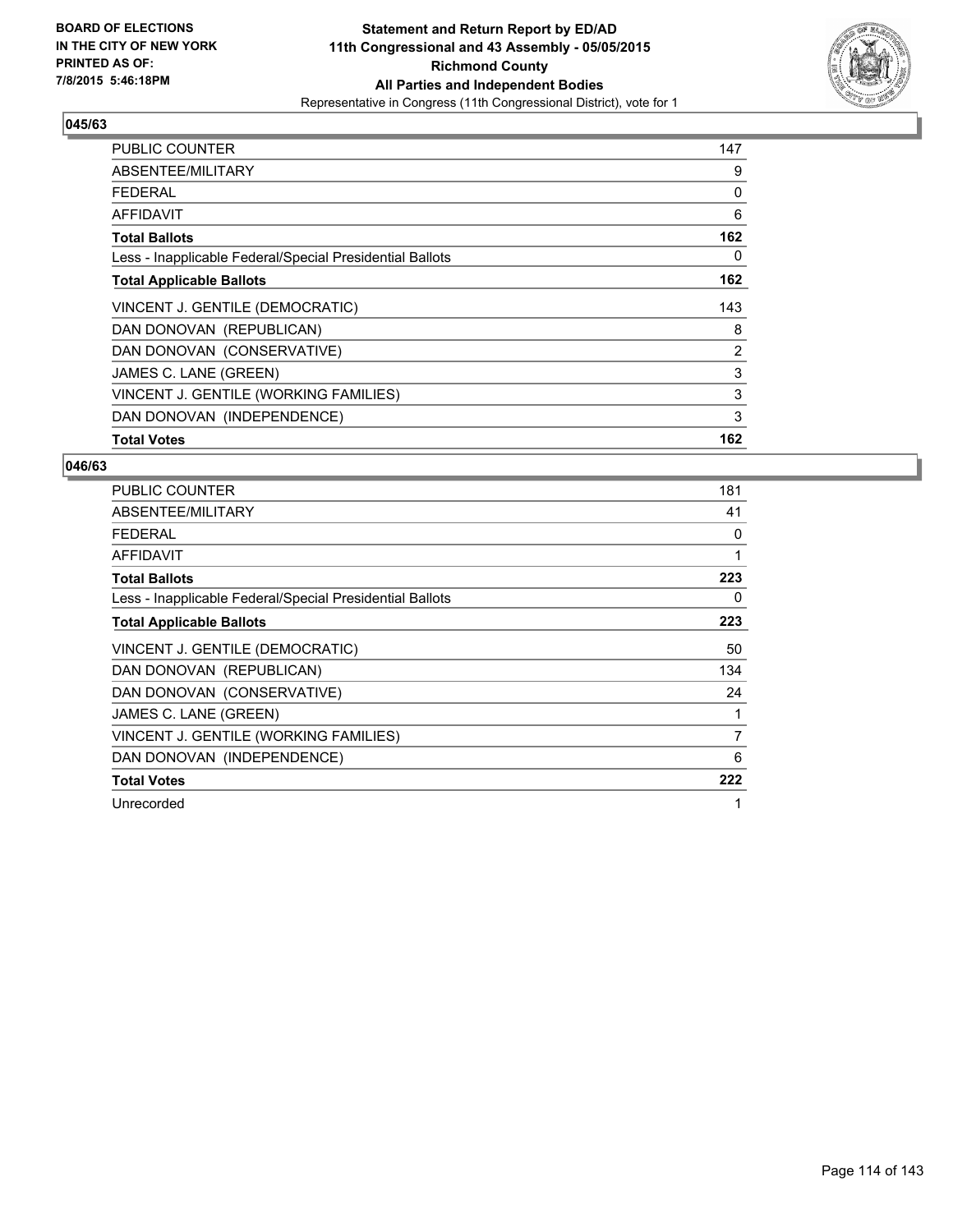BOARD OF ELECTIONS
IN THE CITY OF NEW YORK
PRINTED AS OF:
7/8/2015 5:46:18PM

**Statement and Return Report by ED/AD**
**11th Congressional and 43 Assembly - 05/05/2015**
**Richmond County**
**All Parties and Independent Bodies**
Representative in Congress (11th Congressional District), vote for 1

### 045/63

| | |
|---|---|
| PUBLIC COUNTER | 147 |
| ABSENTEE/MILITARY | 9 |
| FEDERAL | 0 |
| AFFIDAVIT | 6 |
| **Total Ballots** | **162** |
| Less - Inapplicable Federal/Special Presidential Ballots | 0 |
| **Total Applicable Ballots** | **162** |
| VINCENT J. GENTILE (DEMOCRATIC) | 143 |
| DAN DONOVAN (REPUBLICAN) | 8 |
| DAN DONOVAN (CONSERVATIVE) | 2 |
| JAMES C. LANE (GREEN) | 3 |
| VINCENT J. GENTILE (WORKING FAMILIES) | 3 |
| DAN DONOVAN (INDEPENDENCE) | 3 |
| **Total Votes** | **162** |

### 046/63

| | |
|---|---|
| PUBLIC COUNTER | 181 |
| ABSENTEE/MILITARY | 41 |
| FEDERAL | 0 |
| AFFIDAVIT | 1 |
| **Total Ballots** | **223** |
| Less - Inapplicable Federal/Special Presidential Ballots | 0 |
| **Total Applicable Ballots** | **223** |
| VINCENT J. GENTILE (DEMOCRATIC) | 50 |
| DAN DONOVAN (REPUBLICAN) | 134 |
| DAN DONOVAN (CONSERVATIVE) | 24 |
| JAMES C. LANE (GREEN) | 1 |
| VINCENT J. GENTILE (WORKING FAMILIES) | 7 |
| DAN DONOVAN (INDEPENDENCE) | 6 |
| **Total Votes** | **222** |
| Unrecorded | 1 |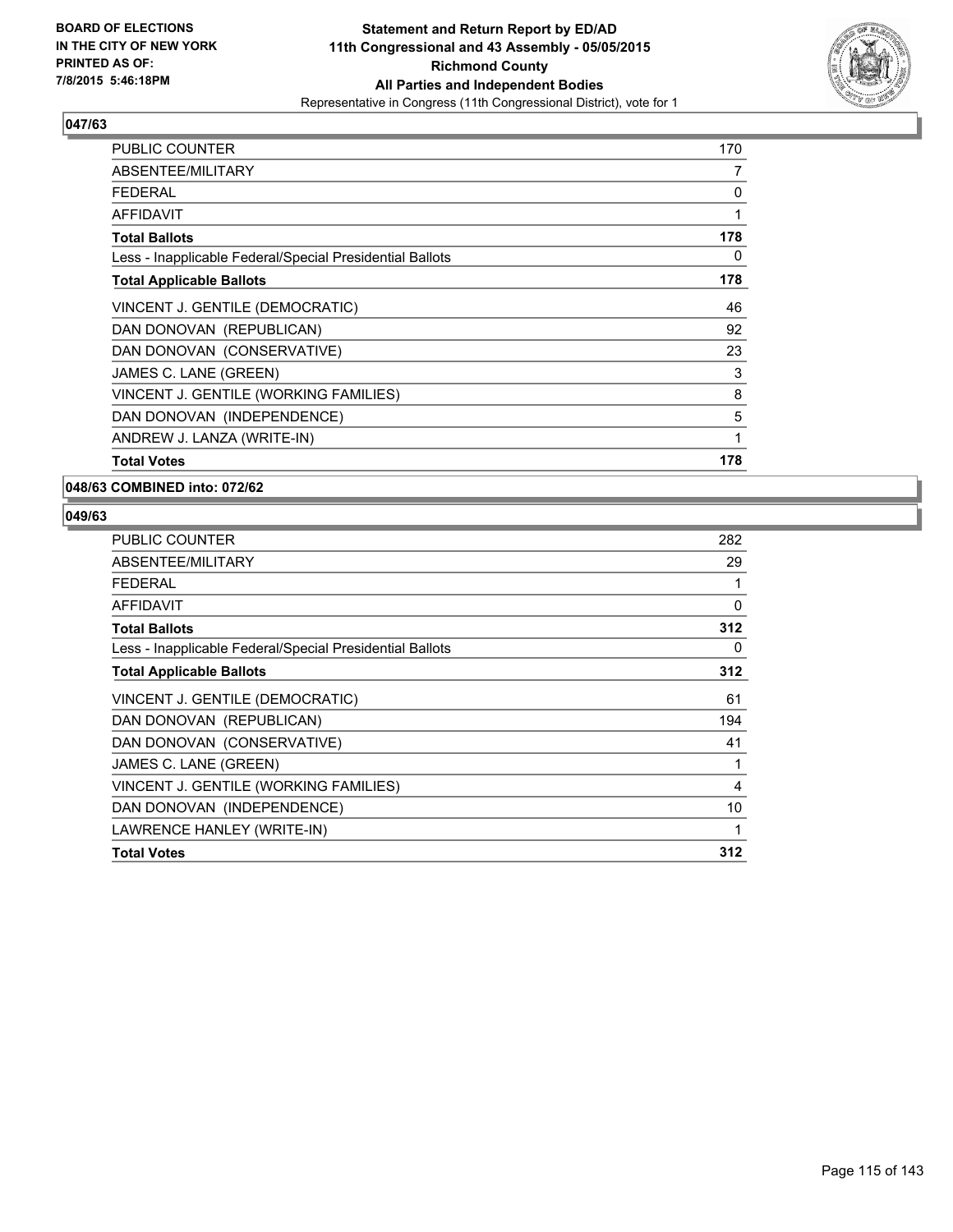**BOARD OF ELECTIONS IN THE CITY OF NEW YORK PRINTED AS OF: 7/8/2015 5:46:18PM**

**Statement and Return Report by ED/AD 11th Congressional and 43 Assembly - 05/05/2015 Richmond County All Parties and Independent Bodies**

Representative in Congress (11th Congressional District), vote for 1

### 047/63

| | |
|---|---|
| PUBLIC COUNTER | 170 |
| ABSENTEE/MILITARY | 7 |
| FEDERAL | 0 |
| AFFIDAVIT | 1 |
| **Total Ballots** | **178** |
| Less - Inapplicable Federal/Special Presidential Ballots | 0 |
| **Total Applicable Ballots** | **178** |
| VINCENT J. GENTILE (DEMOCRATIC) | 46 |
| DAN DONOVAN (REPUBLICAN) | 92 |
| DAN DONOVAN (CONSERVATIVE) | 23 |
| JAMES C. LANE (GREEN) | 3 |
| VINCENT J. GENTILE (WORKING FAMILIES) | 8 |
| DAN DONOVAN (INDEPENDENCE) | 5 |
| ANDREW J. LANZA (WRITE-IN) | 1 |
| **Total Votes** | **178** |

### 048/63 COMBINED into: 072/62

### 049/63

| | |
|---|---|
| PUBLIC COUNTER | 282 |
| ABSENTEE/MILITARY | 29 |
| FEDERAL | 1 |
| AFFIDAVIT | 0 |
| **Total Ballots** | **312** |
| Less - Inapplicable Federal/Special Presidential Ballots | 0 |
| **Total Applicable Ballots** | **312** |
| VINCENT J. GENTILE (DEMOCRATIC) | 61 |
| DAN DONOVAN (REPUBLICAN) | 194 |
| DAN DONOVAN (CONSERVATIVE) | 41 |
| JAMES C. LANE (GREEN) | 1 |
| VINCENT J. GENTILE (WORKING FAMILIES) | 4 |
| DAN DONOVAN (INDEPENDENCE) | 10 |
| LAWRENCE HANLEY (WRITE-IN) | 1 |
| **Total Votes** | **312** |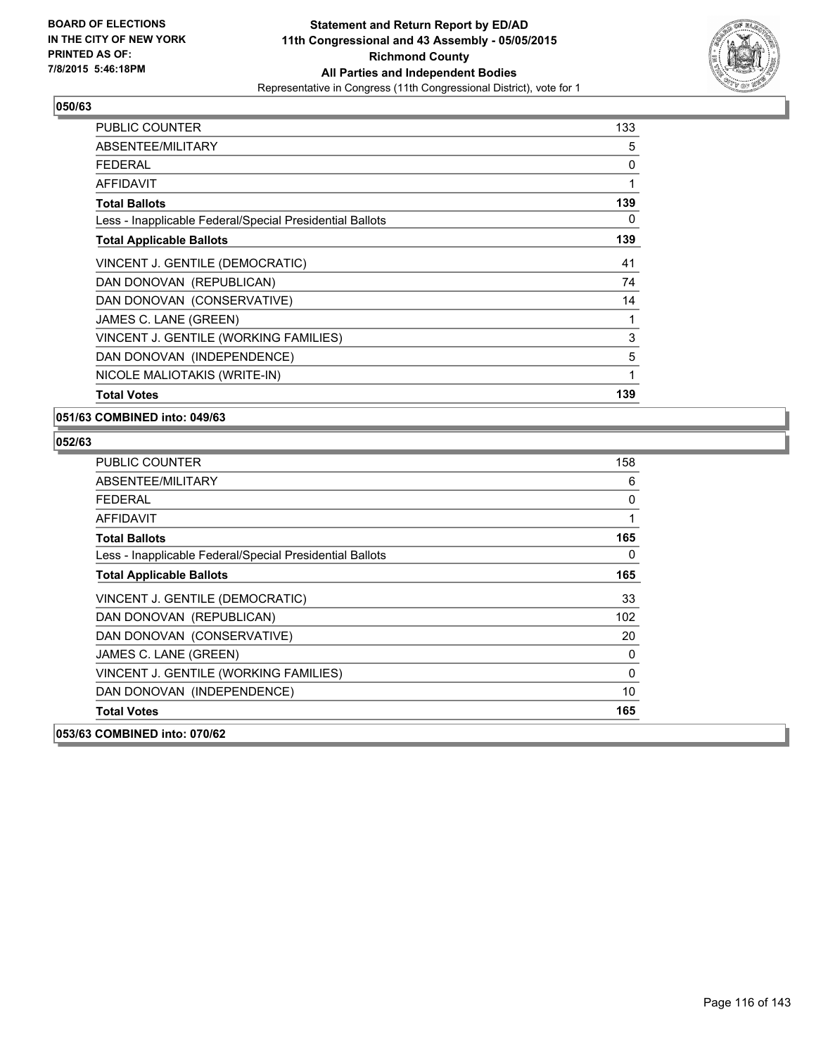**BOARD OF ELECTIONS IN THE CITY OF NEW YORK PRINTED AS OF: 7/8/2015 5:46:18PM**

**Statement and Return Report by ED/AD**
**11th Congressional and 43 Assembly - 05/05/2015**
**Richmond County**
**All Parties and Independent Bodies**
Representative in Congress (11th Congressional District), vote for 1

### 050/63

| | |
|---|---|
| PUBLIC COUNTER | 133 |
| ABSENTEE/MILITARY | 5 |
| FEDERAL | 0 |
| AFFIDAVIT | 1 |
| **Total Ballots** | **139** |
| Less - Inapplicable Federal/Special Presidential Ballots | 0 |
| **Total Applicable Ballots** | **139** |
| VINCENT J. GENTILE (DEMOCRATIC) | 41 |
| DAN DONOVAN (REPUBLICAN) | 74 |
| DAN DONOVAN (CONSERVATIVE) | 14 |
| JAMES C. LANE (GREEN) | 1 |
| VINCENT J. GENTILE (WORKING FAMILIES) | 3 |
| DAN DONOVAN (INDEPENDENCE) | 5 |
| NICOLE MALIOTAKIS (WRITE-IN) | 1 |
| **Total Votes** | **139** |

### 051/63 COMBINED into: 049/63

### 052/63

| | |
|---|---|
| PUBLIC COUNTER | 158 |
| ABSENTEE/MILITARY | 6 |
| FEDERAL | 0 |
| AFFIDAVIT | 1 |
| **Total Ballots** | **165** |
| Less - Inapplicable Federal/Special Presidential Ballots | 0 |
| **Total Applicable Ballots** | **165** |
| VINCENT J. GENTILE (DEMOCRATIC) | 33 |
| DAN DONOVAN (REPUBLICAN) | 102 |
| DAN DONOVAN (CONSERVATIVE) | 20 |
| JAMES C. LANE (GREEN) | 0 |
| VINCENT J. GENTILE (WORKING FAMILIES) | 0 |
| DAN DONOVAN (INDEPENDENCE) | 10 |
| **Total Votes** | **165** |

### 053/63 COMBINED into: 070/62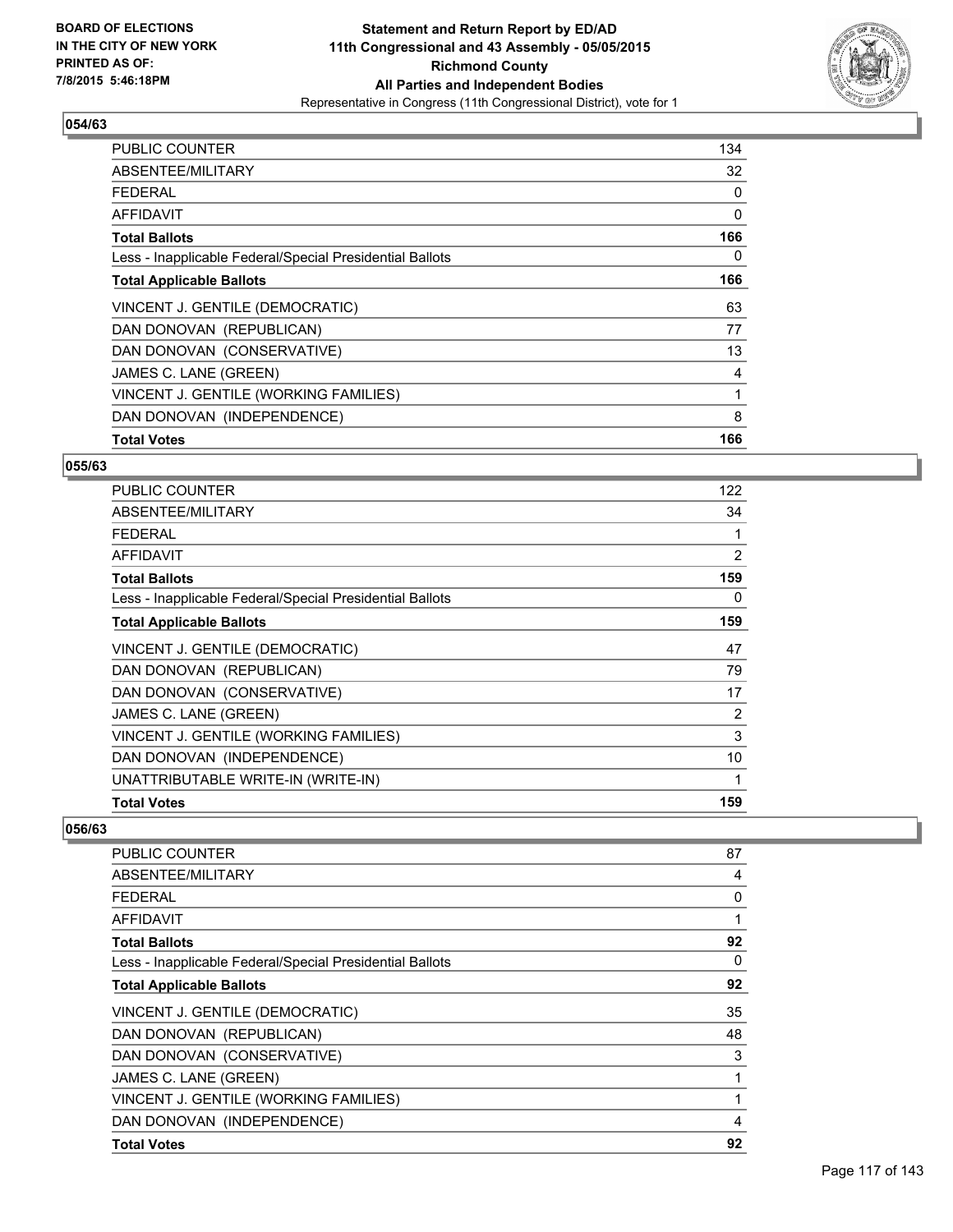**BOARD OF ELECTIONS IN THE CITY OF NEW YORK PRINTED AS OF: 7/8/2015 5:46:18PM**

# Statement and Return Report by ED/AD
## 11th Congressional and 43 Assembly - 05/05/2015
## Richmond County
## All Parties and Independent Bodies
Representative in Congress (11th Congressional District), vote for 1

### 054/63

| | |
|---|---|
| PUBLIC COUNTER | 134 |
| ABSENTEE/MILITARY | 32 |
| FEDERAL | 0 |
| AFFIDAVIT | 0 |
| **Total Ballots** | **166** |
| Less - Inapplicable Federal/Special Presidential Ballots | 0 |
| **Total Applicable Ballots** | **166** |
| VINCENT J. GENTILE (DEMOCRATIC) | 63 |
| DAN DONOVAN (REPUBLICAN) | 77 |
| DAN DONOVAN (CONSERVATIVE) | 13 |
| JAMES C. LANE (GREEN) | 4 |
| VINCENT J. GENTILE (WORKING FAMILIES) | 1 |
| DAN DONOVAN (INDEPENDENCE) | 8 |
| **Total Votes** | **166** |

### 055/63

| | |
|---|---|
| PUBLIC COUNTER | 122 |
| ABSENTEE/MILITARY | 34 |
| FEDERAL | 1 |
| AFFIDAVIT | 2 |
| **Total Ballots** | **159** |
| Less - Inapplicable Federal/Special Presidential Ballots | 0 |
| **Total Applicable Ballots** | **159** |
| VINCENT J. GENTILE (DEMOCRATIC) | 47 |
| DAN DONOVAN (REPUBLICAN) | 79 |
| DAN DONOVAN (CONSERVATIVE) | 17 |
| JAMES C. LANE (GREEN) | 2 |
| VINCENT J. GENTILE (WORKING FAMILIES) | 3 |
| DAN DONOVAN (INDEPENDENCE) | 10 |
| UNATTRIBUTABLE WRITE-IN (WRITE-IN) | 1 |
| **Total Votes** | **159** |

### 056/63

| | |
|---|---|
| PUBLIC COUNTER | 87 |
| ABSENTEE/MILITARY | 4 |
| FEDERAL | 0 |
| AFFIDAVIT | 1 |
| **Total Ballots** | **92** |
| Less - Inapplicable Federal/Special Presidential Ballots | 0 |
| **Total Applicable Ballots** | **92** |
| VINCENT J. GENTILE (DEMOCRATIC) | 35 |
| DAN DONOVAN (REPUBLICAN) | 48 |
| DAN DONOVAN (CONSERVATIVE) | 3 |
| JAMES C. LANE (GREEN) | 1 |
| VINCENT J. GENTILE (WORKING FAMILIES) | 1 |
| DAN DONOVAN (INDEPENDENCE) | 4 |
| **Total Votes** | **92** |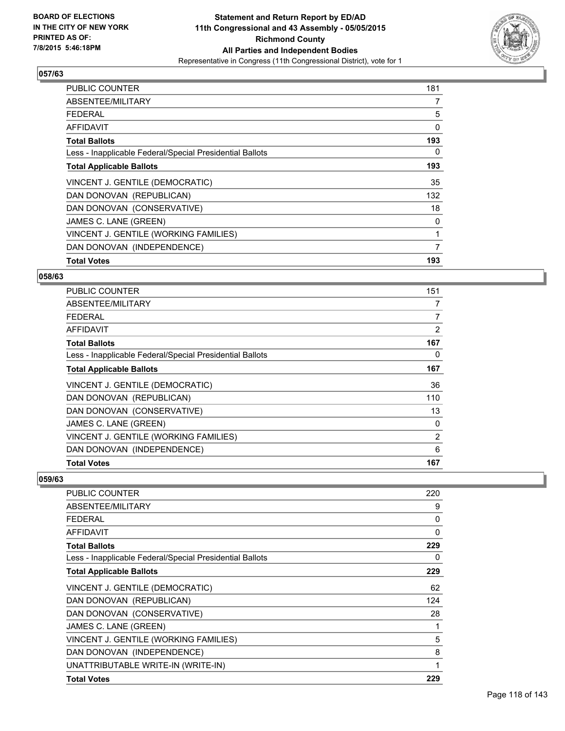**BOARD OF ELECTIONS IN THE CITY OF NEW YORK PRINTED AS OF: 7/8/2015 5:46:18PM**

**Statement and Return Report by ED/AD 11th Congressional and 43 Assembly - 05/05/2015 Richmond County All Parties and Independent Bodies**

Representative in Congress (11th Congressional District), vote for 1

### 057/63

| | |
|---|---|
| PUBLIC COUNTER | 181 |
| ABSENTEE/MILITARY | 7 |
| FEDERAL | 5 |
| AFFIDAVIT | 0 |
| **Total Ballots** | **193** |
| Less - Inapplicable Federal/Special Presidential Ballots | 0 |
| **Total Applicable Ballots** | **193** |
| VINCENT J. GENTILE (DEMOCRATIC) | 35 |
| DAN DONOVAN (REPUBLICAN) | 132 |
| DAN DONOVAN (CONSERVATIVE) | 18 |
| JAMES C. LANE (GREEN) | 0 |
| VINCENT J. GENTILE (WORKING FAMILIES) | 1 |
| DAN DONOVAN (INDEPENDENCE) | 7 |
| **Total Votes** | **193** |

### 058/63

| | |
|---|---|
| PUBLIC COUNTER | 151 |
| ABSENTEE/MILITARY | 7 |
| FEDERAL | 7 |
| AFFIDAVIT | 2 |
| **Total Ballots** | **167** |
| Less - Inapplicable Federal/Special Presidential Ballots | 0 |
| **Total Applicable Ballots** | **167** |
| VINCENT J. GENTILE (DEMOCRATIC) | 36 |
| DAN DONOVAN (REPUBLICAN) | 110 |
| DAN DONOVAN (CONSERVATIVE) | 13 |
| JAMES C. LANE (GREEN) | 0 |
| VINCENT J. GENTILE (WORKING FAMILIES) | 2 |
| DAN DONOVAN (INDEPENDENCE) | 6 |
| **Total Votes** | **167** |

### 059/63

| | |
|---|---|
| PUBLIC COUNTER | 220 |
| ABSENTEE/MILITARY | 9 |
| FEDERAL | 0 |
| AFFIDAVIT | 0 |
| **Total Ballots** | **229** |
| Less - Inapplicable Federal/Special Presidential Ballots | 0 |
| **Total Applicable Ballots** | **229** |
| VINCENT J. GENTILE (DEMOCRATIC) | 62 |
| DAN DONOVAN (REPUBLICAN) | 124 |
| DAN DONOVAN (CONSERVATIVE) | 28 |
| JAMES C. LANE (GREEN) | 1 |
| VINCENT J. GENTILE (WORKING FAMILIES) | 5 |
| DAN DONOVAN (INDEPENDENCE) | 8 |
| UNATTRIBUTABLE WRITE-IN (WRITE-IN) | 1 |
| **Total Votes** | **229** |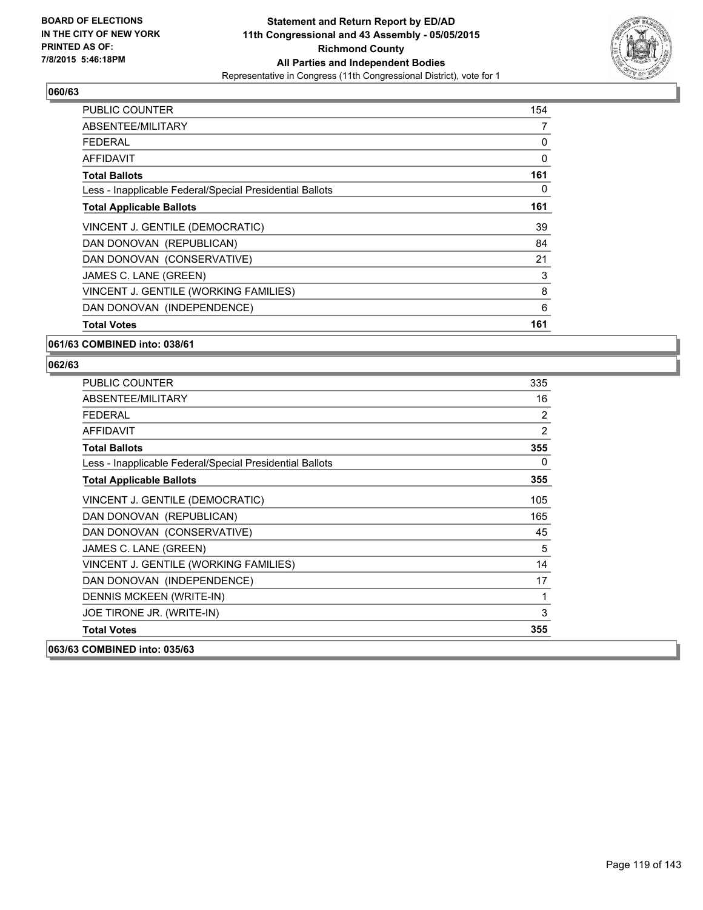**BOARD OF ELECTIONS IN THE CITY OF NEW YORK PRINTED AS OF: 7/8/2015 5:46:18PM**

**Statement and Return Report by ED/AD**
**11th Congressional and 43 Assembly - 05/05/2015**
**Richmond County**
**All Parties and Independent Bodies**
Representative in Congress (11th Congressional District), vote for 1

### 060/63

| | |
|---|---|
| PUBLIC COUNTER | 154 |
| ABSENTEE/MILITARY | 7 |
| FEDERAL | 0 |
| AFFIDAVIT | 0 |
| **Total Ballots** | **161** |
| Less - Inapplicable Federal/Special Presidential Ballots | 0 |
| **Total Applicable Ballots** | **161** |
| VINCENT J. GENTILE (DEMOCRATIC) | 39 |
| DAN DONOVAN (REPUBLICAN) | 84 |
| DAN DONOVAN (CONSERVATIVE) | 21 |
| JAMES C. LANE (GREEN) | 3 |
| VINCENT J. GENTILE (WORKING FAMILIES) | 8 |
| DAN DONOVAN (INDEPENDENCE) | 6 |
| **Total Votes** | **161** |

### 061/63 COMBINED into: 038/61

### 062/63

| | |
|---|---|
| PUBLIC COUNTER | 335 |
| ABSENTEE/MILITARY | 16 |
| FEDERAL | 2 |
| AFFIDAVIT | 2 |
| **Total Ballots** | **355** |
| Less - Inapplicable Federal/Special Presidential Ballots | 0 |
| **Total Applicable Ballots** | **355** |
| VINCENT J. GENTILE (DEMOCRATIC) | 105 |
| DAN DONOVAN (REPUBLICAN) | 165 |
| DAN DONOVAN (CONSERVATIVE) | 45 |
| JAMES C. LANE (GREEN) | 5 |
| VINCENT J. GENTILE (WORKING FAMILIES) | 14 |
| DAN DONOVAN (INDEPENDENCE) | 17 |
| DENNIS MCKEEN (WRITE-IN) | 1 |
| JOE TIRONE JR. (WRITE-IN) | 3 |
| **Total Votes** | **355** |

### 063/63 COMBINED into: 035/63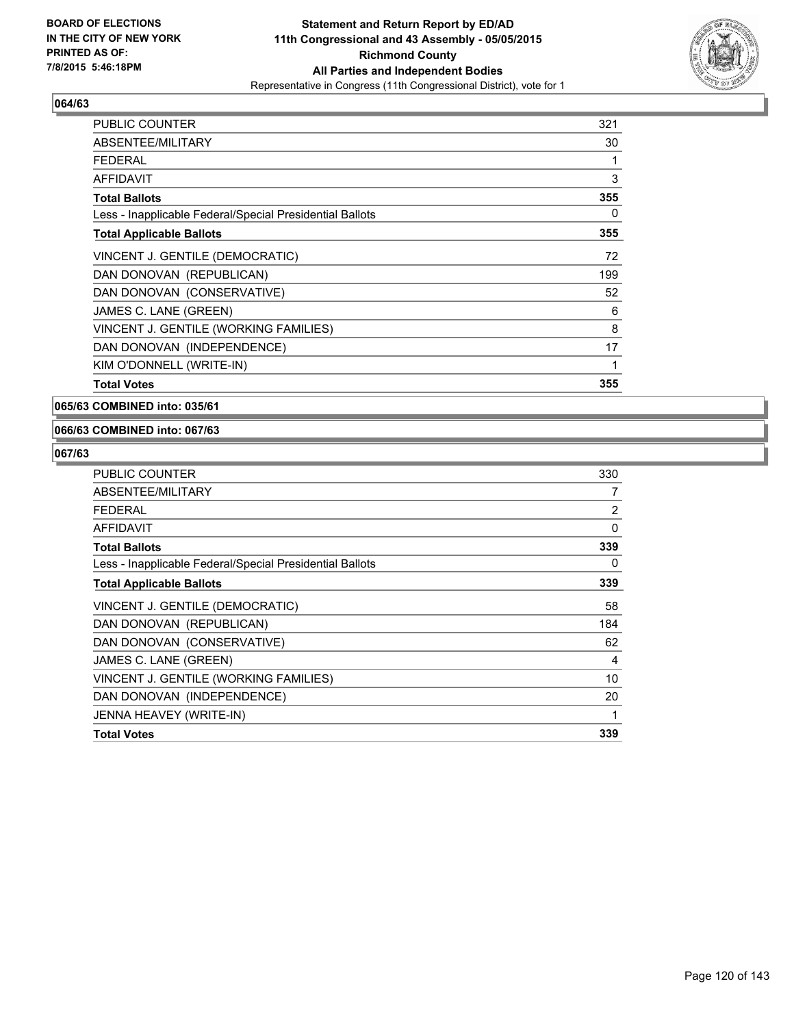**BOARD OF ELECTIONS IN THE CITY OF NEW YORK PRINTED AS OF: 7/8/2015 5:46:18PM**

**Statement and Return Report by ED/AD**
**11th Congressional and 43 Assembly - 05/05/2015**
**Richmond County**
**All Parties and Independent Bodies**
Representative in Congress (11th Congressional District), vote for 1

### 064/63

| | |
|---|---|
| PUBLIC COUNTER | 321 |
| ABSENTEE/MILITARY | 30 |
| FEDERAL | 1 |
| AFFIDAVIT | 3 |
| **Total Ballots** | **355** |
| Less - Inapplicable Federal/Special Presidential Ballots | 0 |
| **Total Applicable Ballots** | **355** |
| VINCENT J. GENTILE (DEMOCRATIC) | 72 |
| DAN DONOVAN (REPUBLICAN) | 199 |
| DAN DONOVAN (CONSERVATIVE) | 52 |
| JAMES C. LANE (GREEN) | 6 |
| VINCENT J. GENTILE (WORKING FAMILIES) | 8 |
| DAN DONOVAN (INDEPENDENCE) | 17 |
| KIM O'DONNELL (WRITE-IN) | 1 |
| **Total Votes** | **355** |

### 065/63 COMBINED into: 035/61

### 066/63 COMBINED into: 067/63

### 067/63

| | |
|---|---|
| PUBLIC COUNTER | 330 |
| ABSENTEE/MILITARY | 7 |
| FEDERAL | 2 |
| AFFIDAVIT | 0 |
| **Total Ballots** | **339** |
| Less - Inapplicable Federal/Special Presidential Ballots | 0 |
| **Total Applicable Ballots** | **339** |
| VINCENT J. GENTILE (DEMOCRATIC) | 58 |
| DAN DONOVAN (REPUBLICAN) | 184 |
| DAN DONOVAN (CONSERVATIVE) | 62 |
| JAMES C. LANE (GREEN) | 4 |
| VINCENT J. GENTILE (WORKING FAMILIES) | 10 |
| DAN DONOVAN (INDEPENDENCE) | 20 |
| JENNA HEAVEY (WRITE-IN) | 1 |
| **Total Votes** | **339** |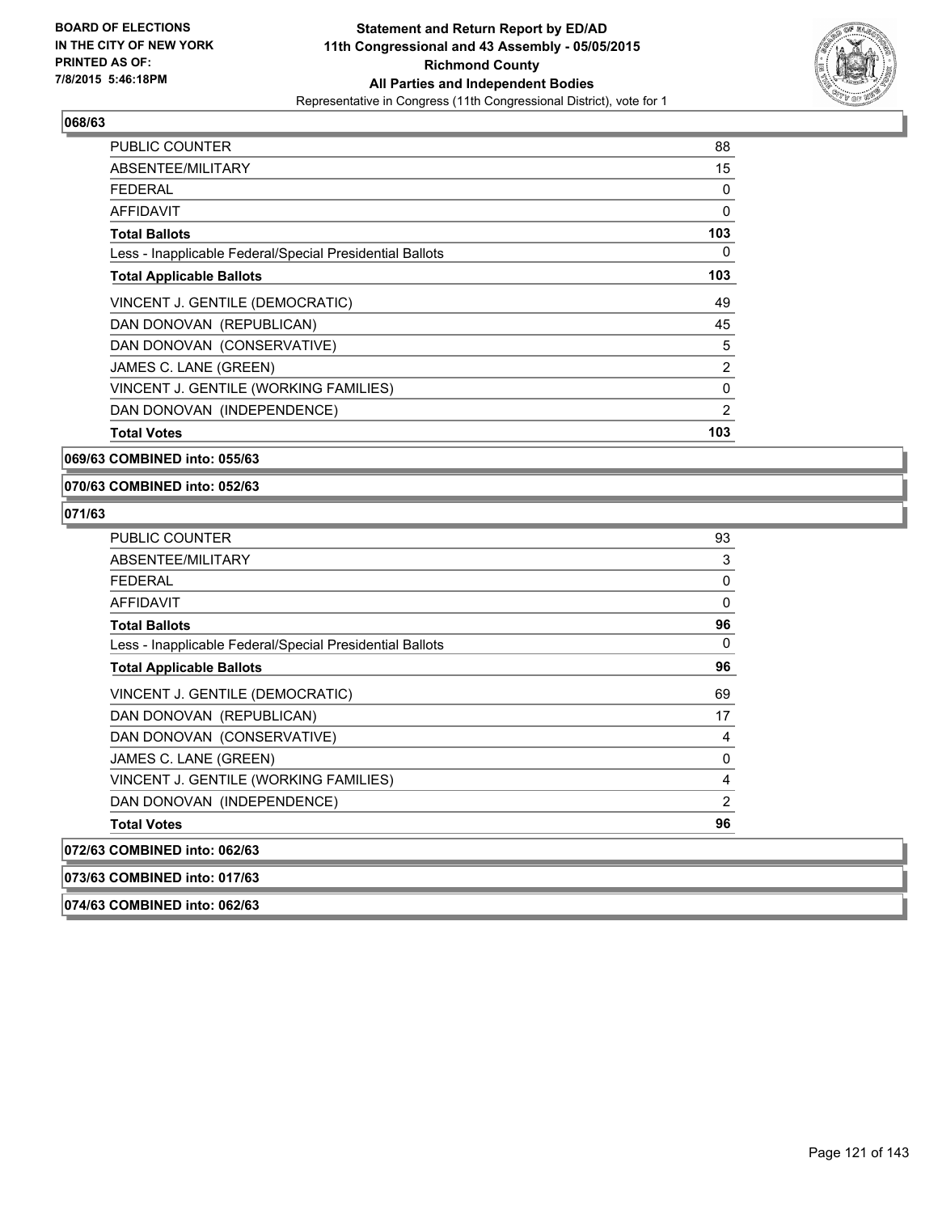**BOARD OF ELECTIONS IN THE CITY OF NEW YORK PRINTED AS OF: 7/8/2015 5:46:18PM**

**Statement and Return Report by ED/AD 11th Congressional and 43 Assembly - 05/05/2015 Richmond County All Parties and Independent Bodies**
Representative in Congress (11th Congressional District), vote for 1

**068/63**

| | |
|---|---|
| PUBLIC COUNTER | 88 |
| ABSENTEE/MILITARY | 15 |
| FEDERAL | 0 |
| AFFIDAVIT | 0 |
| **Total Ballots** | **103** |
| Less - Inapplicable Federal/Special Presidential Ballots | 0 |
| **Total Applicable Ballots** | **103** |
| VINCENT J. GENTILE (DEMOCRATIC) | 49 |
| DAN DONOVAN (REPUBLICAN) | 45 |
| DAN DONOVAN (CONSERVATIVE) | 5 |
| JAMES C. LANE (GREEN) | 2 |
| VINCENT J. GENTILE (WORKING FAMILIES) | 0 |
| DAN DONOVAN (INDEPENDENCE) | 2 |
| **Total Votes** | **103** |

**069/63 COMBINED into: 055/63**

**070/63 COMBINED into: 052/63**

**071/63**

| | |
|---|---|
| PUBLIC COUNTER | 93 |
| ABSENTEE/MILITARY | 3 |
| FEDERAL | 0 |
| AFFIDAVIT | 0 |
| **Total Ballots** | **96** |
| Less - Inapplicable Federal/Special Presidential Ballots | 0 |
| **Total Applicable Ballots** | **96** |
| VINCENT J. GENTILE (DEMOCRATIC) | 69 |
| DAN DONOVAN (REPUBLICAN) | 17 |
| DAN DONOVAN (CONSERVATIVE) | 4 |
| JAMES C. LANE (GREEN) | 0 |
| VINCENT J. GENTILE (WORKING FAMILIES) | 4 |
| DAN DONOVAN (INDEPENDENCE) | 2 |
| **Total Votes** | **96** |

**072/63 COMBINED into: 062/63**

**073/63 COMBINED into: 017/63**

**074/63 COMBINED into: 062/63**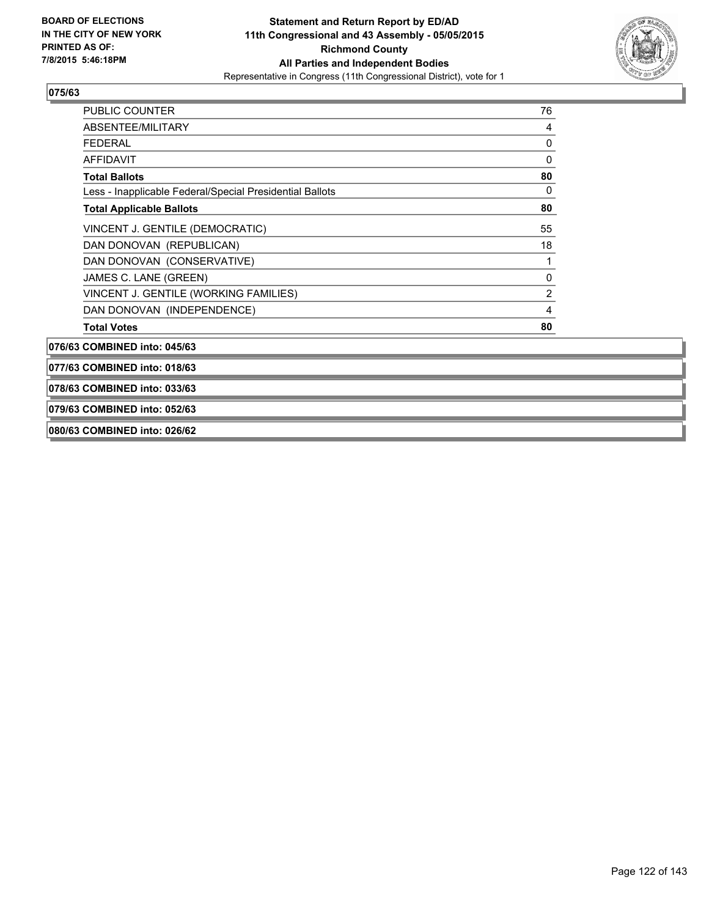**075/63**

| | |
|---|---|
| PUBLIC COUNTER | 76 |
| ABSENTEE/MILITARY | 4 |
| FEDERAL | 0 |
| AFFIDAVIT | 0 |
| **Total Ballots** | **80** |
| Less - Inapplicable Federal/Special Presidential Ballots | 0 |
| **Total Applicable Ballots** | **80** |
| VINCENT J. GENTILE (DEMOCRATIC) | 55 |
| DAN DONOVAN (REPUBLICAN) | 18 |
| DAN DONOVAN (CONSERVATIVE) | 1 |
| JAMES C. LANE (GREEN) | 0 |
| VINCENT J. GENTILE (WORKING FAMILIES) | 2 |
| DAN DONOVAN (INDEPENDENCE) | 4 |
| **Total Votes** | **80** |

**076/63 COMBINED into: 045/63**

**077/63 COMBINED into: 018/63**

**078/63 COMBINED into: 033/63**

**079/63 COMBINED into: 052/63**

**080/63 COMBINED into: 026/62**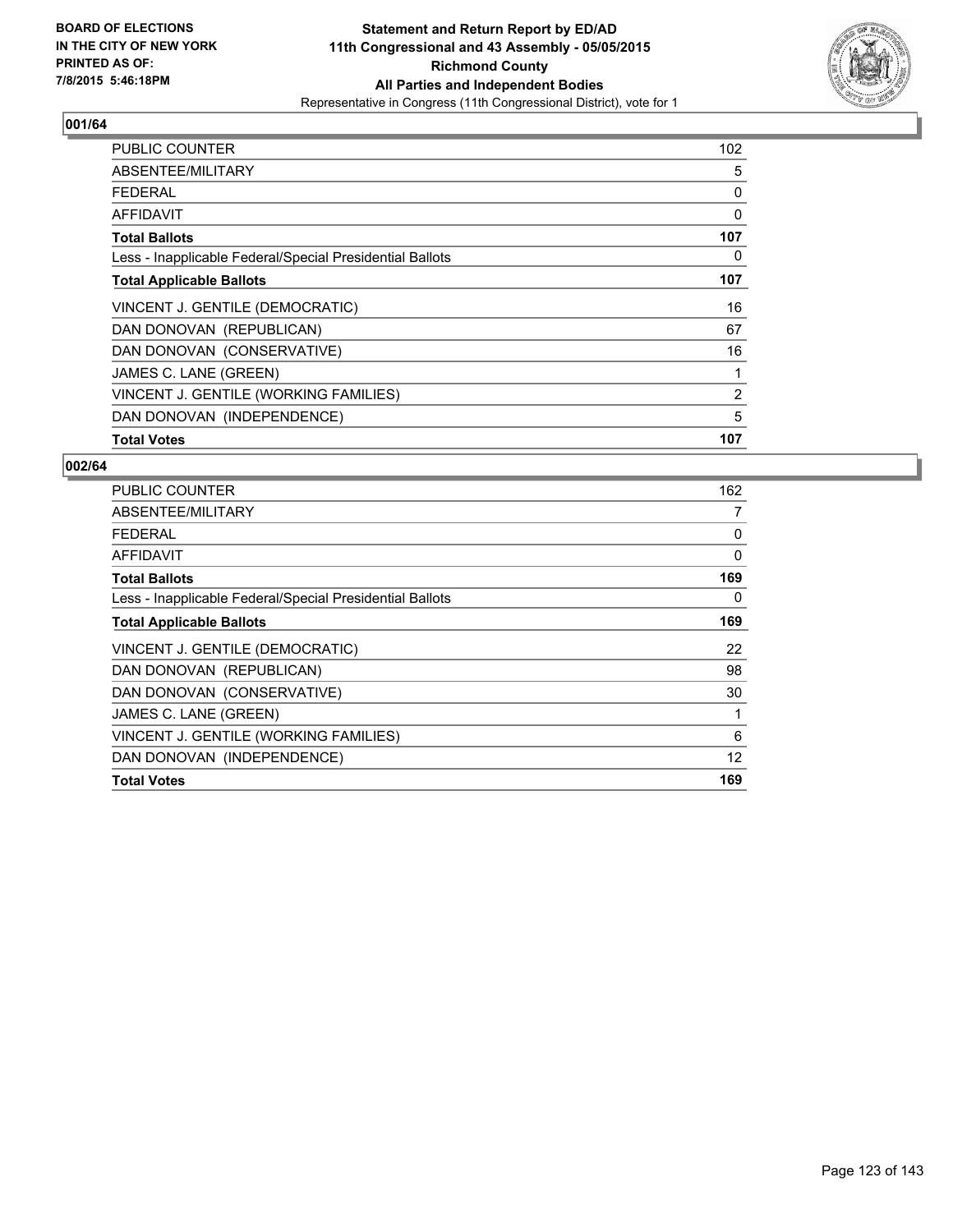**BOARD OF ELECTIONS IN THE CITY OF NEW YORK PRINTED AS OF: 7/8/2015 5:46:18PM**

**Statement and Return Report by ED/AD 11th Congressional and 43 Assembly - 05/05/2015 Richmond County All Parties and Independent Bodies**

Representative in Congress (11th Congressional District), vote for 1

**001/64**

| | |
|---|---|
| PUBLIC COUNTER | 102 |
| ABSENTEE/MILITARY | 5 |
| FEDERAL | 0 |
| AFFIDAVIT | 0 |
| **Total Ballots** | **107** |
| Less - Inapplicable Federal/Special Presidential Ballots | 0 |
| **Total Applicable Ballots** | **107** |
| VINCENT J. GENTILE (DEMOCRATIC) | 16 |
| DAN DONOVAN (REPUBLICAN) | 67 |
| DAN DONOVAN (CONSERVATIVE) | 16 |
| JAMES C. LANE (GREEN) | 1 |
| VINCENT J. GENTILE (WORKING FAMILIES) | 2 |
| DAN DONOVAN (INDEPENDENCE) | 5 |
| **Total Votes** | **107** |

**002/64**

| | |
|---|---|
| PUBLIC COUNTER | 162 |
| ABSENTEE/MILITARY | 7 |
| FEDERAL | 0 |
| AFFIDAVIT | 0 |
| **Total Ballots** | **169** |
| Less - Inapplicable Federal/Special Presidential Ballots | 0 |
| **Total Applicable Ballots** | **169** |
| VINCENT J. GENTILE (DEMOCRATIC) | 22 |
| DAN DONOVAN (REPUBLICAN) | 98 |
| DAN DONOVAN (CONSERVATIVE) | 30 |
| JAMES C. LANE (GREEN) | 1 |
| VINCENT J. GENTILE (WORKING FAMILIES) | 6 |
| DAN DONOVAN (INDEPENDENCE) | 12 |
| **Total Votes** | **169** |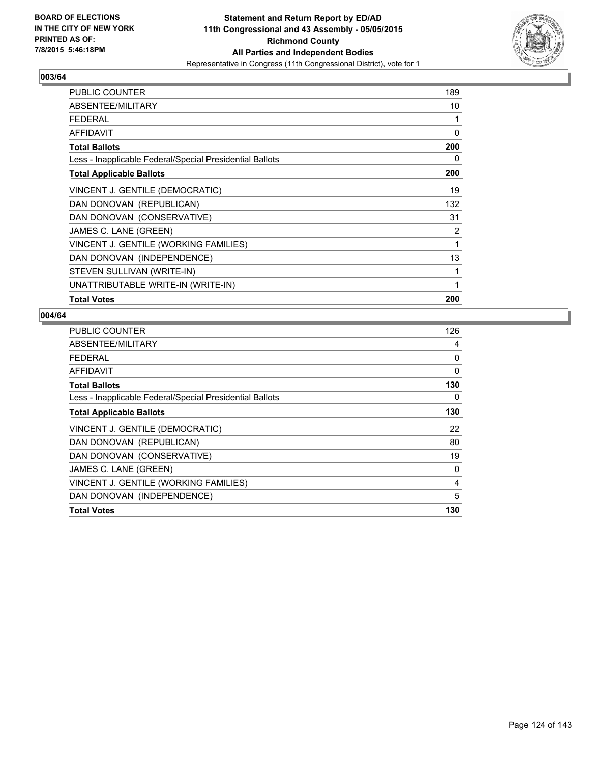**Statement and Return Report by ED/AD**
**11th Congressional and 43 Assembly - 05/05/2015**
**Richmond County**
**All Parties and Independent Bodies**
Representative in Congress (11th Congressional District), vote for 1

BOARD OF ELECTIONS
IN THE CITY OF NEW YORK
PRINTED AS OF:
7/8/2015 5:46:18PM

## 003/64

| | |
|---|---|
| PUBLIC COUNTER | 189 |
| ABSENTEE/MILITARY | 10 |
| FEDERAL | 1 |
| AFFIDAVIT | 0 |
| **Total Ballots** | **200** |
| Less - Inapplicable Federal/Special Presidential Ballots | 0 |
| **Total Applicable Ballots** | **200** |
| VINCENT J. GENTILE (DEMOCRATIC) | 19 |
| DAN DONOVAN (REPUBLICAN) | 132 |
| DAN DONOVAN (CONSERVATIVE) | 31 |
| JAMES C. LANE (GREEN) | 2 |
| VINCENT J. GENTILE (WORKING FAMILIES) | 1 |
| DAN DONOVAN (INDEPENDENCE) | 13 |
| STEVEN SULLIVAN (WRITE-IN) | 1 |
| UNATTRIBUTABLE WRITE-IN (WRITE-IN) | 1 |
| **Total Votes** | **200** |

## 004/64

| | |
|---|---|
| PUBLIC COUNTER | 126 |
| ABSENTEE/MILITARY | 4 |
| FEDERAL | 0 |
| AFFIDAVIT | 0 |
| **Total Ballots** | **130** |
| Less - Inapplicable Federal/Special Presidential Ballots | 0 |
| **Total Applicable Ballots** | **130** |
| VINCENT J. GENTILE (DEMOCRATIC) | 22 |
| DAN DONOVAN (REPUBLICAN) | 80 |
| DAN DONOVAN (CONSERVATIVE) | 19 |
| JAMES C. LANE (GREEN) | 0 |
| VINCENT J. GENTILE (WORKING FAMILIES) | 4 |
| DAN DONOVAN (INDEPENDENCE) | 5 |
| **Total Votes** | **130** |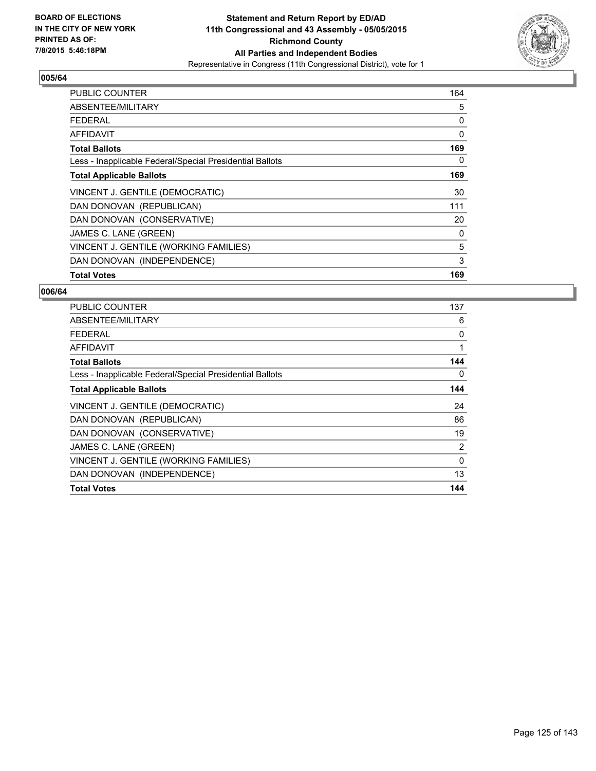**BOARD OF ELECTIONS IN THE CITY OF NEW YORK PRINTED AS OF: 7/8/2015 5:46:18PM**

# Statement and Return Report by ED/AD
## 11th Congressional and 43 Assembly - 05/05/2015
## Richmond County
## All Parties and Independent Bodies
### Representative in Congress (11th Congressional District), vote for 1

**005/64**

| | |
|---|---|
| PUBLIC COUNTER | 164 |
| ABSENTEE/MILITARY | 5 |
| FEDERAL | 0 |
| AFFIDAVIT | 0 |
| **Total Ballots** | **169** |
| Less - Inapplicable Federal/Special Presidential Ballots | 0 |
| **Total Applicable Ballots** | **169** |
| VINCENT J. GENTILE (DEMOCRATIC) | 30 |
| DAN DONOVAN (REPUBLICAN) | 111 |
| DAN DONOVAN (CONSERVATIVE) | 20 |
| JAMES C. LANE (GREEN) | 0 |
| VINCENT J. GENTILE (WORKING FAMILIES) | 5 |
| DAN DONOVAN (INDEPENDENCE) | 3 |
| **Total Votes** | **169** |

**006/64**

| | |
|---|---|
| PUBLIC COUNTER | 137 |
| ABSENTEE/MILITARY | 6 |
| FEDERAL | 0 |
| AFFIDAVIT | 1 |
| **Total Ballots** | **144** |
| Less - Inapplicable Federal/Special Presidential Ballots | 0 |
| **Total Applicable Ballots** | **144** |
| VINCENT J. GENTILE (DEMOCRATIC) | 24 |
| DAN DONOVAN (REPUBLICAN) | 86 |
| DAN DONOVAN (CONSERVATIVE) | 19 |
| JAMES C. LANE (GREEN) | 2 |
| VINCENT J. GENTILE (WORKING FAMILIES) | 0 |
| DAN DONOVAN (INDEPENDENCE) | 13 |
| **Total Votes** | **144** |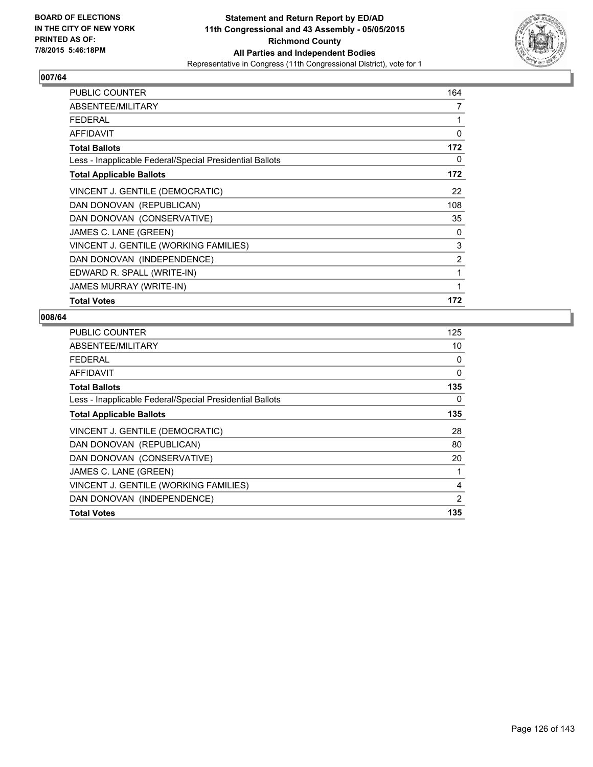**BOARD OF ELECTIONS IN THE CITY OF NEW YORK PRINTED AS OF: 7/8/2015 5:46:18PM**

**Statement and Return Report by ED/AD 11th Congressional and 43 Assembly - 05/05/2015 Richmond County All Parties and Independent Bodies**
Representative in Congress (11th Congressional District), vote for 1

### 007/64

| | |
|---|---|
| PUBLIC COUNTER | 164 |
| ABSENTEE/MILITARY | 7 |
| FEDERAL | 1 |
| AFFIDAVIT | 0 |
| **Total Ballots** | **172** |
| Less - Inapplicable Federal/Special Presidential Ballots | 0 |
| **Total Applicable Ballots** | **172** |
| VINCENT J. GENTILE (DEMOCRATIC) | 22 |
| DAN DONOVAN (REPUBLICAN) | 108 |
| DAN DONOVAN (CONSERVATIVE) | 35 |
| JAMES C. LANE (GREEN) | 0 |
| VINCENT J. GENTILE (WORKING FAMILIES) | 3 |
| DAN DONOVAN (INDEPENDENCE) | 2 |
| EDWARD R. SPALL (WRITE-IN) | 1 |
| JAMES MURRAY (WRITE-IN) | 1 |
| **Total Votes** | **172** |

### 008/64

| | |
|---|---|
| PUBLIC COUNTER | 125 |
| ABSENTEE/MILITARY | 10 |
| FEDERAL | 0 |
| AFFIDAVIT | 0 |
| **Total Ballots** | **135** |
| Less - Inapplicable Federal/Special Presidential Ballots | 0 |
| **Total Applicable Ballots** | **135** |
| VINCENT J. GENTILE (DEMOCRATIC) | 28 |
| DAN DONOVAN (REPUBLICAN) | 80 |
| DAN DONOVAN (CONSERVATIVE) | 20 |
| JAMES C. LANE (GREEN) | 1 |
| VINCENT J. GENTILE (WORKING FAMILIES) | 4 |
| DAN DONOVAN (INDEPENDENCE) | 2 |
| **Total Votes** | **135** |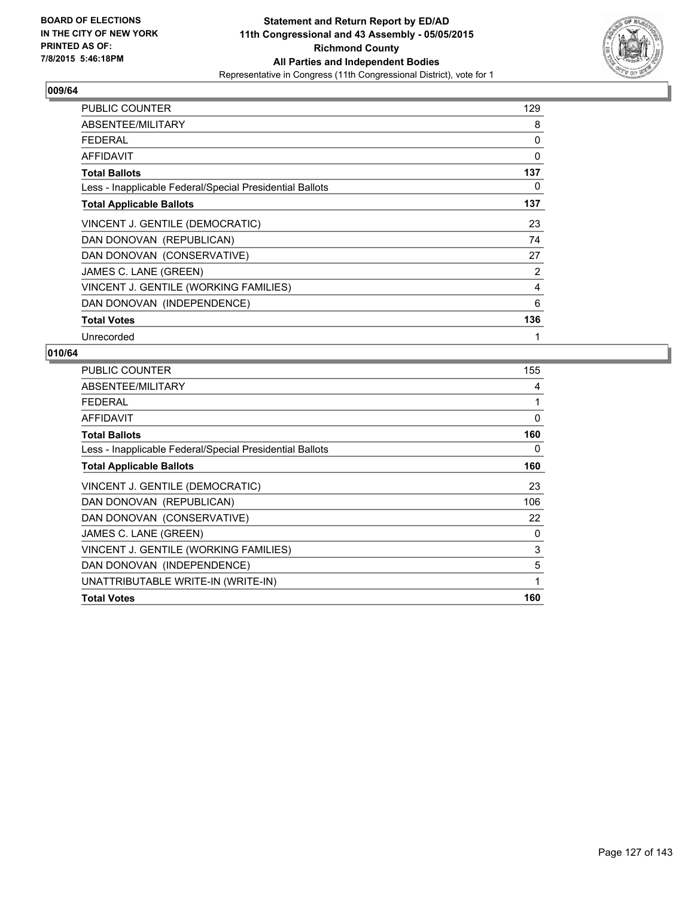**BOARD OF ELECTIONS IN THE CITY OF NEW YORK PRINTED AS OF: 7/8/2015 5:46:18PM**

**Statement and Return Report by ED/AD**
**11th Congressional and 43 Assembly - 05/05/2015**
**Richmond County**
**All Parties and Independent Bodies**
Representative in Congress (11th Congressional District), vote for 1

### 009/64

| | |
|---|---|
| PUBLIC COUNTER | 129 |
| ABSENTEE/MILITARY | 8 |
| FEDERAL | 0 |
| AFFIDAVIT | 0 |
| **Total Ballots** | **137** |
| Less - Inapplicable Federal/Special Presidential Ballots | 0 |
| **Total Applicable Ballots** | **137** |
| VINCENT J. GENTILE (DEMOCRATIC) | 23 |
| DAN DONOVAN (REPUBLICAN) | 74 |
| DAN DONOVAN (CONSERVATIVE) | 27 |
| JAMES C. LANE (GREEN) | 2 |
| VINCENT J. GENTILE (WORKING FAMILIES) | 4 |
| DAN DONOVAN (INDEPENDENCE) | 6 |
| **Total Votes** | **136** |
| Unrecorded | 1 |

### 010/64

| | |
|---|---|
| PUBLIC COUNTER | 155 |
| ABSENTEE/MILITARY | 4 |
| FEDERAL | 1 |
| AFFIDAVIT | 0 |
| **Total Ballots** | **160** |
| Less - Inapplicable Federal/Special Presidential Ballots | 0 |
| **Total Applicable Ballots** | **160** |
| VINCENT J. GENTILE (DEMOCRATIC) | 23 |
| DAN DONOVAN (REPUBLICAN) | 106 |
| DAN DONOVAN (CONSERVATIVE) | 22 |
| JAMES C. LANE (GREEN) | 0 |
| VINCENT J. GENTILE (WORKING FAMILIES) | 3 |
| DAN DONOVAN (INDEPENDENCE) | 5 |
| UNATTRIBUTABLE WRITE-IN (WRITE-IN) | 1 |
| **Total Votes** | **160** |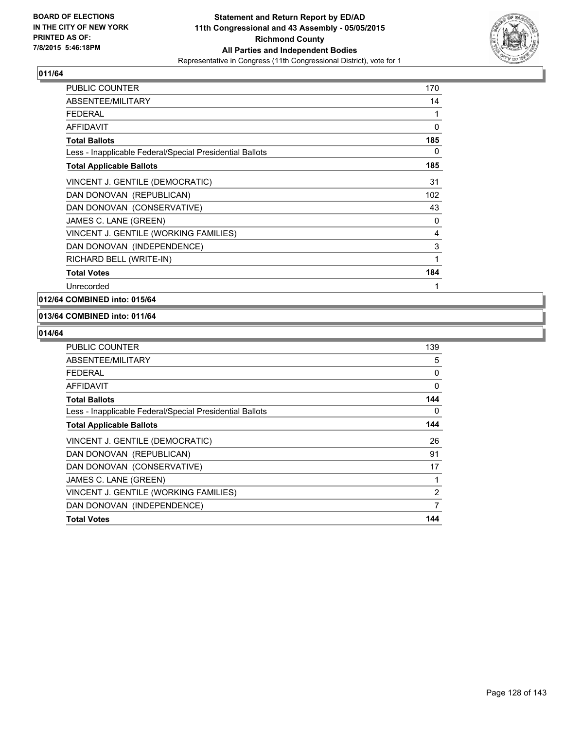**BOARD OF ELECTIONS IN THE CITY OF NEW YORK PRINTED AS OF: 7/8/2015 5:46:18PM**

**Statement and Return Report by ED/AD 11th Congressional and 43 Assembly - 05/05/2015 Richmond County All Parties and Independent Bodies**
Representative in Congress (11th Congressional District), vote for 1

### 011/64

| | |
|---|---|
| PUBLIC COUNTER | 170 |
| ABSENTEE/MILITARY | 14 |
| FEDERAL | 1 |
| AFFIDAVIT | 0 |
| **Total Ballots** | **185** |
| Less - Inapplicable Federal/Special Presidential Ballots | 0 |
| **Total Applicable Ballots** | **185** |
| VINCENT J. GENTILE (DEMOCRATIC) | 31 |
| DAN DONOVAN (REPUBLICAN) | 102 |
| DAN DONOVAN (CONSERVATIVE) | 43 |
| JAMES C. LANE (GREEN) | 0 |
| VINCENT J. GENTILE (WORKING FAMILIES) | 4 |
| DAN DONOVAN (INDEPENDENCE) | 3 |
| RICHARD BELL (WRITE-IN) | 1 |
| **Total Votes** | **184** |
| Unrecorded | 1 |

### 012/64 COMBINED into: 015/64

### 013/64 COMBINED into: 011/64

### 014/64

| | |
|---|---|
| PUBLIC COUNTER | 139 |
| ABSENTEE/MILITARY | 5 |
| FEDERAL | 0 |
| AFFIDAVIT | 0 |
| **Total Ballots** | **144** |
| Less - Inapplicable Federal/Special Presidential Ballots | 0 |
| **Total Applicable Ballots** | **144** |
| VINCENT J. GENTILE (DEMOCRATIC) | 26 |
| DAN DONOVAN (REPUBLICAN) | 91 |
| DAN DONOVAN (CONSERVATIVE) | 17 |
| JAMES C. LANE (GREEN) | 1 |
| VINCENT J. GENTILE (WORKING FAMILIES) | 2 |
| DAN DONOVAN (INDEPENDENCE) | 7 |
| **Total Votes** | **144** |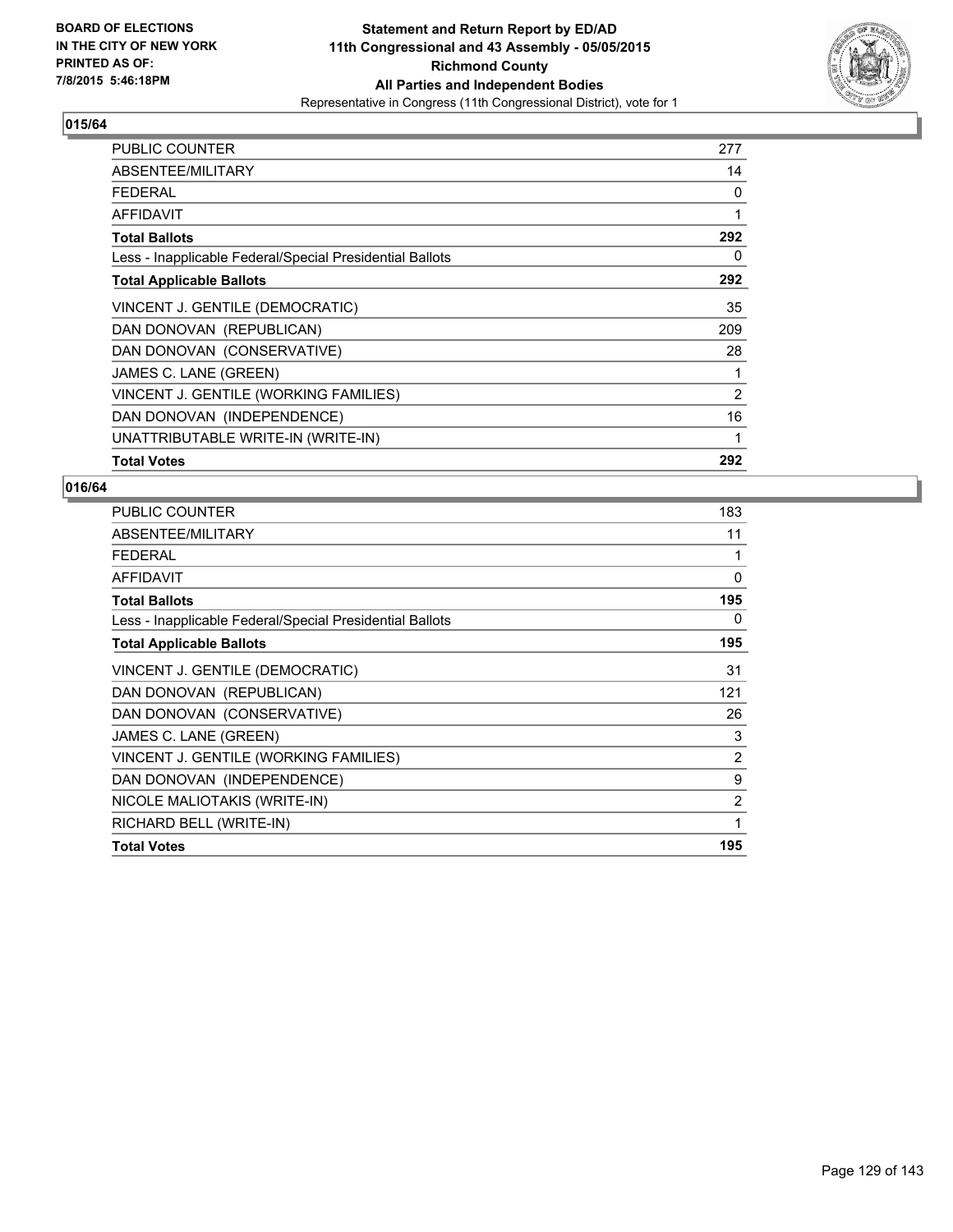BOARD OF ELECTIONS
IN THE CITY OF NEW YORK
PRINTED AS OF:
7/8/2015 5:46:18PM

**Statement and Return Report by ED/AD**
**11th Congressional and 43 Assembly - 05/05/2015**
**Richmond County**
**All Parties and Independent Bodies**
Representative in Congress (11th Congressional District), vote for 1

### 015/64

| | |
|---|---|
| PUBLIC COUNTER | 277 |
| ABSENTEE/MILITARY | 14 |
| FEDERAL | 0 |
| AFFIDAVIT | 1 |
| **Total Ballots** | **292** |
| Less - Inapplicable Federal/Special Presidential Ballots | 0 |
| **Total Applicable Ballots** | **292** |
| VINCENT J. GENTILE (DEMOCRATIC) | 35 |
| DAN DONOVAN (REPUBLICAN) | 209 |
| DAN DONOVAN (CONSERVATIVE) | 28 |
| JAMES C. LANE (GREEN) | 1 |
| VINCENT J. GENTILE (WORKING FAMILIES) | 2 |
| DAN DONOVAN (INDEPENDENCE) | 16 |
| UNATTRIBUTABLE WRITE-IN (WRITE-IN) | 1 |
| **Total Votes** | **292** |

### 016/64

| | |
|---|---|
| PUBLIC COUNTER | 183 |
| ABSENTEE/MILITARY | 11 |
| FEDERAL | 1 |
| AFFIDAVIT | 0 |
| **Total Ballots** | **195** |
| Less - Inapplicable Federal/Special Presidential Ballots | 0 |
| **Total Applicable Ballots** | **195** |
| VINCENT J. GENTILE (DEMOCRATIC) | 31 |
| DAN DONOVAN (REPUBLICAN) | 121 |
| DAN DONOVAN (CONSERVATIVE) | 26 |
| JAMES C. LANE (GREEN) | 3 |
| VINCENT J. GENTILE (WORKING FAMILIES) | 2 |
| DAN DONOVAN (INDEPENDENCE) | 9 |
| NICOLE MALIOTAKIS (WRITE-IN) | 2 |
| RICHARD BELL (WRITE-IN) | 1 |
| **Total Votes** | **195** |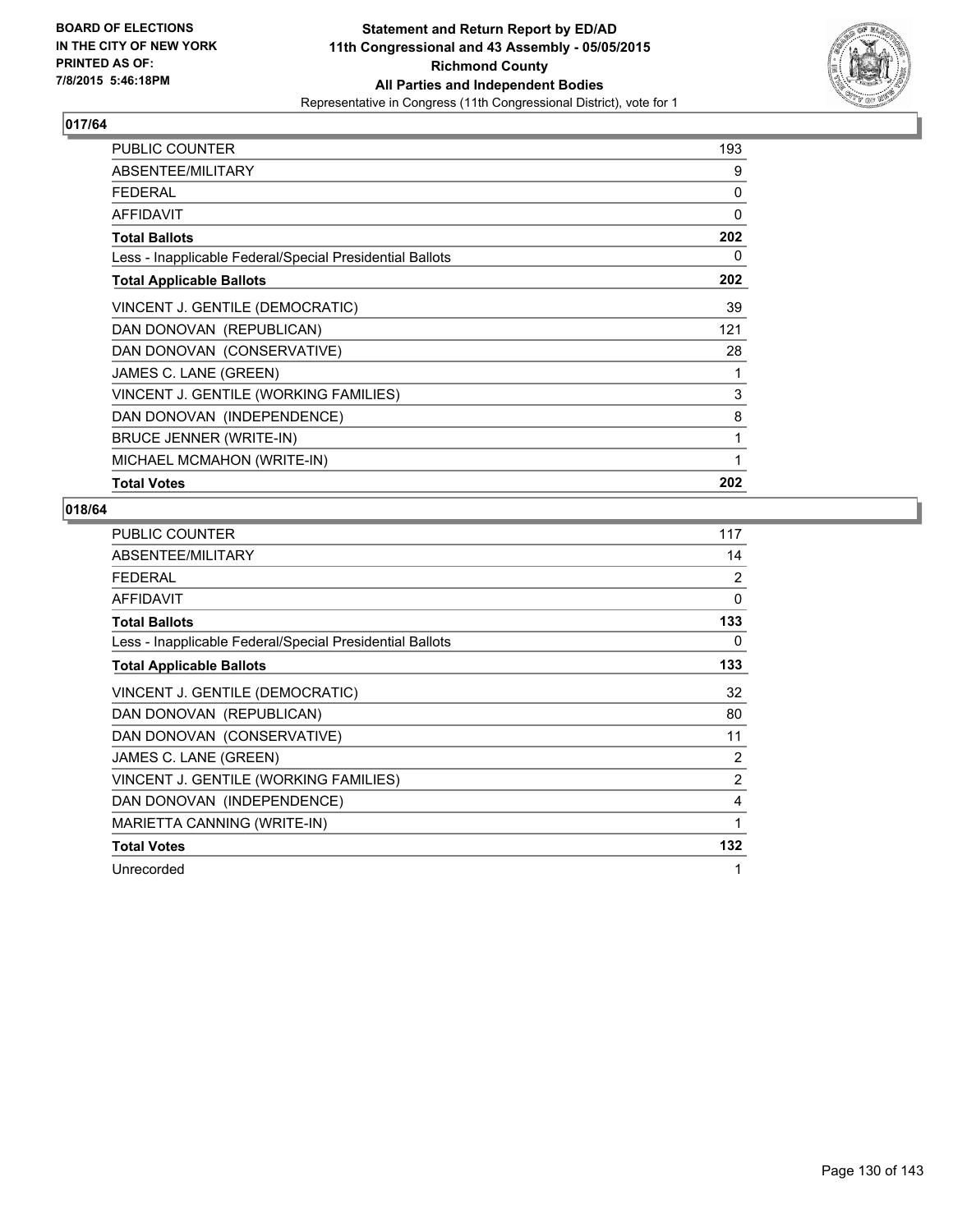## 017/64

| | |
|---|---|
| PUBLIC COUNTER | 193 |
| ABSENTEE/MILITARY | 9 |
| FEDERAL | 0 |
| AFFIDAVIT | 0 |
| **Total Ballots** | **202** |
| Less - Inapplicable Federal/Special Presidential Ballots | 0 |
| **Total Applicable Ballots** | **202** |
| VINCENT J. GENTILE (DEMOCRATIC) | 39 |
| DAN DONOVAN (REPUBLICAN) | 121 |
| DAN DONOVAN (CONSERVATIVE) | 28 |
| JAMES C. LANE (GREEN) | 1 |
| VINCENT J. GENTILE (WORKING FAMILIES) | 3 |
| DAN DONOVAN (INDEPENDENCE) | 8 |
| BRUCE JENNER (WRITE-IN) | 1 |
| MICHAEL MCMAHON (WRITE-IN) | 1 |
| **Total Votes** | **202** |

## 018/64

| | |
|---|---|
| PUBLIC COUNTER | 117 |
| ABSENTEE/MILITARY | 14 |
| FEDERAL | 2 |
| AFFIDAVIT | 0 |
| **Total Ballots** | **133** |
| Less - Inapplicable Federal/Special Presidential Ballots | 0 |
| **Total Applicable Ballots** | **133** |
| VINCENT J. GENTILE (DEMOCRATIC) | 32 |
| DAN DONOVAN (REPUBLICAN) | 80 |
| DAN DONOVAN (CONSERVATIVE) | 11 |
| JAMES C. LANE (GREEN) | 2 |
| VINCENT J. GENTILE (WORKING FAMILIES) | 2 |
| DAN DONOVAN (INDEPENDENCE) | 4 |
| MARIETTA CANNING (WRITE-IN) | 1 |
| **Total Votes** | **132** |
| Unrecorded | 1 |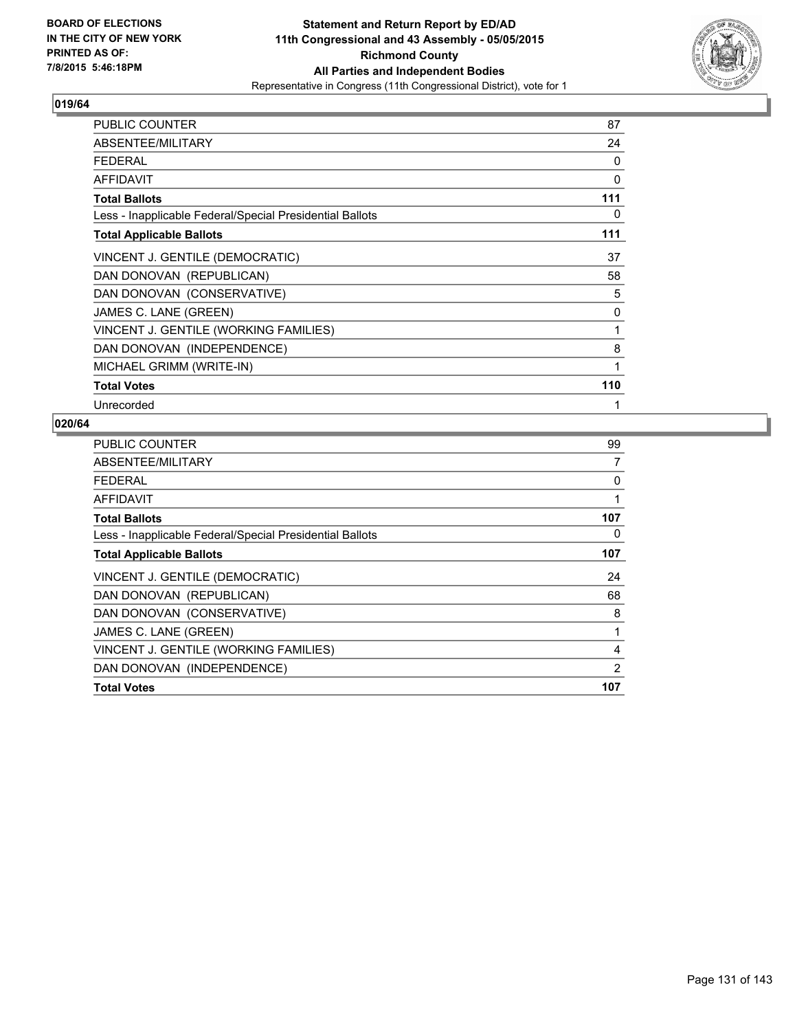**BOARD OF ELECTIONS IN THE CITY OF NEW YORK PRINTED AS OF: 7/8/2015 5:46:18PM**

**Statement and Return Report by ED/AD**
**11th Congressional and 43 Assembly - 05/05/2015**
**Richmond County**
**All Parties and Independent Bodies**
Representative in Congress (11th Congressional District), vote for 1

### 019/64

| | |
|---|---|
| PUBLIC COUNTER | 87 |
| ABSENTEE/MILITARY | 24 |
| FEDERAL | 0 |
| AFFIDAVIT | 0 |
| **Total Ballots** | **111** |
| Less - Inapplicable Federal/Special Presidential Ballots | 0 |
| **Total Applicable Ballots** | **111** |
| VINCENT J. GENTILE (DEMOCRATIC) | 37 |
| DAN DONOVAN (REPUBLICAN) | 58 |
| DAN DONOVAN (CONSERVATIVE) | 5 |
| JAMES C. LANE (GREEN) | 0 |
| VINCENT J. GENTILE (WORKING FAMILIES) | 1 |
| DAN DONOVAN (INDEPENDENCE) | 8 |
| MICHAEL GRIMM (WRITE-IN) | 1 |
| **Total Votes** | **110** |
| Unrecorded | 1 |

### 020/64

| | |
|---|---|
| PUBLIC COUNTER | 99 |
| ABSENTEE/MILITARY | 7 |
| FEDERAL | 0 |
| AFFIDAVIT | 1 |
| **Total Ballots** | **107** |
| Less - Inapplicable Federal/Special Presidential Ballots | 0 |
| **Total Applicable Ballots** | **107** |
| VINCENT J. GENTILE (DEMOCRATIC) | 24 |
| DAN DONOVAN (REPUBLICAN) | 68 |
| DAN DONOVAN (CONSERVATIVE) | 8 |
| JAMES C. LANE (GREEN) | 1 |
| VINCENT J. GENTILE (WORKING FAMILIES) | 4 |
| DAN DONOVAN (INDEPENDENCE) | 2 |
| **Total Votes** | **107** |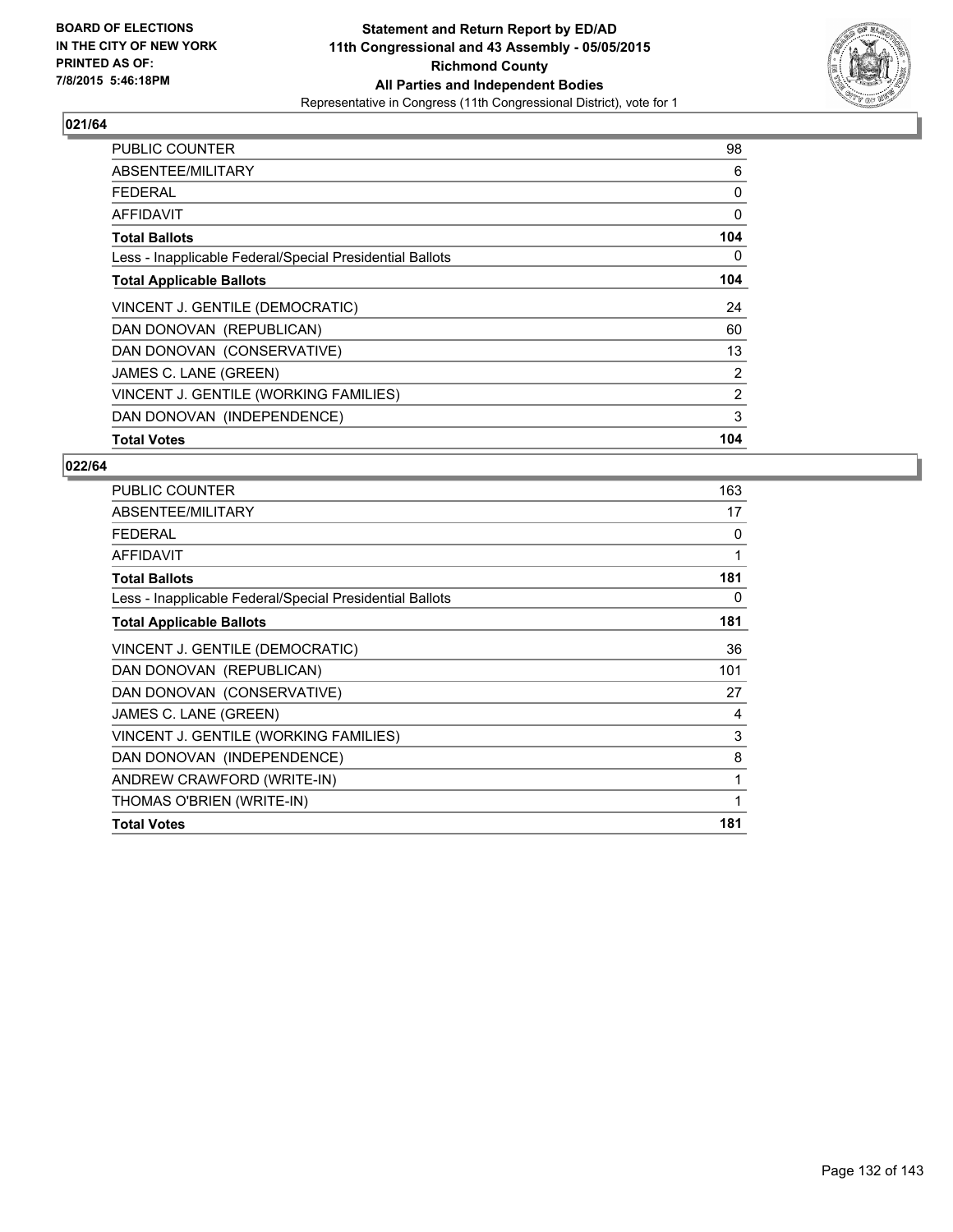**BOARD OF ELECTIONS IN THE CITY OF NEW YORK PRINTED AS OF: 7/8/2015 5:46:18PM**

**Statement and Return Report by ED/AD**
**11th Congressional and 43 Assembly - 05/05/2015**
**Richmond County**
**All Parties and Independent Bodies**
Representative in Congress (11th Congressional District), vote for 1

### 021/64

| | |
|---|---|
| PUBLIC COUNTER | 98 |
| ABSENTEE/MILITARY | 6 |
| FEDERAL | 0 |
| AFFIDAVIT | 0 |
| **Total Ballots** | **104** |
| Less - Inapplicable Federal/Special Presidential Ballots | 0 |
| **Total Applicable Ballots** | **104** |
| VINCENT J. GENTILE (DEMOCRATIC) | 24 |
| DAN DONOVAN (REPUBLICAN) | 60 |
| DAN DONOVAN (CONSERVATIVE) | 13 |
| JAMES C. LANE (GREEN) | 2 |
| VINCENT J. GENTILE (WORKING FAMILIES) | 2 |
| DAN DONOVAN (INDEPENDENCE) | 3 |
| **Total Votes** | **104** |

### 022/64

| | |
|---|---|
| PUBLIC COUNTER | 163 |
| ABSENTEE/MILITARY | 17 |
| FEDERAL | 0 |
| AFFIDAVIT | 1 |
| **Total Ballots** | **181** |
| Less - Inapplicable Federal/Special Presidential Ballots | 0 |
| **Total Applicable Ballots** | **181** |
| VINCENT J. GENTILE (DEMOCRATIC) | 36 |
| DAN DONOVAN (REPUBLICAN) | 101 |
| DAN DONOVAN (CONSERVATIVE) | 27 |
| JAMES C. LANE (GREEN) | 4 |
| VINCENT J. GENTILE (WORKING FAMILIES) | 3 |
| DAN DONOVAN (INDEPENDENCE) | 8 |
| ANDREW CRAWFORD (WRITE-IN) | 1 |
| THOMAS O'BRIEN (WRITE-IN) | 1 |
| **Total Votes** | **181** |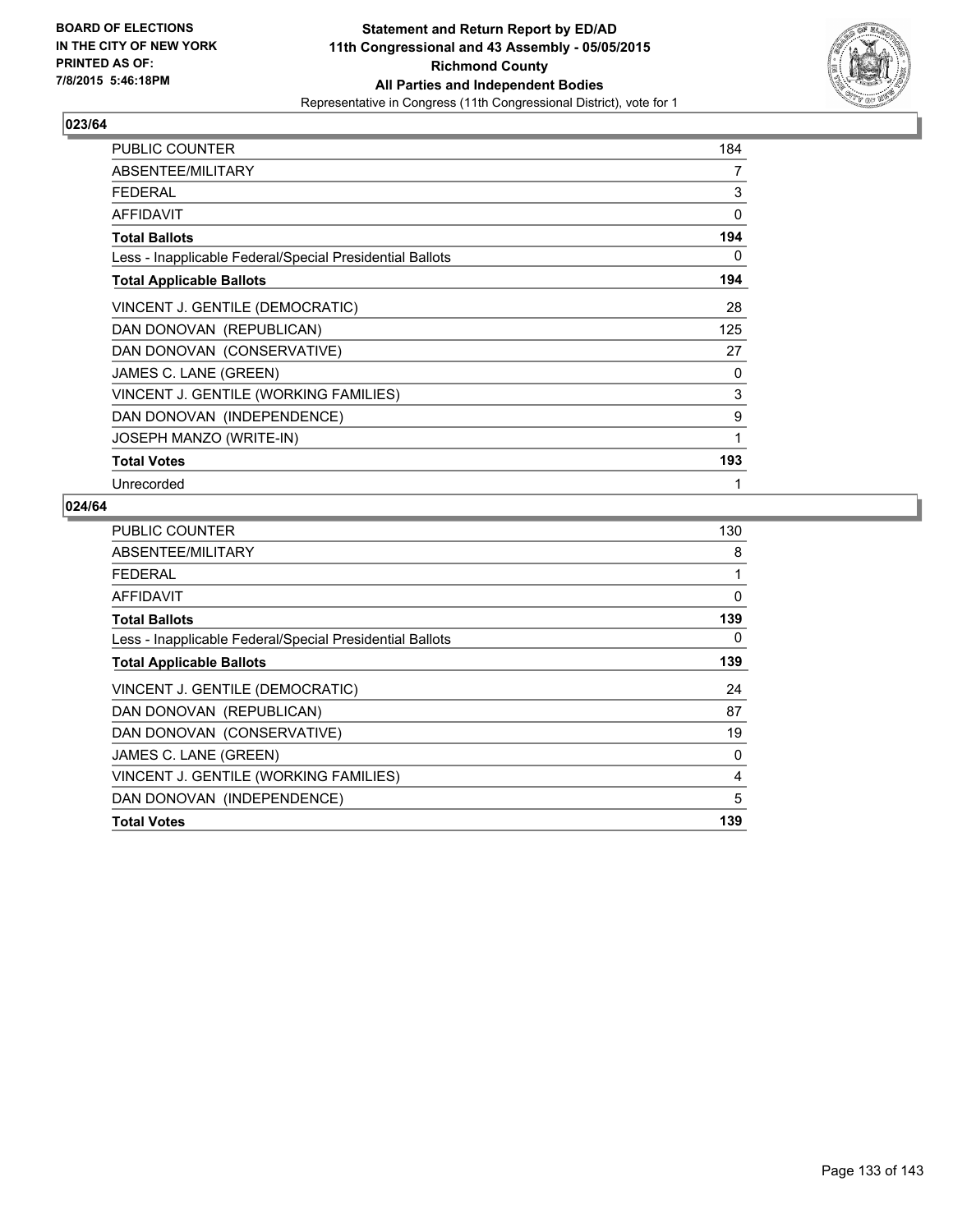BOARD OF ELECTIONS
IN THE CITY OF NEW YORK
PRINTED AS OF:
7/8/2015 5:46:18PM

**Statement and Return Report by ED/AD**
**11th Congressional and 43 Assembly - 05/05/2015**
**Richmond County**
**All Parties and Independent Bodies**
Representative in Congress (11th Congressional District), vote for 1

**023/64**

| | |
|---|---|
| PUBLIC COUNTER | 184 |
| ABSENTEE/MILITARY | 7 |
| FEDERAL | 3 |
| AFFIDAVIT | 0 |
| **Total Ballots** | **194** |
| Less - Inapplicable Federal/Special Presidential Ballots | 0 |
| **Total Applicable Ballots** | **194** |
| VINCENT J. GENTILE (DEMOCRATIC) | 28 |
| DAN DONOVAN (REPUBLICAN) | 125 |
| DAN DONOVAN (CONSERVATIVE) | 27 |
| JAMES C. LANE (GREEN) | 0 |
| VINCENT J. GENTILE (WORKING FAMILIES) | 3 |
| DAN DONOVAN (INDEPENDENCE) | 9 |
| JOSEPH MANZO (WRITE-IN) | 1 |
| **Total Votes** | **193** |
| Unrecorded | 1 |

**024/64**

| | |
|---|---|
| PUBLIC COUNTER | 130 |
| ABSENTEE/MILITARY | 8 |
| FEDERAL | 1 |
| AFFIDAVIT | 0 |
| **Total Ballots** | **139** |
| Less - Inapplicable Federal/Special Presidential Ballots | 0 |
| **Total Applicable Ballots** | **139** |
| VINCENT J. GENTILE (DEMOCRATIC) | 24 |
| DAN DONOVAN (REPUBLICAN) | 87 |
| DAN DONOVAN (CONSERVATIVE) | 19 |
| JAMES C. LANE (GREEN) | 0 |
| VINCENT J. GENTILE (WORKING FAMILIES) | 4 |
| DAN DONOVAN (INDEPENDENCE) | 5 |
| **Total Votes** | **139** |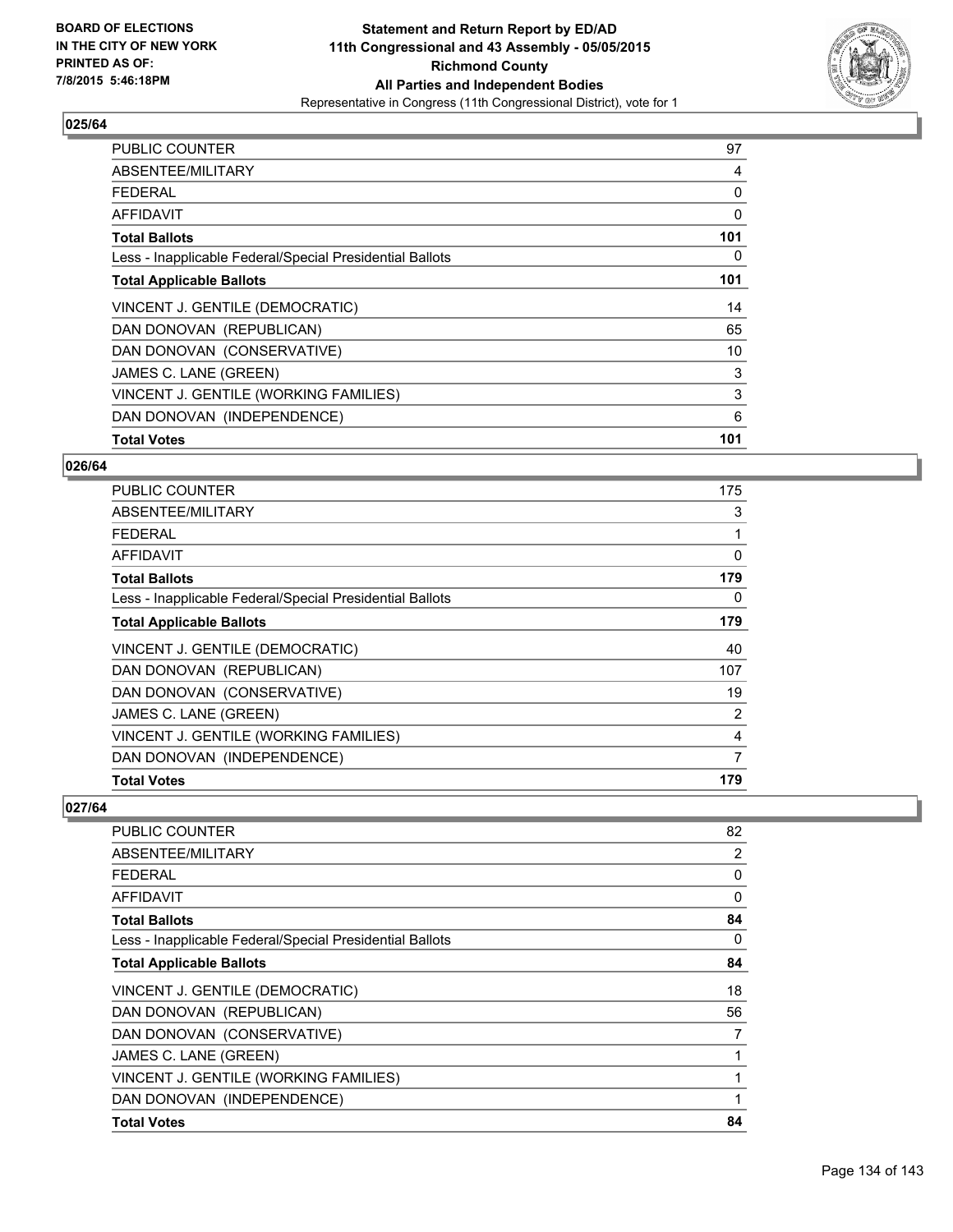**Statement and Return Report by ED/AD**
**11th Congressional and 43 Assembly - 05/05/2015**
**Richmond County**
**All Parties and Independent Bodies**
Representative in Congress (11th Congressional District), vote for 1

BOARD OF ELECTIONS IN THE CITY OF NEW YORK PRINTED AS OF: 7/8/2015 5:46:18PM

### 025/64

| | |
|---|---|
| PUBLIC COUNTER | 97 |
| ABSENTEE/MILITARY | 4 |
| FEDERAL | 0 |
| AFFIDAVIT | 0 |
| **Total Ballots** | **101** |
| Less - Inapplicable Federal/Special Presidential Ballots | 0 |
| **Total Applicable Ballots** | **101** |
| VINCENT J. GENTILE (DEMOCRATIC) | 14 |
| DAN DONOVAN (REPUBLICAN) | 65 |
| DAN DONOVAN (CONSERVATIVE) | 10 |
| JAMES C. LANE (GREEN) | 3 |
| VINCENT J. GENTILE (WORKING FAMILIES) | 3 |
| DAN DONOVAN (INDEPENDENCE) | 6 |
| **Total Votes** | **101** |

### 026/64

| | |
|---|---|
| PUBLIC COUNTER | 175 |
| ABSENTEE/MILITARY | 3 |
| FEDERAL | 1 |
| AFFIDAVIT | 0 |
| **Total Ballots** | **179** |
| Less - Inapplicable Federal/Special Presidential Ballots | 0 |
| **Total Applicable Ballots** | **179** |
| VINCENT J. GENTILE (DEMOCRATIC) | 40 |
| DAN DONOVAN (REPUBLICAN) | 107 |
| DAN DONOVAN (CONSERVATIVE) | 19 |
| JAMES C. LANE (GREEN) | 2 |
| VINCENT J. GENTILE (WORKING FAMILIES) | 4 |
| DAN DONOVAN (INDEPENDENCE) | 7 |
| **Total Votes** | **179** |

### 027/64

| | |
|---|---|
| PUBLIC COUNTER | 82 |
| ABSENTEE/MILITARY | 2 |
| FEDERAL | 0 |
| AFFIDAVIT | 0 |
| **Total Ballots** | **84** |
| Less - Inapplicable Federal/Special Presidential Ballots | 0 |
| **Total Applicable Ballots** | **84** |
| VINCENT J. GENTILE (DEMOCRATIC) | 18 |
| DAN DONOVAN (REPUBLICAN) | 56 |
| DAN DONOVAN (CONSERVATIVE) | 7 |
| JAMES C. LANE (GREEN) | 1 |
| VINCENT J. GENTILE (WORKING FAMILIES) | 1 |
| DAN DONOVAN (INDEPENDENCE) | 1 |
| **Total Votes** | **84** |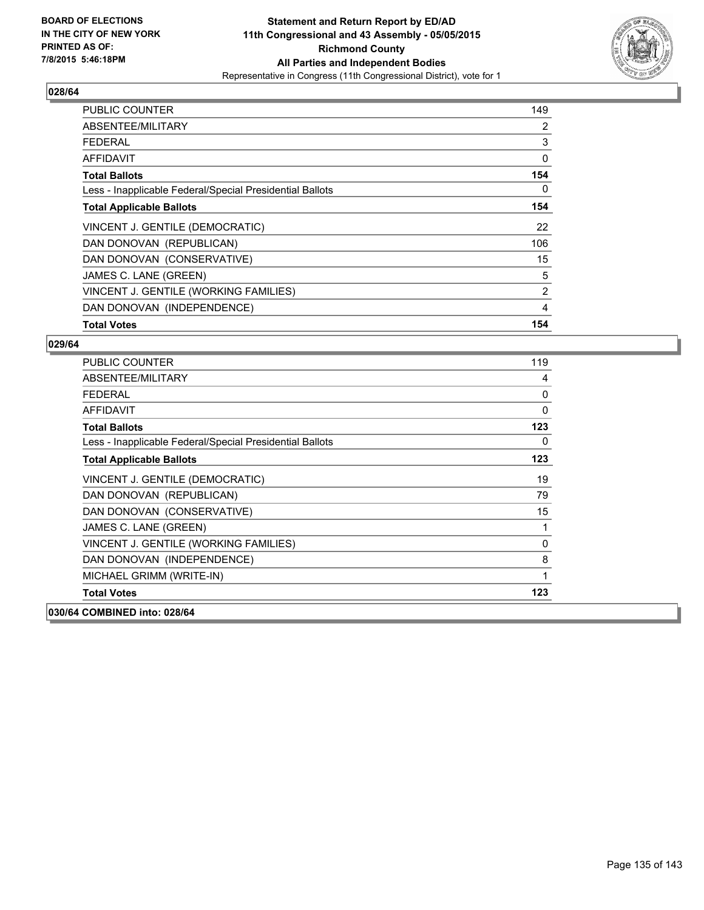## 028/64

| | |
|---|---|
| PUBLIC COUNTER | 149 |
| ABSENTEE/MILITARY | 2 |
| FEDERAL | 3 |
| AFFIDAVIT | 0 |
| **Total Ballots** | **154** |
| Less - Inapplicable Federal/Special Presidential Ballots | 0 |
| **Total Applicable Ballots** | **154** |
| VINCENT J. GENTILE (DEMOCRATIC) | 22 |
| DAN DONOVAN (REPUBLICAN) | 106 |
| DAN DONOVAN (CONSERVATIVE) | 15 |
| JAMES C. LANE (GREEN) | 5 |
| VINCENT J. GENTILE (WORKING FAMILIES) | 2 |
| DAN DONOVAN (INDEPENDENCE) | 4 |
| **Total Votes** | **154** |

## 029/64

| | |
|---|---|
| PUBLIC COUNTER | 119 |
| ABSENTEE/MILITARY | 4 |
| FEDERAL | 0 |
| AFFIDAVIT | 0 |
| **Total Ballots** | **123** |
| Less - Inapplicable Federal/Special Presidential Ballots | 0 |
| **Total Applicable Ballots** | **123** |
| VINCENT J. GENTILE (DEMOCRATIC) | 19 |
| DAN DONOVAN (REPUBLICAN) | 79 |
| DAN DONOVAN (CONSERVATIVE) | 15 |
| JAMES C. LANE (GREEN) | 1 |
| VINCENT J. GENTILE (WORKING FAMILIES) | 0 |
| DAN DONOVAN (INDEPENDENCE) | 8 |
| MICHAEL GRIMM (WRITE-IN) | 1 |
| **Total Votes** | **123** |

**030/64 COMBINED into: 028/64**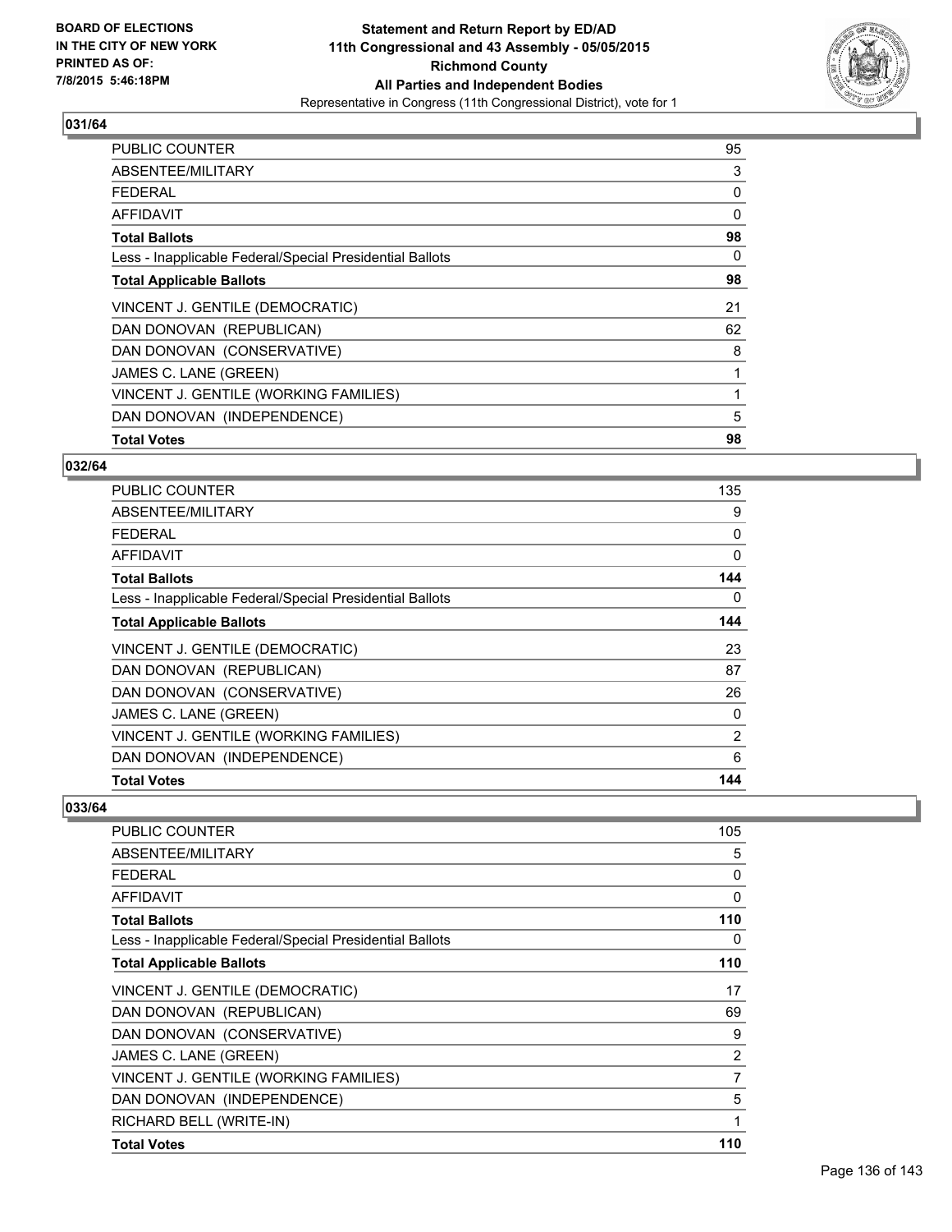**BOARD OF ELECTIONS IN THE CITY OF NEW YORK PRINTED AS OF: 7/8/2015 5:46:18PM**

**Statement and Return Report by ED/AD 11th Congressional and 43 Assembly - 05/05/2015 Richmond County All Parties and Independent Bodies**

Representative in Congress (11th Congressional District), vote for 1

### 031/64

| | |
|---|---|
| PUBLIC COUNTER | 95 |
| ABSENTEE/MILITARY | 3 |
| FEDERAL | 0 |
| AFFIDAVIT | 0 |
| **Total Ballots** | **98** |
| Less - Inapplicable Federal/Special Presidential Ballots | 0 |
| **Total Applicable Ballots** | **98** |
| VINCENT J. GENTILE (DEMOCRATIC) | 21 |
| DAN DONOVAN (REPUBLICAN) | 62 |
| DAN DONOVAN (CONSERVATIVE) | 8 |
| JAMES C. LANE (GREEN) | 1 |
| VINCENT J. GENTILE (WORKING FAMILIES) | 1 |
| DAN DONOVAN (INDEPENDENCE) | 5 |
| **Total Votes** | **98** |

### 032/64

| | |
|---|---|
| PUBLIC COUNTER | 135 |
| ABSENTEE/MILITARY | 9 |
| FEDERAL | 0 |
| AFFIDAVIT | 0 |
| **Total Ballots** | **144** |
| Less - Inapplicable Federal/Special Presidential Ballots | 0 |
| **Total Applicable Ballots** | **144** |
| VINCENT J. GENTILE (DEMOCRATIC) | 23 |
| DAN DONOVAN (REPUBLICAN) | 87 |
| DAN DONOVAN (CONSERVATIVE) | 26 |
| JAMES C. LANE (GREEN) | 0 |
| VINCENT J. GENTILE (WORKING FAMILIES) | 2 |
| DAN DONOVAN (INDEPENDENCE) | 6 |
| **Total Votes** | **144** |

### 033/64

| | |
|---|---|
| PUBLIC COUNTER | 105 |
| ABSENTEE/MILITARY | 5 |
| FEDERAL | 0 |
| AFFIDAVIT | 0 |
| **Total Ballots** | **110** |
| Less - Inapplicable Federal/Special Presidential Ballots | 0 |
| **Total Applicable Ballots** | **110** |
| VINCENT J. GENTILE (DEMOCRATIC) | 17 |
| DAN DONOVAN (REPUBLICAN) | 69 |
| DAN DONOVAN (CONSERVATIVE) | 9 |
| JAMES C. LANE (GREEN) | 2 |
| VINCENT J. GENTILE (WORKING FAMILIES) | 7 |
| DAN DONOVAN (INDEPENDENCE) | 5 |
| RICHARD BELL (WRITE-IN) | 1 |
| **Total Votes** | **110** |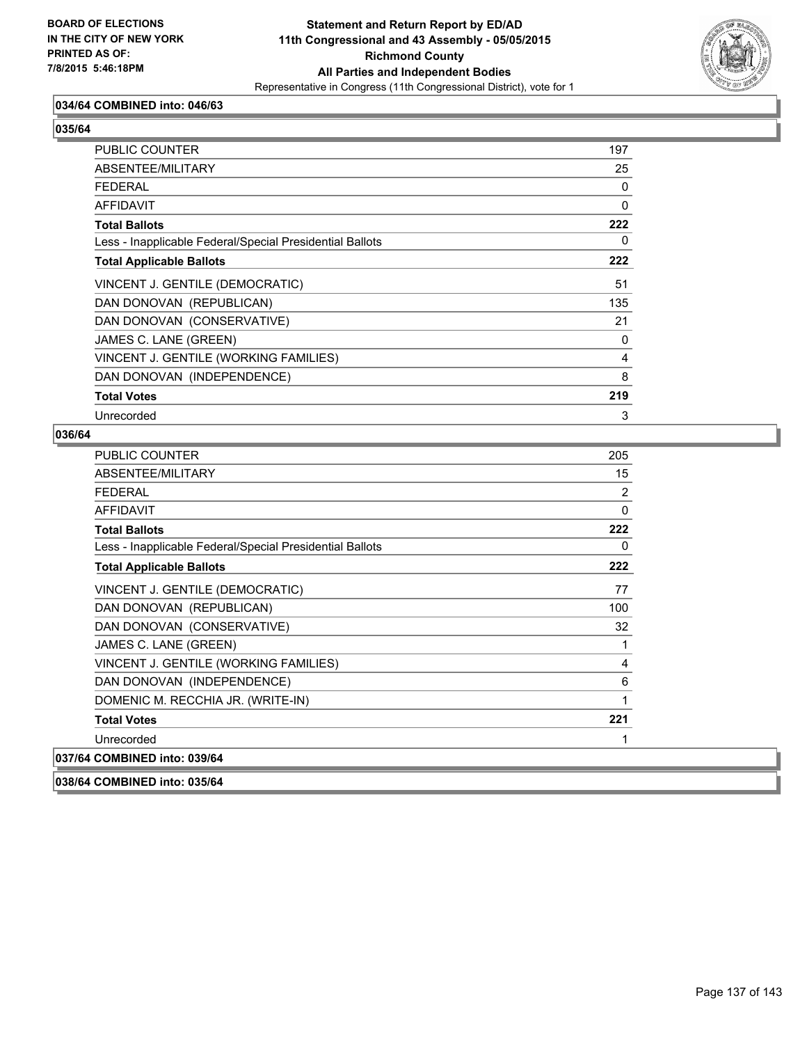**034/64 COMBINED into: 046/63**

**035/64**

| | |
|---|---|
| PUBLIC COUNTER | 197 |
| ABSENTEE/MILITARY | 25 |
| FEDERAL | 0 |
| AFFIDAVIT | 0 |
| **Total Ballots** | **222** |
| Less - Inapplicable Federal/Special Presidential Ballots | 0 |
| **Total Applicable Ballots** | **222** |
| VINCENT J. GENTILE (DEMOCRATIC) | 51 |
| DAN DONOVAN (REPUBLICAN) | 135 |
| DAN DONOVAN (CONSERVATIVE) | 21 |
| JAMES C. LANE (GREEN) | 0 |
| VINCENT J. GENTILE (WORKING FAMILIES) | 4 |
| DAN DONOVAN (INDEPENDENCE) | 8 |
| **Total Votes** | **219** |
| Unrecorded | 3 |

**036/64**

| | |
|---|---|
| PUBLIC COUNTER | 205 |
| ABSENTEE/MILITARY | 15 |
| FEDERAL | 2 |
| AFFIDAVIT | 0 |
| **Total Ballots** | **222** |
| Less - Inapplicable Federal/Special Presidential Ballots | 0 |
| **Total Applicable Ballots** | **222** |
| VINCENT J. GENTILE (DEMOCRATIC) | 77 |
| DAN DONOVAN (REPUBLICAN) | 100 |
| DAN DONOVAN (CONSERVATIVE) | 32 |
| JAMES C. LANE (GREEN) | 1 |
| VINCENT J. GENTILE (WORKING FAMILIES) | 4 |
| DAN DONOVAN (INDEPENDENCE) | 6 |
| DOMENIC M. RECCHIA JR. (WRITE-IN) | 1 |
| **Total Votes** | **221** |
| Unrecorded | 1 |

**037/64 COMBINED into: 039/64**

**038/64 COMBINED into: 035/64**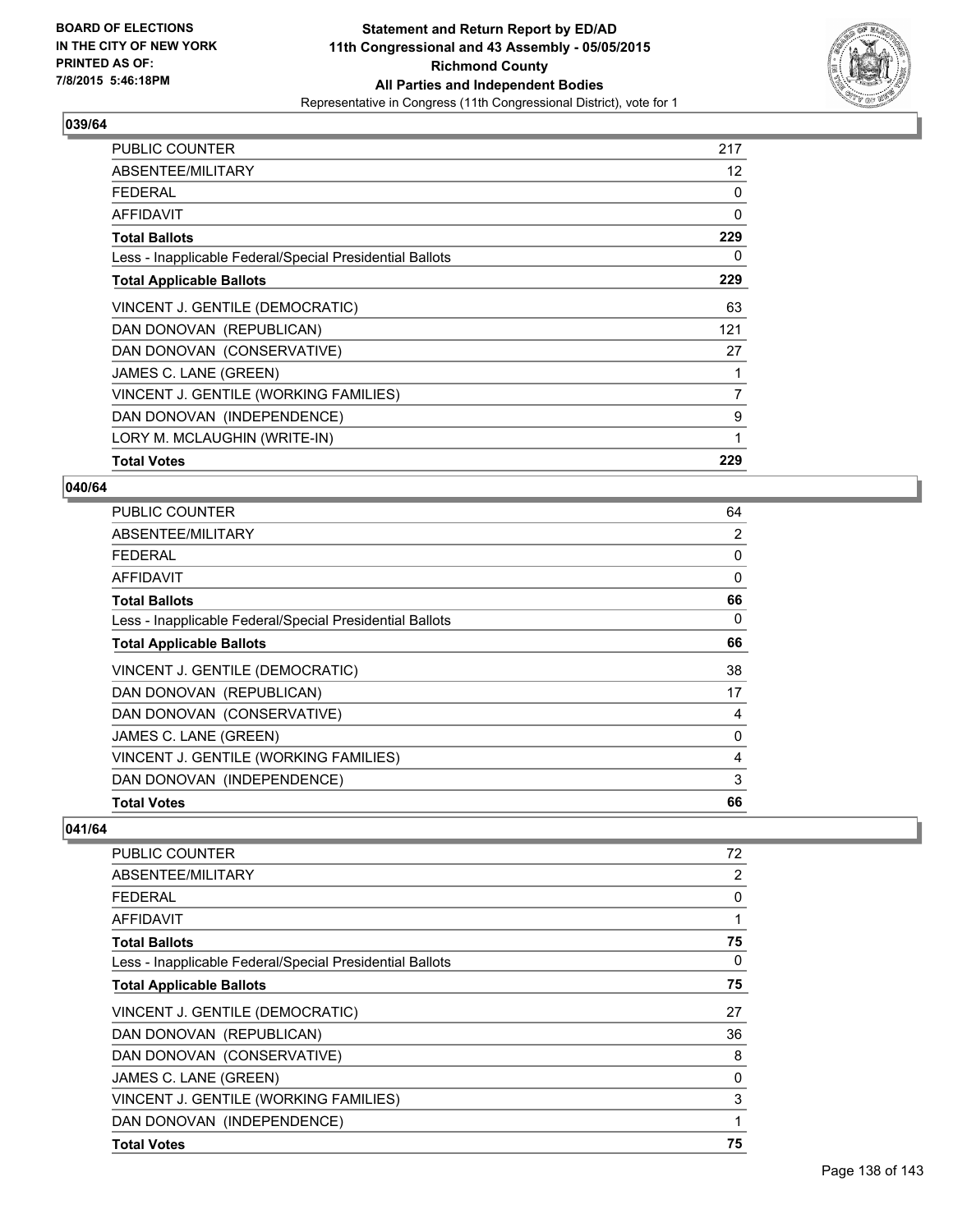**BOARD OF ELECTIONS IN THE CITY OF NEW YORK PRINTED AS OF: 7/8/2015 5:46:18PM**

**Statement and Return Report by ED/AD 11th Congressional and 43 Assembly - 05/05/2015 Richmond County All Parties and Independent Bodies**

Representative in Congress (11th Congressional District), vote for 1

### 039/64

| | |
|---|---|
| PUBLIC COUNTER | 217 |
| ABSENTEE/MILITARY | 12 |
| FEDERAL | 0 |
| AFFIDAVIT | 0 |
| **Total Ballots** | **229** |
| Less - Inapplicable Federal/Special Presidential Ballots | 0 |
| **Total Applicable Ballots** | **229** |
| VINCENT J. GENTILE (DEMOCRATIC) | 63 |
| DAN DONOVAN (REPUBLICAN) | 121 |
| DAN DONOVAN (CONSERVATIVE) | 27 |
| JAMES C. LANE (GREEN) | 1 |
| VINCENT J. GENTILE (WORKING FAMILIES) | 7 |
| DAN DONOVAN (INDEPENDENCE) | 9 |
| LORY M. MCLAUGHIN (WRITE-IN) | 1 |
| **Total Votes** | **229** |

### 040/64

| | |
|---|---|
| PUBLIC COUNTER | 64 |
| ABSENTEE/MILITARY | 2 |
| FEDERAL | 0 |
| AFFIDAVIT | 0 |
| **Total Ballots** | **66** |
| Less - Inapplicable Federal/Special Presidential Ballots | 0 |
| **Total Applicable Ballots** | **66** |
| VINCENT J. GENTILE (DEMOCRATIC) | 38 |
| DAN DONOVAN (REPUBLICAN) | 17 |
| DAN DONOVAN (CONSERVATIVE) | 4 |
| JAMES C. LANE (GREEN) | 0 |
| VINCENT J. GENTILE (WORKING FAMILIES) | 4 |
| DAN DONOVAN (INDEPENDENCE) | 3 |
| **Total Votes** | **66** |

### 041/64

| | |
|---|---|
| PUBLIC COUNTER | 72 |
| ABSENTEE/MILITARY | 2 |
| FEDERAL | 0 |
| AFFIDAVIT | 1 |
| **Total Ballots** | **75** |
| Less - Inapplicable Federal/Special Presidential Ballots | 0 |
| **Total Applicable Ballots** | **75** |
| VINCENT J. GENTILE (DEMOCRATIC) | 27 |
| DAN DONOVAN (REPUBLICAN) | 36 |
| DAN DONOVAN (CONSERVATIVE) | 8 |
| JAMES C. LANE (GREEN) | 0 |
| VINCENT J. GENTILE (WORKING FAMILIES) | 3 |
| DAN DONOVAN (INDEPENDENCE) | 1 |
| **Total Votes** | **75** |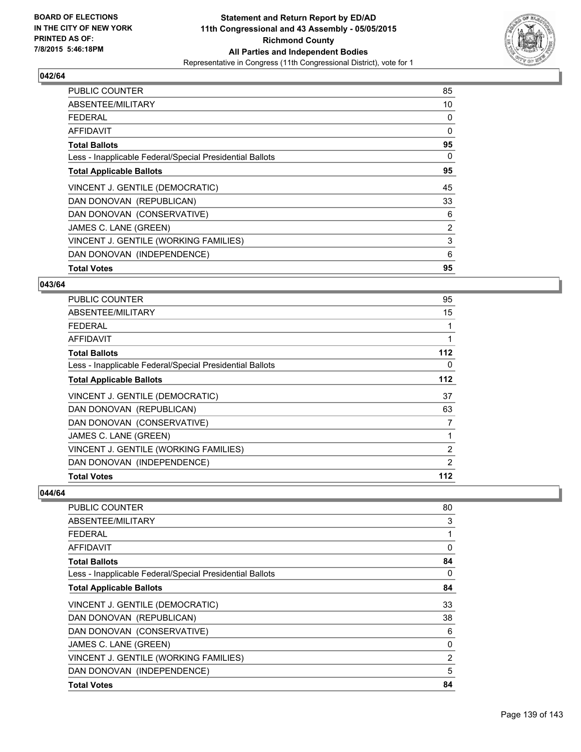**BOARD OF ELECTIONS IN THE CITY OF NEW YORK PRINTED AS OF: 7/8/2015 5:46:18PM**

**Statement and Return Report by ED/AD 11th Congressional and 43 Assembly - 05/05/2015 Richmond County All Parties and Independent Bodies**

Representative in Congress (11th Congressional District), vote for 1

### 042/64

| | |
|---|---|
| PUBLIC COUNTER | 85 |
| ABSENTEE/MILITARY | 10 |
| FEDERAL | 0 |
| AFFIDAVIT | 0 |
| **Total Ballots** | **95** |
| Less - Inapplicable Federal/Special Presidential Ballots | 0 |
| **Total Applicable Ballots** | **95** |
| VINCENT J. GENTILE (DEMOCRATIC) | 45 |
| DAN DONOVAN (REPUBLICAN) | 33 |
| DAN DONOVAN (CONSERVATIVE) | 6 |
| JAMES C. LANE (GREEN) | 2 |
| VINCENT J. GENTILE (WORKING FAMILIES) | 3 |
| DAN DONOVAN (INDEPENDENCE) | 6 |
| **Total Votes** | **95** |

### 043/64

| | |
|---|---|
| PUBLIC COUNTER | 95 |
| ABSENTEE/MILITARY | 15 |
| FEDERAL | 1 |
| AFFIDAVIT | 1 |
| **Total Ballots** | **112** |
| Less - Inapplicable Federal/Special Presidential Ballots | 0 |
| **Total Applicable Ballots** | **112** |
| VINCENT J. GENTILE (DEMOCRATIC) | 37 |
| DAN DONOVAN (REPUBLICAN) | 63 |
| DAN DONOVAN (CONSERVATIVE) | 7 |
| JAMES C. LANE (GREEN) | 1 |
| VINCENT J. GENTILE (WORKING FAMILIES) | 2 |
| DAN DONOVAN (INDEPENDENCE) | 2 |
| **Total Votes** | **112** |

### 044/64

| | |
|---|---|
| PUBLIC COUNTER | 80 |
| ABSENTEE/MILITARY | 3 |
| FEDERAL | 1 |
| AFFIDAVIT | 0 |
| **Total Ballots** | **84** |
| Less - Inapplicable Federal/Special Presidential Ballots | 0 |
| **Total Applicable Ballots** | **84** |
| VINCENT J. GENTILE (DEMOCRATIC) | 33 |
| DAN DONOVAN (REPUBLICAN) | 38 |
| DAN DONOVAN (CONSERVATIVE) | 6 |
| JAMES C. LANE (GREEN) | 0 |
| VINCENT J. GENTILE (WORKING FAMILIES) | 2 |
| DAN DONOVAN (INDEPENDENCE) | 5 |
| **Total Votes** | **84** |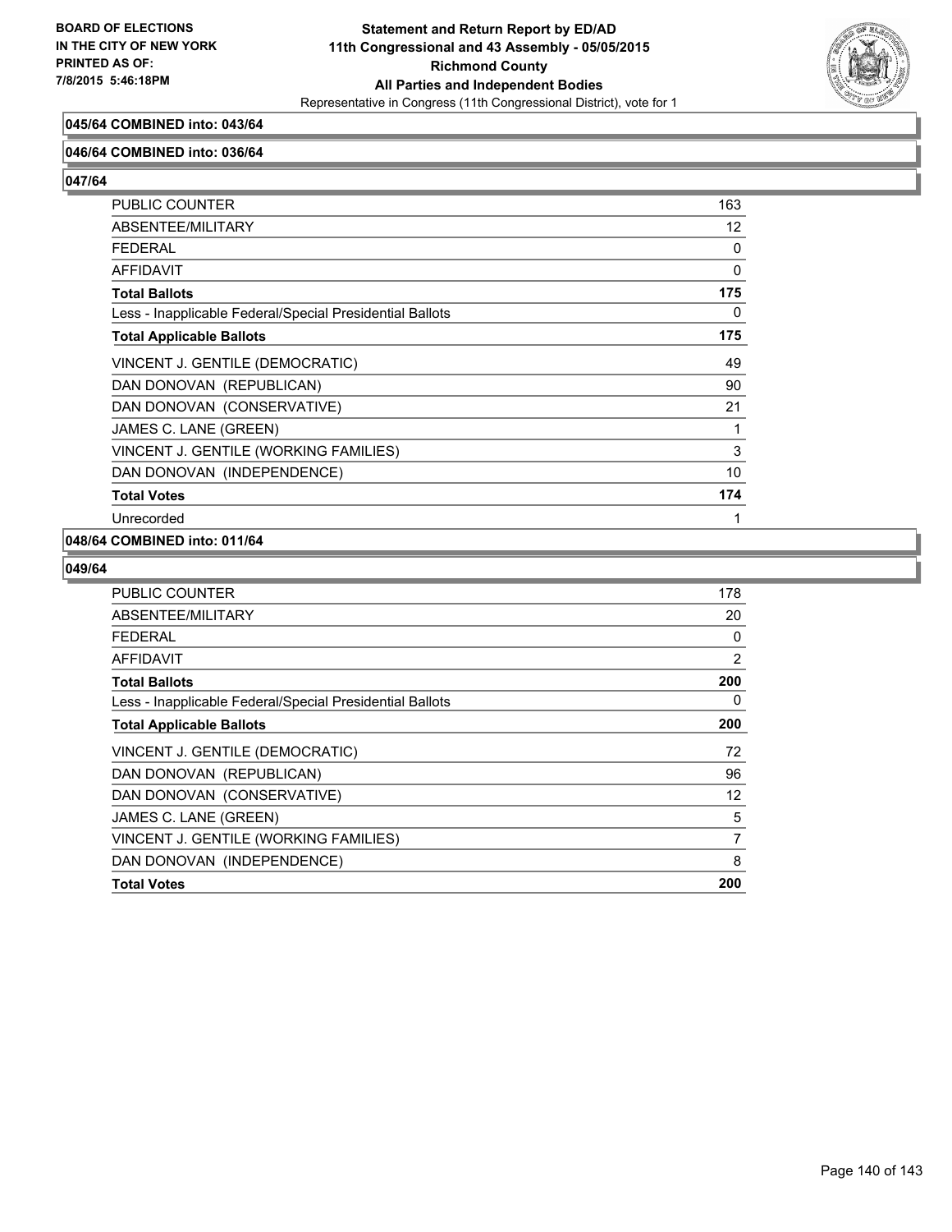**045/64 COMBINED into: 043/64**

**046/64 COMBINED into: 036/64**

**047/64**

| | |
|---|---|
| PUBLIC COUNTER | 163 |
| ABSENTEE/MILITARY | 12 |
| FEDERAL | 0 |
| AFFIDAVIT | 0 |
| **Total Ballots** | **175** |
| Less - Inapplicable Federal/Special Presidential Ballots | 0 |
| **Total Applicable Ballots** | **175** |
| VINCENT J. GENTILE (DEMOCRATIC) | 49 |
| DAN DONOVAN (REPUBLICAN) | 90 |
| DAN DONOVAN (CONSERVATIVE) | 21 |
| JAMES C. LANE (GREEN) | 1 |
| VINCENT J. GENTILE (WORKING FAMILIES) | 3 |
| DAN DONOVAN (INDEPENDENCE) | 10 |
| **Total Votes** | **174** |
| Unrecorded | 1 |

**048/64 COMBINED into: 011/64**

**049/64**

| | |
|---|---|
| PUBLIC COUNTER | 178 |
| ABSENTEE/MILITARY | 20 |
| FEDERAL | 0 |
| AFFIDAVIT | 2 |
| **Total Ballots** | **200** |
| Less - Inapplicable Federal/Special Presidential Ballots | 0 |
| **Total Applicable Ballots** | **200** |
| VINCENT J. GENTILE (DEMOCRATIC) | 72 |
| DAN DONOVAN (REPUBLICAN) | 96 |
| DAN DONOVAN (CONSERVATIVE) | 12 |
| JAMES C. LANE (GREEN) | 5 |
| VINCENT J. GENTILE (WORKING FAMILIES) | 7 |
| DAN DONOVAN (INDEPENDENCE) | 8 |
| **Total Votes** | **200** |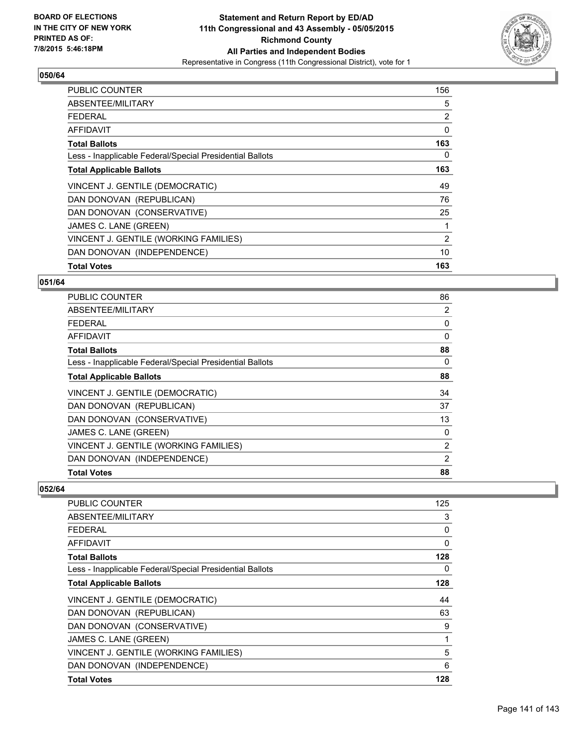**BOARD OF ELECTIONS IN THE CITY OF NEW YORK PRINTED AS OF: 7/8/2015 5:46:18PM**

**Statement and Return Report by ED/AD**
**11th Congressional and 43 Assembly - 05/05/2015**
**Richmond County**
**All Parties and Independent Bodies**
Representative in Congress (11th Congressional District), vote for 1

## 050/64

| | |
|---|---|
| PUBLIC COUNTER | 156 |
| ABSENTEE/MILITARY | 5 |
| FEDERAL | 2 |
| AFFIDAVIT | 0 |
| **Total Ballots** | **163** |
| Less - Inapplicable Federal/Special Presidential Ballots | 0 |
| **Total Applicable Ballots** | **163** |
| VINCENT J. GENTILE (DEMOCRATIC) | 49 |
| DAN DONOVAN (REPUBLICAN) | 76 |
| DAN DONOVAN (CONSERVATIVE) | 25 |
| JAMES C. LANE (GREEN) | 1 |
| VINCENT J. GENTILE (WORKING FAMILIES) | 2 |
| DAN DONOVAN (INDEPENDENCE) | 10 |
| **Total Votes** | **163** |

## 051/64

| | |
|---|---|
| PUBLIC COUNTER | 86 |
| ABSENTEE/MILITARY | 2 |
| FEDERAL | 0 |
| AFFIDAVIT | 0 |
| **Total Ballots** | **88** |
| Less - Inapplicable Federal/Special Presidential Ballots | 0 |
| **Total Applicable Ballots** | **88** |
| VINCENT J. GENTILE (DEMOCRATIC) | 34 |
| DAN DONOVAN (REPUBLICAN) | 37 |
| DAN DONOVAN (CONSERVATIVE) | 13 |
| JAMES C. LANE (GREEN) | 0 |
| VINCENT J. GENTILE (WORKING FAMILIES) | 2 |
| DAN DONOVAN (INDEPENDENCE) | 2 |
| **Total Votes** | **88** |

## 052/64

| | |
|---|---|
| PUBLIC COUNTER | 125 |
| ABSENTEE/MILITARY | 3 |
| FEDERAL | 0 |
| AFFIDAVIT | 0 |
| **Total Ballots** | **128** |
| Less - Inapplicable Federal/Special Presidential Ballots | 0 |
| **Total Applicable Ballots** | **128** |
| VINCENT J. GENTILE (DEMOCRATIC) | 44 |
| DAN DONOVAN (REPUBLICAN) | 63 |
| DAN DONOVAN (CONSERVATIVE) | 9 |
| JAMES C. LANE (GREEN) | 1 |
| VINCENT J. GENTILE (WORKING FAMILIES) | 5 |
| DAN DONOVAN (INDEPENDENCE) | 6 |
| **Total Votes** | **128** |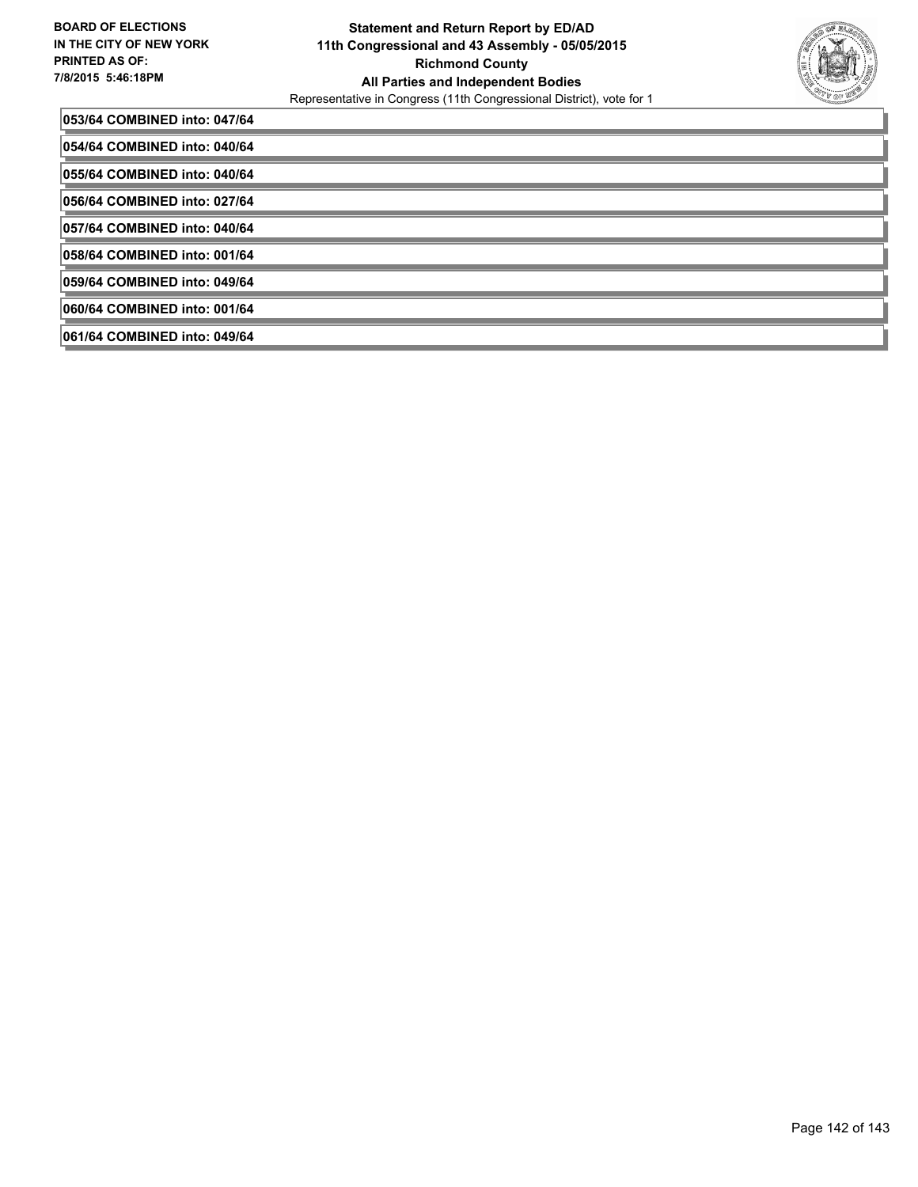**053/64 COMBINED into: 047/64**

**054/64 COMBINED into: 040/64**

**055/64 COMBINED into: 040/64**

**056/64 COMBINED into: 027/64**

**057/64 COMBINED into: 040/64**

**058/64 COMBINED into: 001/64**

**059/64 COMBINED into: 049/64**

**060/64 COMBINED into: 001/64**

**061/64 COMBINED into: 049/64**